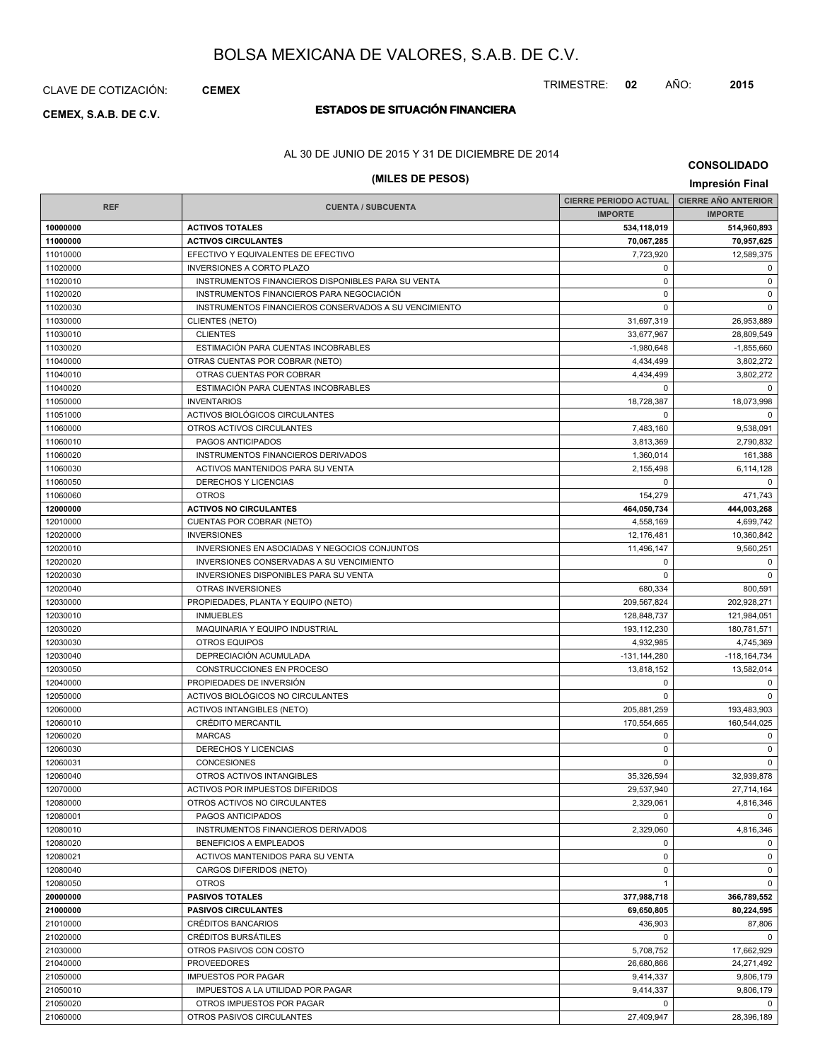# BOLSA MEXICANA DE VALORES, S.A.B. DE C.V.

CLAVE DE COTIZACIÓN: **CEMEX**

TRIMESTRE: **02** AÑO: **2015**

**CEMEX, S.A.B. DE C.V.**

## ESTADOS DE SITUACIÓN FINANCIERA

AL 30 DE JUNIO DE 2015 Y 31 DE DICIEMBRE DE 2014

**CONSOLIDADO**

**(MILES DE PESOS)**

**Impresión Final**

| REF | CUENTA / SUBCUENTA | CIERRE PERIODO ACTUAL | CIERRE AÑO ANTERIOR |
|---|---|---|---|
| | | IMPORTE | IMPORTE |
| **10000000** | **ACTIVOS TOTALES** | **534,118,019** | **514,960,893** |
| **11000000** | **ACTIVOS CIRCULANTES** | **70,067,285** | **70,957,625** |
| 11010000 | EFECTIVO Y EQUIVALENTES DE EFECTIVO | 7,723,920 | 12,589,375 |
| 11020000 | INVERSIONES A CORTO PLAZO | 0 | 0 |
| 11020010 | INSTRUMENTOS FINANCIEROS DISPONIBLES PARA SU VENTA | 0 | 0 |
| 11020020 | INSTRUMENTOS FINANCIEROS PARA NEGOCIACIÓN | 0 | 0 |
| 11020030 | INSTRUMENTOS FINANCIEROS CONSERVADOS A SU VENCIMIENTO | 0 | 0 |
| 11030000 | CLIENTES (NETO) | 31,697,319 | 26,953,889 |
| 11030010 | CLIENTES | 33,677,967 | 28,809,549 |
| 11030020 | ESTIMACIÓN PARA CUENTAS INCOBRABLES | -1,980,648 | -1,855,660 |
| 11040000 | OTRAS CUENTAS POR COBRAR (NETO) | 4,434,499 | 3,802,272 |
| 11040010 | OTRAS CUENTAS POR COBRAR | 4,434,499 | 3,802,272 |
| 11040020 | ESTIMACIÓN PARA CUENTAS INCOBRABLES | 0 | 0 |
| 11050000 | INVENTARIOS | 18,728,387 | 18,073,998 |
| 11051000 | ACTIVOS BIOLÓGICOS CIRCULANTES | 0 | 0 |
| 11060000 | OTROS ACTIVOS CIRCULANTES | 7,483,160 | 9,538,091 |
| 11060010 | PAGOS ANTICIPADOS | 3,813,369 | 2,790,832 |
| 11060020 | INSTRUMENTOS FINANCIEROS DERIVADOS | 1,360,014 | 161,388 |
| 11060030 | ACTIVOS MANTENIDOS PARA SU VENTA | 2,155,498 | 6,114,128 |
| 11060050 | DERECHOS Y LICENCIAS | 0 | 0 |
| 11060060 | OTROS | 154,279 | 471,743 |
| **12000000** | **ACTIVOS NO CIRCULANTES** | **464,050,734** | **444,003,268** |
| 12010000 | CUENTAS POR COBRAR (NETO) | 4,558,169 | 4,699,742 |
| 12020000 | INVERSIONES | 12,176,481 | 10,360,842 |
| 12020010 | INVERSIONES EN ASOCIADAS Y NEGOCIOS CONJUNTOS | 11,496,147 | 9,560,251 |
| 12020020 | INVERSIONES CONSERVADAS A SU VENCIMIENTO | 0 | 0 |
| 12020030 | INVERSIONES DISPONIBLES PARA SU VENTA | 0 | 0 |
| 12020040 | OTRAS INVERSIONES | 680,334 | 800,591 |
| 12030000 | PROPIEDADES, PLANTA Y EQUIPO (NETO) | 209,567,824 | 202,928,271 |
| 12030010 | INMUEBLES | 128,848,737 | 121,984,051 |
| 12030020 | MAQUINARIA Y EQUIPO INDUSTRIAL | 193,112,230 | 180,781,571 |
| 12030030 | OTROS EQUIPOS | 4,932,985 | 4,745,369 |
| 12030040 | DEPRECIACIÓN ACUMULADA | -131,144,280 | -118,164,734 |
| 12030050 | CONSTRUCCIONES EN PROCESO | 13,818,152 | 13,582,014 |
| 12040000 | PROPIEDADES DE INVERSIÓN | 0 | 0 |
| 12050000 | ACTIVOS BIOLÓGICOS NO CIRCULANTES | 0 | 0 |
| 12060000 | ACTIVOS INTANGIBLES (NETO) | 205,881,259 | 193,483,903 |
| 12060010 | CRÉDITO MERCANTIL | 170,554,665 | 160,544,025 |
| 12060020 | MARCAS | 0 | 0 |
| 12060030 | DERECHOS Y LICENCIAS | 0 | 0 |
| 12060031 | CONCESIONES | 0 | 0 |
| 12060040 | OTROS ACTIVOS INTANGIBLES | 35,326,594 | 32,939,878 |
| 12070000 | ACTIVOS POR IMPUESTOS DIFERIDOS | 29,537,940 | 27,714,164 |
| 12080000 | OTROS ACTIVOS NO CIRCULANTES | 2,329,061 | 4,816,346 |
| 12080001 | PAGOS ANTICIPADOS | 0 | 0 |
| 12080010 | INSTRUMENTOS FINANCIEROS DERIVADOS | 2,329,060 | 4,816,346 |
| 12080020 | BENEFICIOS A EMPLEADOS | 0 | 0 |
| 12080021 | ACTIVOS MANTENIDOS PARA SU VENTA | 0 | 0 |
| 12080040 | CARGOS DIFERIDOS (NETO) | 0 | 0 |
| 12080050 | OTROS | 1 | 0 |
| **20000000** | **PASIVOS TOTALES** | **377,988,718** | **366,789,552** |
| **21000000** | **PASIVOS CIRCULANTES** | **69,650,805** | **80,224,595** |
| 21010000 | CRÉDITOS BANCARIOS | 436,903 | 87,806 |
| 21020000 | CRÉDITOS BURSÁTILES | 0 | 0 |
| 21030000 | OTROS PASIVOS CON COSTO | 5,708,752 | 17,662,929 |
| 21040000 | PROVEEDORES | 26,680,866 | 24,271,492 |
| 21050000 | IMPUESTOS POR PAGAR | 9,414,337 | 9,806,179 |
| 21050010 | IMPUESTOS A LA UTILIDAD POR PAGAR | 9,414,337 | 9,806,179 |
| 21050020 | OTROS IMPUESTOS POR PAGAR | 0 | 0 |
| 21060000 | OTROS PASIVOS CIRCULANTES | 27,409,947 | 28,396,189 |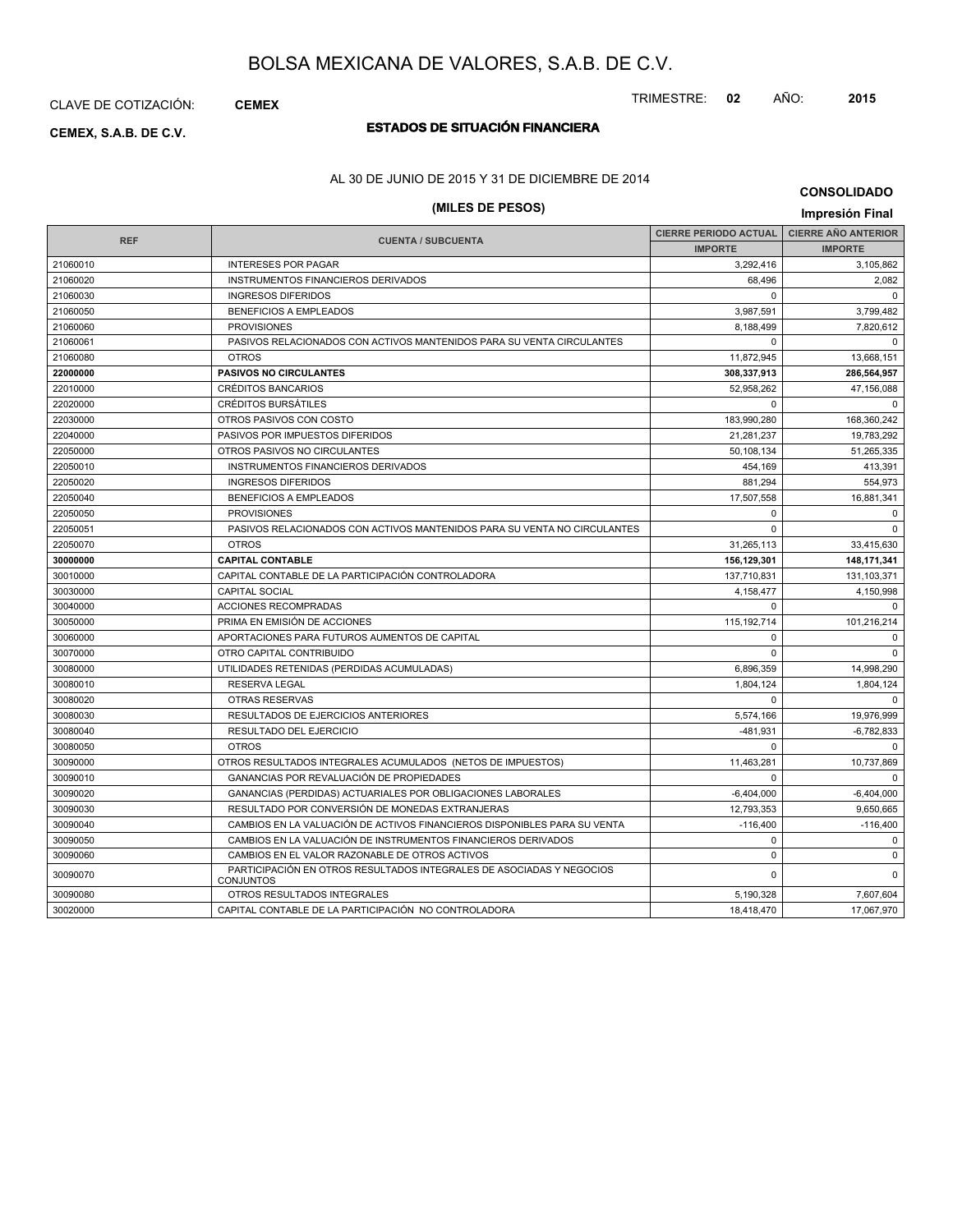# BOLSA MEXICANA DE VALORES, S.A.B. DE C.V.

CLAVE DE COTIZACIÓN: **CEMEX**

TRIMESTRE: **02** AÑO: **2015**

**CEMEX, S.A.B. DE C.V.**

## ESTADOS DE SITUACIÓN FINANCIERA

AL 30 DE JUNIO DE 2015 Y 31 DE DICIEMBRE DE 2014

**CONSOLIDADO**

**(MILES DE PESOS)**

**Impresión Final**

| REF | CUENTA / SUBCUENTA | CIERRE PERIODO ACTUAL IMPORTE | CIERRE AÑO ANTERIOR IMPORTE |
|---|---|---|---|
| 21060010 | INTERESES POR PAGAR | 3,292,416 | 3,105,862 |
| 21060020 | INSTRUMENTOS FINANCIEROS DERIVADOS | 68,496 | 2,082 |
| 21060030 | INGRESOS DIFERIDOS | 0 | 0 |
| 21060050 | BENEFICIOS A EMPLEADOS | 3,987,591 | 3,799,482 |
| 21060060 | PROVISIONES | 8,188,499 | 7,820,612 |
| 21060061 | PASIVOS RELACIONADOS CON ACTIVOS MANTENIDOS PARA SU VENTA CIRCULANTES | 0 | 0 |
| 21060080 | OTROS | 11,872,945 | 13,668,151 |
| **22000000** | **PASIVOS NO CIRCULANTES** | **308,337,913** | **286,564,957** |
| 22010000 | CRÉDITOS BANCARIOS | 52,958,262 | 47,156,088 |
| 22020000 | CRÉDITOS BURSÁTILES | 0 | 0 |
| 22030000 | OTROS PASIVOS CON COSTO | 183,990,280 | 168,360,242 |
| 22040000 | PASIVOS POR IMPUESTOS DIFERIDOS | 21,281,237 | 19,783,292 |
| 22050000 | OTROS PASIVOS NO CIRCULANTES | 50,108,134 | 51,265,335 |
| 22050010 | INSTRUMENTOS FINANCIEROS DERIVADOS | 454,169 | 413,391 |
| 22050020 | INGRESOS DIFERIDOS | 881,294 | 554,973 |
| 22050040 | BENEFICIOS A EMPLEADOS | 17,507,558 | 16,881,341 |
| 22050050 | PROVISIONES | 0 | 0 |
| 22050051 | PASIVOS RELACIONADOS CON ACTIVOS MANTENIDOS PARA SU VENTA NO CIRCULANTES | 0 | 0 |
| 22050070 | OTROS | 31,265,113 | 33,415,630 |
| **30000000** | **CAPITAL CONTABLE** | **156,129,301** | **148,171,341** |
| 30010000 | CAPITAL CONTABLE DE LA PARTICIPACIÓN CONTROLADORA | 137,710,831 | 131,103,371 |
| 30030000 | CAPITAL SOCIAL | 4,158,477 | 4,150,998 |
| 30040000 | ACCIONES RECOMPRADAS | 0 | 0 |
| 30050000 | PRIMA EN EMISIÓN DE ACCIONES | 115,192,714 | 101,216,214 |
| 30060000 | APORTACIONES PARA FUTUROS AUMENTOS DE CAPITAL | 0 | 0 |
| 30070000 | OTRO CAPITAL CONTRIBUIDO | 0 | 0 |
| 30080000 | UTILIDADES RETENIDAS (PERDIDAS ACUMULADAS) | 6,896,359 | 14,998,290 |
| 30080010 | RESERVA LEGAL | 1,804,124 | 1,804,124 |
| 30080020 | OTRAS RESERVAS | 0 | 0 |
| 30080030 | RESULTADOS DE EJERCICIOS ANTERIORES | 5,574,166 | 19,976,999 |
| 30080040 | RESULTADO DEL EJERCICIO | -481,931 | -6,782,833 |
| 30080050 | OTROS | 0 | 0 |
| 30090000 | OTROS RESULTADOS INTEGRALES ACUMULADOS (NETOS DE IMPUESTOS) | 11,463,281 | 10,737,869 |
| 30090010 | GANANCIAS POR REVALUACIÓN DE PROPIEDADES | 0 | 0 |
| 30090020 | GANANCIAS (PERDIDAS) ACTUARIALES POR OBLIGACIONES LABORALES | -6,404,000 | -6,404,000 |
| 30090030 | RESULTADO POR CONVERSIÓN DE MONEDAS EXTRANJERAS | 12,793,353 | 9,650,665 |
| 30090040 | CAMBIOS EN LA VALUACIÓN DE ACTIVOS FINANCIEROS DISPONIBLES PARA SU VENTA | -116,400 | -116,400 |
| 30090050 | CAMBIOS EN LA VALUACIÓN DE INSTRUMENTOS FINANCIEROS DERIVADOS | 0 | 0 |
| 30090060 | CAMBIOS EN EL VALOR RAZONABLE DE OTROS ACTIVOS | 0 | 0 |
| 30090070 | PARTICIPACIÓN EN OTROS RESULTADOS INTEGRALES DE ASOCIADAS Y NEGOCIOS CONJUNTOS | 0 | 0 |
| 30090080 | OTROS RESULTADOS INTEGRALES | 5,190,328 | 7,607,604 |
| 30020000 | CAPITAL CONTABLE DE LA PARTICIPACIÓN NO CONTROLADORA | 18,418,470 | 17,067,970 |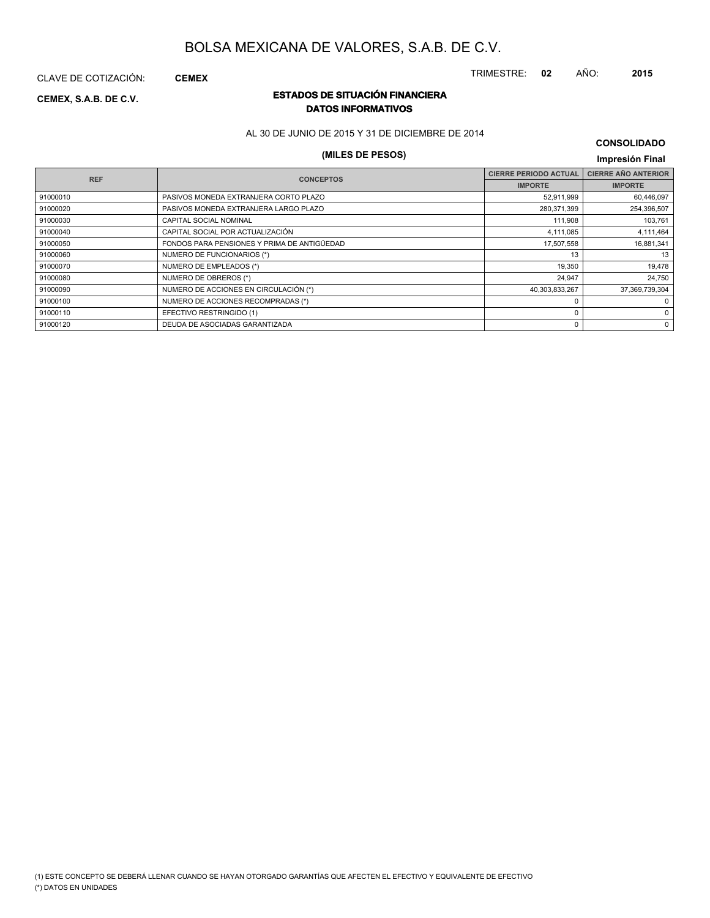# BOLSA MEXICANA DE VALORES, S.A.B. DE C.V.

CLAVE DE COTIZACIÓN: **CEMEX**

TRIMESTRE: **02** AÑO: **2015**

**CEMEX, S.A.B. DE C.V.**

## ESTADOS DE SITUACIÓN FINANCIERA
### DATOS INFORMATIVOS

AL 30 DE JUNIO DE 2015 Y 31 DE DICIEMBRE DE 2014

**CONSOLIDADO**

**(MILES DE PESOS)**

**Impresión Final**

| REF | CONCEPTOS | CIERRE PERIODO ACTUAL | CIERRE AÑO ANTERIOR |
|---|---|---|---|
| | | IMPORTE | IMPORTE |
| 91000010 | PASIVOS MONEDA EXTRANJERA CORTO PLAZO | 52,911,999 | 60,446,097 |
| 91000020 | PASIVOS MONEDA EXTRANJERA LARGO PLAZO | 280,371,399 | 254,396,507 |
| 91000030 | CAPITAL SOCIAL NOMINAL | 111,908 | 103,761 |
| 91000040 | CAPITAL SOCIAL POR ACTUALIZACIÓN | 4,111,085 | 4,111,464 |
| 91000050 | FONDOS PARA PENSIONES Y PRIMA DE ANTIGÜEDAD | 17,507,558 | 16,881,341 |
| 91000060 | NUMERO DE FUNCIONARIOS (*) | 13 | 13 |
| 91000070 | NUMERO DE EMPLEADOS (*) | 19,350 | 19,478 |
| 91000080 | NUMERO DE OBREROS (*) | 24,947 | 24,750 |
| 91000090 | NUMERO DE ACCIONES EN CIRCULACIÓN (*) | 40,303,833,267 | 37,369,739,304 |
| 91000100 | NUMERO DE ACCIONES RECOMPRADAS (*) | 0 | 0 |
| 91000110 | EFECTIVO RESTRINGIDO (1) | 0 | 0 |
| 91000120 | DEUDA DE ASOCIADAS GARANTIZADA | 0 | 0 |

(1) ESTE CONCEPTO SE DEBERÁ LLENAR CUANDO SE HAYAN OTORGADO GARANTÍAS QUE AFECTEN EL EFECTIVO Y EQUIVALENTE DE EFECTIVO

(*) DATOS EN UNIDADES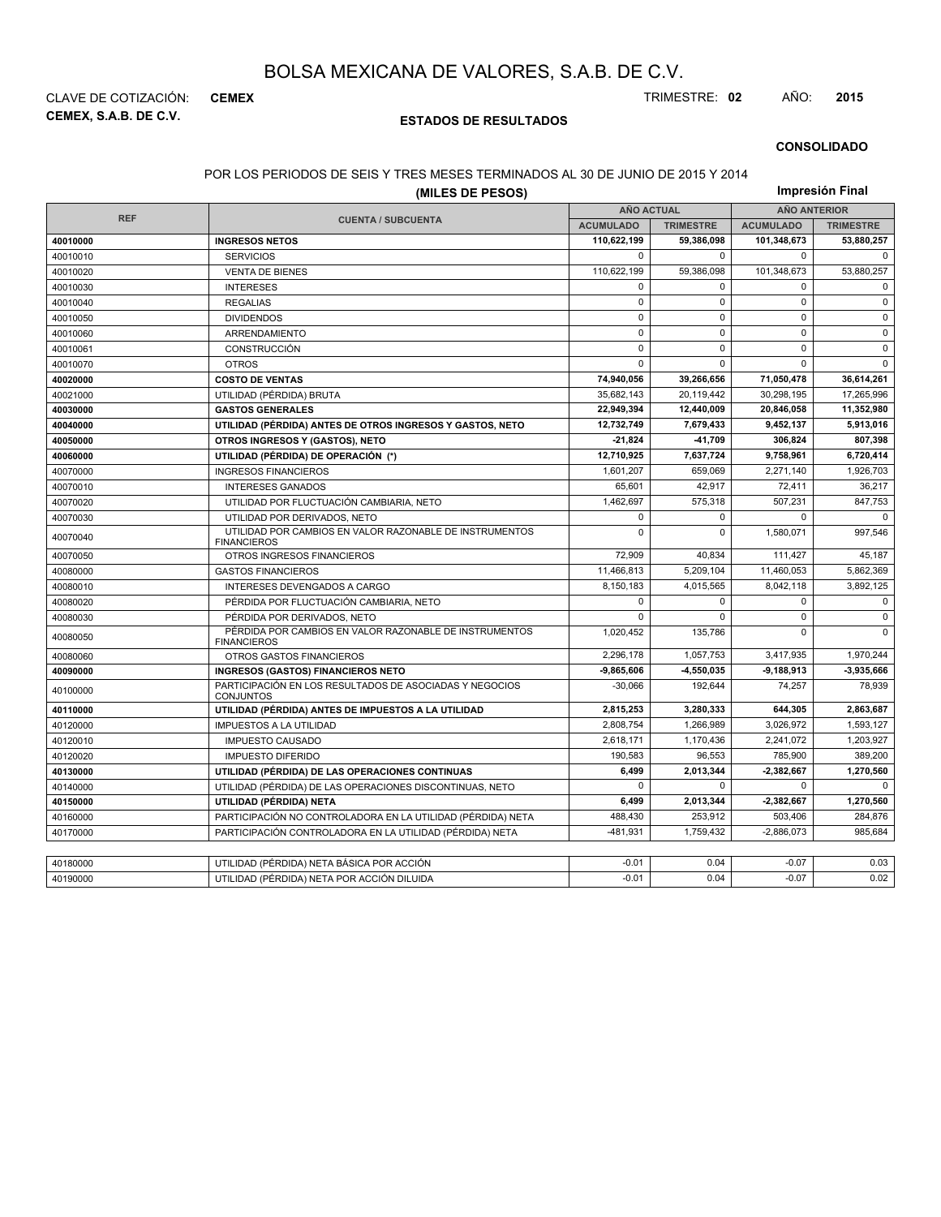# BOLSA MEXICANA DE VALORES, S.A.B. DE C.V.

CLAVE DE COTIZACIÓN: **CEMEX**

**CEMEX, S.A.B. DE C.V.**

TRIMESTRE: **02** AÑO: **2015**

## ESTADOS DE RESULTADOS

**CONSOLIDADO**

POR LOS PERIODOS DE SEIS Y TRES MESES TERMINADOS AL 30 DE JUNIO DE 2015 Y 2014

**(MILES DE PESOS)**

**Impresión Final**

| REF | CUENTA / SUBCUENTA | AÑO ACTUAL | | AÑO ANTERIOR | |
|---|---|---|---|---|---|
| | | ACUMULADO | TRIMESTRE | ACUMULADO | TRIMESTRE |
| **40010000** | **INGRESOS NETOS** | **110,622,199** | **59,386,098** | **101,348,673** | **53,880,257** |
| 40010010 | SERVICIOS | 0 | 0 | 0 | 0 |
| 40010020 | VENTA DE BIENES | 110,622,199 | 59,386,098 | 101,348,673 | 53,880,257 |
| 40010030 | INTERESES | 0 | 0 | 0 | 0 |
| 40010040 | REGALIAS | 0 | 0 | 0 | 0 |
| 40010050 | DIVIDENDOS | 0 | 0 | 0 | 0 |
| 40010060 | ARRENDAMIENTO | 0 | 0 | 0 | 0 |
| 40010061 | CONSTRUCCIÓN | 0 | 0 | 0 | 0 |
| 40010070 | OTROS | 0 | 0 | 0 | 0 |
| **40020000** | **COSTO DE VENTAS** | **74,940,056** | **39,266,656** | **71,050,478** | **36,614,261** |
| 40021000 | UTILIDAD (PÉRDIDA) BRUTA | 35,682,143 | 20,119,442 | 30,298,195 | 17,265,996 |
| **40030000** | **GASTOS GENERALES** | **22,949,394** | **12,440,009** | **20,846,058** | **11,352,980** |
| **40040000** | **UTILIDAD (PÉRDIDA) ANTES DE OTROS INGRESOS Y GASTOS, NETO** | **12,732,749** | **7,679,433** | **9,452,137** | **5,913,016** |
| **40050000** | **OTROS INGRESOS Y (GASTOS), NETO** | **-21,824** | **-41,709** | **306,824** | **807,398** |
| **40060000** | **UTILIDAD (PÉRDIDA) DE OPERACIÓN (\*)** | **12,710,925** | **7,637,724** | **9,758,961** | **6,720,414** |
| 40070000 | INGRESOS FINANCIEROS | 1,601,207 | 659,069 | 2,271,140 | 1,926,703 |
| 40070010 | INTERESES GANADOS | 65,601 | 42,917 | 72,411 | 36,217 |
| 40070020 | UTILIDAD POR FLUCTUACIÓN CAMBIARIA, NETO | 1,462,697 | 575,318 | 507,231 | 847,753 |
| 40070030 | UTILIDAD POR DERIVADOS, NETO | 0 | 0 | 0 | 0 |
| 40070040 | UTILIDAD POR CAMBIOS EN VALOR RAZONABLE DE INSTRUMENTOS FINANCIEROS | 0 | 0 | 1,580,071 | 997,546 |
| 40070050 | OTROS INGRESOS FINANCIEROS | 72,909 | 40,834 | 111,427 | 45,187 |
| 40080000 | GASTOS FINANCIEROS | 11,466,813 | 5,209,104 | 11,460,053 | 5,862,369 |
| 40080010 | INTERESES DEVENGADOS A CARGO | 8,150,183 | 4,015,565 | 8,042,118 | 3,892,125 |
| 40080020 | PÉRDIDA POR FLUCTUACIÓN CAMBIARIA, NETO | 0 | 0 | 0 | 0 |
| 40080030 | PÉRDIDA POR DERIVADOS, NETO | 0 | 0 | 0 | 0 |
| 40080050 | PÉRDIDA POR CAMBIOS EN VALOR RAZONABLE DE INSTRUMENTOS FINANCIEROS | 1,020,452 | 135,786 | 0 | 0 |
| 40080060 | OTROS GASTOS FINANCIEROS | 2,296,178 | 1,057,753 | 3,417,935 | 1,970,244 |
| **40090000** | **INGRESOS (GASTOS) FINANCIEROS NETO** | **-9,865,606** | **-4,550,035** | **-9,188,913** | **-3,935,666** |
| 40100000 | PARTICIPACIÓN EN LOS RESULTADOS DE ASOCIADAS Y NEGOCIOS CONJUNTOS | -30,066 | 192,644 | 74,257 | 78,939 |
| **40110000** | **UTILIDAD (PÉRDIDA) ANTES DE IMPUESTOS A LA UTILIDAD** | **2,815,253** | **3,280,333** | **644,305** | **2,863,687** |
| 40120000 | IMPUESTOS A LA UTILIDAD | 2,808,754 | 1,266,989 | 3,026,972 | 1,593,127 |
| 40120010 | IMPUESTO CAUSADO | 2,618,171 | 1,170,436 | 2,241,072 | 1,203,927 |
| 40120020 | IMPUESTO DIFERIDO | 190,583 | 96,553 | 785,900 | 389,200 |
| **40130000** | **UTILIDAD (PÉRDIDA) DE LAS OPERACIONES CONTINUAS** | **6,499** | **2,013,344** | **-2,382,667** | **1,270,560** |
| 40140000 | UTILIDAD (PÉRDIDA) DE LAS OPERACIONES DISCONTINUAS, NETO | 0 | 0 | 0 | 0 |
| **40150000** | **UTILIDAD (PÉRDIDA) NETA** | **6,499** | **2,013,344** | **-2,382,667** | **1,270,560** |
| 40160000 | PARTICIPACIÓN NO CONTROLADORA EN LA UTILIDAD (PÉRDIDA) NETA | 488,430 | 253,912 | 503,406 | 284,876 |
| 40170000 | PARTICIPACIÓN CONTROLADORA EN LA UTILIDAD (PÉRDIDA) NETA | -481,931 | 1,759,432 | -2,886,073 | 985,684 |

| | | | | | |
|---|---|---|---|---|---|
| 40180000 | UTILIDAD (PÉRDIDA) NETA BÁSICA POR ACCIÓN | -0.01 | 0.04 | -0.07 | 0.03 |
| 40190000 | UTILIDAD (PÉRDIDA) NETA POR ACCIÓN DILUIDA | -0.01 | 0.04 | -0.07 | 0.02 |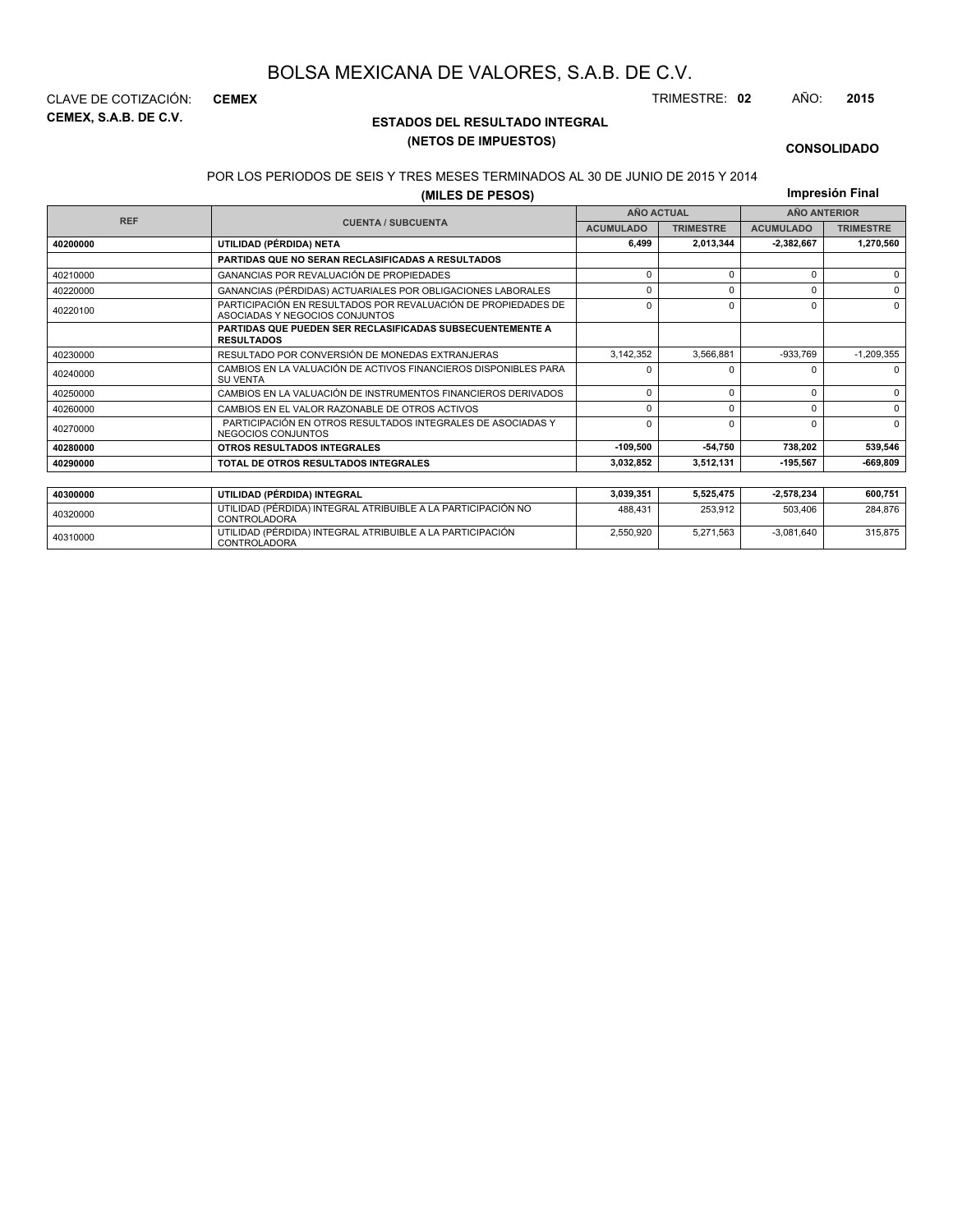# BOLSA MEXICANA DE VALORES, S.A.B. DE C.V.

CLAVE DE COTIZACIÓN: **CEMEX**

**CEMEX, S.A.B. DE C.V.**

TRIMESTRE: **02** AÑO: **2015**

## ESTADOS DEL RESULTADO INTEGRAL
## (NETOS DE IMPUESTOS)

**CONSOLIDADO**

POR LOS PERIODOS DE SEIS Y TRES MESES TERMINADOS AL 30 DE JUNIO DE 2015 Y 2014

**(MILES DE PESOS)**

**Impresión Final**

| REF | CUENTA / SUBCUENTA | AÑO ACTUAL | | AÑO ANTERIOR | |
|---|---|---|---|---|---|
| | | ACUMULADO | TRIMESTRE | ACUMULADO | TRIMESTRE |
| **40200000** | **UTILIDAD (PÉRDIDA) NETA** | **6,499** | **2,013,344** | **-2,382,667** | **1,270,560** |
| | **PARTIDAS QUE NO SERAN RECLASIFICADAS A RESULTADOS** | | | | |
| 40210000 | GANANCIAS POR REVALUACIÓN DE PROPIEDADES | 0 | 0 | 0 | 0 |
| 40220000 | GANANCIAS (PÉRDIDAS) ACTUARIALES POR OBLIGACIONES LABORALES | 0 | 0 | 0 | 0 |
| 40220100 | PARTICIPACIÓN EN RESULTADOS POR REVALUACIÓN DE PROPIEDADES DE ASOCIADAS Y NEGOCIOS CONJUNTOS | 0 | 0 | 0 | 0 |
| | **PARTIDAS QUE PUEDEN SER RECLASIFICADAS SUBSECUENTEMENTE A RESULTADOS** | | | | |
| 40230000 | RESULTADO POR CONVERSIÓN DE MONEDAS EXTRANJERAS | 3,142,352 | 3,566,881 | -933,769 | -1,209,355 |
| 40240000 | CAMBIOS EN LA VALUACIÓN DE ACTIVOS FINANCIEROS DISPONIBLES PARA SU VENTA | 0 | 0 | 0 | 0 |
| 40250000 | CAMBIOS EN LA VALUACIÓN DE INSTRUMENTOS FINANCIEROS DERIVADOS | 0 | 0 | 0 | 0 |
| 40260000 | CAMBIOS EN EL VALOR RAZONABLE DE OTROS ACTIVOS | 0 | 0 | 0 | 0 |
| 40270000 | PARTICIPACIÓN EN OTROS RESULTADOS INTEGRALES DE ASOCIADAS Y NEGOCIOS CONJUNTOS | 0 | 0 | 0 | 0 |
| **40280000** | **OTROS RESULTADOS INTEGRALES** | **-109,500** | **-54,750** | **738,202** | **539,546** |
| **40290000** | **TOTAL DE OTROS RESULTADOS INTEGRALES** | **3,032,852** | **3,512,131** | **-195,567** | **-669,809** |

| REF | CUENTA / SUBCUENTA | ACUMULADO | TRIMESTRE | ACUMULADO | TRIMESTRE |
|---|---|---|---|---|---|
| **40300000** | **UTILIDAD (PÉRDIDA) INTEGRAL** | **3,039,351** | **5,525,475** | **-2,578,234** | **600,751** |
| 40320000 | UTILIDAD (PÉRDIDA) INTEGRAL ATRIBUIBLE A LA PARTICIPACIÓN NO CONTROLADORA | 488,431 | 253,912 | 503,406 | 284,876 |
| 40310000 | UTILIDAD (PÉRDIDA) INTEGRAL ATRIBUIBLE A LA PARTICIPACIÓN CONTROLADORA | 2,550,920 | 5,271,563 | -3,081,640 | 315,875 |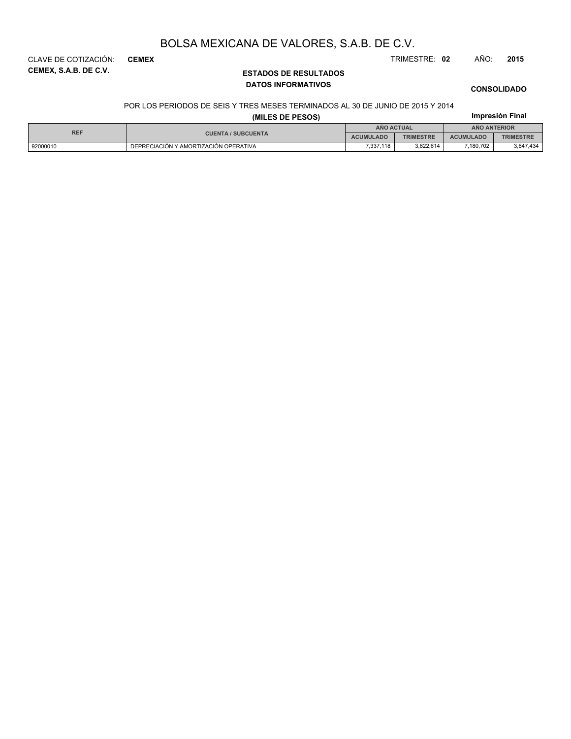# BOLSA MEXICANA DE VALORES, S.A.B. DE C.V.

CLAVE DE COTIZACIÓN: **CEMEX**

**CEMEX, S.A.B. DE C.V.**

TRIMESTRE: **02** AÑO: **2015**

## ESTADOS DE RESULTADOS

### DATOS INFORMATIVOS

**CONSOLIDADO**

POR LOS PERIODOS DE SEIS Y TRES MESES TERMINADOS AL 30 DE JUNIO DE 2015 Y 2014

**(MILES DE PESOS)**

**Impresión Final**

| REF | CUENTA / SUBCUENTA | AÑO ACTUAL | | AÑO ANTERIOR | |
|---|---|---|---|---|---|
| | | ACUMULADO | TRIMESTRE | ACUMULADO | TRIMESTRE |
| 92000010 | DEPRECIACIÓN Y AMORTIZACIÓN OPERATIVA | 7,337,118 | 3,822,614 | 7,180,702 | 3,647,434 |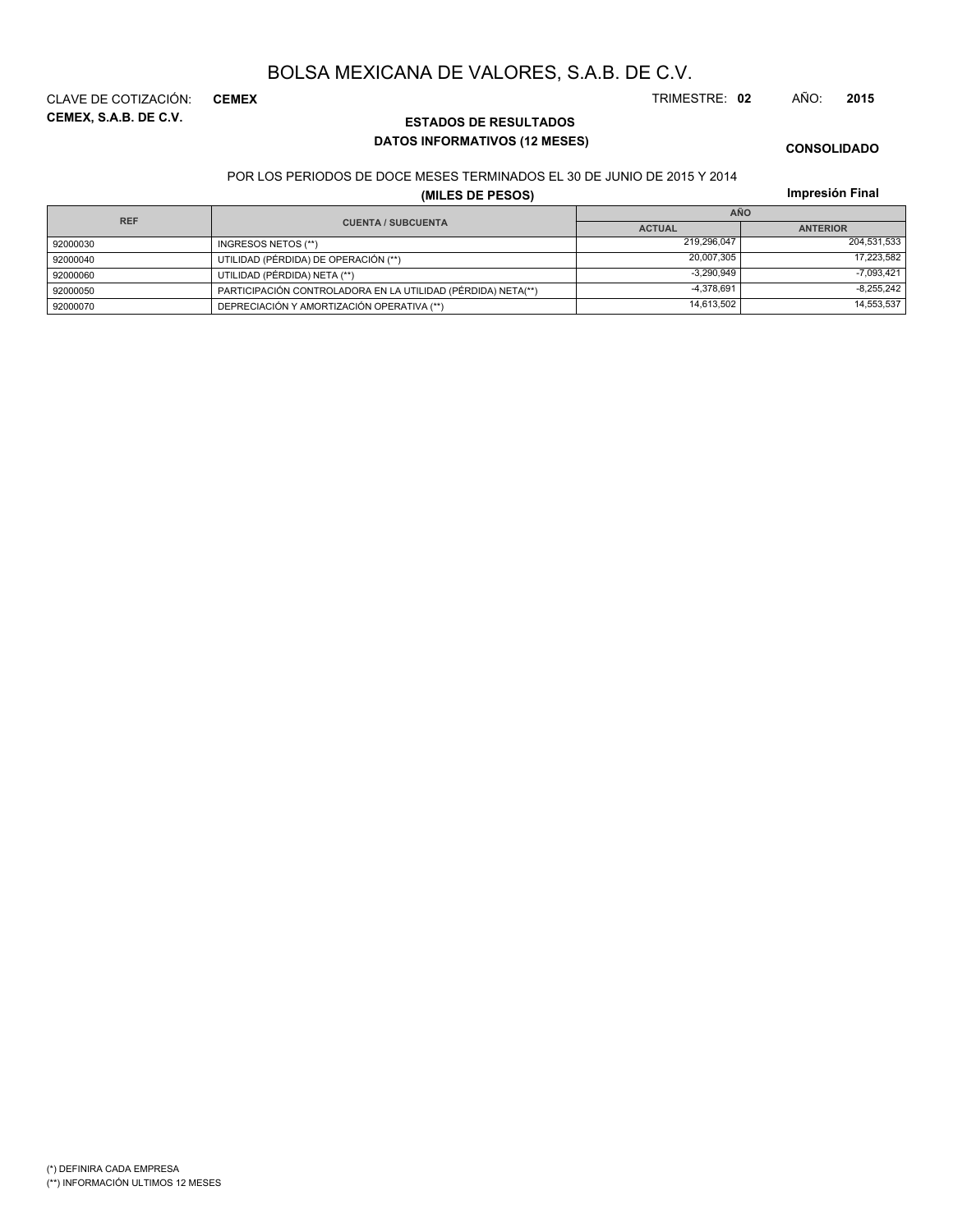# BOLSA MEXICANA DE VALORES, S.A.B. DE C.V.

CLAVE DE COTIZACIÓN: **CEMEX**

TRIMESTRE: **02** AÑO: **2015**

**CEMEX, S.A.B. DE C.V.**

## ESTADOS DE RESULTADOS

### DATOS INFORMATIVOS (12 MESES)

**CONSOLIDADO**

POR LOS PERIODOS DE DOCE MESES TERMINADOS EL 30 DE JUNIO DE 2015 Y 2014

**(MILES DE PESOS)**

**Impresión Final**

| REF | CUENTA / SUBCUENTA | AÑO | |
|---|---|---|---|
| | | ACTUAL | ANTERIOR |
| 92000030 | INGRESOS NETOS (**) | 219,296,047 | 204,531,533 |
| 92000040 | UTILIDAD (PÉRDIDA) DE OPERACIÓN (**) | 20,007,305 | 17,223,582 |
| 92000060 | UTILIDAD (PÉRDIDA) NETA (**) | -3,290,949 | -7,093,421 |
| 92000050 | PARTICIPACIÓN CONTROLADORA EN LA UTILIDAD (PÉRDIDA) NETA(**) | -4,378,691 | -8,255,242 |
| 92000070 | DEPRECIACIÓN Y AMORTIZACIÓN OPERATIVA (**) | 14,613,502 | 14,553,537 |

(*) DEFINIRA CADA EMPRESA

(**) INFORMACIÓN ULTIMOS 12 MESES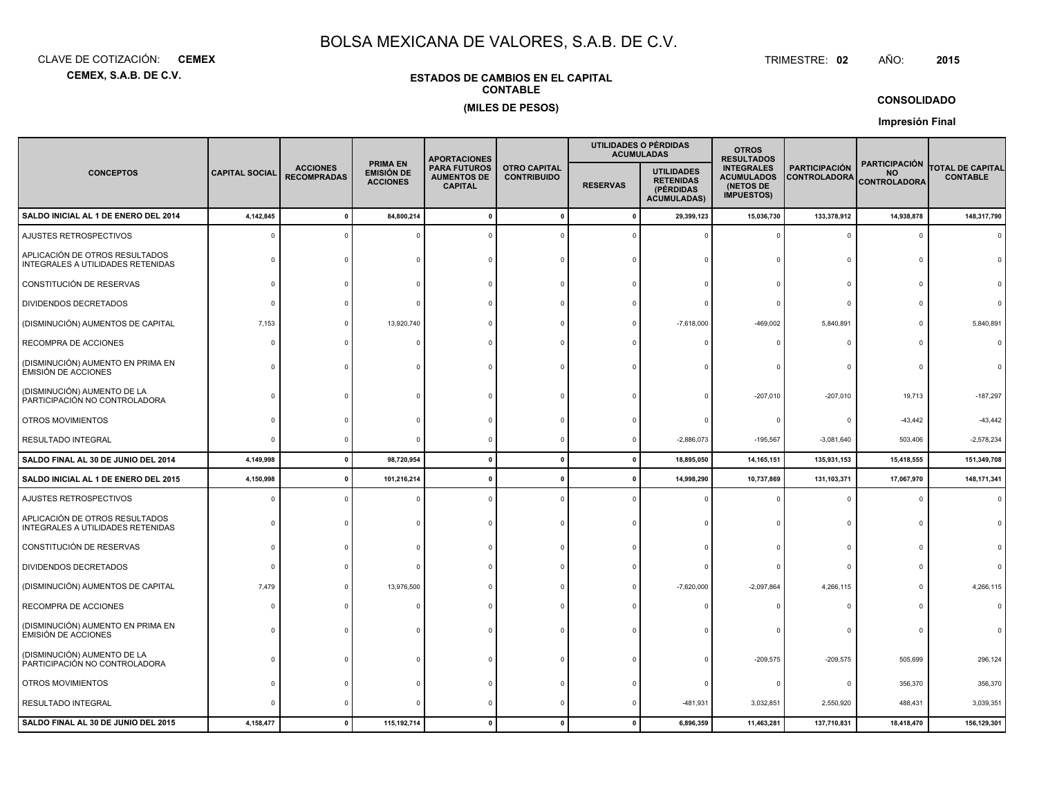# BOLSA MEXICANA DE VALORES, S.A.B. DE C.V.

CLAVE DE COTIZACIÓN: **CEMEX**

**CEMEX, S.A.B. DE C.V.**

TRIMESTRE: **02** AÑO: **2015**

**ESTADOS DE CAMBIOS EN EL CAPITAL CONTABLE**

**(MILES DE PESOS)**

**CONSOLIDADO**

**Impresión Final**

| CONCEPTOS | CAPITAL SOCIAL | ACCIONES RECOMPRADAS | PRIMA EN EMISIÓN DE ACCIONES | APORTACIONES PARA FUTUROS AUMENTOS DE CAPITAL | OTRO CAPITAL CONTRIBUIDO | UTILIDADES O PÉRDIDAS ACUMULADAS | | OTROS RESULTADOS INTEGRALES ACUMULADOS (NETOS DE IMPUESTOS) | PARTICIPACIÓN CONTROLADORA | PARTICIPACIÓN NO CONTROLADORA | TOTAL DE CAPITAL CONTABLE |
|---|---|---|---|---|---|---|---|---|---|---|---|
| | | | | | | RESERVAS | UTILIDADES RETENIDAS (PÉRDIDAS ACUMULADAS) | | | | |
| **SALDO INICIAL AL 1 DE ENERO DEL 2014** | **4,142,845** | **0** | **84,800,214** | **0** | **0** | **0** | **29,399,123** | **15,036,730** | **133,378,912** | **14,938,878** | **148,317,790** |
| AJUSTES RETROSPECTIVOS | 0 | 0 | 0 | 0 | 0 | 0 | 0 | 0 | 0 | 0 | 0 |
| APLICACIÓN DE OTROS RESULTADOS INTEGRALES A UTILIDADES RETENIDAS | 0 | 0 | 0 | 0 | 0 | 0 | 0 | 0 | 0 | 0 | 0 |
| CONSTITUCIÓN DE RESERVAS | 0 | 0 | 0 | 0 | 0 | 0 | 0 | 0 | 0 | 0 | 0 |
| DIVIDENDOS DECRETADOS | 0 | 0 | 0 | 0 | 0 | 0 | 0 | 0 | 0 | 0 | 0 |
| (DISMINUCIÓN) AUMENTOS DE CAPITAL | 7,153 | 0 | 13,920,740 | 0 | 0 | 0 | -7,618,000 | -469,002 | 5,840,891 | 0 | 5,840,891 |
| RECOMPRA DE ACCIONES | 0 | 0 | 0 | 0 | 0 | 0 | 0 | 0 | 0 | 0 | 0 |
| (DISMINUCIÓN) AUMENTO EN PRIMA EN EMISIÓN DE ACCIONES | 0 | 0 | 0 | 0 | 0 | 0 | 0 | 0 | 0 | 0 | 0 |
| (DISMINUCIÓN) AUMENTO DE LA PARTICIPACIÓN NO CONTROLADORA | 0 | 0 | 0 | 0 | 0 | 0 | 0 | -207,010 | -207,010 | 19,713 | -187,297 |
| OTROS MOVIMIENTOS | 0 | 0 | 0 | 0 | 0 | 0 | 0 | 0 | 0 | -43,442 | -43,442 |
| RESULTADO INTEGRAL | 0 | 0 | 0 | 0 | 0 | 0 | -2,886,073 | -195,567 | -3,081,640 | 503,406 | -2,578,234 |
| **SALDO FINAL AL 30 DE JUNIO DEL 2014** | **4,149,998** | **0** | **98,720,954** | **0** | **0** | **0** | **18,895,050** | **14,165,151** | **135,931,153** | **15,418,555** | **151,349,708** |
| **SALDO INICIAL AL 1 DE ENERO DEL 2015** | **4,150,998** | **0** | **101,216,214** | **0** | **0** | **0** | **14,998,290** | **10,737,869** | **131,103,371** | **17,067,970** | **148,171,341** |
| AJUSTES RETROSPECTIVOS | 0 | 0 | 0 | 0 | 0 | 0 | 0 | 0 | 0 | 0 | 0 |
| APLICACIÓN DE OTROS RESULTADOS INTEGRALES A UTILIDADES RETENIDAS | 0 | 0 | 0 | 0 | 0 | 0 | 0 | 0 | 0 | 0 | 0 |
| CONSTITUCIÓN DE RESERVAS | 0 | 0 | 0 | 0 | 0 | 0 | 0 | 0 | 0 | 0 | 0 |
| DIVIDENDOS DECRETADOS | 0 | 0 | 0 | 0 | 0 | 0 | 0 | 0 | 0 | 0 | 0 |
| (DISMINUCIÓN) AUMENTOS DE CAPITAL | 7,479 | 0 | 13,976,500 | 0 | 0 | 0 | -7,620,000 | -2,097,864 | 4,266,115 | 0 | 4,266,115 |
| RECOMPRA DE ACCIONES | 0 | 0 | 0 | 0 | 0 | 0 | 0 | 0 | 0 | 0 | 0 |
| (DISMINUCIÓN) AUMENTO EN PRIMA EN EMISIÓN DE ACCIONES | 0 | 0 | 0 | 0 | 0 | 0 | 0 | 0 | 0 | 0 | 0 |
| (DISMINUCIÓN) AUMENTO DE LA PARTICIPACIÓN NO CONTROLADORA | 0 | 0 | 0 | 0 | 0 | 0 | 0 | -209,575 | -209,575 | 505,699 | 296,124 |
| OTROS MOVIMIENTOS | 0 | 0 | 0 | 0 | 0 | 0 | 0 | 0 | 0 | 356,370 | 356,370 |
| RESULTADO INTEGRAL | 0 | 0 | 0 | 0 | 0 | 0 | -481,931 | 3,032,851 | 2,550,920 | 488,431 | 3,039,351 |
| **SALDO FINAL AL 30 DE JUNIO DEL 2015** | **4,158,477** | **0** | **115,192,714** | **0** | **0** | **0** | **6,896,359** | **11,463,281** | **137,710,831** | **18,418,470** | **156,129,301** |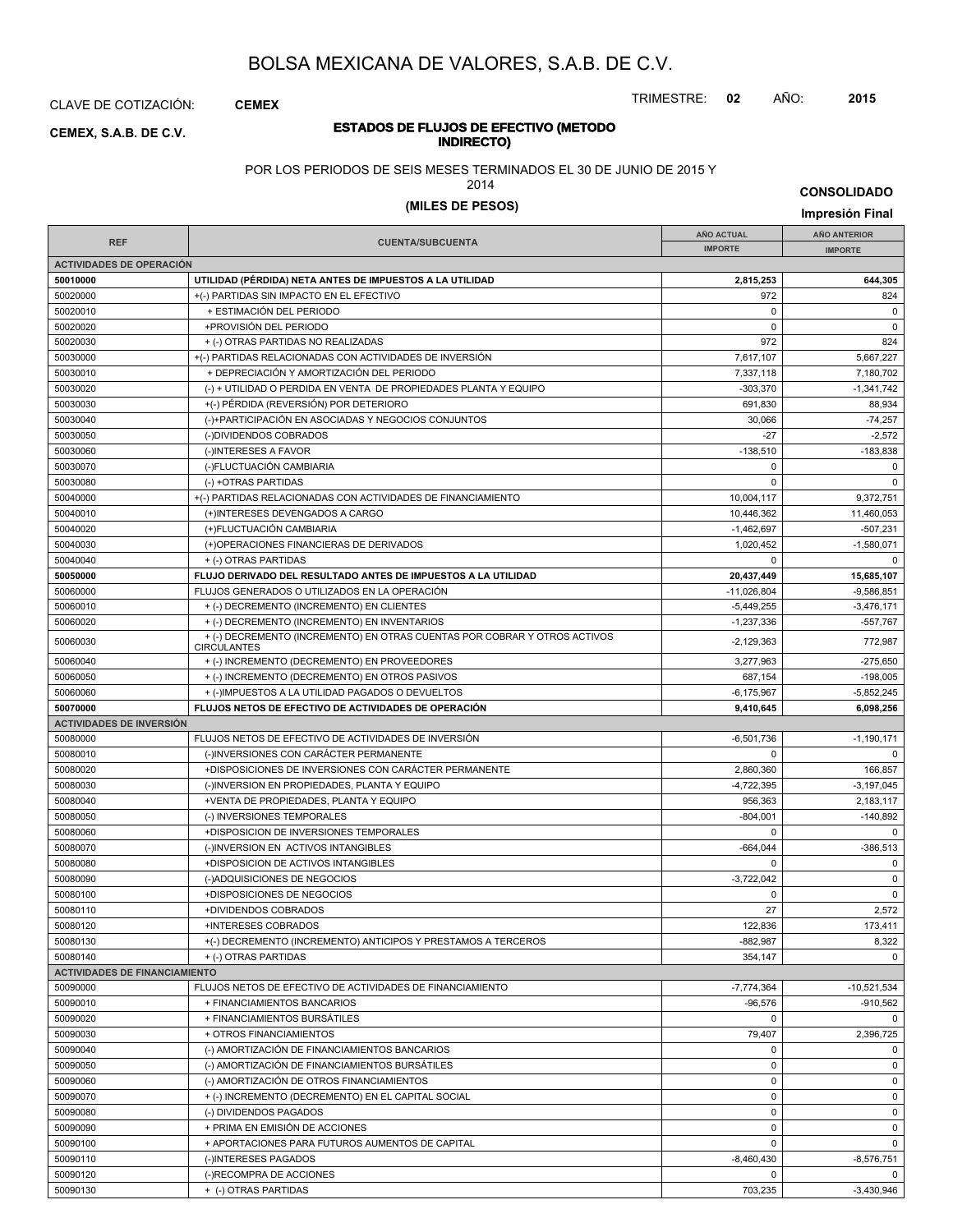# BOLSA MEXICANA DE VALORES, S.A.B. DE C.V.

CLAVE DE COTIZACIÓN: **CEMEX**

TRIMESTRE: **02** AÑO: **2015**

**CEMEX, S.A.B. DE C.V.**

## ESTADOS DE FLUJOS DE EFECTIVO (METODO INDIRECTO)

POR LOS PERIODOS DE SEIS MESES TERMINADOS EL 30 DE JUNIO DE 2015 Y 2014

**(MILES DE PESOS)**

**CONSOLIDADO**

**Impresión Final**

| REF | CUENTA/SUBCUENTA | AÑO ACTUAL IMPORTE | AÑO ANTERIOR IMPORTE |
|---|---|---|---|
| **ACTIVIDADES DE OPERACIÓN** | | | |
| **50010000** | **UTILIDAD (PÉRDIDA) NETA ANTES DE IMPUESTOS A LA UTILIDAD** | **2,815,253** | **644,305** |
| 50020000 | +(-) PARTIDAS SIN IMPACTO EN EL EFECTIVO | 972 | 824 |
| 50020010 | + ESTIMACIÓN DEL PERIODO | 0 | 0 |
| 50020020 | +PROVISIÓN DEL PERIODO | 0 | 0 |
| 50020030 | + (-) OTRAS PARTIDAS NO REALIZADAS | 972 | 824 |
| 50030000 | +(-) PARTIDAS RELACIONADAS CON ACTIVIDADES DE INVERSIÓN | 7,617,107 | 5,667,227 |
| 50030010 | + DEPRECIACIÓN Y AMORTIZACIÓN DEL PERIODO | 7,337,118 | 7,180,702 |
| 50030020 | (-) + UTILIDAD O PERDIDA EN VENTA DE PROPIEDADES PLANTA Y EQUIPO | -303,370 | -1,341,742 |
| 50030030 | +(-) PÉRDIDA (REVERSIÓN) POR DETERIORO | 691,830 | 88,934 |
| 50030040 | (-)+PARTICIPACIÓN EN ASOCIADAS Y NEGOCIOS CONJUNTOS | 30,066 | -74,257 |
| 50030050 | (-)DIVIDENDOS COBRADOS | -27 | -2,572 |
| 50030060 | (-)INTERESES A FAVOR | -138,510 | -183,838 |
| 50030070 | (-)FLUCTUACIÓN CAMBIARIA | 0 | 0 |
| 50030080 | (-) +OTRAS PARTIDAS | 0 | 0 |
| 50040000 | +(-) PARTIDAS RELACIONADAS CON ACTIVIDADES DE FINANCIAMIENTO | 10,004,117 | 9,372,751 |
| 50040010 | (+)INTERESES DEVENGADOS A CARGO | 10,446,362 | 11,460,053 |
| 50040020 | (+)FLUCTUACIÓN CAMBIARIA | -1,462,697 | -507,231 |
| 50040030 | (+)OPERACIONES FINANCIERAS DE DERIVADOS | 1,020,452 | -1,580,071 |
| 50040040 | + (-) OTRAS PARTIDAS | 0 | 0 |
| **50050000** | **FLUJO DERIVADO DEL RESULTADO ANTES DE IMPUESTOS A LA UTILIDAD** | **20,437,449** | **15,685,107** |
| 50060000 | FLUJOS GENERADOS O UTILIZADOS EN LA OPERACIÓN | -11,026,804 | -9,586,851 |
| 50060010 | + (-) DECREMENTO (INCREMENTO) EN CLIENTES | -5,449,255 | -3,476,171 |
| 50060020 | + (-) DECREMENTO (INCREMENTO) EN INVENTARIOS | -1,237,336 | -557,767 |
| 50060030 | + (-) DECREMENTO (INCREMENTO) EN OTRAS CUENTAS POR COBRAR Y OTROS ACTIVOS CIRCULANTES | -2,129,363 | 772,987 |
| 50060040 | + (-) INCREMENTO (DECREMENTO) EN PROVEEDORES | 3,277,963 | -275,650 |
| 50060050 | + (-) INCREMENTO (DECREMENTO) EN OTROS PASIVOS | 687,154 | -198,005 |
| 50060060 | + (-)IMPUESTOS A LA UTILIDAD PAGADOS O DEVUELTOS | -6,175,967 | -5,852,245 |
| **50070000** | **FLUJOS NETOS DE EFECTIVO DE ACTIVIDADES DE OPERACIÓN** | **9,410,645** | **6,098,256** |
| **ACTIVIDADES DE INVERSIÓN** | | | |
| 50080000 | FLUJOS NETOS DE EFECTIVO DE ACTIVIDADES DE INVERSIÓN | -6,501,736 | -1,190,171 |
| 50080010 | (-)INVERSIONES CON CARÁCTER PERMANENTE | 0 | 0 |
| 50080020 | +DISPOSICIONES DE INVERSIONES CON CARÁCTER PERMANENTE | 2,860,360 | 166,857 |
| 50080030 | (-)INVERSION EN PROPIEDADES, PLANTA Y EQUIPO | -4,722,395 | -3,197,045 |
| 50080040 | +VENTA DE PROPIEDADES, PLANTA Y EQUIPO | 956,363 | 2,183,117 |
| 50080050 | (-) INVERSIONES TEMPORALES | -804,001 | -140,892 |
| 50080060 | +DISPOSICION DE INVERSIONES TEMPORALES | 0 | 0 |
| 50080070 | (-)INVERSION EN ACTIVOS INTANGIBLES | -664,044 | -386,513 |
| 50080080 | +DISPOSICION DE ACTIVOS INTANGIBLES | 0 | 0 |
| 50080090 | (-)ADQUISICIONES DE NEGOCIOS | -3,722,042 | 0 |
| 50080100 | +DISPOSICIONES DE NEGOCIOS | 0 | 0 |
| 50080110 | +DIVIDENDOS COBRADOS | 27 | 2,572 |
| 50080120 | +INTERESES COBRADOS | 122,836 | 173,411 |
| 50080130 | +(-) DECREMENTO (INCREMENTO) ANTICIPOS Y PRESTAMOS A TERCEROS | -882,987 | 8,322 |
| 50080140 | + (-) OTRAS PARTIDAS | 354,147 | 0 |
| **ACTIVIDADES DE FINANCIAMIENTO** | | | |
| 50090000 | FLUJOS NETOS DE EFECTIVO DE ACTIVIDADES DE FINANCIAMIENTO | -7,774,364 | -10,521,534 |
| 50090010 | + FINANCIAMIENTOS BANCARIOS | -96,576 | -910,562 |
| 50090020 | + FINANCIAMIENTOS BURSÁTILES | 0 | 0 |
| 50090030 | + OTROS FINANCIAMIENTOS | 79,407 | 2,396,725 |
| 50090040 | (-) AMORTIZACIÓN DE FINANCIAMIENTOS BANCARIOS | 0 | 0 |
| 50090050 | (-) AMORTIZACIÓN DE FINANCIAMIENTOS BURSÁTILES | 0 | 0 |
| 50090060 | (-) AMORTIZACIÓN DE OTROS FINANCIAMIENTOS | 0 | 0 |
| 50090070 | + (-) INCREMENTO (DECREMENTO) EN EL CAPITAL SOCIAL | 0 | 0 |
| 50090080 | (-) DIVIDENDOS PAGADOS | 0 | 0 |
| 50090090 | + PRIMA EN EMISIÓN DE ACCIONES | 0 | 0 |
| 50090100 | + APORTACIONES PARA FUTUROS AUMENTOS DE CAPITAL | 0 | 0 |
| 50090110 | (-)INTERESES PAGADOS | -8,460,430 | -8,576,751 |
| 50090120 | (-)RECOMPRA DE ACCIONES | 0 | 0 |
| 50090130 | + (-) OTRAS PARTIDAS | 703,235 | -3,430,946 |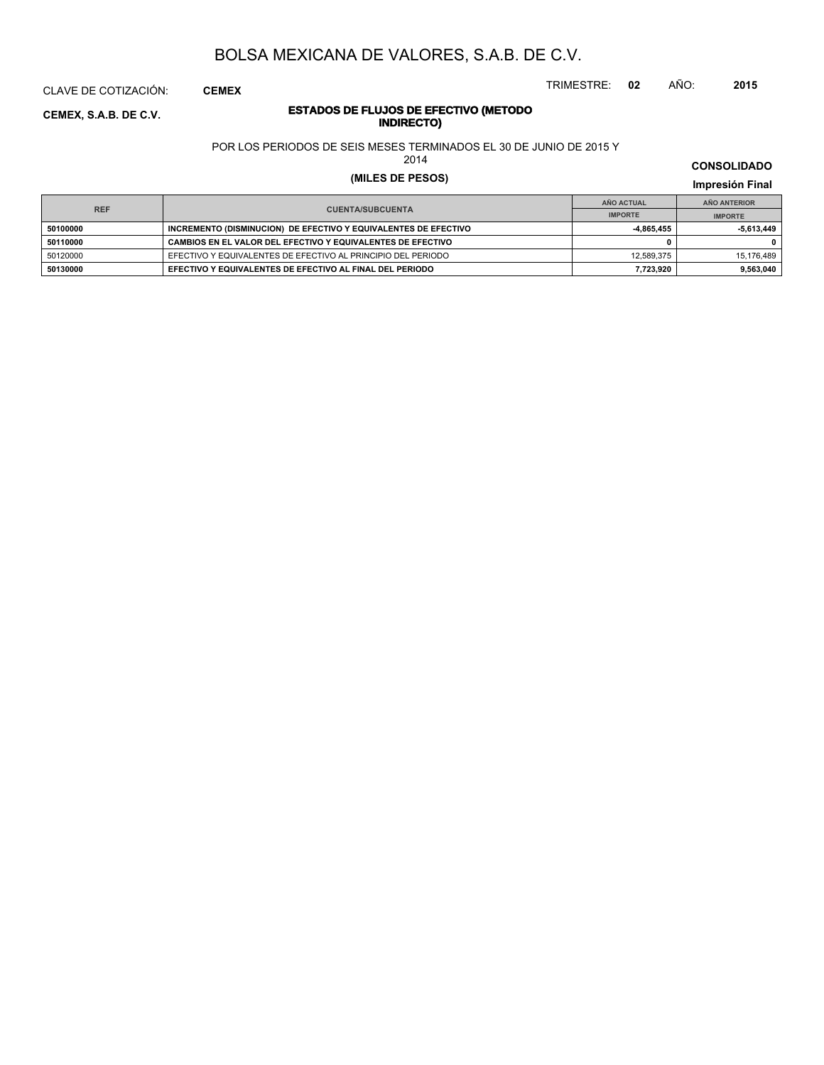# BOLSA MEXICANA DE VALORES, S.A.B. DE C.V.

CLAVE DE COTIZACIÓN: **CEMEX**

TRIMESTRE: **02** AÑO: **2015**

**CEMEX, S.A.B. DE C.V.**

## ESTADOS DE FLUJOS DE EFECTIVO (METODO INDIRECTO)

POR LOS PERIODOS DE SEIS MESES TERMINADOS EL 30 DE JUNIO DE 2015 Y 2014

**(MILES DE PESOS)**

**CONSOLIDADO**

**Impresión Final**

| REF | CUENTA/SUBCUENTA | AÑO ACTUAL | AÑO ANTERIOR |
|---|---|---|---|
| | | IMPORTE | IMPORTE |
| **50100000** | **INCREMENTO (DISMINUCION) DE EFECTIVO Y EQUIVALENTES DE EFECTIVO** | **-4,865,455** | **-5,613,449** |
| **50110000** | **CAMBIOS EN EL VALOR DEL EFECTIVO Y EQUIVALENTES DE EFECTIVO** | **0** | **0** |
| 50120000 | EFECTIVO Y EQUIVALENTES DE EFECTIVO AL PRINCIPIO DEL PERIODO | 12,589,375 | 15,176,489 |
| **50130000** | **EFECTIVO Y EQUIVALENTES DE EFECTIVO AL FINAL DEL PERIODO** | **7,723,920** | **9,563,040** |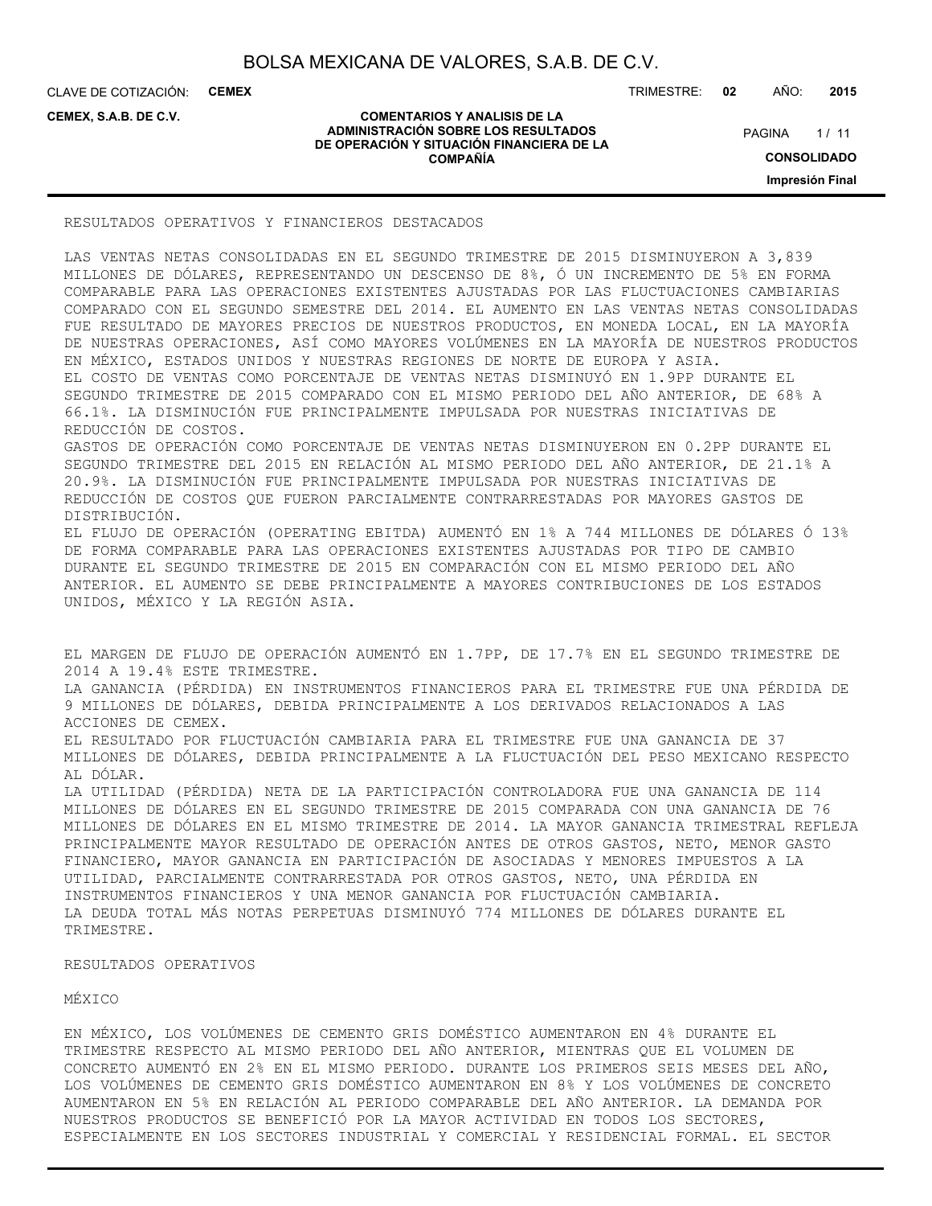## RESULTADOS OPERATIVOS Y FINANCIEROS DESTACADOS

LAS VENTAS NETAS CONSOLIDADAS EN EL SEGUNDO TRIMESTRE DE 2015 DISMINUYERON A 3,839 MILLONES DE DÓLARES, REPRESENTANDO UN DESCENSO DE 8%, Ó UN INCREMENTO DE 5% EN FORMA COMPARABLE PARA LAS OPERACIONES EXISTENTES AJUSTADAS POR LAS FLUCTUACIONES CAMBIARIAS COMPARADO CON EL SEGUNDO SEMESTRE DEL 2014. EL AUMENTO EN LAS VENTAS NETAS CONSOLIDADAS FUE RESULTADO DE MAYORES PRECIOS DE NUESTROS PRODUCTOS, EN MONEDA LOCAL, EN LA MAYORÍA DE NUESTRAS OPERACIONES, ASÍ COMO MAYORES VOLÚMENES EN LA MAYORÍA DE NUESTROS PRODUCTOS EN MÉXICO, ESTADOS UNIDOS Y NUESTRAS REGIONES DE NORTE DE EUROPA Y ASIA.

EL COSTO DE VENTAS COMO PORCENTAJE DE VENTAS NETAS DISMINUYÓ EN 1.9PP DURANTE EL SEGUNDO TRIMESTRE DE 2015 COMPARADO CON EL MISMO PERIODO DEL AÑO ANTERIOR, DE 68% A 66.1%. LA DISMINUCIÓN FUE PRINCIPALMENTE IMPULSADA POR NUESTRAS INICIATIVAS DE REDUCCIÓN DE COSTOS.

GASTOS DE OPERACIÓN COMO PORCENTAJE DE VENTAS NETAS DISMINUYERON EN 0.2PP DURANTE EL SEGUNDO TRIMESTRE DEL 2015 EN RELACIÓN AL MISMO PERIODO DEL AÑO ANTERIOR, DE 21.1% A 20.9%. LA DISMINUCIÓN FUE PRINCIPALMENTE IMPULSADA POR NUESTRAS INICIATIVAS DE REDUCCIÓN DE COSTOS QUE FUERON PARCIALMENTE CONTRARRESTADAS POR MAYORES GASTOS DE DISTRIBUCIÓN.

EL FLUJO DE OPERACIÓN (OPERATING EBITDA) AUMENTÓ EN 1% A 744 MILLONES DE DÓLARES Ó 13% DE FORMA COMPARABLE PARA LAS OPERACIONES EXISTENTES AJUSTADAS POR TIPO DE CAMBIO DURANTE EL SEGUNDO TRIMESTRE DE 2015 EN COMPARACIÓN CON EL MISMO PERIODO DEL AÑO ANTERIOR. EL AUMENTO SE DEBE PRINCIPALMENTE A MAYORES CONTRIBUCIONES DE LOS ESTADOS UNIDOS, MÉXICO Y LA REGIÓN ASIA.

EL MARGEN DE FLUJO DE OPERACIÓN AUMENTÓ EN 1.7PP, DE 17.7% EN EL SEGUNDO TRIMESTRE DE 2014 A 19.4% ESTE TRIMESTRE.

LA GANANCIA (PÉRDIDA) EN INSTRUMENTOS FINANCIEROS PARA EL TRIMESTRE FUE UNA PÉRDIDA DE 9 MILLONES DE DÓLARES, DEBIDA PRINCIPALMENTE A LOS DERIVADOS RELACIONADOS A LAS ACCIONES DE CEMEX.

EL RESULTADO POR FLUCTUACIÓN CAMBIARIA PARA EL TRIMESTRE FUE UNA GANANCIA DE 37 MILLONES DE DÓLARES, DEBIDA PRINCIPALMENTE A LA FLUCTUACIÓN DEL PESO MEXICANO RESPECTO AL DÓLAR.

LA UTILIDAD (PÉRDIDA) NETA DE LA PARTICIPACIÓN CONTROLADORA FUE UNA GANANCIA DE 114 MILLONES DE DÓLARES EN EL SEGUNDO TRIMESTRE DE 2015 COMPARADA CON UNA GANANCIA DE 76 MILLONES DE DÓLARES EN EL MISMO TRIMESTRE DE 2014. LA MAYOR GANANCIA TRIMESTRAL REFLEJA PRINCIPALMENTE MAYOR RESULTADO DE OPERACIÓN ANTES DE OTROS GASTOS, NETO, MENOR GASTO FINANCIERO, MAYOR GANANCIA EN PARTICIPACIÓN DE ASOCIADAS Y MENORES IMPUESTOS A LA UTILIDAD, PARCIALMENTE CONTRARRESTADA POR OTROS GASTOS, NETO, UNA PÉRDIDA EN INSTRUMENTOS FINANCIEROS Y UNA MENOR GANANCIA POR FLUCTUACIÓN CAMBIARIA.

LA DEUDA TOTAL MÁS NOTAS PERPETUAS DISMINUYÓ 774 MILLONES DE DÓLARES DURANTE EL TRIMESTRE.

## RESULTADOS OPERATIVOS

### MÉXICO

EN MÉXICO, LOS VOLÚMENES DE CEMENTO GRIS DOMÉSTICO AUMENTARON EN 4% DURANTE EL TRIMESTRE RESPECTO AL MISMO PERIODO DEL AÑO ANTERIOR, MIENTRAS QUE EL VOLUMEN DE CONCRETO AUMENTÓ EN 2% EN EL MISMO PERIODO. DURANTE LOS PRIMEROS SEIS MESES DEL AÑO, LOS VOLÚMENES DE CEMENTO GRIS DOMÉSTICO AUMENTARON EN 8% Y LOS VOLÚMENES DE CONCRETO AUMENTARON EN 5% EN RELACIÓN AL PERIODO COMPARABLE DEL AÑO ANTERIOR. LA DEMANDA POR NUESTROS PRODUCTOS SE BENEFICIÓ POR LA MAYOR ACTIVIDAD EN TODOS LOS SECTORES, ESPECIALMENTE EN LOS SECTORES INDUSTRIAL Y COMERCIAL Y RESIDENCIAL FORMAL. EL SECTOR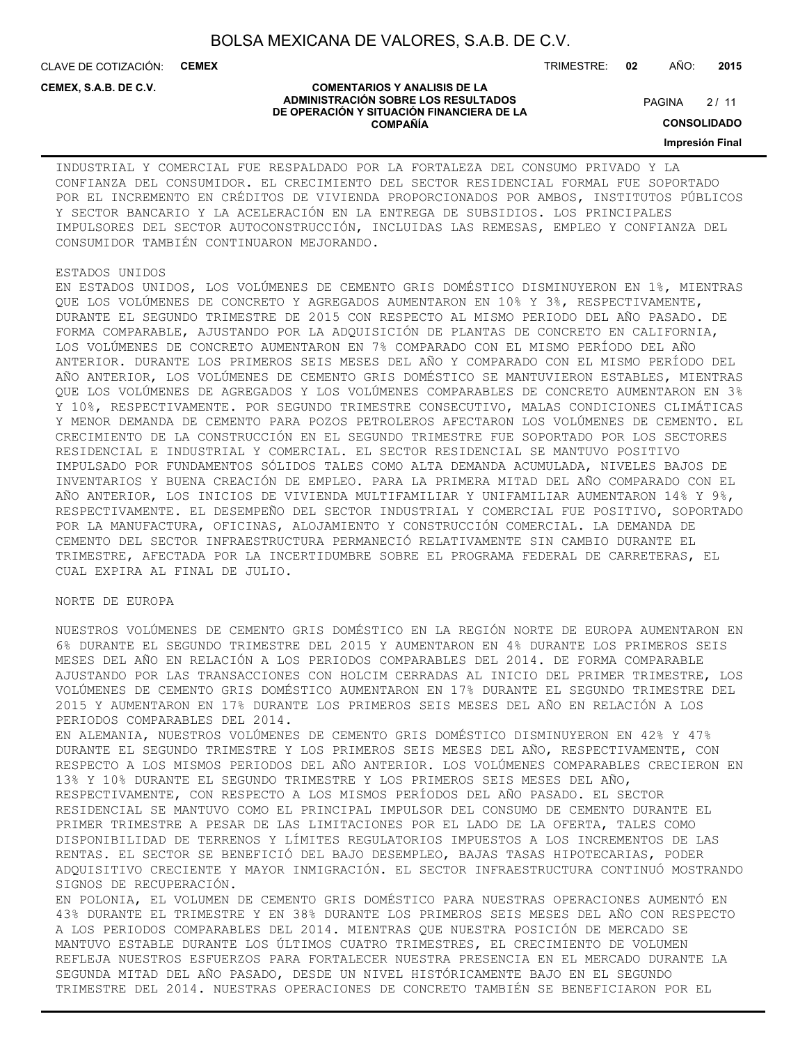INDUSTRIAL Y COMERCIAL FUE RESPALDADO POR LA FORTALEZA DEL CONSUMO PRIVADO Y LA CONFIANZA DEL CONSUMIDOR. EL CRECIMIENTO DEL SECTOR RESIDENCIAL FORMAL FUE SOPORTADO POR EL INCREMENTO EN CRÉDITOS DE VIVIENDA PROPORCIONADOS POR AMBOS, INSTITUTOS PÚBLICOS Y SECTOR BANCARIO Y LA ACELERACIÓN EN LA ENTREGA DE SUBSIDIOS. LOS PRINCIPALES IMPULSORES DEL SECTOR AUTOCONSTRUCCIÓN, INCLUIDAS LAS REMESAS, EMPLEO Y CONFIANZA DEL CONSUMIDOR TAMBIÉN CONTINUARON MEJORANDO.

ESTADOS UNIDOS

EN ESTADOS UNIDOS, LOS VOLÚMENES DE CEMENTO GRIS DOMÉSTICO DISMINUYERON EN 1%, MIENTRAS QUE LOS VOLÚMENES DE CONCRETO Y AGREGADOS AUMENTARON EN 10% Y 3%, RESPECTIVAMENTE, DURANTE EL SEGUNDO TRIMESTRE DE 2015 CON RESPECTO AL MISMO PERIODO DEL AÑO PASADO. DE FORMA COMPARABLE, AJUSTANDO POR LA ADQUISICIÓN DE PLANTAS DE CONCRETO EN CALIFORNIA, LOS VOLÚMENES DE CONCRETO AUMENTARON EN 7% COMPARADO CON EL MISMO PERÍODO DEL AÑO ANTERIOR. DURANTE LOS PRIMEROS SEIS MESES DEL AÑO Y COMPARADO CON EL MISMO PERÍODO DEL AÑO ANTERIOR, LOS VOLÚMENES DE CEMENTO GRIS DOMÉSTICO SE MANTUVIERON ESTABLES, MIENTRAS QUE LOS VOLÚMENES DE AGREGADOS Y LOS VOLÚMENES COMPARABLES DE CONCRETO AUMENTARON EN 3% Y 10%, RESPECTIVAMENTE. POR SEGUNDO TRIMESTRE CONSECUTIVO, MALAS CONDICIONES CLIMÁTICAS Y MENOR DEMANDA DE CEMENTO PARA POZOS PETROLEROS AFECTARON LOS VOLÚMENES DE CEMENTO. EL CRECIMIENTO DE LA CONSTRUCCIÓN EN EL SEGUNDO TRIMESTRE FUE SOPORTADO POR LOS SECTORES RESIDENCIAL E INDUSTRIAL Y COMERCIAL. EL SECTOR RESIDENCIAL SE MANTUVO POSITIVO IMPULSADO POR FUNDAMENTOS SÓLIDOS TALES COMO ALTA DEMANDA ACUMULADA, NIVELES BAJOS DE INVENTARIOS Y BUENA CREACIÓN DE EMPLEO. PARA LA PRIMERA MITAD DEL AÑO COMPARADO CON EL AÑO ANTERIOR, LOS INICIOS DE VIVIENDA MULTIFAMILIAR Y UNIFAMILIAR AUMENTARON 14% Y 9%, RESPECTIVAMENTE. EL DESEMPEÑO DEL SECTOR INDUSTRIAL Y COMERCIAL FUE POSITIVO, SOPORTADO POR LA MANUFACTURA, OFICINAS, ALOJAMIENTO Y CONSTRUCCIÓN COMERCIAL. LA DEMANDA DE CEMENTO DEL SECTOR INFRAESTRUCTURA PERMANECIÓ RELATIVAMENTE SIN CAMBIO DURANTE EL TRIMESTRE, AFECTADA POR LA INCERTIDUMBRE SOBRE EL PROGRAMA FEDERAL DE CARRETERAS, EL CUAL EXPIRA AL FINAL DE JULIO.

NORTE DE EUROPA

NUESTROS VOLÚMENES DE CEMENTO GRIS DOMÉSTICO EN LA REGIÓN NORTE DE EUROPA AUMENTARON EN 6% DURANTE EL SEGUNDO TRIMESTRE DEL 2015 Y AUMENTARON EN 4% DURANTE LOS PRIMEROS SEIS MESES DEL AÑO EN RELACIÓN A LOS PERIODOS COMPARABLES DEL 2014. DE FORMA COMPARABLE AJUSTANDO POR LAS TRANSACCIONES CON HOLCIM CERRADAS AL INICIO DEL PRIMER TRIMESTRE, LOS VOLÚMENES DE CEMENTO GRIS DOMÉSTICO AUMENTARON EN 17% DURANTE EL SEGUNDO TRIMESTRE DEL 2015 Y AUMENTARON EN 17% DURANTE LOS PRIMEROS SEIS MESES DEL AÑO EN RELACIÓN A LOS PERIODOS COMPARABLES DEL 2014.

EN ALEMANIA, NUESTROS VOLÚMENES DE CEMENTO GRIS DOMÉSTICO DISMINUYERON EN 42% Y 47% DURANTE EL SEGUNDO TRIMESTRE Y LOS PRIMEROS SEIS MESES DEL AÑO, RESPECTIVAMENTE, CON RESPECTO A LOS MISMOS PERIODOS DEL AÑO ANTERIOR. LOS VOLÚMENES COMPARABLES CRECIERON EN 13% Y 10% DURANTE EL SEGUNDO TRIMESTRE Y LOS PRIMEROS SEIS MESES DEL AÑO, RESPECTIVAMENTE, CON RESPECTO A LOS MISMOS PERÍODOS DEL AÑO PASADO. EL SECTOR RESIDENCIAL SE MANTUVO COMO EL PRINCIPAL IMPULSOR DEL CONSUMO DE CEMENTO DURANTE EL PRIMER TRIMESTRE A PESAR DE LAS LIMITACIONES POR EL LADO DE LA OFERTA, TALES COMO DISPONIBILIDAD DE TERRENOS Y LÍMITES REGULATORIOS IMPUESTOS A LOS INCREMENTOS DE LAS RENTAS. EL SECTOR SE BENEFICIÓ DEL BAJO DESEMPLEO, BAJAS TASAS HIPOTECARIAS, PODER ADQUISITIVO CRECIENTE Y MAYOR INMIGRACIÓN. EL SECTOR INFRAESTRUCTURA CONTINUÓ MOSTRANDO SIGNOS DE RECUPERACIÓN.

EN POLONIA, EL VOLUMEN DE CEMENTO GRIS DOMÉSTICO PARA NUESTRAS OPERACIONES AUMENTÓ EN 43% DURANTE EL TRIMESTRE Y EN 38% DURANTE LOS PRIMEROS SEIS MESES DEL AÑO CON RESPECTO A LOS PERIODOS COMPARABLES DEL 2014. MIENTRAS QUE NUESTRA POSICIÓN DE MERCADO SE MANTUVO ESTABLE DURANTE LOS ÚLTIMOS CUATRO TRIMESTRES, EL CRECIMIENTO DE VOLUMEN REFLEJA NUESTROS ESFUERZOS PARA FORTALECER NUESTRA PRESENCIA EN EL MERCADO DURANTE LA SEGUNDA MITAD DEL AÑO PASADO, DESDE UN NIVEL HISTÓRICAMENTE BAJO EN EL SEGUNDO TRIMESTRE DEL 2014. NUESTRAS OPERACIONES DE CONCRETO TAMBIÉN SE BENEFICIARON POR EL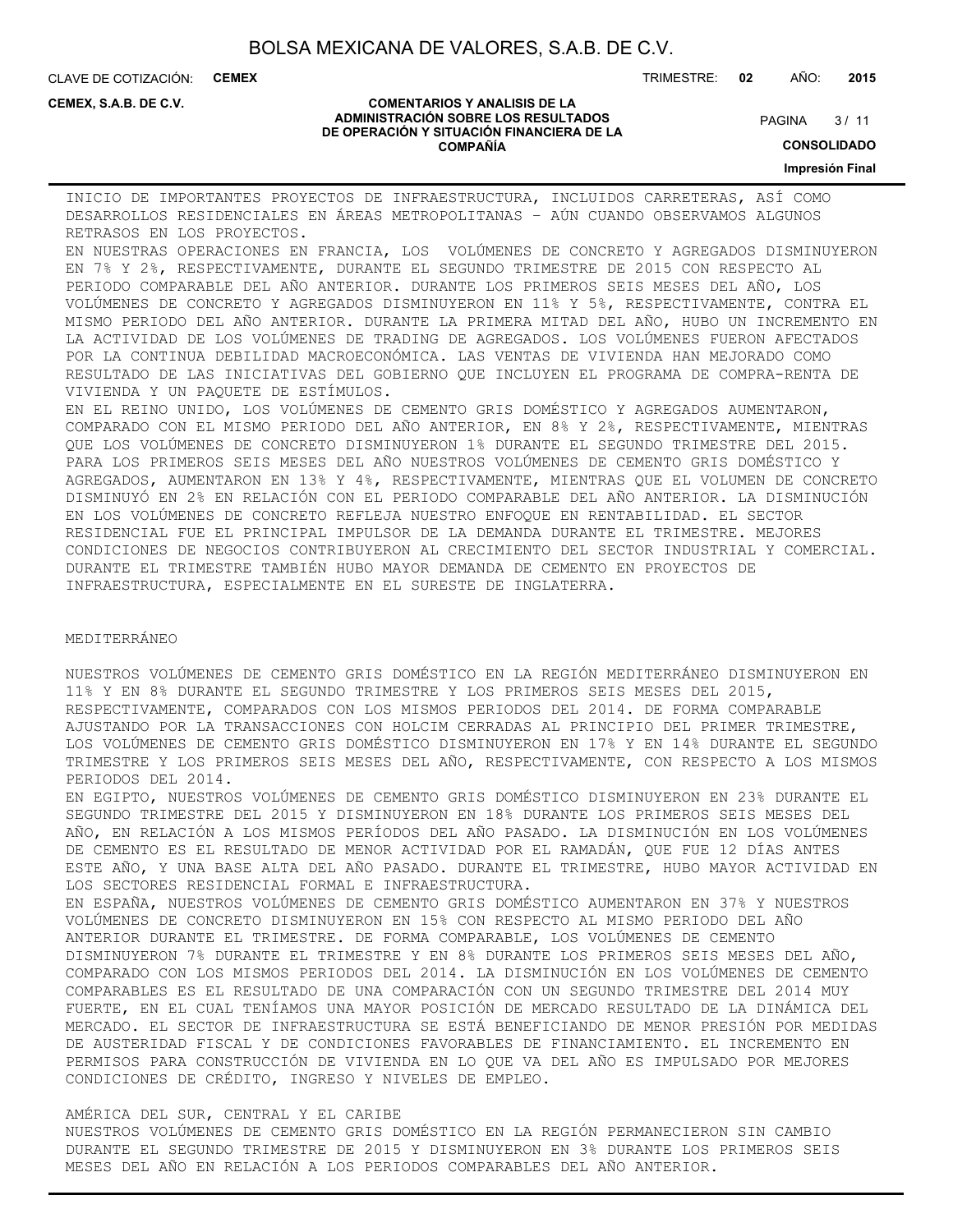INICIO DE IMPORTANTES PROYECTOS DE INFRAESTRUCTURA, INCLUIDOS CARRETERAS, ASÍ COMO DESARROLLOS RESIDENCIALES EN ÁREAS METROPOLITANAS - AÚN CUANDO OBSERVAMOS ALGUNOS RETRASOS EN LOS PROYECTOS.

EN NUESTRAS OPERACIONES EN FRANCIA, LOS VOLÚMENES DE CONCRETO Y AGREGADOS DISMINUYERON EN 7% Y 2%, RESPECTIVAMENTE, DURANTE EL SEGUNDO TRIMESTRE DE 2015 CON RESPECTO AL PERIODO COMPARABLE DEL AÑO ANTERIOR. DURANTE LOS PRIMEROS SEIS MESES DEL AÑO, LOS VOLÚMENES DE CONCRETO Y AGREGADOS DISMINUYERON EN 11% Y 5%, RESPECTIVAMENTE, CONTRA EL MISMO PERIODO DEL AÑO ANTERIOR. DURANTE LA PRIMERA MITAD DEL AÑO, HUBO UN INCREMENTO EN LA ACTIVIDAD DE LOS VOLÚMENES DE TRADING DE AGREGADOS. LOS VOLÚMENES FUERON AFECTADOS POR LA CONTINUA DEBILIDAD MACROECONÓMICA. LAS VENTAS DE VIVIENDA HAN MEJORADO COMO RESULTADO DE LAS INICIATIVAS DEL GOBIERNO QUE INCLUYEN EL PROGRAMA DE COMPRA-RENTA DE VIVIENDA Y UN PAQUETE DE ESTÍMULOS.

EN EL REINO UNIDO, LOS VOLÚMENES DE CEMENTO GRIS DOMÉSTICO Y AGREGADOS AUMENTARON, COMPARADO CON EL MISMO PERIODO DEL AÑO ANTERIOR, EN 8% Y 2%, RESPECTIVAMENTE, MIENTRAS QUE LOS VOLÚMENES DE CONCRETO DISMINUYERON 1% DURANTE EL SEGUNDO TRIMESTRE DEL 2015. PARA LOS PRIMEROS SEIS MESES DEL AÑO NUESTROS VOLÚMENES DE CEMENTO GRIS DOMÉSTICO Y AGREGADOS, AUMENTARON EN 13% Y 4%, RESPECTIVAMENTE, MIENTRAS QUE EL VOLUMEN DE CONCRETO DISMINUYÓ EN 2% EN RELACIÓN CON EL PERIODO COMPARABLE DEL AÑO ANTERIOR. LA DISMINUCIÓN EN LOS VOLÚMENES DE CONCRETO REFLEJA NUESTRO ENFOQUE EN RENTABILIDAD. EL SECTOR RESIDENCIAL FUE EL PRINCIPAL IMPULSOR DE LA DEMANDA DURANTE EL TRIMESTRE. MEJORES CONDICIONES DE NEGOCIOS CONTRIBUYERON AL CRECIMIENTO DEL SECTOR INDUSTRIAL Y COMERCIAL. DURANTE EL TRIMESTRE TAMBIÉN HUBO MAYOR DEMANDA DE CEMENTO EN PROYECTOS DE INFRAESTRUCTURA, ESPECIALMENTE EN EL SURESTE DE INGLATERRA.

MEDITERRÁNEO

NUESTROS VOLÚMENES DE CEMENTO GRIS DOMÉSTICO EN LA REGIÓN MEDITERRÁNEO DISMINUYERON EN 11% Y EN 8% DURANTE EL SEGUNDO TRIMESTRE Y LOS PRIMEROS SEIS MESES DEL 2015, RESPECTIVAMENTE, COMPARADOS CON LOS MISMOS PERIODOS DEL 2014. DE FORMA COMPARABLE AJUSTANDO POR LA TRANSACCIONES CON HOLCIM CERRADAS AL PRINCIPIO DEL PRIMER TRIMESTRE, LOS VOLÚMENES DE CEMENTO GRIS DOMÉSTICO DISMINUYERON EN 17% Y EN 14% DURANTE EL SEGUNDO TRIMESTRE Y LOS PRIMEROS SEIS MESES DEL AÑO, RESPECTIVAMENTE, CON RESPECTO A LOS MISMOS PERIODOS DEL 2014.

EN EGIPTO, NUESTROS VOLÚMENES DE CEMENTO GRIS DOMÉSTICO DISMINUYERON EN 23% DURANTE EL SEGUNDO TRIMESTRE DEL 2015 Y DISMINUYERON EN 18% DURANTE LOS PRIMEROS SEIS MESES DEL AÑO, EN RELACIÓN A LOS MISMOS PERÍODOS DEL AÑO PASADO. LA DISMINUCIÓN EN LOS VOLÚMENES DE CEMENTO ES EL RESULTADO DE MENOR ACTIVIDAD POR EL RAMADÁN, QUE FUE 12 DÍAS ANTES ESTE AÑO, Y UNA BASE ALTA DEL AÑO PASADO. DURANTE EL TRIMESTRE, HUBO MAYOR ACTIVIDAD EN LOS SECTORES RESIDENCIAL FORMAL E INFRAESTRUCTURA.

EN ESPAÑA, NUESTROS VOLÚMENES DE CEMENTO GRIS DOMÉSTICO AUMENTARON EN 37% Y NUESTROS VOLÚMENES DE CONCRETO DISMINUYERON EN 15% CON RESPECTO AL MISMO PERIODO DEL AÑO ANTERIOR DURANTE EL TRIMESTRE. DE FORMA COMPARABLE, LOS VOLÚMENES DE CEMENTO DISMINUYERON 7% DURANTE EL TRIMESTRE Y EN 8% DURANTE LOS PRIMEROS SEIS MESES DEL AÑO, COMPARADO CON LOS MISMOS PERIODOS DEL 2014. LA DISMINUCIÓN EN LOS VOLÚMENES DE CEMENTO COMPARABLES ES EL RESULTADO DE UNA COMPARACIÓN CON UN SEGUNDO TRIMESTRE DEL 2014 MUY FUERTE, EN EL CUAL TENÍAMOS UNA MAYOR POSICIÓN DE MERCADO RESULTADO DE LA DINÁMICA DEL MERCADO. EL SECTOR DE INFRAESTRUCTURA SE ESTÁ BENEFICIANDO DE MENOR PRESIÓN POR MEDIDAS DE AUSTERIDAD FISCAL Y DE CONDICIONES FAVORABLES DE FINANCIAMIENTO. EL INCREMENTO EN PERMISOS PARA CONSTRUCCIÓN DE VIVIENDA EN LO QUE VA DEL AÑO ES IMPULSADO POR MEJORES CONDICIONES DE CRÉDITO, INGRESO Y NIVELES DE EMPLEO.

AMÉRICA DEL SUR, CENTRAL Y EL CARIBE

NUESTROS VOLÚMENES DE CEMENTO GRIS DOMÉSTICO EN LA REGIÓN PERMANECIERON SIN CAMBIO DURANTE EL SEGUNDO TRIMESTRE DE 2015 Y DISMINUYERON EN 3% DURANTE LOS PRIMEROS SEIS MESES DEL AÑO EN RELACIÓN A LOS PERIODOS COMPARABLES DEL AÑO ANTERIOR.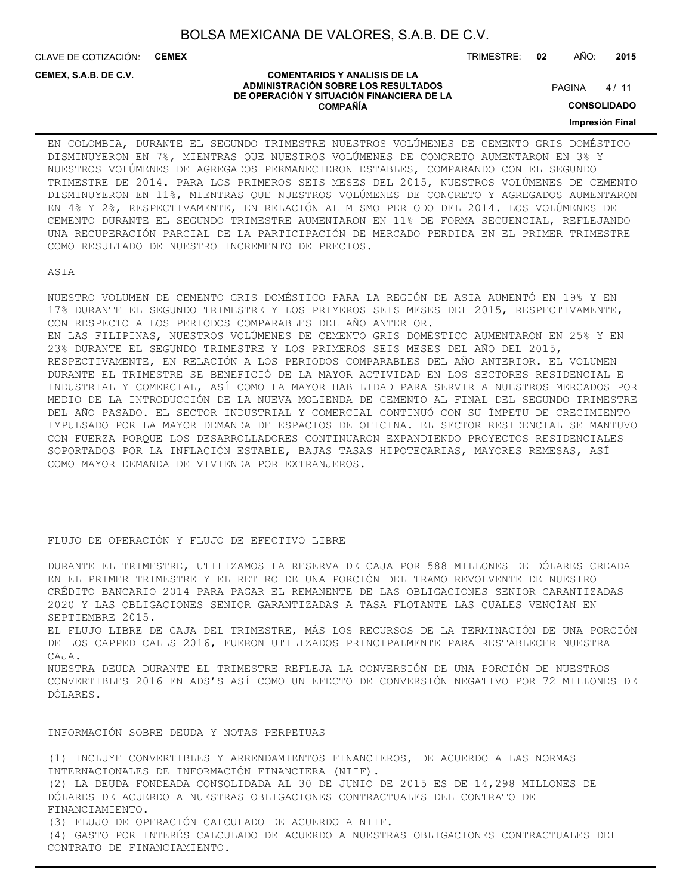EN COLOMBIA, DURANTE EL SEGUNDO TRIMESTRE NUESTROS VOLÚMENES DE CEMENTO GRIS DOMÉSTICO DISMINUYERON EN 7%, MIENTRAS QUE NUESTROS VOLÚMENES DE CONCRETO AUMENTARON EN 3% Y NUESTROS VOLÚMENES DE AGREGADOS PERMANECIERON ESTABLES, COMPARANDO CON EL SEGUNDO TRIMESTRE DE 2014. PARA LOS PRIMEROS SEIS MESES DEL 2015, NUESTROS VOLÚMENES DE CEMENTO DISMINUYERON EN 11%, MIENTRAS QUE NUESTROS VOLÚMENES DE CONCRETO Y AGREGADOS AUMENTARON EN 4% Y 2%, RESPECTIVAMENTE, EN RELACIÓN AL MISMO PERIODO DEL 2014. LOS VOLÚMENES DE CEMENTO DURANTE EL SEGUNDO TRIMESTRE AUMENTARON EN 11% DE FORMA SECUENCIAL, REFLEJANDO UNA RECUPERACIÓN PARCIAL DE LA PARTICIPACIÓN DE MERCADO PERDIDA EN EL PRIMER TRIMESTRE COMO RESULTADO DE NUESTRO INCREMENTO DE PRECIOS.

ASIA

NUESTRO VOLUMEN DE CEMENTO GRIS DOMÉSTICO PARA LA REGIÓN DE ASIA AUMENTÓ EN 19% Y EN 17% DURANTE EL SEGUNDO TRIMESTRE Y LOS PRIMEROS SEIS MESES DEL 2015, RESPECTIVAMENTE, CON RESPECTO A LOS PERIODOS COMPARABLES DEL AÑO ANTERIOR.
EN LAS FILIPINAS, NUESTROS VOLÚMENES DE CEMENTO GRIS DOMÉSTICO AUMENTARON EN 25% Y EN 23% DURANTE EL SEGUNDO TRIMESTRE Y LOS PRIMEROS SEIS MESES DEL AÑO DEL 2015, RESPECTIVAMENTE, EN RELACIÓN A LOS PERIODOS COMPARABLES DEL AÑO ANTERIOR. EL VOLUMEN DURANTE EL TRIMESTRE SE BENEFICIÓ DE LA MAYOR ACTIVIDAD EN LOS SECTORES RESIDENCIAL E INDUSTRIAL Y COMERCIAL, ASÍ COMO LA MAYOR HABILIDAD PARA SERVIR A NUESTROS MERCADOS POR MEDIO DE LA INTRODUCCIÓN DE LA NUEVA MOLIENDA DE CEMENTO AL FINAL DEL SEGUNDO TRIMESTRE DEL AÑO PASADO. EL SECTOR INDUSTRIAL Y COMERCIAL CONTINUÓ CON SU ÍMPETU DE CRECIMIENTO IMPULSADO POR LA MAYOR DEMANDA DE ESPACIOS DE OFICINA. EL SECTOR RESIDENCIAL SE MANTUVO CON FUERZA PORQUE LOS DESARROLLADORES CONTINUARON EXPANDIENDO PROYECTOS RESIDENCIALES SOPORTADOS POR LA INFLACIÓN ESTABLE, BAJAS TASAS HIPOTECARIAS, MAYORES REMESAS, ASÍ COMO MAYOR DEMANDA DE VIVIENDA POR EXTRANJEROS.

FLUJO DE OPERACIÓN Y FLUJO DE EFECTIVO LIBRE

DURANTE EL TRIMESTRE, UTILIZAMOS LA RESERVA DE CAJA POR 588 MILLONES DE DÓLARES CREADA EN EL PRIMER TRIMESTRE Y EL RETIRO DE UNA PORCIÓN DEL TRAMO REVOLVENTE DE NUESTRO CRÉDITO BANCARIO 2014 PARA PAGAR EL REMANENTE DE LAS OBLIGACIONES SENIOR GARANTIZADAS 2020 Y LAS OBLIGACIONES SENIOR GARANTIZADAS A TASA FLOTANTE LAS CUALES VENCÍAN EN SEPTIEMBRE 2015.
EL FLUJO LIBRE DE CAJA DEL TRIMESTRE, MÁS LOS RECURSOS DE LA TERMINACIÓN DE UNA PORCIÓN DE LOS CAPPED CALLS 2016, FUERON UTILIZADOS PRINCIPALMENTE PARA RESTABLECER NUESTRA CAJA.
NUESTRA DEUDA DURANTE EL TRIMESTRE REFLEJA LA CONVERSIÓN DE UNA PORCIÓN DE NUESTROS CONVERTIBLES 2016 EN ADS'S ASÍ COMO UN EFECTO DE CONVERSIÓN NEGATIVO POR 72 MILLONES DE DÓLARES.

INFORMACIÓN SOBRE DEUDA Y NOTAS PERPETUAS

(1) INCLUYE CONVERTIBLES Y ARRENDAMIENTOS FINANCIEROS, DE ACUERDO A LAS NORMAS INTERNACIONALES DE INFORMACIÓN FINANCIERA (NIIF).
(2) LA DEUDA FONDEADA CONSOLIDADA AL 30 DE JUNIO DE 2015 ES DE 14,298 MILLONES DE DÓLARES DE ACUERDO A NUESTRAS OBLIGACIONES CONTRACTUALES DEL CONTRATO DE FINANCIAMIENTO.
(3) FLUJO DE OPERACIÓN CALCULADO DE ACUERDO A NIIF.
(4) GASTO POR INTERÉS CALCULADO DE ACUERDO A NUESTRAS OBLIGACIONES CONTRACTUALES DEL CONTRATO DE FINANCIAMIENTO.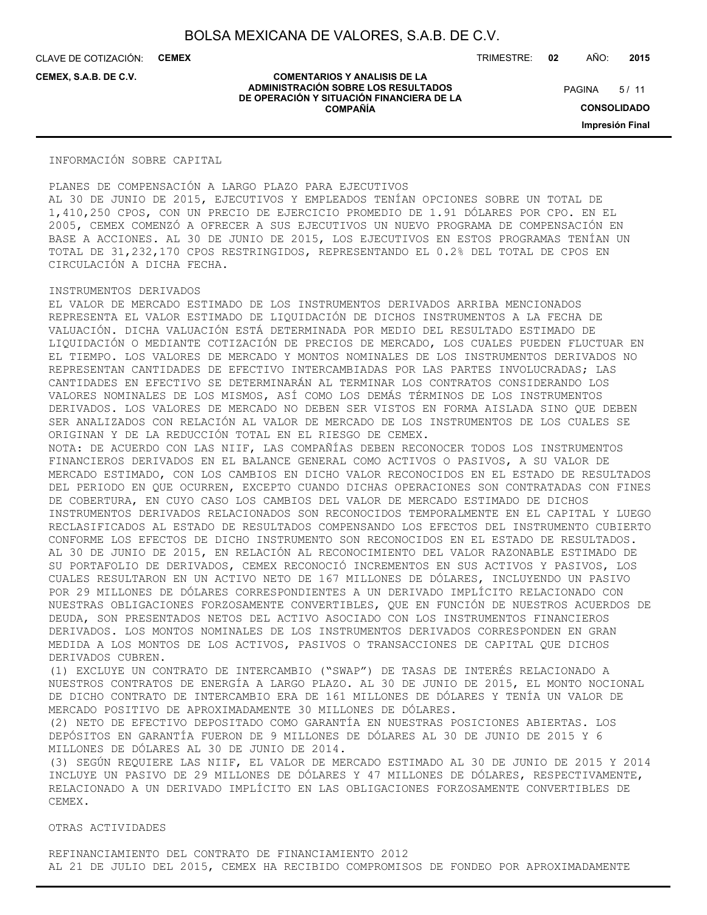INFORMACIÓN SOBRE CAPITAL

PLANES DE COMPENSACIÓN A LARGO PLAZO PARA EJECUTIVOS

AL 30 DE JUNIO DE 2015, EJECUTIVOS Y EMPLEADOS TENÍAN OPCIONES SOBRE UN TOTAL DE 1,410,250 CPOS, CON UN PRECIO DE EJERCICIO PROMEDIO DE 1.91 DÓLARES POR CPO. EN EL 2005, CEMEX COMENZÓ A OFRECER A SUS EJECUTIVOS UN NUEVO PROGRAMA DE COMPENSACIÓN EN BASE A ACCIONES. AL 30 DE JUNIO DE 2015, LOS EJECUTIVOS EN ESTOS PROGRAMAS TENÍAN UN TOTAL DE 31,232,170 CPOS RESTRINGIDOS, REPRESENTANDO EL 0.2% DEL TOTAL DE CPOS EN CIRCULACIÓN A DICHA FECHA.

INSTRUMENTOS DERIVADOS

EL VALOR DE MERCADO ESTIMADO DE LOS INSTRUMENTOS DERIVADOS ARRIBA MENCIONADOS REPRESENTA EL VALOR ESTIMADO DE LIQUIDACIÓN DE DICHOS INSTRUMENTOS A LA FECHA DE VALUACIÓN. DICHA VALUACIÓN ESTÁ DETERMINADA POR MEDIO DEL RESULTADO ESTIMADO DE LIQUIDACIÓN O MEDIANTE COTIZACIÓN DE PRECIOS DE MERCADO, LOS CUALES PUEDEN FLUCTUAR EN EL TIEMPO. LOS VALORES DE MERCADO Y MONTOS NOMINALES DE LOS INSTRUMENTOS DERIVADOS NO REPRESENTAN CANTIDADES DE EFECTIVO INTERCAMBIADAS POR LAS PARTES INVOLUCRADAS; LAS CANTIDADES EN EFECTIVO SE DETERMINARÁN AL TERMINAR LOS CONTRATOS CONSIDERANDO LOS VALORES NOMINALES DE LOS MISMOS, ASÍ COMO LOS DEMÁS TÉRMINOS DE LOS INSTRUMENTOS DERIVADOS. LOS VALORES DE MERCADO NO DEBEN SER VISTOS EN FORMA AISLADA SINO QUE DEBEN SER ANALIZADOS CON RELACIÓN AL VALOR DE MERCADO DE LOS INSTRUMENTOS DE LOS CUALES SE ORIGINAN Y DE LA REDUCCIÓN TOTAL EN EL RIESGO DE CEMEX.

NOTA: DE ACUERDO CON LAS NIIF, LAS COMPAÑÍAS DEBEN RECONOCER TODOS LOS INSTRUMENTOS FINANCIEROS DERIVADOS EN EL BALANCE GENERAL COMO ACTIVOS O PASIVOS, A SU VALOR DE MERCADO ESTIMADO, CON LOS CAMBIOS EN DICHO VALOR RECONOCIDOS EN EL ESTADO DE RESULTADOS DEL PERIODO EN QUE OCURREN, EXCEPTO CUANDO DICHAS OPERACIONES SON CONTRATADAS CON FINES DE COBERTURA, EN CUYO CASO LOS CAMBIOS DEL VALOR DE MERCADO ESTIMADO DE DICHOS INSTRUMENTOS DERIVADOS RELACIONADOS SON RECONOCIDOS TEMPORALMENTE EN EL CAPITAL Y LUEGO RECLASIFICADOS AL ESTADO DE RESULTADOS COMPENSANDO LOS EFECTOS DEL INSTRUMENTO CUBIERTO CONFORME LOS EFECTOS DE DICHO INSTRUMENTO SON RECONOCIDOS EN EL ESTADO DE RESULTADOS. AL 30 DE JUNIO DE 2015, EN RELACIÓN AL RECONOCIMIENTO DEL VALOR RAZONABLE ESTIMADO DE SU PORTAFOLIO DE DERIVADOS, CEMEX RECONOCIÓ INCREMENTOS EN SUS ACTIVOS Y PASIVOS, LOS CUALES RESULTARON EN UN ACTIVO NETO DE 167 MILLONES DE DÓLARES, INCLUYENDO UN PASIVO POR 29 MILLONES DE DÓLARES CORRESPONDIENTES A UN DERIVADO IMPLÍCITO RELACIONADO CON NUESTRAS OBLIGACIONES FORZOSAMENTE CONVERTIBLES, QUE EN FUNCIÓN DE NUESTROS ACUERDOS DE DEUDA, SON PRESENTADOS NETOS DEL ACTIVO ASOCIADO CON LOS INSTRUMENTOS FINANCIEROS DERIVADOS. LOS MONTOS NOMINALES DE LOS INSTRUMENTOS DERIVADOS CORRESPONDEN EN GRAN MEDIDA A LOS MONTOS DE LOS ACTIVOS, PASIVOS O TRANSACCIONES DE CAPITAL QUE DICHOS DERIVADOS CUBREN.

(1) EXCLUYE UN CONTRATO DE INTERCAMBIO ("SWAP") DE TASAS DE INTERÉS RELACIONADO A NUESTROS CONTRATOS DE ENERGÍA A LARGO PLAZO. AL 30 DE JUNIO DE 2015, EL MONTO NOCIONAL DE DICHO CONTRATO DE INTERCAMBIO ERA DE 161 MILLONES DE DÓLARES Y TENÍA UN VALOR DE MERCADO POSITIVO DE APROXIMADAMENTE 30 MILLONES DE DÓLARES.

(2) NETO DE EFECTIVO DEPOSITADO COMO GARANTÍA EN NUESTRAS POSICIONES ABIERTAS. LOS DEPÓSITOS EN GARANTÍA FUERON DE 9 MILLONES DE DÓLARES AL 30 DE JUNIO DE 2015 Y 6 MILLONES DE DÓLARES AL 30 DE JUNIO DE 2014.

(3) SEGÚN REQUIERE LAS NIIF, EL VALOR DE MERCADO ESTIMADO AL 30 DE JUNIO DE 2015 Y 2014 INCLUYE UN PASIVO DE 29 MILLONES DE DÓLARES Y 47 MILLONES DE DÓLARES, RESPECTIVAMENTE, RELACIONADO A UN DERIVADO IMPLÍCITO EN LAS OBLIGACIONES FORZOSAMENTE CONVERTIBLES DE CEMEX.

OTRAS ACTIVIDADES

REFINANCIAMIENTO DEL CONTRATO DE FINANCIAMIENTO 2012

AL 21 DE JULIO DEL 2015, CEMEX HA RECIBIDO COMPROMISOS DE FONDEO POR APROXIMADAMENTE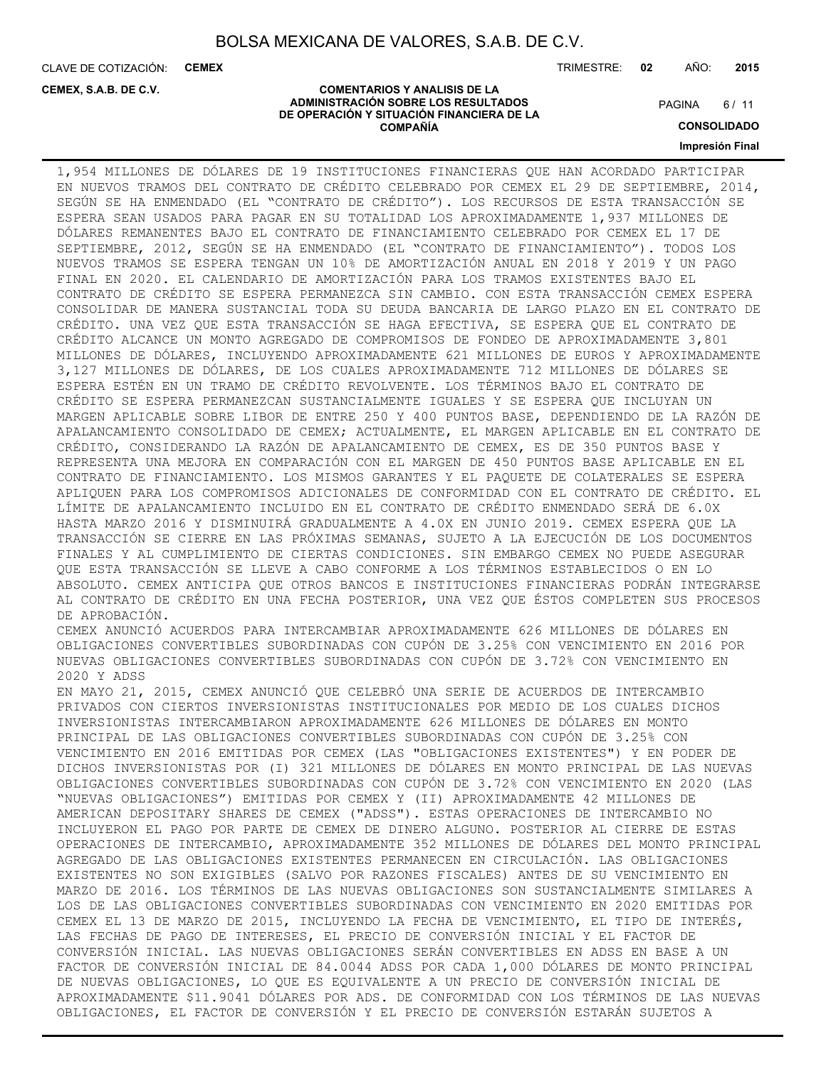1,954 MILLONES DE DÓLARES DE 19 INSTITUCIONES FINANCIERAS QUE HAN ACORDADO PARTICIPAR EN NUEVOS TRAMOS DEL CONTRATO DE CRÉDITO CELEBRADO POR CEMEX EL 29 DE SEPTIEMBRE, 2014, SEGÚN SE HA ENMENDADO (EL "CONTRATO DE CRÉDITO"). LOS RECURSOS DE ESTA TRANSACCIÓN SE ESPERA SEAN USADOS PARA PAGAR EN SU TOTALIDAD LOS APROXIMADAMENTE 1,937 MILLONES DE DÓLARES REMANENTES BAJO EL CONTRATO DE FINANCIAMIENTO CELEBRADO POR CEMEX EL 17 DE SEPTIEMBRE, 2012, SEGÚN SE HA ENMENDADO (EL "CONTRATO DE FINANCIAMIENTO"). TODOS LOS NUEVOS TRAMOS SE ESPERA TENGAN UN 10% DE AMORTIZACIÓN ANUAL EN 2018 Y 2019 Y UN PAGO FINAL EN 2020. EL CALENDARIO DE AMORTIZACIÓN PARA LOS TRAMOS EXISTENTES BAJO EL CONTRATO DE CRÉDITO SE ESPERA PERMANEZCA SIN CAMBIO. CON ESTA TRANSACCIÓN CEMEX ESPERA CONSOLIDAR DE MANERA SUSTANCIAL TODA SU DEUDA BANCARIA DE LARGO PLAZO EN EL CONTRATO DE CRÉDITO. UNA VEZ QUE ESTA TRANSACCIÓN SE HAGA EFECTIVA, SE ESPERA QUE EL CONTRATO DE CRÉDITO ALCANCE UN MONTO AGREGADO DE COMPROMISOS DE FONDEO DE APROXIMADAMENTE 3,801 MILLONES DE DÓLARES, INCLUYENDO APROXIMADAMENTE 621 MILLONES DE EUROS Y APROXIMADAMENTE 3,127 MILLONES DE DÓLARES, DE LOS CUALES APROXIMADAMENTE 712 MILLONES DE DÓLARES SE ESPERA ESTÉN EN UN TRAMO DE CRÉDITO REVOLVENTE. LOS TÉRMINOS BAJO EL CONTRATO DE CRÉDITO SE ESPERA PERMANEZCAN SUSTANCIALMENTE IGUALES Y SE ESPERA QUE INCLUYAN UN MARGEN APLICABLE SOBRE LIBOR DE ENTRE 250 Y 400 PUNTOS BASE, DEPENDIENDO DE LA RAZÓN DE APALANCAMIENTO CONSOLIDADO DE CEMEX; ACTUALMENTE, EL MARGEN APLICABLE EN EL CONTRATO DE CRÉDITO, CONSIDERANDO LA RAZÓN DE APALANCAMIENTO DE CEMEX, ES DE 350 PUNTOS BASE Y REPRESENTA UNA MEJORA EN COMPARACIÓN CON EL MARGEN DE 450 PUNTOS BASE APLICABLE EN EL CONTRATO DE FINANCIAMIENTO. LOS MISMOS GARANTES Y EL PAQUETE DE COLATERALES SE ESPERA APLIQUEN PARA LOS COMPROMISOS ADICIONALES DE CONFORMIDAD CON EL CONTRATO DE CRÉDITO. EL LÍMITE DE APALANCAMIENTO INCLUIDO EN EL CONTRATO DE CRÉDITO ENMENDADO SERÁ DE 6.0X HASTA MARZO 2016 Y DISMINUIRÁ GRADUALMENTE A 4.0X EN JUNIO 2019. CEMEX ESPERA QUE LA TRANSACCIÓN SE CIERRE EN LAS PRÓXIMAS SEMANAS, SUJETO A LA EJECUCIÓN DE LOS DOCUMENTOS FINALES Y AL CUMPLIMIENTO DE CIERTAS CONDICIONES. SIN EMBARGO CEMEX NO PUEDE ASEGURAR QUE ESTA TRANSACCIÓN SE LLEVE A CABO CONFORME A LOS TÉRMINOS ESTABLECIDOS O EN LO ABSOLUTO. CEMEX ANTICIPA QUE OTROS BANCOS E INSTITUCIONES FINANCIERAS PODRÁN INTEGRARSE AL CONTRATO DE CRÉDITO EN UNA FECHA POSTERIOR, UNA VEZ QUE ÉSTOS COMPLETEN SUS PROCESOS DE APROBACIÓN.

CEMEX ANUNCIÓ ACUERDOS PARA INTERCAMBIAR APROXIMADAMENTE 626 MILLONES DE DÓLARES EN OBLIGACIONES CONVERTIBLES SUBORDINADAS CON CUPÓN DE 3.25% CON VENCIMIENTO EN 2016 POR NUEVAS OBLIGACIONES CONVERTIBLES SUBORDINADAS CON CUPÓN DE 3.72% CON VENCIMIENTO EN 2020 Y ADSS

EN MAYO 21, 2015, CEMEX ANUNCIÓ QUE CELEBRÓ UNA SERIE DE ACUERDOS DE INTERCAMBIO PRIVADOS CON CIERTOS INVERSIONISTAS INSTITUCIONALES POR MEDIO DE LOS CUALES DICHOS INVERSIONISTAS INTERCAMBIARON APROXIMADAMENTE 626 MILLONES DE DÓLARES EN MONTO PRINCIPAL DE LAS OBLIGACIONES CONVERTIBLES SUBORDINADAS CON CUPÓN DE 3.25% CON VENCIMIENTO EN 2016 EMITIDAS POR CEMEX (LAS "OBLIGACIONES EXISTENTES") Y EN PODER DE DICHOS INVERSIONISTAS POR (I) 321 MILLONES DE DÓLARES EN MONTO PRINCIPAL DE LAS NUEVAS OBLIGACIONES CONVERTIBLES SUBORDINADAS CON CUPÓN DE 3.72% CON VENCIMIENTO EN 2020 (LAS "NUEVAS OBLIGACIONES") EMITIDAS POR CEMEX Y (II) APROXIMADAMENTE 42 MILLONES DE AMERICAN DEPOSITARY SHARES DE CEMEX ("ADSS"). ESTAS OPERACIONES DE INTERCAMBIO NO INCLUYERON EL PAGO POR PARTE DE CEMEX DE DINERO ALGUNO. POSTERIOR AL CIERRE DE ESTAS OPERACIONES DE INTERCAMBIO, APROXIMADAMENTE 352 MILLONES DE DÓLARES DEL MONTO PRINCIPAL AGREGADO DE LAS OBLIGACIONES EXISTENTES PERMANECEN EN CIRCULACIÓN. LAS OBLIGACIONES EXISTENTES NO SON EXIGIBLES (SALVO POR RAZONES FISCALES) ANTES DE SU VENCIMIENTO EN MARZO DE 2016. LOS TÉRMINOS DE LAS NUEVAS OBLIGACIONES SON SUSTANCIALMENTE SIMILARES A LOS DE LAS OBLIGACIONES CONVERTIBLES SUBORDINADAS CON VENCIMIENTO EN 2020 EMITIDAS POR CEMEX EL 13 DE MARZO DE 2015, INCLUYENDO LA FECHA DE VENCIMIENTO, EL TIPO DE INTERÉS, LAS FECHAS DE PAGO DE INTERESES, EL PRECIO DE CONVERSIÓN INICIAL Y EL FACTOR DE CONVERSIÓN INICIAL. LAS NUEVAS OBLIGACIONES SERÁN CONVERTIBLES EN ADSS EN BASE A UN FACTOR DE CONVERSIÓN INICIAL DE 84.0044 ADSS POR CADA 1,000 DÓLARES DE MONTO PRINCIPAL DE NUEVAS OBLIGACIONES, LO QUE ES EQUIVALENTE A UN PRECIO DE CONVERSIÓN INICIAL DE APROXIMADAMENTE $11.9041 DÓLARES POR ADS. DE CONFORMIDAD CON LOS TÉRMINOS DE LAS NUEVAS OBLIGACIONES, EL FACTOR DE CONVERSIÓN Y EL PRECIO DE CONVERSIÓN ESTARÁN SUJETOS A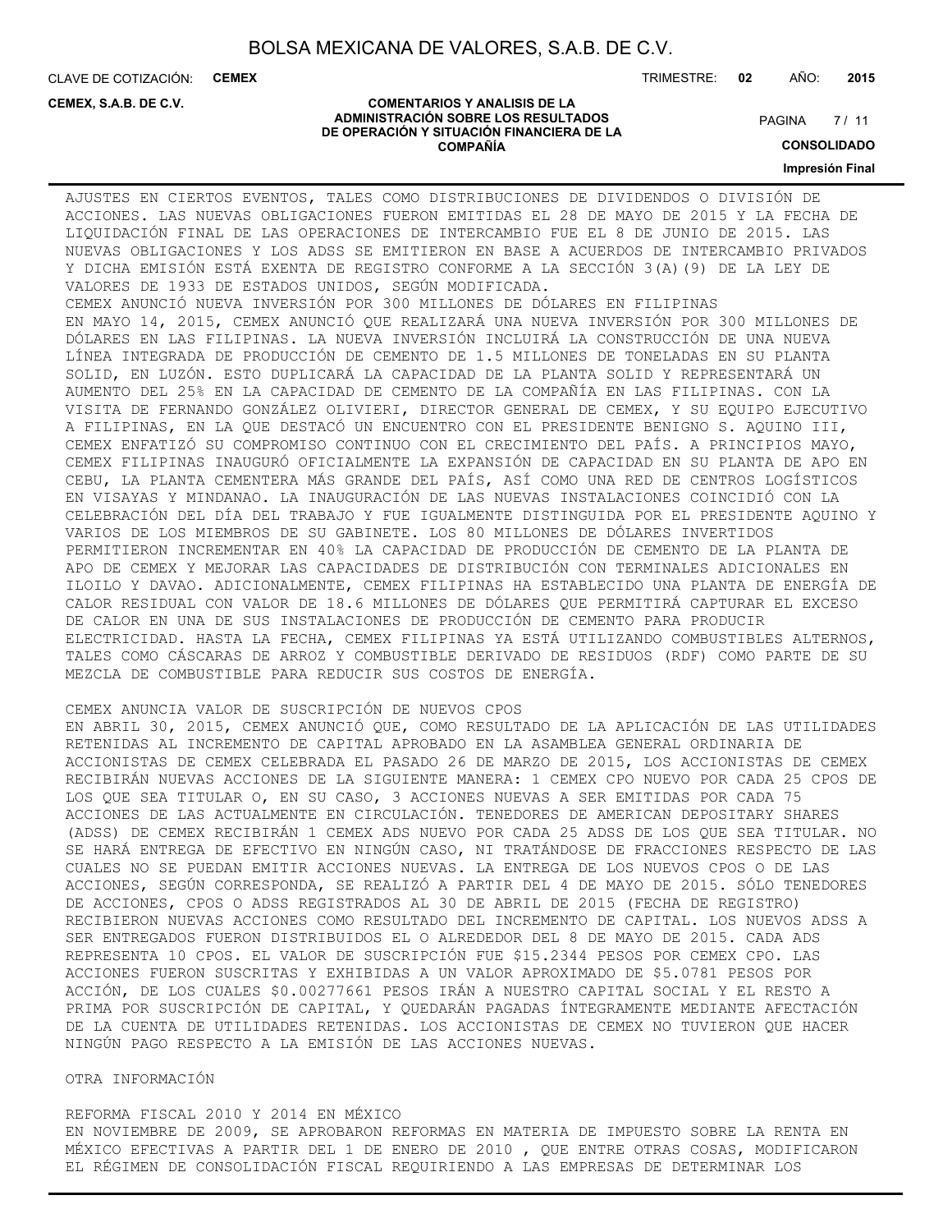AJUSTES EN CIERTOS EVENTOS, TALES COMO DISTRIBUCIONES DE DIVIDENDOS O DIVISIÓN DE ACCIONES. LAS NUEVAS OBLIGACIONES FUERON EMITIDAS EL 28 DE MAYO DE 2015 Y LA FECHA DE LIQUIDACIÓN FINAL DE LAS OPERACIONES DE INTERCAMBIO FUE EL 8 DE JUNIO DE 2015. LAS NUEVAS OBLIGACIONES Y LOS ADSS SE EMITIERON EN BASE A ACUERDOS DE INTERCAMBIO PRIVADOS Y DICHA EMISIÓN ESTÁ EXENTA DE REGISTRO CONFORME A LA SECCIÓN 3(A)(9) DE LA LEY DE VALORES DE 1933 DE ESTADOS UNIDOS, SEGÚN MODIFICADA.

CEMEX ANUNCIÓ NUEVA INVERSIÓN POR 300 MILLONES DE DÓLARES EN FILIPINAS

EN MAYO 14, 2015, CEMEX ANUNCIÓ QUE REALIZARÁ UNA NUEVA INVERSIÓN POR 300 MILLONES DE DÓLARES EN LAS FILIPINAS. LA NUEVA INVERSIÓN INCLUIRÁ LA CONSTRUCCIÓN DE UNA NUEVA LÍNEA INTEGRADA DE PRODUCCIÓN DE CEMENTO DE 1.5 MILLONES DE TONELADAS EN SU PLANTA SOLID, EN LUZÓN. ESTO DUPLICARÁ LA CAPACIDAD DE LA PLANTA SOLID Y REPRESENTARÁ UN AUMENTO DEL 25% EN LA CAPACIDAD DE CEMENTO DE LA COMPAÑÍA EN LAS FILIPINAS. CON LA VISITA DE FERNANDO GONZÁLEZ OLIVIERI, DIRECTOR GENERAL DE CEMEX, Y SU EQUIPO EJECUTIVO A FILIPINAS, EN LA QUE DESTACÓ UN ENCUENTRO CON EL PRESIDENTE BENIGNO S. AQUINO III, CEMEX ENFATIZÓ SU COMPROMISO CONTINUO CON EL CRECIMIENTO DEL PAÍS. A PRINCIPIOS MAYO, CEMEX FILIPINAS INAUGURÓ OFICIALMENTE LA EXPANSIÓN DE CAPACIDAD EN SU PLANTA DE APO EN CEBU, LA PLANTA CEMENTERA MÁS GRANDE DEL PAÍS, ASÍ COMO UNA RED DE CENTROS LOGÍSTICOS EN VISAYAS Y MINDANAO. LA INAUGURACIÓN DE LAS NUEVAS INSTALACIONES COINCIDIÓ CON LA CELEBRACIÓN DEL DÍA DEL TRABAJO Y FUE IGUALMENTE DISTINGUIDA POR EL PRESIDENTE AQUINO Y VARIOS DE LOS MIEMBROS DE SU GABINETE. LOS 80 MILLONES DE DÓLARES INVERTIDOS PERMITIERON INCREMENTAR EN 40% LA CAPACIDAD DE PRODUCCIÓN DE CEMENTO DE LA PLANTA DE APO DE CEMEX Y MEJORAR LAS CAPACIDADES DE DISTRIBUCIÓN CON TERMINALES ADICIONALES EN ILOILO Y DAVAO. ADICIONALMENTE, CEMEX FILIPINAS HA ESTABLECIDO UNA PLANTA DE ENERGÍA DE CALOR RESIDUAL CON VALOR DE 18.6 MILLONES DE DÓLARES QUE PERMITIRÁ CAPTURAR EL EXCESO DE CALOR EN UNA DE SUS INSTALACIONES DE PRODUCCIÓN DE CEMENTO PARA PRODUCIR ELECTRICIDAD. HASTA LA FECHA, CEMEX FILIPINAS YA ESTÁ UTILIZANDO COMBUSTIBLES ALTERNOS, TALES COMO CÁSCARAS DE ARROZ Y COMBUSTIBLE DERIVADO DE RESIDUOS (RDF) COMO PARTE DE SU MEZCLA DE COMBUSTIBLE PARA REDUCIR SUS COSTOS DE ENERGÍA.

CEMEX ANUNCIA VALOR DE SUSCRIPCIÓN DE NUEVOS CPOS

EN ABRIL 30, 2015, CEMEX ANUNCIÓ QUE, COMO RESULTADO DE LA APLICACIÓN DE LAS UTILIDADES RETENIDAS AL INCREMENTO DE CAPITAL APROBADO EN LA ASAMBLEA GENERAL ORDINARIA DE ACCIONISTAS DE CEMEX CELEBRADA EL PASADO 26 DE MARZO DE 2015, LOS ACCIONISTAS DE CEMEX RECIBIRÁN NUEVAS ACCIONES DE LA SIGUIENTE MANERA: 1 CEMEX CPO NUEVO POR CADA 25 CPOS DE LOS QUE SEA TITULAR O, EN SU CASO, 3 ACCIONES NUEVAS A SER EMITIDAS POR CADA 75 ACCIONES DE LAS ACTUALMENTE EN CIRCULACIÓN. TENEDORES DE AMERICAN DEPOSITARY SHARES (ADSS) DE CEMEX RECIBIRÁN 1 CEMEX ADS NUEVO POR CADA 25 ADSS DE LOS QUE SEA TITULAR. NO SE HARÁ ENTREGA DE EFECTIVO EN NINGÚN CASO, NI TRATÁNDOSE DE FRACCIONES RESPECTO DE LAS CUALES NO SE PUEDAN EMITIR ACCIONES NUEVAS. LA ENTREGA DE LOS NUEVOS CPOS O DE LAS ACCIONES, SEGÚN CORRESPONDA, SE REALIZÓ A PARTIR DEL 4 DE MAYO DE 2015. SÓLO TENEDORES DE ACCIONES, CPOS O ADSS REGISTRADOS AL 30 DE ABRIL DE 2015 (FECHA DE REGISTRO) RECIBIERON NUEVAS ACCIONES COMO RESULTADO DEL INCREMENTO DE CAPITAL. LOS NUEVOS ADSS A SER ENTREGADOS FUERON DISTRIBUIDOS EL O ALREDEDOR DEL 8 DE MAYO DE 2015. CADA ADS REPRESENTA 10 CPOS. EL VALOR DE SUSCRIPCIÓN FUE $15.2344 PESOS POR CEMEX CPO. LAS ACCIONES FUERON SUSCRITAS Y EXHIBIDAS A UN VALOR APROXIMADO DE $5.0781 PESOS POR ACCIÓN, DE LOS CUALES $0.00277661 PESOS IRÁN A NUESTRO CAPITAL SOCIAL Y EL RESTO A PRIMA POR SUSCRIPCIÓN DE CAPITAL, Y QUEDARÁN PAGADAS ÍNTEGRAMENTE MEDIANTE AFECTACIÓN DE LA CUENTA DE UTILIDADES RETENIDAS. LOS ACCIONISTAS DE CEMEX NO TUVIERON QUE HACER NINGÚN PAGO RESPECTO A LA EMISIÓN DE LAS ACCIONES NUEVAS.

OTRA INFORMACIÓN

REFORMA FISCAL 2010 Y 2014 EN MÉXICO

EN NOVIEMBRE DE 2009, SE APROBARON REFORMAS EN MATERIA DE IMPUESTO SOBRE LA RENTA EN MÉXICO EFECTIVAS A PARTIR DEL 1 DE ENERO DE 2010 , QUE ENTRE OTRAS COSAS, MODIFICARON EL RÉGIMEN DE CONSOLIDACIÓN FISCAL REQUIRIENDO A LAS EMPRESAS DE DETERMINAR LOS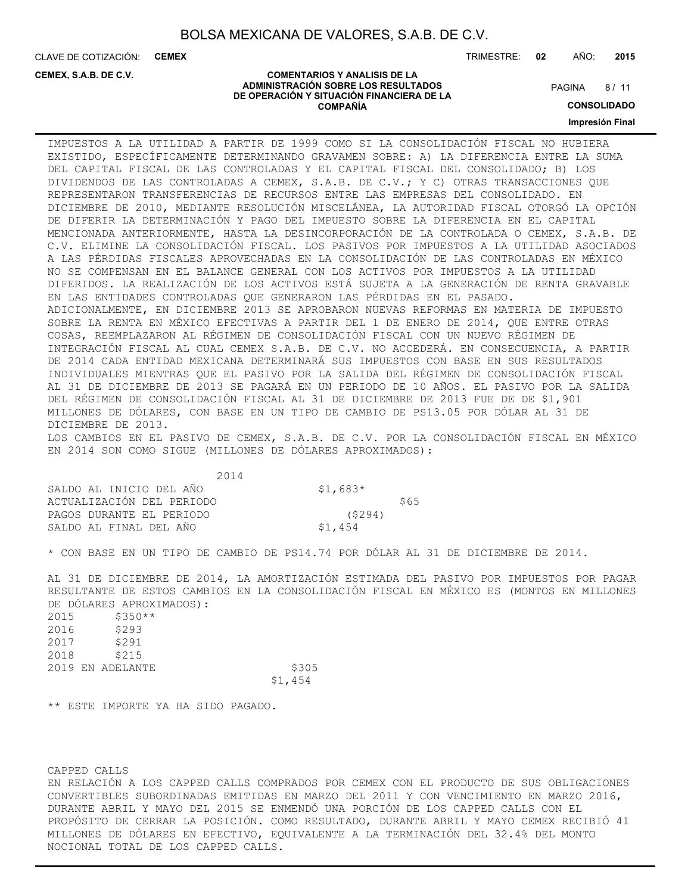IMPUESTOS A LA UTILIDAD A PARTIR DE 1999 COMO SI LA CONSOLIDACIÓN FISCAL NO HUBIERA EXISTIDO, ESPECÍFICAMENTE DETERMINANDO GRAVAMEN SOBRE: A) LA DIFERENCIA ENTRE LA SUMA DEL CAPITAL FISCAL DE LAS CONTROLADAS Y EL CAPITAL FISCAL DEL CONSOLIDADO; B) LOS DIVIDENDOS DE LAS CONTROLADAS A CEMEX, S.A.B. DE C.V.; Y C) OTRAS TRANSACCIONES QUE REPRESENTARON TRANSFERENCIAS DE RECURSOS ENTRE LAS EMPRESAS DEL CONSOLIDADO. EN DICIEMBRE DE 2010, MEDIANTE RESOLUCIÓN MISCELÁNEA, LA AUTORIDAD FISCAL OTORGÓ LA OPCIÓN DE DIFERIR LA DETERMINACIÓN Y PAGO DEL IMPUESTO SOBRE LA DIFERENCIA EN EL CAPITAL MENCIONADA ANTERIORMENTE, HASTA LA DESINCORPORACIÓN DE LA CONTROLADA O CEMEX, S.A.B. DE C.V. ELIMINE LA CONSOLIDACIÓN FISCAL. LOS PASIVOS POR IMPUESTOS A LA UTILIDAD ASOCIADOS A LAS PÉRDIDAS FISCALES APROVECHADAS EN LA CONSOLIDACIÓN DE LAS CONTROLADAS EN MÉXICO NO SE COMPENSAN EN EL BALANCE GENERAL CON LOS ACTIVOS POR IMPUESTOS A LA UTILIDAD DIFERIDOS. LA REALIZACIÓN DE LOS ACTIVOS ESTÁ SUJETA A LA GENERACIÓN DE RENTA GRAVABLE EN LAS ENTIDADES CONTROLADAS QUE GENERARON LAS PÉRDIDAS EN EL PASADO.
ADICIONALMENTE, EN DICIEMBRE 2013 SE APROBARON NUEVAS REFORMAS EN MATERIA DE IMPUESTO SOBRE LA RENTA EN MÉXICO EFECTIVAS A PARTIR DEL 1 DE ENERO DE 2014, QUE ENTRE OTRAS COSAS, REEMPLAZARON AL RÉGIMEN DE CONSOLIDACIÓN FISCAL CON UN NUEVO RÉGIMEN DE INTEGRACIÓN FISCAL AL CUAL CEMEX S.A.B. DE C.V. NO ACCEDERÁ. EN CONSECUENCIA, A PARTIR DE 2014 CADA ENTIDAD MEXICANA DETERMINARÁ SUS IMPUESTOS CON BASE EN SUS RESULTADOS INDIVIDUALES MIENTRAS QUE EL PASIVO POR LA SALIDA DEL RÉGIMEN DE CONSOLIDACIÓN FISCAL AL 31 DE DICIEMBRE DE 2013 SE PAGARÁ EN UN PERIODO DE 10 AÑOS. EL PASIVO POR LA SALIDA DEL RÉGIMEN DE CONSOLIDACIÓN FISCAL AL 31 DE DICIEMBRE DE 2013 FUE DE DE $1,901 MILLONES DE DÓLARES, CON BASE EN UN TIPO DE CAMBIO DE PS13.05 POR DÓLAR AL 31 DE DICIEMBRE DE 2013.
LOS CAMBIOS EN EL PASIVO DE CEMEX, S.A.B. DE C.V. POR LA CONSOLIDACIÓN FISCAL EN MÉXICO EN 2014 SON COMO SIGUE (MILLONES DE DÓLARES APROXIMADOS):

| | 2014 |
|---|---|
| SALDO AL INICIO DEL AÑO | $1,683* |
| ACTUALIZACIÓN DEL PERIODO | $65 |
| PAGOS DURANTE EL PERIODO | ($294) |
| SALDO AL FINAL DEL AÑO | $1,454 |

* CON BASE EN UN TIPO DE CAMBIO DE PS14.74 POR DÓLAR AL 31 DE DICIEMBRE DE 2014.

AL 31 DE DICIEMBRE DE 2014, LA AMORTIZACIÓN ESTIMADA DEL PASIVO POR IMPUESTOS POR PAGAR RESULTANTE DE ESTOS CAMBIOS EN LA CONSOLIDACIÓN FISCAL EN MÉXICO ES (MONTOS EN MILLONES DE DÓLARES APROXIMADOS):

| | |
|---|---|
| 2015 | $350** |
| 2016 | $293 |
| 2017 | $291 |
| 2018 | $215 |
| 2019 EN ADELANTE | $305 |
| | $1,454 |

** ESTE IMPORTE YA HA SIDO PAGADO.

CAPPED CALLS
EN RELACIÓN A LOS CAPPED CALLS COMPRADOS POR CEMEX CON EL PRODUCTO DE SUS OBLIGACIONES CONVERTIBLES SUBORDINADAS EMITIDAS EN MARZO DEL 2011 Y CON VENCIMIENTO EN MARZO 2016, DURANTE ABRIL Y MAYO DEL 2015 SE ENMENDÓ UNA PORCIÓN DE LOS CAPPED CALLS CON EL PROPÓSITO DE CERRAR LA POSICIÓN. COMO RESULTADO, DURANTE ABRIL Y MAYO CEMEX RECIBIÓ 41 MILLONES DE DÓLARES EN EFECTIVO, EQUIVALENTE A LA TERMINACIÓN DEL 32.4% DEL MONTO NOCIONAL TOTAL DE LOS CAPPED CALLS.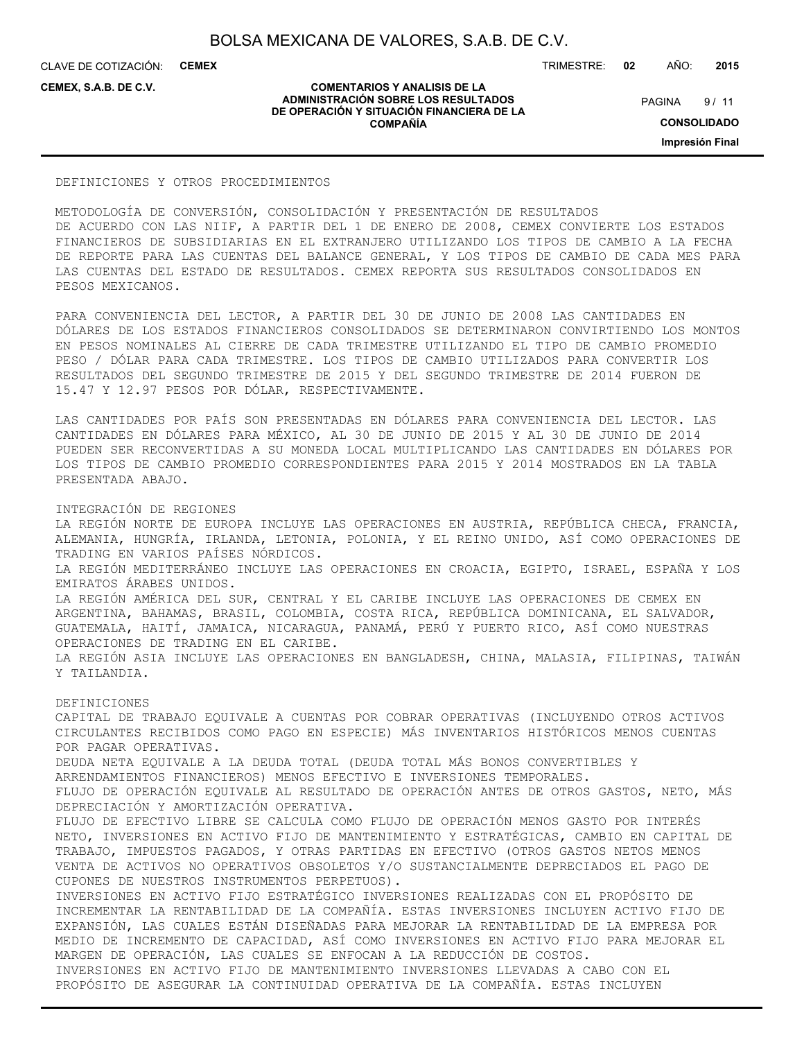## DEFINICIONES Y OTROS PROCEDIMIENTOS

### METODOLOGÍA DE CONVERSIÓN, CONSOLIDACIÓN Y PRESENTACIÓN DE RESULTADOS

DE ACUERDO CON LAS NIIF, A PARTIR DEL 1 DE ENERO DE 2008, CEMEX CONVIERTE LOS ESTADOS FINANCIEROS DE SUBSIDIARIAS EN EL EXTRANJERO UTILIZANDO LOS TIPOS DE CAMBIO A LA FECHA DE REPORTE PARA LAS CUENTAS DEL BALANCE GENERAL, Y LOS TIPOS DE CAMBIO DE CADA MES PARA LAS CUENTAS DEL ESTADO DE RESULTADOS. CEMEX REPORTA SUS RESULTADOS CONSOLIDADOS EN PESOS MEXICANOS.

PARA CONVENIENCIA DEL LECTOR, A PARTIR DEL 30 DE JUNIO DE 2008 LAS CANTIDADES EN DÓLARES DE LOS ESTADOS FINANCIEROS CONSOLIDADOS SE DETERMINARON CONVIRTIENDO LOS MONTOS EN PESOS NOMINALES AL CIERRE DE CADA TRIMESTRE UTILIZANDO EL TIPO DE CAMBIO PROMEDIO PESO / DÓLAR PARA CADA TRIMESTRE. LOS TIPOS DE CAMBIO UTILIZADOS PARA CONVERTIR LOS RESULTADOS DEL SEGUNDO TRIMESTRE DE 2015 Y DEL SEGUNDO TRIMESTRE DE 2014 FUERON DE 15.47 Y 12.97 PESOS POR DÓLAR, RESPECTIVAMENTE.

LAS CANTIDADES POR PAÍS SON PRESENTADAS EN DÓLARES PARA CONVENIENCIA DEL LECTOR. LAS CANTIDADES EN DÓLARES PARA MÉXICO, AL 30 DE JUNIO DE 2015 Y AL 30 DE JUNIO DE 2014 PUEDEN SER RECONVERTIDAS A SU MONEDA LOCAL MULTIPLICANDO LAS CANTIDADES EN DÓLARES POR LOS TIPOS DE CAMBIO PROMEDIO CORRESPONDIENTES PARA 2015 Y 2014 MOSTRADOS EN LA TABLA PRESENTADA ABAJO.

### INTEGRACIÓN DE REGIONES

LA REGIÓN NORTE DE EUROPA INCLUYE LAS OPERACIONES EN AUSTRIA, REPÚBLICA CHECA, FRANCIA, ALEMANIA, HUNGRÍA, IRLANDA, LETONIA, POLONIA, Y EL REINO UNIDO, ASÍ COMO OPERACIONES DE TRADING EN VARIOS PAÍSES NÓRDICOS.
LA REGIÓN MEDITERRÁNEO INCLUYE LAS OPERACIONES EN CROACIA, EGIPTO, ISRAEL, ESPAÑA Y LOS EMIRATOS ÁRABES UNIDOS.
LA REGIÓN AMÉRICA DEL SUR, CENTRAL Y EL CARIBE INCLUYE LAS OPERACIONES DE CEMEX EN ARGENTINA, BAHAMAS, BRASIL, COLOMBIA, COSTA RICA, REPÚBLICA DOMINICANA, EL SALVADOR, GUATEMALA, HAITÍ, JAMAICA, NICARAGUA, PANAMÁ, PERÚ Y PUERTO RICO, ASÍ COMO NUESTRAS OPERACIONES DE TRADING EN EL CARIBE.
LA REGIÓN ASIA INCLUYE LAS OPERACIONES EN BANGLADESH, CHINA, MALASIA, FILIPINAS, TAIWÁN Y TAILANDIA.

### DEFINICIONES

CAPITAL DE TRABAJO EQUIVALE A CUENTAS POR COBRAR OPERATIVAS (INCLUYENDO OTROS ACTIVOS CIRCULANTES RECIBIDOS COMO PAGO EN ESPECIE) MÁS INVENTARIOS HISTÓRICOS MENOS CUENTAS POR PAGAR OPERATIVAS.
DEUDA NETA EQUIVALE A LA DEUDA TOTAL (DEUDA TOTAL MÁS BONOS CONVERTIBLES Y ARRENDAMIENTOS FINANCIEROS) MENOS EFECTIVO E INVERSIONES TEMPORALES.
FLUJO DE OPERACIÓN EQUIVALE AL RESULTADO DE OPERACIÓN ANTES DE OTROS GASTOS, NETO, MÁS DEPRECIACIÓN Y AMORTIZACIÓN OPERATIVA.
FLUJO DE EFECTIVO LIBRE SE CALCULA COMO FLUJO DE OPERACIÓN MENOS GASTO POR INTERÉS NETO, INVERSIONES EN ACTIVO FIJO DE MANTENIMIENTO Y ESTRATÉGICAS, CAMBIO EN CAPITAL DE TRABAJO, IMPUESTOS PAGADOS, Y OTRAS PARTIDAS EN EFECTIVO (OTROS GASTOS NETOS MENOS VENTA DE ACTIVOS NO OPERATIVOS OBSOLETOS Y/O SUSTANCIALMENTE DEPRECIADOS EL PAGO DE CUPONES DE NUESTROS INSTRUMENTOS PERPETUOS).
INVERSIONES EN ACTIVO FIJO ESTRATÉGICO INVERSIONES REALIZADAS CON EL PROPÓSITO DE INCREMENTAR LA RENTABILIDAD DE LA COMPAÑÍA. ESTAS INVERSIONES INCLUYEN ACTIVO FIJO DE EXPANSIÓN, LAS CUALES ESTÁN DISEÑADAS PARA MEJORAR LA RENTABILIDAD DE LA EMPRESA POR MEDIO DE INCREMENTO DE CAPACIDAD, ASÍ COMO INVERSIONES EN ACTIVO FIJO PARA MEJORAR EL MARGEN DE OPERACIÓN, LAS CUALES SE ENFOCAN A LA REDUCCIÓN DE COSTOS.
INVERSIONES EN ACTIVO FIJO DE MANTENIMIENTO INVERSIONES LLEVADAS A CABO CON EL PROPÓSITO DE ASEGURAR LA CONTINUIDAD OPERATIVA DE LA COMPAÑÍA. ESTAS INCLUYEN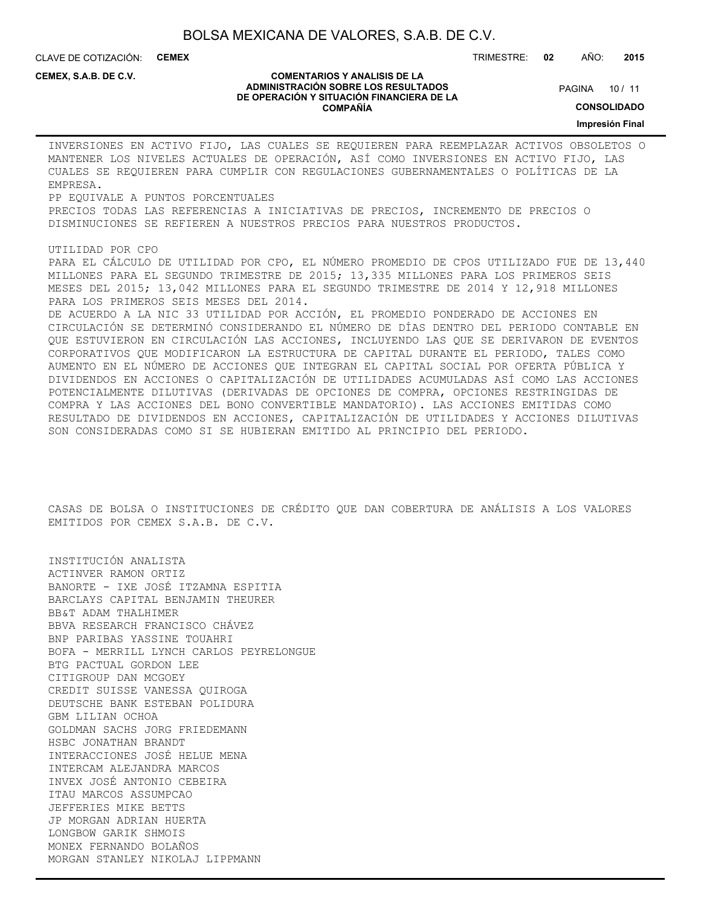INVERSIONES EN ACTIVO FIJO, LAS CUALES SE REQUIEREN PARA REEMPLAZAR ACTIVOS OBSOLETOS O MANTENER LOS NIVELES ACTUALES DE OPERACIÓN, ASÍ COMO INVERSIONES EN ACTIVO FIJO, LAS CUALES SE REQUIEREN PARA CUMPLIR CON REGULACIONES GUBERNAMENTALES O POLÍTICAS DE LA EMPRESA.

PP EQUIVALE A PUNTOS PORCENTUALES

PRECIOS TODAS LAS REFERENCIAS A INICIATIVAS DE PRECIOS, INCREMENTO DE PRECIOS O DISMINUCIONES SE REFIEREN A NUESTROS PRECIOS PARA NUESTROS PRODUCTOS.

UTILIDAD POR CPO

PARA EL CÁLCULO DE UTILIDAD POR CPO, EL NÚMERO PROMEDIO DE CPOS UTILIZADO FUE DE 13,440 MILLONES PARA EL SEGUNDO TRIMESTRE DE 2015; 13,335 MILLONES PARA LOS PRIMEROS SEIS MESES DEL 2015; 13,042 MILLONES PARA EL SEGUNDO TRIMESTRE DE 2014 Y 12,918 MILLONES PARA LOS PRIMEROS SEIS MESES DEL 2014.

DE ACUERDO A LA NIC 33 UTILIDAD POR ACCIÓN, EL PROMEDIO PONDERADO DE ACCIONES EN CIRCULACIÓN SE DETERMINÓ CONSIDERANDO EL NÚMERO DE DÍAS DENTRO DEL PERIODO CONTABLE EN QUE ESTUVIERON EN CIRCULACIÓN LAS ACCIONES, INCLUYENDO LAS QUE SE DERIVARON DE EVENTOS CORPORATIVOS QUE MODIFICARON LA ESTRUCTURA DE CAPITAL DURANTE EL PERIODO, TALES COMO AUMENTO EN EL NÚMERO DE ACCIONES QUE INTEGRAN EL CAPITAL SOCIAL POR OFERTA PÚBLICA Y DIVIDENDOS EN ACCIONES O CAPITALIZACIÓN DE UTILIDADES ACUMULADAS ASÍ COMO LAS ACCIONES POTENCIALMENTE DILUTIVAS (DERIVADAS DE OPCIONES DE COMPRA, OPCIONES RESTRINGIDAS DE COMPRA Y LAS ACCIONES DEL BONO CONVERTIBLE MANDATORIO). LAS ACCIONES EMITIDAS COMO RESULTADO DE DIVIDENDOS EN ACCIONES, CAPITALIZACIÓN DE UTILIDADES Y ACCIONES DILUTIVAS SON CONSIDERADAS COMO SI SE HUBIERAN EMITIDO AL PRINCIPIO DEL PERIODO.

CASAS DE BOLSA O INSTITUCIONES DE CRÉDITO QUE DAN COBERTURA DE ANÁLISIS A LOS VALORES EMITIDOS POR CEMEX S.A.B. DE C.V.

INSTITUCIÓN ANALISTA
ACTINVER RAMON ORTIZ
BANORTE - IXE JOSÉ ITZAMNA ESPITIA
BARCLAYS CAPITAL BENJAMIN THEURER
BB&T ADAM THALHIMER
BBVA RESEARCH FRANCISCO CHÁVEZ
BNP PARIBAS YASSINE TOUAHRI
BOFA - MERRILL LYNCH CARLOS PEYRELONGUE
BTG PACTUAL GORDON LEE
CITIGROUP DAN MCGOEY
CREDIT SUISSE VANESSA QUIROGA
DEUTSCHE BANK ESTEBAN POLIDURA
GBM LILIAN OCHOA
GOLDMAN SACHS JORG FRIEDEMANN
HSBC JONATHAN BRANDT
INTERACCIONES JOSÉ HELUE MENA
INTERCAM ALEJANDRA MARCOS
INVEX JOSÉ ANTONIO CEBEIRA
ITAU MARCOS ASSUMPCAO
JEFFERIES MIKE BETTS
JP MORGAN ADRIAN HUERTA
LONGBOW GARIK SHMOIS
MONEX FERNANDO BOLAÑOS
MORGAN STANLEY NIKOLAJ LIPPMANN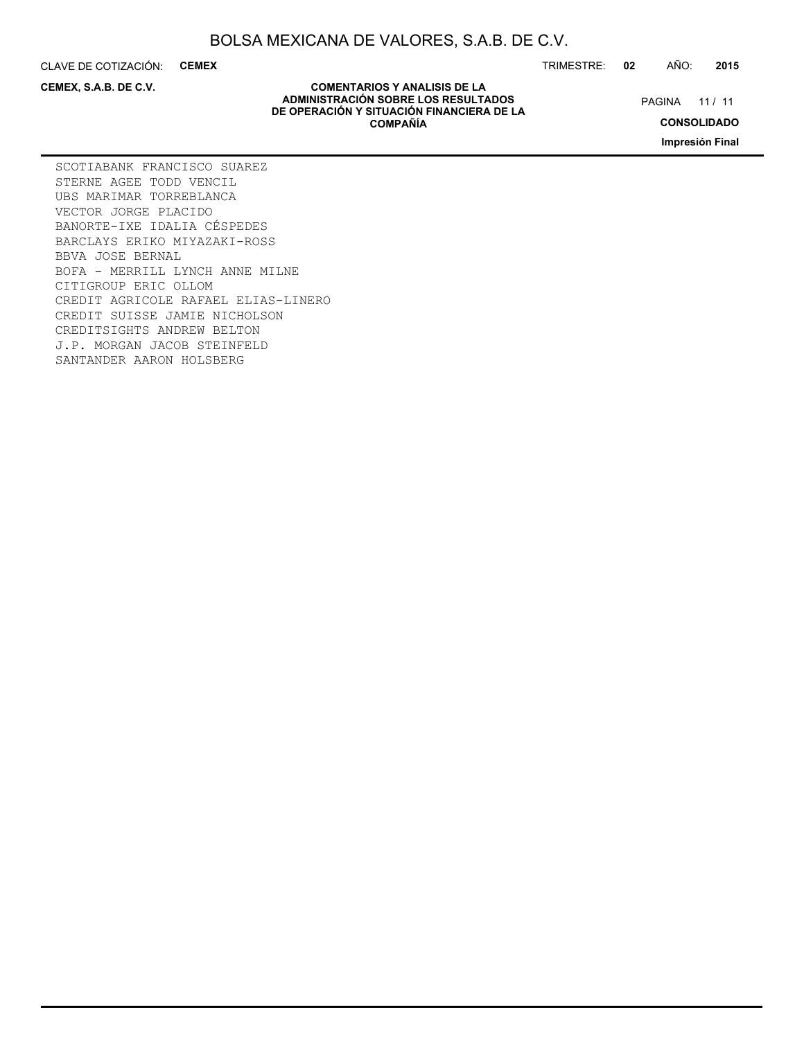SCOTIABANK FRANCISCO SUAREZ
STERNE AGEE TODD VENCIL
UBS MARIMAR TORREBLANCA
VECTOR JORGE PLACIDO
BANORTE-IXE IDALIA CÉSPEDES
BARCLAYS ERIKO MIYAZAKI-ROSS
BBVA JOSE BERNAL
BOFA - MERRILL LYNCH ANNE MILNE
CITIGROUP ERIC OLLOM
CREDIT AGRICOLE RAFAEL ELIAS-LINERO
CREDIT SUISSE JAMIE NICHOLSON
CREDITSIGHTS ANDREW BELTON
J.P. MORGAN JACOB STEINFELD
SANTANDER AARON HOLSBERG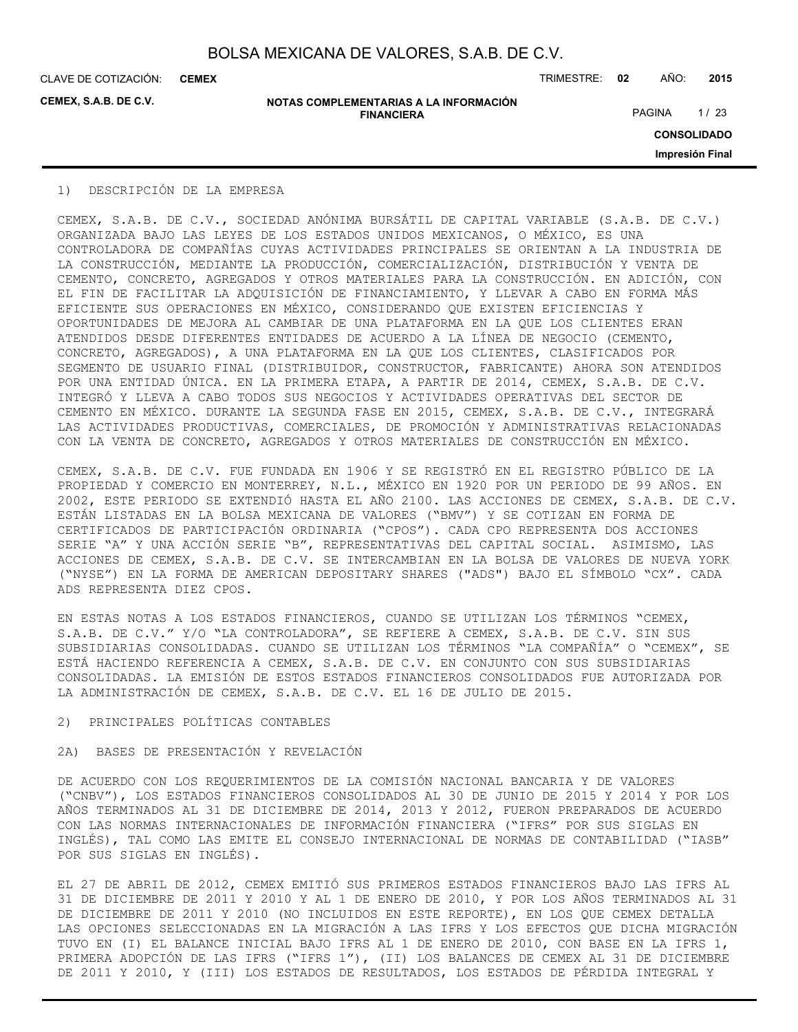## 1) DESCRIPCIÓN DE LA EMPRESA

CEMEX, S.A.B. DE C.V., SOCIEDAD ANÓNIMA BURSÁTIL DE CAPITAL VARIABLE (S.A.B. DE C.V.) ORGANIZADA BAJO LAS LEYES DE LOS ESTADOS UNIDOS MEXICANOS, O MÉXICO, ES UNA CONTROLADORA DE COMPAÑÍAS CUYAS ACTIVIDADES PRINCIPALES SE ORIENTAN A LA INDUSTRIA DE LA CONSTRUCCIÓN, MEDIANTE LA PRODUCCIÓN, COMERCIALIZACIÓN, DISTRIBUCIÓN Y VENTA DE CEMENTO, CONCRETO, AGREGADOS Y OTROS MATERIALES PARA LA CONSTRUCCIÓN. EN ADICIÓN, CON EL FIN DE FACILITAR LA ADQUISICIÓN DE FINANCIAMIENTO, Y LLEVAR A CABO EN FORMA MÁS EFICIENTE SUS OPERACIONES EN MÉXICO, CONSIDERANDO QUE EXISTEN EFICIENCIAS Y OPORTUNIDADES DE MEJORA AL CAMBIAR DE UNA PLATAFORMA EN LA QUE LOS CLIENTES ERAN ATENDIDOS DESDE DIFERENTES ENTIDADES DE ACUERDO A LA LÍNEA DE NEGOCIO (CEMENTO, CONCRETO, AGREGADOS), A UNA PLATAFORMA EN LA QUE LOS CLIENTES, CLASIFICADOS POR SEGMENTO DE USUARIO FINAL (DISTRIBUIDOR, CONSTRUCTOR, FABRICANTE) AHORA SON ATENDIDOS POR UNA ENTIDAD ÚNICA. EN LA PRIMERA ETAPA, A PARTIR DE 2014, CEMEX, S.A.B. DE C.V. INTEGRÓ Y LLEVA A CABO TODOS SUS NEGOCIOS Y ACTIVIDADES OPERATIVAS DEL SECTOR DE CEMENTO EN MÉXICO. DURANTE LA SEGUNDA FASE EN 2015, CEMEX, S.A.B. DE C.V., INTEGRARÁ LAS ACTIVIDADES PRODUCTIVAS, COMERCIALES, DE PROMOCIÓN Y ADMINISTRATIVAS RELACIONADAS CON LA VENTA DE CONCRETO, AGREGADOS Y OTROS MATERIALES DE CONSTRUCCIÓN EN MÉXICO.

CEMEX, S.A.B. DE C.V. FUE FUNDADA EN 1906 Y SE REGISTRÓ EN EL REGISTRO PÚBLICO DE LA PROPIEDAD Y COMERCIO EN MONTERREY, N.L., MÉXICO EN 1920 POR UN PERIODO DE 99 AÑOS. EN 2002, ESTE PERIODO SE EXTENDIÓ HASTA EL AÑO 2100. LAS ACCIONES DE CEMEX, S.A.B. DE C.V. ESTÁN LISTADAS EN LA BOLSA MEXICANA DE VALORES ("BMV") Y SE COTIZAN EN FORMA DE CERTIFICADOS DE PARTICIPACIÓN ORDINARIA ("CPOS"). CADA CPO REPRESENTA DOS ACCIONES SERIE "A" Y UNA ACCIÓN SERIE "B", REPRESENTATIVAS DEL CAPITAL SOCIAL. ASIMISMO, LAS ACCIONES DE CEMEX, S.A.B. DE C.V. SE INTERCAMBIAN EN LA BOLSA DE VALORES DE NUEVA YORK ("NYSE") EN LA FORMA DE AMERICAN DEPOSITARY SHARES ("ADS") BAJO EL SÍMBOLO "CX". CADA ADS REPRESENTA DIEZ CPOS.

EN ESTAS NOTAS A LOS ESTADOS FINANCIEROS, CUANDO SE UTILIZAN LOS TÉRMINOS "CEMEX, S.A.B. DE C.V." Y/O "LA CONTROLADORA", SE REFIERE A CEMEX, S.A.B. DE C.V. SIN SUS SUBSIDIARIAS CONSOLIDADAS. CUANDO SE UTILIZAN LOS TÉRMINOS "LA COMPAÑÍA" O "CEMEX", SE ESTÁ HACIENDO REFERENCIA A CEMEX, S.A.B. DE C.V. EN CONJUNTO CON SUS SUBSIDIARIAS CONSOLIDADAS. LA EMISIÓN DE ESTOS ESTADOS FINANCIEROS CONSOLIDADOS FUE AUTORIZADA POR LA ADMINISTRACIÓN DE CEMEX, S.A.B. DE C.V. EL 16 DE JULIO DE 2015.

## 2) PRINCIPALES POLÍTICAS CONTABLES

### 2A) BASES DE PRESENTACIÓN Y REVELACIÓN

DE ACUERDO CON LOS REQUERIMIENTOS DE LA COMISIÓN NACIONAL BANCARIA Y DE VALORES ("CNBV"), LOS ESTADOS FINANCIEROS CONSOLIDADOS AL 30 DE JUNIO DE 2015 Y 2014 Y POR LOS AÑOS TERMINADOS AL 31 DE DICIEMBRE DE 2014, 2013 Y 2012, FUERON PREPARADOS DE ACUERDO CON LAS NORMAS INTERNACIONALES DE INFORMACIÓN FINANCIERA ("IFRS" POR SUS SIGLAS EN INGLÉS), TAL COMO LAS EMITE EL CONSEJO INTERNACIONAL DE NORMAS DE CONTABILIDAD ("IASB" POR SUS SIGLAS EN INGLÉS).

EL 27 DE ABRIL DE 2012, CEMEX EMITIÓ SUS PRIMEROS ESTADOS FINANCIEROS BAJO LAS IFRS AL 31 DE DICIEMBRE DE 2011 Y 2010 Y AL 1 DE ENERO DE 2010, Y POR LOS AÑOS TERMINADOS AL 31 DE DICIEMBRE DE 2011 Y 2010 (NO INCLUIDOS EN ESTE REPORTE), EN LOS QUE CEMEX DETALLA LAS OPCIONES SELECCIONADAS EN LA MIGRACIÓN A LAS IFRS Y LOS EFECTOS QUE DICHA MIGRACIÓN TUVO EN (I) EL BALANCE INICIAL BAJO IFRS AL 1 DE ENERO DE 2010, CON BASE EN LA IFRS 1, PRIMERA ADOPCIÓN DE LAS IFRS ("IFRS 1"), (II) LOS BALANCES DE CEMEX AL 31 DE DICIEMBRE DE 2011 Y 2010, Y (III) LOS ESTADOS DE RESULTADOS, LOS ESTADOS DE PÉRDIDA INTEGRAL Y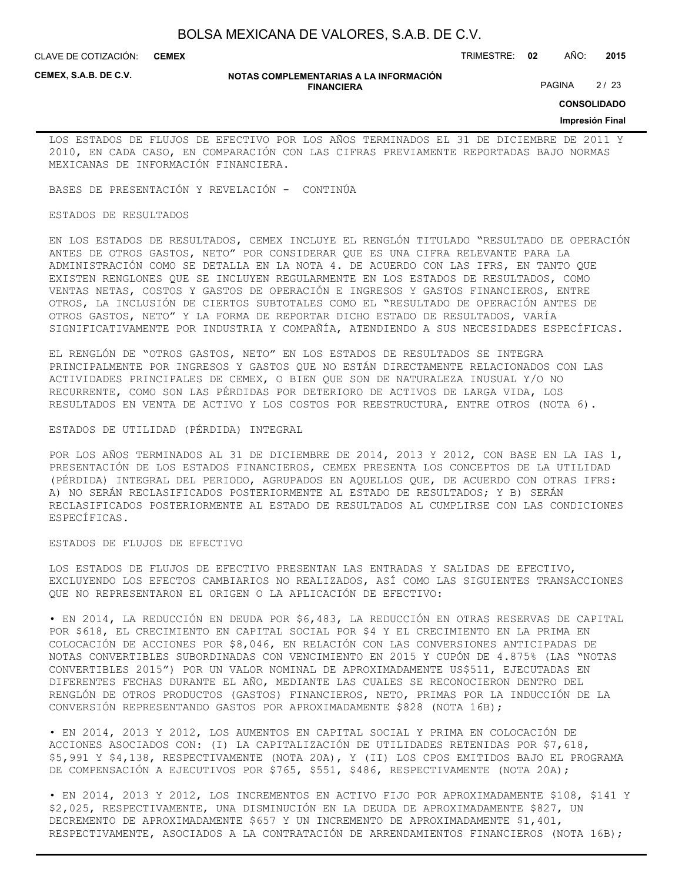LOS ESTADOS DE FLUJOS DE EFECTIVO POR LOS AÑOS TERMINADOS EL 31 DE DICIEMBRE DE 2011 Y 2010, EN CADA CASO, EN COMPARACIÓN CON LAS CIFRAS PREVIAMENTE REPORTADAS BAJO NORMAS MEXICANAS DE INFORMACIÓN FINANCIERA.

BASES DE PRESENTACIÓN Y REVELACIÓN - CONTINÚA

ESTADOS DE RESULTADOS

EN LOS ESTADOS DE RESULTADOS, CEMEX INCLUYE EL RENGLÓN TITULADO "RESULTADO DE OPERACIÓN ANTES DE OTROS GASTOS, NETO" POR CONSIDERAR QUE ES UNA CIFRA RELEVANTE PARA LA ADMINISTRACIÓN COMO SE DETALLA EN LA NOTA 4. DE ACUERDO CON LAS IFRS, EN TANTO QUE EXISTEN RENGLONES QUE SE INCLUYEN REGULARMENTE EN LOS ESTADOS DE RESULTADOS, COMO VENTAS NETAS, COSTOS Y GASTOS DE OPERACIÓN E INGRESOS Y GASTOS FINANCIEROS, ENTRE OTROS, LA INCLUSIÓN DE CIERTOS SUBTOTALES COMO EL "RESULTADO DE OPERACIÓN ANTES DE OTROS GASTOS, NETO" Y LA FORMA DE REPORTAR DICHO ESTADO DE RESULTADOS, VARÍA SIGNIFICATIVAMENTE POR INDUSTRIA Y COMPAÑÍA, ATENDIENDO A SUS NECESIDADES ESPECÍFICAS.

EL RENGLÓN DE "OTROS GASTOS, NETO" EN LOS ESTADOS DE RESULTADOS SE INTEGRA PRINCIPALMENTE POR INGRESOS Y GASTOS QUE NO ESTÁN DIRECTAMENTE RELACIONADOS CON LAS ACTIVIDADES PRINCIPALES DE CEMEX, O BIEN QUE SON DE NATURALEZA INUSUAL Y/O NO RECURRENTE, COMO SON LAS PÉRDIDAS POR DETERIORO DE ACTIVOS DE LARGA VIDA, LOS RESULTADOS EN VENTA DE ACTIVO Y LOS COSTOS POR REESTRUCTURA, ENTRE OTROS (NOTA 6).

ESTADOS DE UTILIDAD (PÉRDIDA) INTEGRAL

POR LOS AÑOS TERMINADOS AL 31 DE DICIEMBRE DE 2014, 2013 Y 2012, CON BASE EN LA IAS 1, PRESENTACIÓN DE LOS ESTADOS FINANCIEROS, CEMEX PRESENTA LOS CONCEPTOS DE LA UTILIDAD (PÉRDIDA) INTEGRAL DEL PERIODO, AGRUPADOS EN AQUELLOS QUE, DE ACUERDO CON OTRAS IFRS: A) NO SERÁN RECLASIFICADOS POSTERIORMENTE AL ESTADO DE RESULTADOS; Y B) SERÁN RECLASIFICADOS POSTERIORMENTE AL ESTADO DE RESULTADOS AL CUMPLIRSE CON LAS CONDICIONES ESPECÍFICAS.

ESTADOS DE FLUJOS DE EFECTIVO

LOS ESTADOS DE FLUJOS DE EFECTIVO PRESENTAN LAS ENTRADAS Y SALIDAS DE EFECTIVO, EXCLUYENDO LOS EFECTOS CAMBIARIOS NO REALIZADOS, ASÍ COMO LAS SIGUIENTES TRANSACCIONES QUE NO REPRESENTARON EL ORIGEN O LA APLICACIÓN DE EFECTIVO:

- EN 2014, LA REDUCCIÓN EN DEUDA POR $6,483, LA REDUCCIÓN EN OTRAS RESERVAS DE CAPITAL POR $618, EL CRECIMIENTO EN CAPITAL SOCIAL POR $4 Y EL CRECIMIENTO EN LA PRIMA EN COLOCACIÓN DE ACCIONES POR $8,046, EN RELACIÓN CON LAS CONVERSIONES ANTICIPADAS DE NOTAS CONVERTIBLES SUBORDINADAS CON VENCIMIENTO EN 2015 Y CUPÓN DE 4.875% (LAS "NOTAS CONVERTIBLES 2015") POR UN VALOR NOMINAL DE APROXIMADAMENTE US$511, EJECUTADAS EN DIFERENTES FECHAS DURANTE EL AÑO, MEDIANTE LAS CUALES SE RECONOCIERON DENTRO DEL RENGLÓN DE OTROS PRODUCTOS (GASTOS) FINANCIEROS, NETO, PRIMAS POR LA INDUCCIÓN DE LA CONVERSIÓN REPRESENTANDO GASTOS POR APROXIMADAMENTE $828 (NOTA 16B);

- EN 2014, 2013 Y 2012, LOS AUMENTOS EN CAPITAL SOCIAL Y PRIMA EN COLOCACIÓN DE ACCIONES ASOCIADOS CON: (I) LA CAPITALIZACIÓN DE UTILIDADES RETENIDAS POR $7,618, $5,991 Y $4,138, RESPECTIVAMENTE (NOTA 20A), Y (II) LOS CPOS EMITIDOS BAJO EL PROGRAMA DE COMPENSACIÓN A EJECUTIVOS POR $765, $551, $486, RESPECTIVAMENTE (NOTA 20A);

- EN 2014, 2013 Y 2012, LOS INCREMENTOS EN ACTIVO FIJO POR APROXIMADAMENTE $108, $141 Y $2,025, RESPECTIVAMENTE, UNA DISMINUCIÓN EN LA DEUDA DE APROXIMADAMENTE $827, UN DECREMENTO DE APROXIMADAMENTE $657 Y UN INCREMENTO DE APROXIMADAMENTE $1,401, RESPECTIVAMENTE, ASOCIADOS A LA CONTRATACIÓN DE ARRENDAMIENTOS FINANCIEROS (NOTA 16B);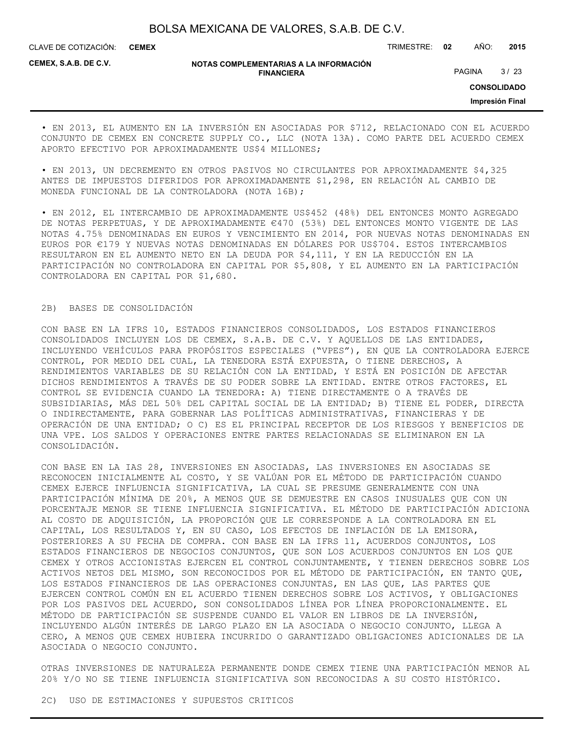• EN 2013, EL AUMENTO EN LA INVERSIÓN EN ASOCIADAS POR $712, RELACIONADO CON EL ACUERDO CONJUNTO DE CEMEX EN CONCRETE SUPPLY CO., LLC (NOTA 13A). COMO PARTE DEL ACUERDO CEMEX APORTO EFECTIVO POR APROXIMADAMENTE US$4 MILLONES;

• EN 2013, UN DECREMENTO EN OTROS PASIVOS NO CIRCULANTES POR APROXIMADAMENTE $4,325 ANTES DE IMPUESTOS DIFERIDOS POR APROXIMADAMENTE $1,298, EN RELACIÓN AL CAMBIO DE MONEDA FUNCIONAL DE LA CONTROLADORA (NOTA 16B);

• EN 2012, EL INTERCAMBIO DE APROXIMADAMENTE US$452 (48%) DEL ENTONCES MONTO AGREGADO DE NOTAS PERPETUAS, Y DE APROXIMADAMENTE €470 (53%) DEL ENTONCES MONTO VIGENTE DE LAS NOTAS 4.75% DENOMINADAS EN EUROS Y VENCIMIENTO EN 2014, POR NUEVAS NOTAS DENOMINADAS EN EUROS POR €179 Y NUEVAS NOTAS DENOMINADAS EN DÓLARES POR US$704. ESTOS INTERCAMBIOS RESULTARON EN EL AUMENTO NETO EN LA DEUDA POR $4,111, Y EN LA REDUCCIÓN EN LA PARTICIPACIÓN NO CONTROLADORA EN CAPITAL POR $5,808, Y EL AUMENTO EN LA PARTICIPACIÓN CONTROLADORA EN CAPITAL POR $1,680.

2B) BASES DE CONSOLIDACIÓN

CON BASE EN LA IFRS 10, ESTADOS FINANCIEROS CONSOLIDADOS, LOS ESTADOS FINANCIEROS CONSOLIDADOS INCLUYEN LOS DE CEMEX, S.A.B. DE C.V. Y AQUELLOS DE LAS ENTIDADES, INCLUYENDO VEHÍCULOS PARA PROPÓSITOS ESPECIALES ("VPES"), EN QUE LA CONTROLADORA EJERCE CONTROL, POR MEDIO DEL CUAL, LA TENEDORA ESTÁ EXPUESTA, O TIENE DERECHOS, A RENDIMIENTOS VARIABLES DE SU RELACIÓN CON LA ENTIDAD, Y ESTÁ EN POSICIÓN DE AFECTAR DICHOS RENDIMIENTOS A TRAVÉS DE SU PODER SOBRE LA ENTIDAD. ENTRE OTROS FACTORES, EL CONTROL SE EVIDENCIA CUANDO LA TENEDORA: A) TIENE DIRECTAMENTE O A TRAVÉS DE SUBSIDIARIAS, MÁS DEL 50% DEL CAPITAL SOCIAL DE LA ENTIDAD; B) TIENE EL PODER, DIRECTA O INDIRECTAMENTE, PARA GOBERNAR LAS POLÍTICAS ADMINISTRATIVAS, FINANCIERAS Y DE OPERACIÓN DE UNA ENTIDAD; O C) ES EL PRINCIPAL RECEPTOR DE LOS RIESGOS Y BENEFICIOS DE UNA VPE. LOS SALDOS Y OPERACIONES ENTRE PARTES RELACIONADAS SE ELIMINARON EN LA CONSOLIDACIÓN.

CON BASE EN LA IAS 28, INVERSIONES EN ASOCIADAS, LAS INVERSIONES EN ASOCIADAS SE RECONOCEN INICIALMENTE AL COSTO, Y SE VALÚAN POR EL MÉTODO DE PARTICIPACIÓN CUANDO CEMEX EJERCE INFLUENCIA SIGNIFICATIVA, LA CUAL SE PRESUME GENERALMENTE CON UNA PARTICIPACIÓN MÍNIMA DE 20%, A MENOS QUE SE DEMUESTRE EN CASOS INUSUALES QUE CON UN PORCENTAJE MENOR SE TIENE INFLUENCIA SIGNIFICATIVA. EL MÉTODO DE PARTICIPACIÓN ADICIONA AL COSTO DE ADQUISICIÓN, LA PROPORCIÓN QUE LE CORRESPONDE A LA CONTROLADORA EN EL CAPITAL, LOS RESULTADOS Y, EN SU CASO, LOS EFECTOS DE INFLACIÓN DE LA EMISORA, POSTERIORES A SU FECHA DE COMPRA. CON BASE EN LA IFRS 11, ACUERDOS CONJUNTOS, LOS ESTADOS FINANCIEROS DE NEGOCIOS CONJUNTOS, QUE SON LOS ACUERDOS CONJUNTOS EN LOS QUE CEMEX Y OTROS ACCIONISTAS EJERCEN EL CONTROL CONJUNTAMENTE, Y TIENEN DERECHOS SOBRE LOS ACTIVOS NETOS DEL MISMO, SON RECONOCIDOS POR EL MÉTODO DE PARTICIPACIÓN, EN TANTO QUE, LOS ESTADOS FINANCIEROS DE LAS OPERACIONES CONJUNTAS, EN LAS QUE, LAS PARTES QUE EJERCEN CONTROL COMÚN EN EL ACUERDO TIENEN DERECHOS SOBRE LOS ACTIVOS, Y OBLIGACIONES POR LOS PASIVOS DEL ACUERDO, SON CONSOLIDADOS LÍNEA POR LÍNEA PROPORCIONALMENTE. EL MÉTODO DE PARTICIPACIÓN SE SUSPENDE CUANDO EL VALOR EN LIBROS DE LA INVERSIÓN, INCLUYENDO ALGÚN INTERÉS DE LARGO PLAZO EN LA ASOCIADA O NEGOCIO CONJUNTO, LLEGA A CERO, A MENOS QUE CEMEX HUBIERA INCURRIDO O GARANTIZADO OBLIGACIONES ADICIONALES DE LA ASOCIADA O NEGOCIO CONJUNTO.

OTRAS INVERSIONES DE NATURALEZA PERMANENTE DONDE CEMEX TIENE UNA PARTICIPACIÓN MENOR AL 20% Y/O NO SE TIENE INFLUENCIA SIGNIFICATIVA SON RECONOCIDAS A SU COSTO HISTÓRICO.

2C) USO DE ESTIMACIONES Y SUPUESTOS CRITICOS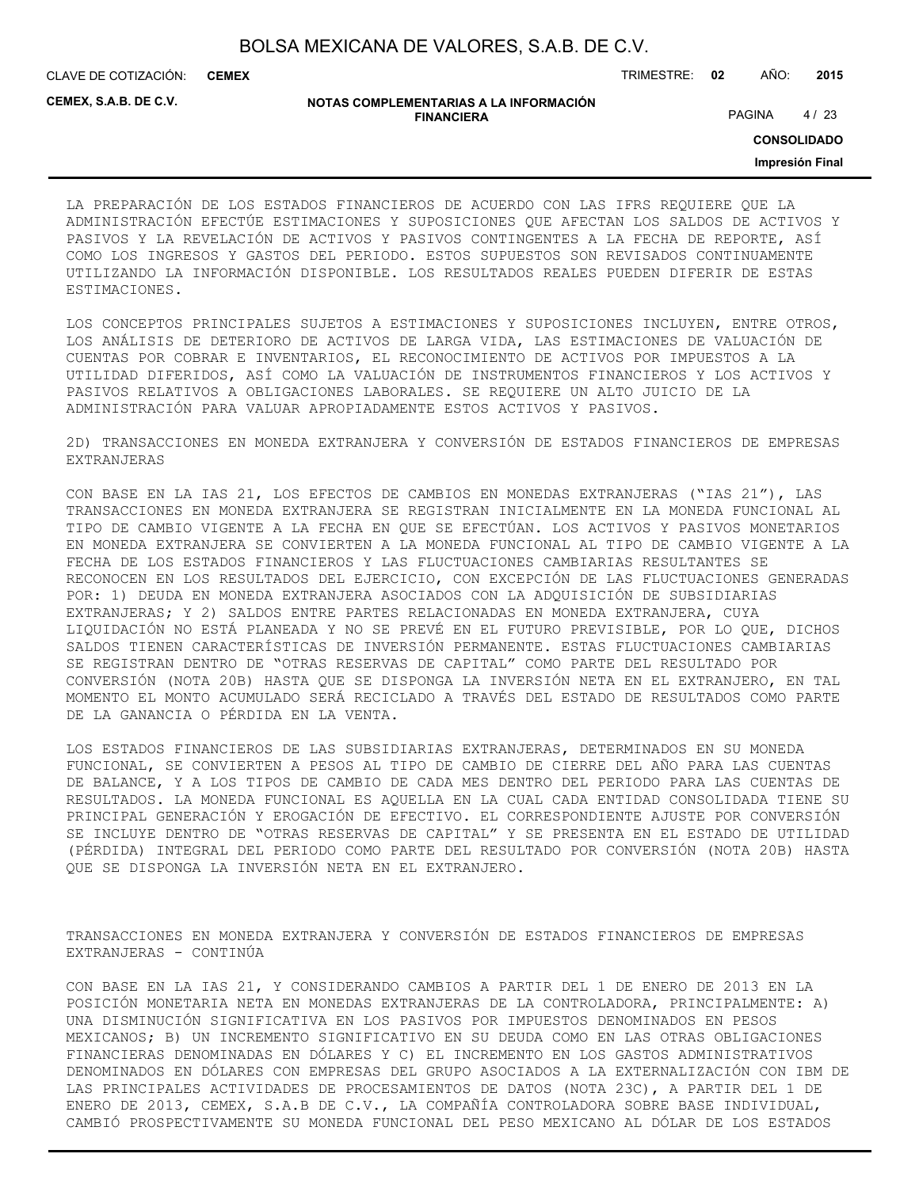LA PREPARACIÓN DE LOS ESTADOS FINANCIEROS DE ACUERDO CON LAS IFRS REQUIERE QUE LA ADMINISTRACIÓN EFECTÚE ESTIMACIONES Y SUPOSICIONES QUE AFECTAN LOS SALDOS DE ACTIVOS Y PASIVOS Y LA REVELACIÓN DE ACTIVOS Y PASIVOS CONTINGENTES A LA FECHA DE REPORTE, ASÍ COMO LOS INGRESOS Y GASTOS DEL PERIODO. ESTOS SUPUESTOS SON REVISADOS CONTINUAMENTE UTILIZANDO LA INFORMACIÓN DISPONIBLE. LOS RESULTADOS REALES PUEDEN DIFERIR DE ESTAS ESTIMACIONES.

LOS CONCEPTOS PRINCIPALES SUJETOS A ESTIMACIONES Y SUPOSICIONES INCLUYEN, ENTRE OTROS, LOS ANÁLISIS DE DETERIORO DE ACTIVOS DE LARGA VIDA, LAS ESTIMACIONES DE VALUACIÓN DE CUENTAS POR COBRAR E INVENTARIOS, EL RECONOCIMIENTO DE ACTIVOS POR IMPUESTOS A LA UTILIDAD DIFERIDOS, ASÍ COMO LA VALUACIÓN DE INSTRUMENTOS FINANCIEROS Y LOS ACTIVOS Y PASIVOS RELATIVOS A OBLIGACIONES LABORALES. SE REQUIERE UN ALTO JUICIO DE LA ADMINISTRACIÓN PARA VALUAR APROPIADAMENTE ESTOS ACTIVOS Y PASIVOS.

2D) TRANSACCIONES EN MONEDA EXTRANJERA Y CONVERSIÓN DE ESTADOS FINANCIEROS DE EMPRESAS EXTRANJERAS

CON BASE EN LA IAS 21, LOS EFECTOS DE CAMBIOS EN MONEDAS EXTRANJERAS ("IAS 21"), LAS TRANSACCIONES EN MONEDA EXTRANJERA SE REGISTRAN INICIALMENTE EN LA MONEDA FUNCIONAL AL TIPO DE CAMBIO VIGENTE A LA FECHA EN QUE SE EFECTÚAN. LOS ACTIVOS Y PASIVOS MONETARIOS EN MONEDA EXTRANJERA SE CONVIERTEN A LA MONEDA FUNCIONAL AL TIPO DE CAMBIO VIGENTE A LA FECHA DE LOS ESTADOS FINANCIEROS Y LAS FLUCTUACIONES CAMBIARIAS RESULTANTES SE RECONOCEN EN LOS RESULTADOS DEL EJERCICIO, CON EXCEPCIÓN DE LAS FLUCTUACIONES GENERADAS POR: 1) DEUDA EN MONEDA EXTRANJERA ASOCIADOS CON LA ADQUISICIÓN DE SUBSIDIARIAS EXTRANJERAS; Y 2) SALDOS ENTRE PARTES RELACIONADAS EN MONEDA EXTRANJERA, CUYA LIQUIDACIÓN NO ESTÁ PLANEADA Y NO SE PREVÉ EN EL FUTURO PREVISIBLE, POR LO QUE, DICHOS SALDOS TIENEN CARACTERÍSTICAS DE INVERSIÓN PERMANENTE. ESTAS FLUCTUACIONES CAMBIARIAS SE REGISTRAN DENTRO DE "OTRAS RESERVAS DE CAPITAL" COMO PARTE DEL RESULTADO POR CONVERSIÓN (NOTA 20B) HASTA QUE SE DISPONGA LA INVERSIÓN NETA EN EL EXTRANJERO, EN TAL MOMENTO EL MONTO ACUMULADO SERÁ RECICLADO A TRAVÉS DEL ESTADO DE RESULTADOS COMO PARTE DE LA GANANCIA O PÉRDIDA EN LA VENTA.

LOS ESTADOS FINANCIEROS DE LAS SUBSIDIARIAS EXTRANJERAS, DETERMINADOS EN SU MONEDA FUNCIONAL, SE CONVIERTEN A PESOS AL TIPO DE CAMBIO DE CIERRE DEL AÑO PARA LAS CUENTAS DE BALANCE, Y A LOS TIPOS DE CAMBIO DE CADA MES DENTRO DEL PERIODO PARA LAS CUENTAS DE RESULTADOS. LA MONEDA FUNCIONAL ES AQUELLA EN LA CUAL CADA ENTIDAD CONSOLIDADA TIENE SU PRINCIPAL GENERACIÓN Y EROGACIÓN DE EFECTIVO. EL CORRESPONDIENTE AJUSTE POR CONVERSIÓN SE INCLUYE DENTRO DE "OTRAS RESERVAS DE CAPITAL" Y SE PRESENTA EN EL ESTADO DE UTILIDAD (PÉRDIDA) INTEGRAL DEL PERIODO COMO PARTE DEL RESULTADO POR CONVERSIÓN (NOTA 20B) HASTA QUE SE DISPONGA LA INVERSIÓN NETA EN EL EXTRANJERO.

TRANSACCIONES EN MONEDA EXTRANJERA Y CONVERSIÓN DE ESTADOS FINANCIEROS DE EMPRESAS EXTRANJERAS - CONTINÚA

CON BASE EN LA IAS 21, Y CONSIDERANDO CAMBIOS A PARTIR DEL 1 DE ENERO DE 2013 EN LA POSICIÓN MONETARIA NETA EN MONEDAS EXTRANJERAS DE LA CONTROLADORA, PRINCIPALMENTE: A) UNA DISMINUCIÓN SIGNIFICATIVA EN LOS PASIVOS POR IMPUESTOS DENOMINADOS EN PESOS MEXICANOS; B) UN INCREMENTO SIGNIFICATIVO EN SU DEUDA COMO EN LAS OTRAS OBLIGACIONES FINANCIERAS DENOMINADAS EN DÓLARES Y C) EL INCREMENTO EN LOS GASTOS ADMINISTRATIVOS DENOMINADOS EN DÓLARES CON EMPRESAS DEL GRUPO ASOCIADOS A LA EXTERNALIZACIÓN CON IBM DE LAS PRINCIPALES ACTIVIDADES DE PROCESAMIENTOS DE DATOS (NOTA 23C), A PARTIR DEL 1 DE ENERO DE 2013, CEMEX, S.A.B DE C.V., LA COMPAÑÍA CONTROLADORA SOBRE BASE INDIVIDUAL, CAMBIÓ PROSPECTIVAMENTE SU MONEDA FUNCIONAL DEL PESO MEXICANO AL DÓLAR DE LOS ESTADOS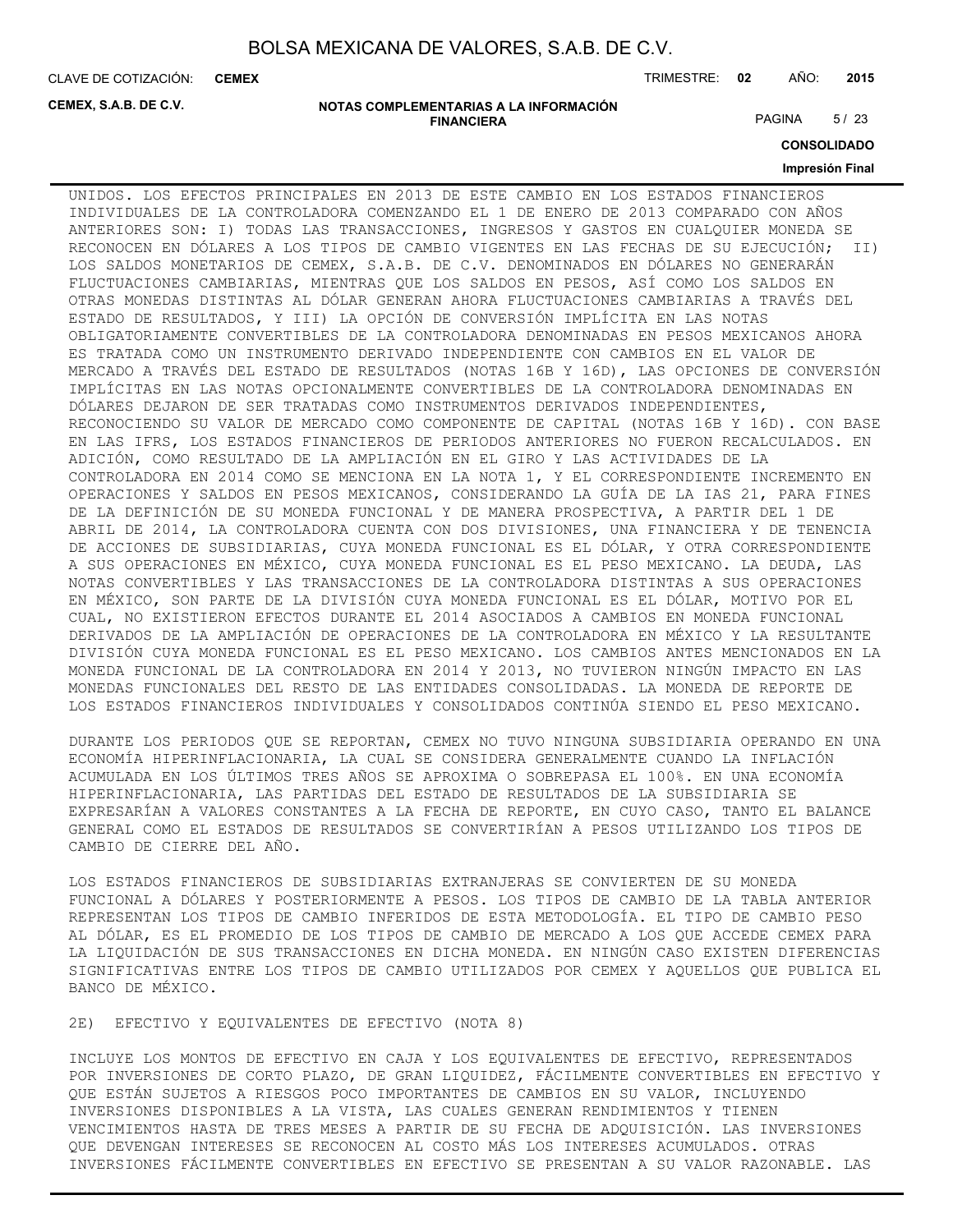UNIDOS. LOS EFECTOS PRINCIPALES EN 2013 DE ESTE CAMBIO EN LOS ESTADOS FINANCIEROS INDIVIDUALES DE LA CONTROLADORA COMENZANDO EL 1 DE ENERO DE 2013 COMPARADO CON AÑOS ANTERIORES SON: I) TODAS LAS TRANSACCIONES, INGRESOS Y GASTOS EN CUALQUIER MONEDA SE RECONOCEN EN DÓLARES A LOS TIPOS DE CAMBIO VIGENTES EN LAS FECHAS DE SU EJECUCIÓN; II) LOS SALDOS MONETARIOS DE CEMEX, S.A.B. DE C.V. DENOMINADOS EN DÓLARES NO GENERARÁN FLUCTUACIONES CAMBIARIAS, MIENTRAS QUE LOS SALDOS EN PESOS, ASÍ COMO LOS SALDOS EN OTRAS MONEDAS DISTINTAS AL DÓLAR GENERAN AHORA FLUCTUACIONES CAMBIARIAS A TRAVÉS DEL ESTADO DE RESULTADOS, Y III) LA OPCIÓN DE CONVERSIÓN IMPLÍCITA EN LAS NOTAS OBLIGATORIAMENTE CONVERTIBLES DE LA CONTROLADORA DENOMINADAS EN PESOS MEXICANOS AHORA ES TRATADA COMO UN INSTRUMENTO DERIVADO INDEPENDIENTE CON CAMBIOS EN EL VALOR DE MERCADO A TRAVÉS DEL ESTADO DE RESULTADOS (NOTAS 16B Y 16D), LAS OPCIONES DE CONVERSIÓN IMPLÍCITAS EN LAS NOTAS OPCIONALMENTE CONVERTIBLES DE LA CONTROLADORA DENOMINADAS EN DÓLARES DEJARON DE SER TRATADAS COMO INSTRUMENTOS DERIVADOS INDEPENDIENTES, RECONOCIENDO SU VALOR DE MERCADO COMO COMPONENTE DE CAPITAL (NOTAS 16B Y 16D). CON BASE EN LAS IFRS, LOS ESTADOS FINANCIEROS DE PERIODOS ANTERIORES NO FUERON RECALCULADOS. EN ADICIÓN, COMO RESULTADO DE LA AMPLIACIÓN EN EL GIRO Y LAS ACTIVIDADES DE LA CONTROLADORA EN 2014 COMO SE MENCIONA EN LA NOTA 1, Y EL CORRESPONDIENTE INCREMENTO EN OPERACIONES Y SALDOS EN PESOS MEXICANOS, CONSIDERANDO LA GUÍA DE LA IAS 21, PARA FINES DE LA DEFINICIÓN DE SU MONEDA FUNCIONAL Y DE MANERA PROSPECTIVA, A PARTIR DEL 1 DE ABRIL DE 2014, LA CONTROLADORA CUENTA CON DOS DIVISIONES, UNA FINANCIERA Y DE TENENCIA DE ACCIONES DE SUBSIDIARIAS, CUYA MONEDA FUNCIONAL ES EL DÓLAR, Y OTRA CORRESPONDIENTE A SUS OPERACIONES EN MÉXICO, CUYA MONEDA FUNCIONAL ES EL PESO MEXICANO. LA DEUDA, LAS NOTAS CONVERTIBLES Y LAS TRANSACCIONES DE LA CONTROLADORA DISTINTAS A SUS OPERACIONES EN MÉXICO, SON PARTE DE LA DIVISIÓN CUYA MONEDA FUNCIONAL ES EL DÓLAR, MOTIVO POR EL CUAL, NO EXISTIERON EFECTOS DURANTE EL 2014 ASOCIADOS A CAMBIOS EN MONEDA FUNCIONAL DERIVADOS DE LA AMPLIACIÓN DE OPERACIONES DE LA CONTROLADORA EN MÉXICO Y LA RESULTANTE DIVISIÓN CUYA MONEDA FUNCIONAL ES EL PESO MEXICANO. LOS CAMBIOS ANTES MENCIONADOS EN LA MONEDA FUNCIONAL DE LA CONTROLADORA EN 2014 Y 2013, NO TUVIERON NINGÚN IMPACTO EN LAS MONEDAS FUNCIONALES DEL RESTO DE LAS ENTIDADES CONSOLIDADAS. LA MONEDA DE REPORTE DE LOS ESTADOS FINANCIEROS INDIVIDUALES Y CONSOLIDADOS CONTINÚA SIENDO EL PESO MEXICANO.

DURANTE LOS PERIODOS QUE SE REPORTAN, CEMEX NO TUVO NINGUNA SUBSIDIARIA OPERANDO EN UNA ECONOMÍA HIPERINFLACIONARIA, LA CUAL SE CONSIDERA GENERALMENTE CUANDO LA INFLACIÓN ACUMULADA EN LOS ÚLTIMOS TRES AÑOS SE APROXIMA O SOBREPASA EL 100%. EN UNA ECONOMÍA HIPERINFLACIONARIA, LAS PARTIDAS DEL ESTADO DE RESULTADOS DE LA SUBSIDIARIA SE EXPRESARÍAN A VALORES CONSTANTES A LA FECHA DE REPORTE, EN CUYO CASO, TANTO EL BALANCE GENERAL COMO EL ESTADOS DE RESULTADOS SE CONVERTIRÍAN A PESOS UTILIZANDO LOS TIPOS DE CAMBIO DE CIERRE DEL AÑO.

LOS ESTADOS FINANCIEROS DE SUBSIDIARIAS EXTRANJERAS SE CONVIERTEN DE SU MONEDA FUNCIONAL A DÓLARES Y POSTERIORMENTE A PESOS. LOS TIPOS DE CAMBIO DE LA TABLA ANTERIOR REPRESENTAN LOS TIPOS DE CAMBIO INFERIDOS DE ESTA METODOLOGÍA. EL TIPO DE CAMBIO PESO AL DÓLAR, ES EL PROMEDIO DE LOS TIPOS DE CAMBIO DE MERCADO A LOS QUE ACCEDE CEMEX PARA LA LIQUIDACIÓN DE SUS TRANSACCIONES EN DICHA MONEDA. EN NINGÚN CASO EXISTEN DIFERENCIAS SIGNIFICATIVAS ENTRE LOS TIPOS DE CAMBIO UTILIZADOS POR CEMEX Y AQUELLOS QUE PUBLICA EL BANCO DE MÉXICO.

2E) EFECTIVO Y EQUIVALENTES DE EFECTIVO (NOTA 8)

INCLUYE LOS MONTOS DE EFECTIVO EN CAJA Y LOS EQUIVALENTES DE EFECTIVO, REPRESENTADOS POR INVERSIONES DE CORTO PLAZO, DE GRAN LIQUIDEZ, FÁCILMENTE CONVERTIBLES EN EFECTIVO Y QUE ESTÁN SUJETOS A RIESGOS POCO IMPORTANTES DE CAMBIOS EN SU VALOR, INCLUYENDO INVERSIONES DISPONIBLES A LA VISTA, LAS CUALES GENERAN RENDIMIENTOS Y TIENEN VENCIMIENTOS HASTA DE TRES MESES A PARTIR DE SU FECHA DE ADQUISICIÓN. LAS INVERSIONES QUE DEVENGAN INTERESES SE RECONOCEN AL COSTO MÁS LOS INTERESES ACUMULADOS. OTRAS INVERSIONES FÁCILMENTE CONVERTIBLES EN EFECTIVO SE PRESENTAN A SU VALOR RAZONABLE. LAS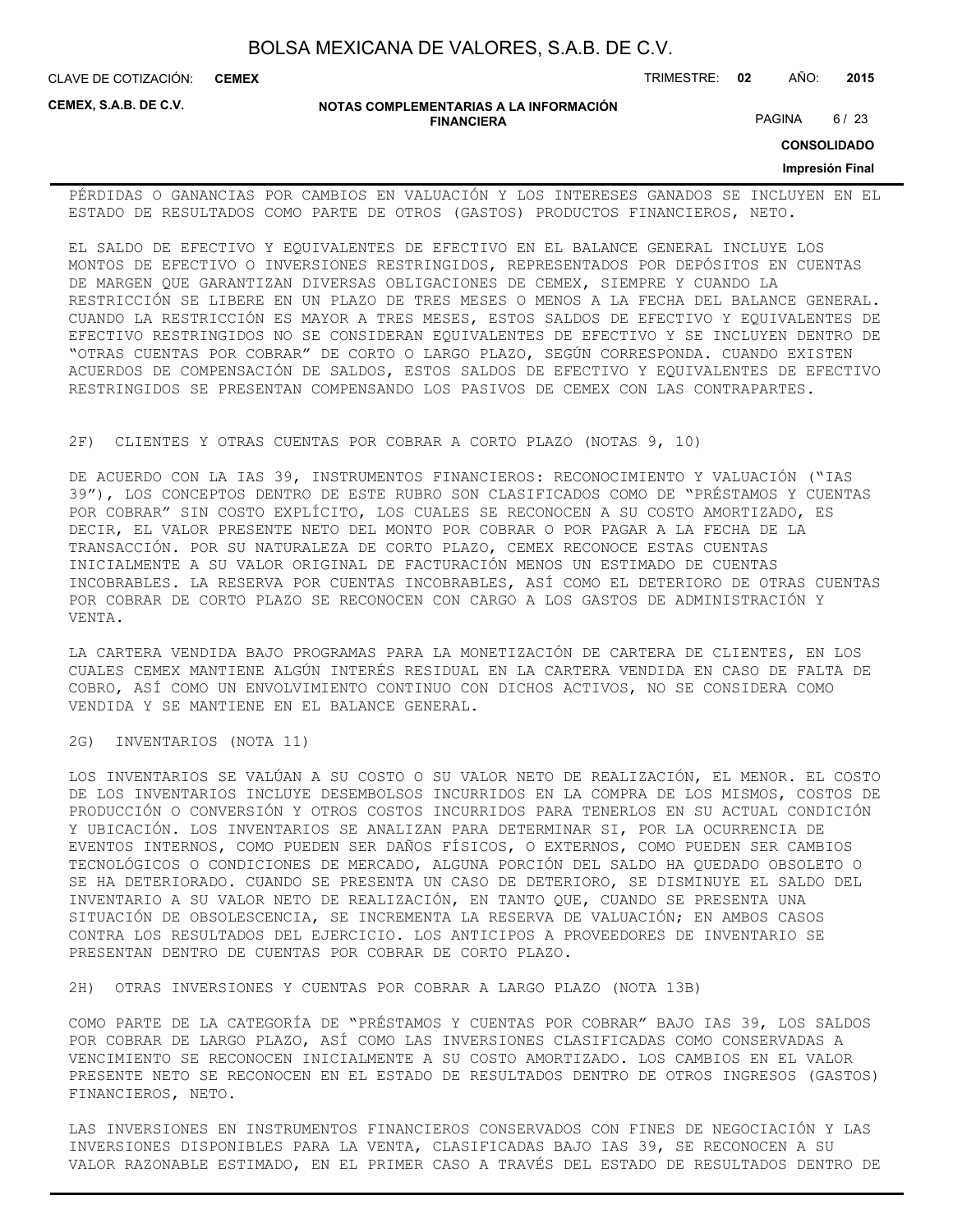PÉRDIDAS O GANANCIAS POR CAMBIOS EN VALUACIÓN Y LOS INTERESES GANADOS SE INCLUYEN EN EL ESTADO DE RESULTADOS COMO PARTE DE OTROS (GASTOS) PRODUCTOS FINANCIEROS, NETO.

EL SALDO DE EFECTIVO Y EQUIVALENTES DE EFECTIVO EN EL BALANCE GENERAL INCLUYE LOS MONTOS DE EFECTIVO O INVERSIONES RESTRINGIDOS, REPRESENTADOS POR DEPÓSITOS EN CUENTAS DE MARGEN QUE GARANTIZAN DIVERSAS OBLIGACIONES DE CEMEX, SIEMPRE Y CUANDO LA RESTRICCIÓN SE LIBERE EN UN PLAZO DE TRES MESES O MENOS A LA FECHA DEL BALANCE GENERAL. CUANDO LA RESTRICCIÓN ES MAYOR A TRES MESES, ESTOS SALDOS DE EFECTIVO Y EQUIVALENTES DE EFECTIVO RESTRINGIDOS NO SE CONSIDERAN EQUIVALENTES DE EFECTIVO Y SE INCLUYEN DENTRO DE "OTRAS CUENTAS POR COBRAR" DE CORTO O LARGO PLAZO, SEGÚN CORRESPONDA. CUANDO EXISTEN ACUERDOS DE COMPENSACIÓN DE SALDOS, ESTOS SALDOS DE EFECTIVO Y EQUIVALENTES DE EFECTIVO RESTRINGIDOS SE PRESENTAN COMPENSANDO LOS PASIVOS DE CEMEX CON LAS CONTRAPARTES.

2F) CLIENTES Y OTRAS CUENTAS POR COBRAR A CORTO PLAZO (NOTAS 9, 10)

DE ACUERDO CON LA IAS 39, INSTRUMENTOS FINANCIEROS: RECONOCIMIENTO Y VALUACIÓN ("IAS 39"), LOS CONCEPTOS DENTRO DE ESTE RUBRO SON CLASIFICADOS COMO DE "PRÉSTAMOS Y CUENTAS POR COBRAR" SIN COSTO EXPLÍCITO, LOS CUALES SE RECONOCEN A SU COSTO AMORTIZADO, ES DECIR, EL VALOR PRESENTE NETO DEL MONTO POR COBRAR O POR PAGAR A LA FECHA DE LA TRANSACCIÓN. POR SU NATURALEZA DE CORTO PLAZO, CEMEX RECONOCE ESTAS CUENTAS INICIALMENTE A SU VALOR ORIGINAL DE FACTURACIÓN MENOS UN ESTIMADO DE CUENTAS INCOBRABLES. LA RESERVA POR CUENTAS INCOBRABLES, ASÍ COMO EL DETERIORO DE OTRAS CUENTAS POR COBRAR DE CORTO PLAZO SE RECONOCEN CON CARGO A LOS GASTOS DE ADMINISTRACIÓN Y VENTA.

LA CARTERA VENDIDA BAJO PROGRAMAS PARA LA MONETIZACIÓN DE CARTERA DE CLIENTES, EN LOS CUALES CEMEX MANTIENE ALGÚN INTERÉS RESIDUAL EN LA CARTERA VENDIDA EN CASO DE FALTA DE COBRO, ASÍ COMO UN ENVOLVIMIENTO CONTINUO CON DICHOS ACTIVOS, NO SE CONSIDERA COMO VENDIDA Y SE MANTIENE EN EL BALANCE GENERAL.

2G) INVENTARIOS (NOTA 11)

LOS INVENTARIOS SE VALÚAN A SU COSTO O SU VALOR NETO DE REALIZACIÓN, EL MENOR. EL COSTO DE LOS INVENTARIOS INCLUYE DESEMBOLSOS INCURRIDOS EN LA COMPRA DE LOS MISMOS, COSTOS DE PRODUCCIÓN O CONVERSIÓN Y OTROS COSTOS INCURRIDOS PARA TENERLOS EN SU ACTUAL CONDICIÓN Y UBICACIÓN. LOS INVENTARIOS SE ANALIZAN PARA DETERMINAR SI, POR LA OCURRENCIA DE EVENTOS INTERNOS, COMO PUEDEN SER DAÑOS FÍSICOS, O EXTERNOS, COMO PUEDEN SER CAMBIOS TECNOLÓGICOS O CONDICIONES DE MERCADO, ALGUNA PORCIÓN DEL SALDO HA QUEDADO OBSOLETO O SE HA DETERIORADO. CUANDO SE PRESENTA UN CASO DE DETERIORO, SE DISMINUYE EL SALDO DEL INVENTARIO A SU VALOR NETO DE REALIZACIÓN, EN TANTO QUE, CUANDO SE PRESENTA UNA SITUACIÓN DE OBSOLESCENCIA, SE INCREMENTA LA RESERVA DE VALUACIÓN; EN AMBOS CASOS CONTRA LOS RESULTADOS DEL EJERCICIO. LOS ANTICIPOS A PROVEEDORES DE INVENTARIO SE PRESENTAN DENTRO DE CUENTAS POR COBRAR DE CORTO PLAZO.

2H) OTRAS INVERSIONES Y CUENTAS POR COBRAR A LARGO PLAZO (NOTA 13B)

COMO PARTE DE LA CATEGORÍA DE "PRÉSTAMOS Y CUENTAS POR COBRAR" BAJO IAS 39, LOS SALDOS POR COBRAR DE LARGO PLAZO, ASÍ COMO LAS INVERSIONES CLASIFICADAS COMO CONSERVADAS A VENCIMIENTO SE RECONOCEN INICIALMENTE A SU COSTO AMORTIZADO. LOS CAMBIOS EN EL VALOR PRESENTE NETO SE RECONOCEN EN EL ESTADO DE RESULTADOS DENTRO DE OTROS INGRESOS (GASTOS) FINANCIEROS, NETO.

LAS INVERSIONES EN INSTRUMENTOS FINANCIEROS CONSERVADOS CON FINES DE NEGOCIACIÓN Y LAS INVERSIONES DISPONIBLES PARA LA VENTA, CLASIFICADAS BAJO IAS 39, SE RECONOCEN A SU VALOR RAZONABLE ESTIMADO, EN EL PRIMER CASO A TRAVÉS DEL ESTADO DE RESULTADOS DENTRO DE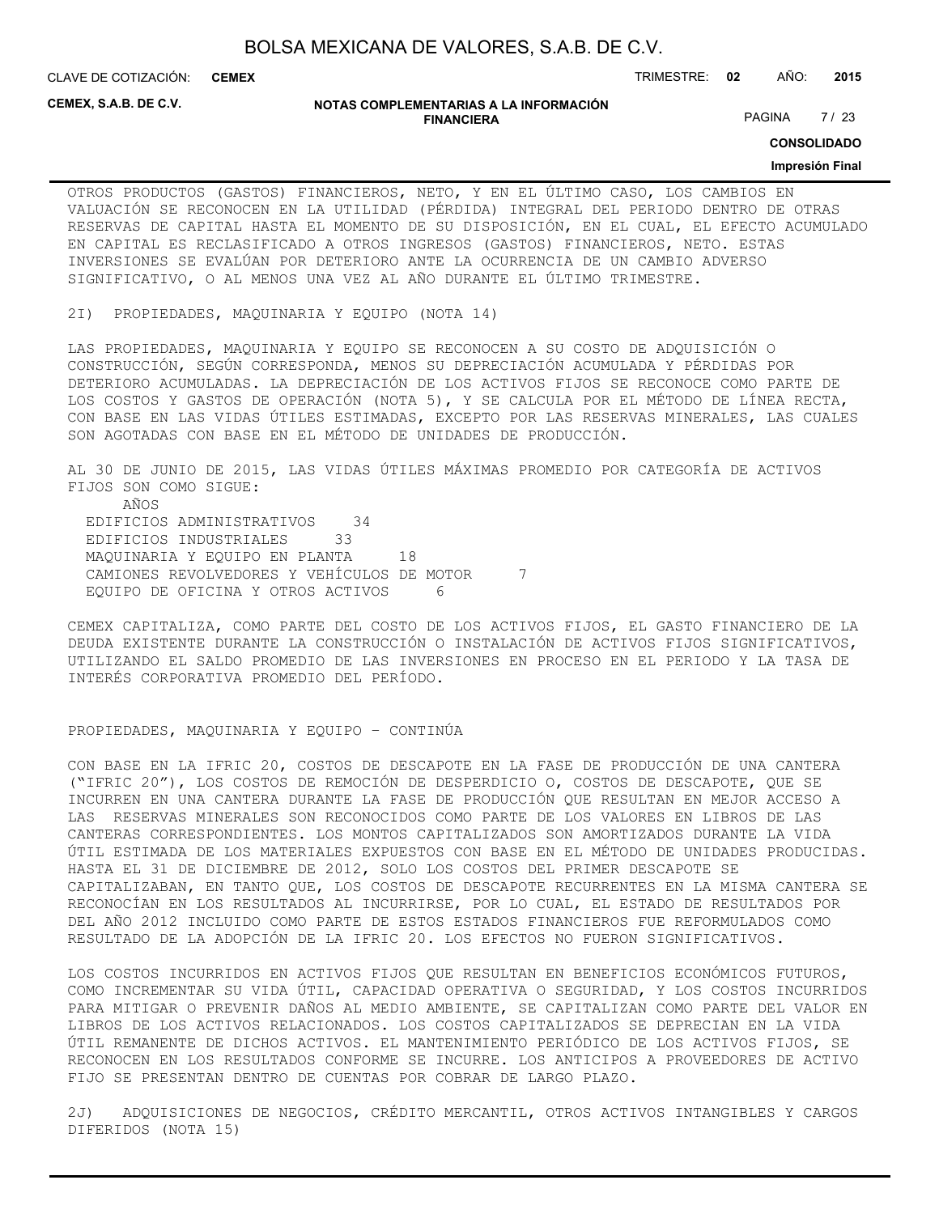OTROS PRODUCTOS (GASTOS) FINANCIEROS, NETO, Y EN EL ÚLTIMO CASO, LOS CAMBIOS EN VALUACIÓN SE RECONOCEN EN LA UTILIDAD (PÉRDIDA) INTEGRAL DEL PERIODO DENTRO DE OTRAS RESERVAS DE CAPITAL HASTA EL MOMENTO DE SU DISPOSICIÓN, EN EL CUAL, EL EFECTO ACUMULADO EN CAPITAL ES RECLASIFICADO A OTROS INGRESOS (GASTOS) FINANCIEROS, NETO. ESTAS INVERSIONES SE EVALÚAN POR DETERIORO ANTE LA OCURRENCIA DE UN CAMBIO ADVERSO SIGNIFICATIVO, O AL MENOS UNA VEZ AL AÑO DURANTE EL ÚLTIMO TRIMESTRE.

## 2I) PROPIEDADES, MAQUINARIA Y EQUIPO (NOTA 14)

LAS PROPIEDADES, MAQUINARIA Y EQUIPO SE RECONOCEN A SU COSTO DE ADQUISICIÓN O CONSTRUCCIÓN, SEGÚN CORRESPONDA, MENOS SU DEPRECIACIÓN ACUMULADA Y PÉRDIDAS POR DETERIORO ACUMULADAS. LA DEPRECIACIÓN DE LOS ACTIVOS FIJOS SE RECONOCE COMO PARTE DE LOS COSTOS Y GASTOS DE OPERACIÓN (NOTA 5), Y SE CALCULA POR EL MÉTODO DE LÍNEA RECTA, CON BASE EN LAS VIDAS ÚTILES ESTIMADAS, EXCEPTO POR LAS RESERVAS MINERALES, LAS CUALES SON AGOTADAS CON BASE EN EL MÉTODO DE UNIDADES DE PRODUCCIÓN.

AL 30 DE JUNIO DE 2015, LAS VIDAS ÚTILES MÁXIMAS PROMEDIO POR CATEGORÍA DE ACTIVOS FIJOS SON COMO SIGUE:

| | AÑOS |
|---|---|
| EDIFICIOS ADMINISTRATIVOS | 34 |
| EDIFICIOS INDUSTRIALES | 33 |
| MAQUINARIA Y EQUIPO EN PLANTA | 18 |
| CAMIONES REVOLVEDORES Y VEHÍCULOS DE MOTOR | 7 |
| EQUIPO DE OFICINA Y OTROS ACTIVOS | 6 |

CEMEX CAPITALIZA, COMO PARTE DEL COSTO DE LOS ACTIVOS FIJOS, EL GASTO FINANCIERO DE LA DEUDA EXISTENTE DURANTE LA CONSTRUCCIÓN O INSTALACIÓN DE ACTIVOS FIJOS SIGNIFICATIVOS, UTILIZANDO EL SALDO PROMEDIO DE LAS INVERSIONES EN PROCESO EN EL PERIODO Y LA TASA DE INTERÉS CORPORATIVA PROMEDIO DEL PERÍODO.

PROPIEDADES, MAQUINARIA Y EQUIPO – CONTINÚA

CON BASE EN LA IFRIC 20, COSTOS DE DESCAPOTE EN LA FASE DE PRODUCCIÓN DE UNA CANTERA ("IFRIC 20"), LOS COSTOS DE REMOCIÓN DE DESPERDICIO O, COSTOS DE DESCAPOTE, QUE SE INCURREN EN UNA CANTERA DURANTE LA FASE DE PRODUCCIÓN QUE RESULTAN EN MEJOR ACCESO A LAS RESERVAS MINERALES SON RECONOCIDOS COMO PARTE DE LOS VALORES EN LIBROS DE LAS CANTERAS CORRESPONDIENTES. LOS MONTOS CAPITALIZADOS SON AMORTIZADOS DURANTE LA VIDA ÚTIL ESTIMADA DE LOS MATERIALES EXPUESTOS CON BASE EN EL MÉTODO DE UNIDADES PRODUCIDAS. HASTA EL 31 DE DICIEMBRE DE 2012, SOLO LOS COSTOS DEL PRIMER DESCAPOTE SE CAPITALIZABAN, EN TANTO QUE, LOS COSTOS DE DESCAPOTE RECURRENTES EN LA MISMA CANTERA SE RECONOCÍAN EN LOS RESULTADOS AL INCURRIRSE, POR LO CUAL, EL ESTADO DE RESULTADOS POR DEL AÑO 2012 INCLUIDO COMO PARTE DE ESTOS ESTADOS FINANCIEROS FUE REFORMULADOS COMO RESULTADO DE LA ADOPCIÓN DE LA IFRIC 20. LOS EFECTOS NO FUERON SIGNIFICATIVOS.

LOS COSTOS INCURRIDOS EN ACTIVOS FIJOS QUE RESULTAN EN BENEFICIOS ECONÓMICOS FUTUROS, COMO INCREMENTAR SU VIDA ÚTIL, CAPACIDAD OPERATIVA O SEGURIDAD, Y LOS COSTOS INCURRIDOS PARA MITIGAR O PREVENIR DAÑOS AL MEDIO AMBIENTE, SE CAPITALIZAN COMO PARTE DEL VALOR EN LIBROS DE LOS ACTIVOS RELACIONADOS. LOS COSTOS CAPITALIZADOS SE DEPRECIAN EN LA VIDA ÚTIL REMANENTE DE DICHOS ACTIVOS. EL MANTENIMIENTO PERIÓDICO DE LOS ACTIVOS FIJOS, SE RECONOCEN EN LOS RESULTADOS CONFORME SE INCURRE. LOS ANTICIPOS A PROVEEDORES DE ACTIVO FIJO SE PRESENTAN DENTRO DE CUENTAS POR COBRAR DE LARGO PLAZO.

## 2J) ADQUISICIONES DE NEGOCIOS, CRÉDITO MERCANTIL, OTROS ACTIVOS INTANGIBLES Y CARGOS DIFERIDOS (NOTA 15)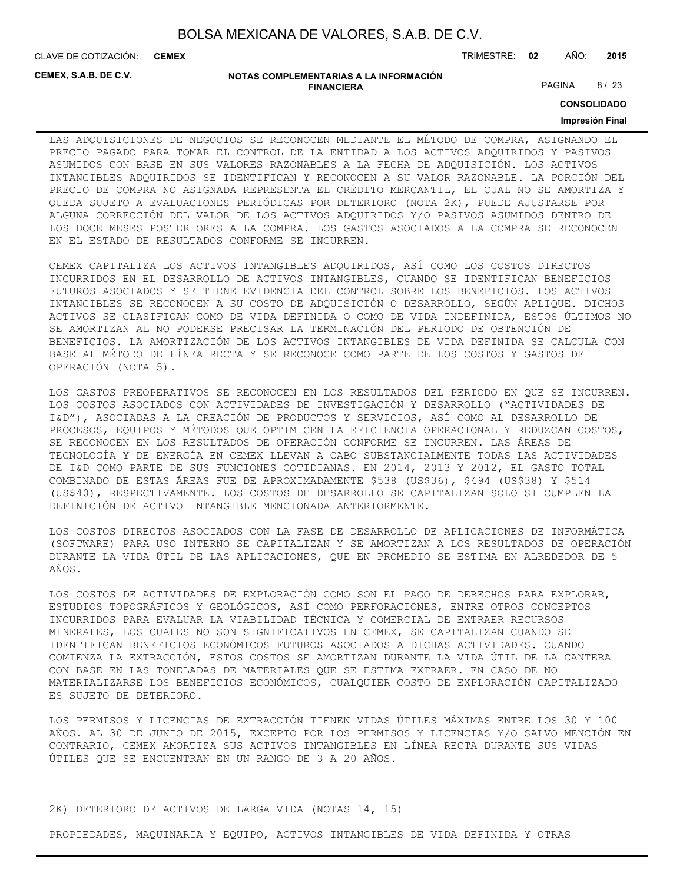LAS ADQUISICIONES DE NEGOCIOS SE RECONOCEN MEDIANTE EL MÉTODO DE COMPRA, ASIGNANDO EL PRECIO PAGADO PARA TOMAR EL CONTROL DE LA ENTIDAD A LOS ACTIVOS ADQUIRIDOS Y PASIVOS ASUMIDOS CON BASE EN SUS VALORES RAZONABLES A LA FECHA DE ADQUISICIÓN. LOS ACTIVOS INTANGIBLES ADQUIRIDOS SE IDENTIFICAN Y RECONOCEN A SU VALOR RAZONABLE. LA PORCIÓN DEL PRECIO DE COMPRA NO ASIGNADA REPRESENTA EL CRÉDITO MERCANTIL, EL CUAL NO SE AMORTIZA Y QUEDA SUJETO A EVALUACIONES PERIÓDICAS POR DETERIORO (NOTA 2K), PUEDE AJUSTARSE POR ALGUNA CORRECCIÓN DEL VALOR DE LOS ACTIVOS ADQUIRIDOS Y/O PASIVOS ASUMIDOS DENTRO DE LOS DOCE MESES POSTERIORES A LA COMPRA. LOS GASTOS ASOCIADOS A LA COMPRA SE RECONOCEN EN EL ESTADO DE RESULTADOS CONFORME SE INCURREN.

CEMEX CAPITALIZA LOS ACTIVOS INTANGIBLES ADQUIRIDOS, ASÍ COMO LOS COSTOS DIRECTOS INCURRIDOS EN EL DESARROLLO DE ACTIVOS INTANGIBLES, CUANDO SE IDENTIFICAN BENEFICIOS FUTUROS ASOCIADOS Y SE TIENE EVIDENCIA DEL CONTROL SOBRE LOS BENEFICIOS. LOS ACTIVOS INTANGIBLES SE RECONOCEN A SU COSTO DE ADQUISICIÓN O DESARROLLO, SEGÚN APLIQUE. DICHOS ACTIVOS SE CLASIFICAN COMO DE VIDA DEFINIDA O COMO DE VIDA INDEFINIDA, ESTOS ÚLTIMOS NO SE AMORTIZAN AL NO PODERSE PRECISAR LA TERMINACIÓN DEL PERIODO DE OBTENCIÓN DE BENEFICIOS. LA AMORTIZACIÓN DE LOS ACTIVOS INTANGIBLES DE VIDA DEFINIDA SE CALCULA CON BASE AL MÉTODO DE LÍNEA RECTA Y SE RECONOCE COMO PARTE DE LOS COSTOS Y GASTOS DE OPERACIÓN (NOTA 5).

LOS GASTOS PREOPERATIVOS SE RECONOCEN EN LOS RESULTADOS DEL PERIODO EN QUE SE INCURREN. LOS COSTOS ASOCIADOS CON ACTIVIDADES DE INVESTIGACIÓN Y DESARROLLO ("ACTIVIDADES DE I&D"), ASOCIADAS A LA CREACIÓN DE PRODUCTOS Y SERVICIOS, ASÍ COMO AL DESARROLLO DE PROCESOS, EQUIPOS Y MÉTODOS QUE OPTIMICEN LA EFICIENCIA OPERACIONAL Y REDUZCAN COSTOS, SE RECONOCEN EN LOS RESULTADOS DE OPERACIÓN CONFORME SE INCURREN. LAS ÁREAS DE TECNOLOGÍA Y DE ENERGÍA EN CEMEX LLEVAN A CABO SUBSTANCIALMENTE TODAS LAS ACTIVIDADES DE I&D COMO PARTE DE SUS FUNCIONES COTIDIANAS. EN 2014, 2013 Y 2012, EL GASTO TOTAL COMBINADO DE ESTAS ÁREAS FUE DE APROXIMADAMENTE $538 (US$36), $494 (US$38) Y $514 (US$40), RESPECTIVAMENTE. LOS COSTOS DE DESARROLLO SE CAPITALIZAN SOLO SI CUMPLEN LA DEFINICIÓN DE ACTIVO INTANGIBLE MENCIONADA ANTERIORMENTE.

LOS COSTOS DIRECTOS ASOCIADOS CON LA FASE DE DESARROLLO DE APLICACIONES DE INFORMÁTICA (SOFTWARE) PARA USO INTERNO SE CAPITALIZAN Y SE AMORTIZAN A LOS RESULTADOS DE OPERACIÓN DURANTE LA VIDA ÚTIL DE LAS APLICACIONES, QUE EN PROMEDIO SE ESTIMA EN ALREDEDOR DE 5 AÑOS.

LOS COSTOS DE ACTIVIDADES DE EXPLORACIÓN COMO SON EL PAGO DE DERECHOS PARA EXPLORAR, ESTUDIOS TOPOGRÁFICOS Y GEOLÓGICOS, ASÍ COMO PERFORACIONES, ENTRE OTROS CONCEPTOS INCURRIDOS PARA EVALUAR LA VIABILIDAD TÉCNICA Y COMERCIAL DE EXTRAER RECURSOS MINERALES, LOS CUALES NO SON SIGNIFICATIVOS EN CEMEX, SE CAPITALIZAN CUANDO SE IDENTIFICAN BENEFICIOS ECONÓMICOS FUTUROS ASOCIADOS A DICHAS ACTIVIDADES. CUANDO COMIENZA LA EXTRACCIÓN, ESTOS COSTOS SE AMORTIZAN DURANTE LA VIDA ÚTIL DE LA CANTERA CON BASE EN LAS TONELADAS DE MATERIALES QUE SE ESTIMA EXTRAER. EN CASO DE NO MATERIALIZARSE LOS BENEFICIOS ECONÓMICOS, CUALQUIER COSTO DE EXPLORACIÓN CAPITALIZADO ES SUJETO DE DETERIORO.

LOS PERMISOS Y LICENCIAS DE EXTRACCIÓN TIENEN VIDAS ÚTILES MÁXIMAS ENTRE LOS 30 Y 100 AÑOS. AL 30 DE JUNIO DE 2015, EXCEPTO POR LOS PERMISOS Y LICENCIAS Y/O SALVO MENCIÓN EN CONTRARIO, CEMEX AMORTIZA SUS ACTIVOS INTANGIBLES EN LÍNEA RECTA DURANTE SUS VIDAS ÚTILES QUE SE ENCUENTRAN EN UN RANGO DE 3 A 20 AÑOS.

2K) DETERIORO DE ACTIVOS DE LARGA VIDA (NOTAS 14, 15)

PROPIEDADES, MAQUINARIA Y EQUIPO, ACTIVOS INTANGIBLES DE VIDA DEFINIDA Y OTRAS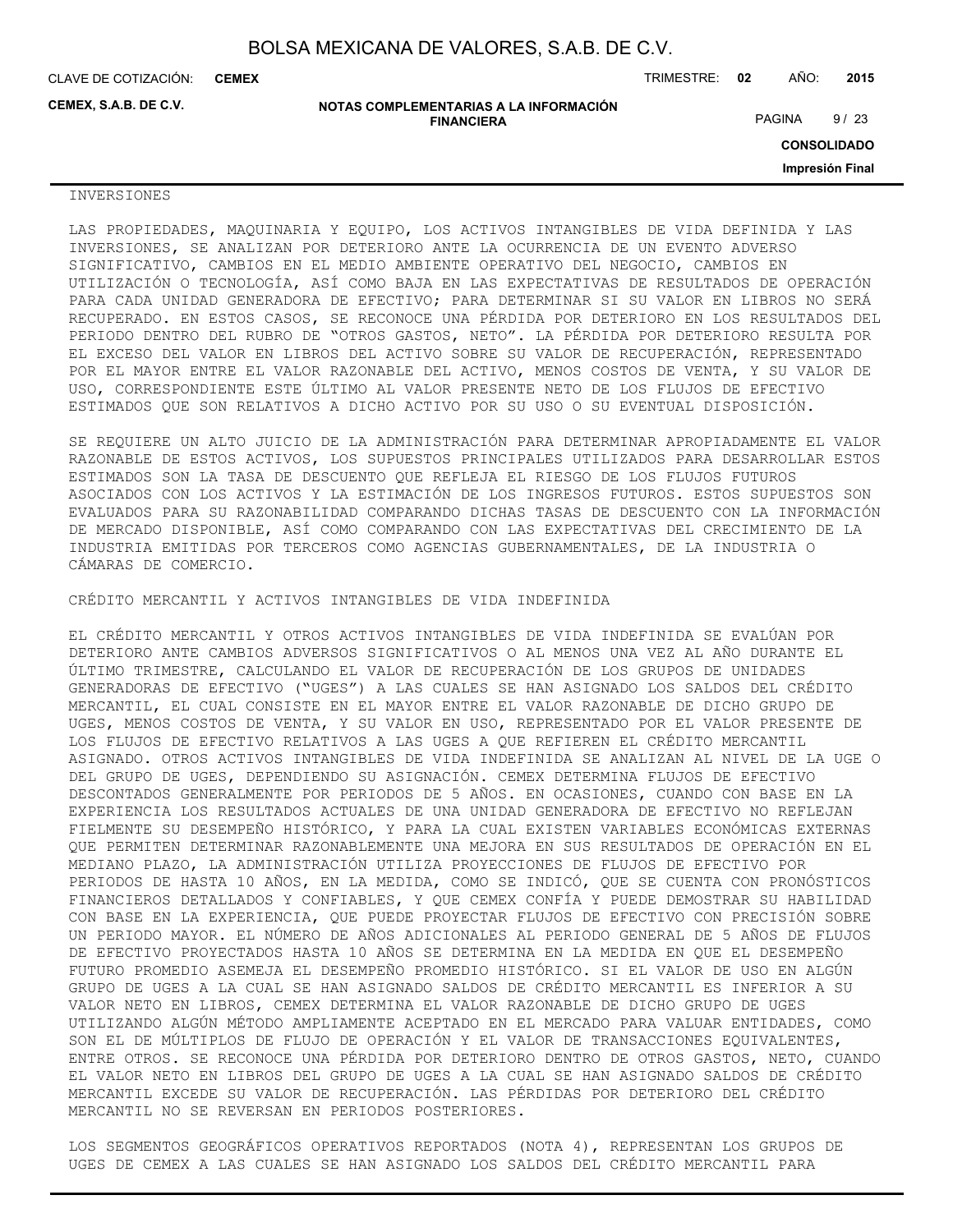INVERSIONES

LAS PROPIEDADES, MAQUINARIA Y EQUIPO, LOS ACTIVOS INTANGIBLES DE VIDA DEFINIDA Y LAS INVERSIONES, SE ANALIZAN POR DETERIORO ANTE LA OCURRENCIA DE UN EVENTO ADVERSO SIGNIFICATIVO, CAMBIOS EN EL MEDIO AMBIENTE OPERATIVO DEL NEGOCIO, CAMBIOS EN UTILIZACIÓN O TECNOLOGÍA, ASÍ COMO BAJA EN LAS EXPECTATIVAS DE RESULTADOS DE OPERACIÓN PARA CADA UNIDAD GENERADORA DE EFECTIVO; PARA DETERMINAR SI SU VALOR EN LIBROS NO SERÁ RECUPERADO. EN ESTOS CASOS, SE RECONOCE UNA PÉRDIDA POR DETERIORO EN LOS RESULTADOS DEL PERIODO DENTRO DEL RUBRO DE "OTROS GASTOS, NETO". LA PÉRDIDA POR DETERIORO RESULTA POR EL EXCESO DEL VALOR EN LIBROS DEL ACTIVO SOBRE SU VALOR DE RECUPERACIÓN, REPRESENTADO POR EL MAYOR ENTRE EL VALOR RAZONABLE DEL ACTIVO, MENOS COSTOS DE VENTA, Y SU VALOR DE USO, CORRESPONDIENTE ESTE ÚLTIMO AL VALOR PRESENTE NETO DE LOS FLUJOS DE EFECTIVO ESTIMADOS QUE SON RELATIVOS A DICHO ACTIVO POR SU USO O SU EVENTUAL DISPOSICIÓN.

SE REQUIERE UN ALTO JUICIO DE LA ADMINISTRACIÓN PARA DETERMINAR APROPIADAMENTE EL VALOR RAZONABLE DE ESTOS ACTIVOS, LOS SUPUESTOS PRINCIPALES UTILIZADOS PARA DESARROLLAR ESTOS ESTIMADOS SON LA TASA DE DESCUENTO QUE REFLEJA EL RIESGO DE LOS FLUJOS FUTUROS ASOCIADOS CON LOS ACTIVOS Y LA ESTIMACIÓN DE LOS INGRESOS FUTUROS. ESTOS SUPUESTOS SON EVALUADOS PARA SU RAZONABILIDAD COMPARANDO DICHAS TASAS DE DESCUENTO CON LA INFORMACIÓN DE MERCADO DISPONIBLE, ASÍ COMO COMPARANDO CON LAS EXPECTATIVAS DEL CRECIMIENTO DE LA INDUSTRIA EMITIDAS POR TERCEROS COMO AGENCIAS GUBERNAMENTALES, DE LA INDUSTRIA O CÁMARAS DE COMERCIO.

CRÉDITO MERCANTIL Y ACTIVOS INTANGIBLES DE VIDA INDEFINIDA

EL CRÉDITO MERCANTIL Y OTROS ACTIVOS INTANGIBLES DE VIDA INDEFINIDA SE EVALÚAN POR DETERIORO ANTE CAMBIOS ADVERSOS SIGNIFICATIVOS O AL MENOS UNA VEZ AL AÑO DURANTE EL ÚLTIMO TRIMESTRE, CALCULANDO EL VALOR DE RECUPERACIÓN DE LOS GRUPOS DE UNIDADES GENERADORAS DE EFECTIVO ("UGES") A LAS CUALES SE HAN ASIGNADO LOS SALDOS DEL CRÉDITO MERCANTIL, EL CUAL CONSISTE EN EL MAYOR ENTRE EL VALOR RAZONABLE DE DICHO GRUPO DE UGES, MENOS COSTOS DE VENTA, Y SU VALOR EN USO, REPRESENTADO POR EL VALOR PRESENTE DE LOS FLUJOS DE EFECTIVO RELATIVOS A LAS UGES A QUE REFIEREN EL CRÉDITO MERCANTIL ASIGNADO. OTROS ACTIVOS INTANGIBLES DE VIDA INDEFINIDA SE ANALIZAN AL NIVEL DE LA UGE O DEL GRUPO DE UGES, DEPENDIENDO SU ASIGNACIÓN. CEMEX DETERMINA FLUJOS DE EFECTIVO DESCONTADOS GENERALMENTE POR PERIODOS DE 5 AÑOS. EN OCASIONES, CUANDO CON BASE EN LA EXPERIENCIA LOS RESULTADOS ACTUALES DE UNA UNIDAD GENERADORA DE EFECTIVO NO REFLEJAN FIELMENTE SU DESEMPEÑO HISTÓRICO, Y PARA LA CUAL EXISTEN VARIABLES ECONÓMICAS EXTERNAS QUE PERMITEN DETERMINAR RAZONABLEMENTE UNA MEJORA EN SUS RESULTADOS DE OPERACIÓN EN EL MEDIANO PLAZO, LA ADMINISTRACIÓN UTILIZA PROYECCIONES DE FLUJOS DE EFECTIVO POR PERIODOS DE HASTA 10 AÑOS, EN LA MEDIDA, COMO SE INDICÓ, QUE SE CUENTA CON PRONÓSTICOS FINANCIEROS DETALLADOS Y CONFIABLES, Y QUE CEMEX CONFÍA Y PUEDE DEMOSTRAR SU HABILIDAD CON BASE EN LA EXPERIENCIA, QUE PUEDE PROYECTAR FLUJOS DE EFECTIVO CON PRECISIÓN SOBRE UN PERIODO MAYOR. EL NÚMERO DE AÑOS ADICIONALES AL PERIODO GENERAL DE 5 AÑOS DE FLUJOS DE EFECTIVO PROYECTADOS HASTA 10 AÑOS SE DETERMINA EN LA MEDIDA EN QUE EL DESEMPEÑO FUTURO PROMEDIO ASEMEJA EL DESEMPEÑO PROMEDIO HISTÓRICO. SI EL VALOR DE USO EN ALGÚN GRUPO DE UGES A LA CUAL SE HAN ASIGNADO SALDOS DE CRÉDITO MERCANTIL ES INFERIOR A SU VALOR NETO EN LIBROS, CEMEX DETERMINA EL VALOR RAZONABLE DE DICHO GRUPO DE UGES UTILIZANDO ALGÚN MÉTODO AMPLIAMENTE ACEPTADO EN EL MERCADO PARA VALUAR ENTIDADES, COMO SON EL DE MÚLTIPLOS DE FLUJO DE OPERACIÓN Y EL VALOR DE TRANSACCIONES EQUIVALENTES, ENTRE OTROS. SE RECONOCE UNA PÉRDIDA POR DETERIORO DENTRO DE OTROS GASTOS, NETO, CUANDO EL VALOR NETO EN LIBROS DEL GRUPO DE UGES A LA CUAL SE HAN ASIGNADO SALDOS DE CRÉDITO MERCANTIL EXCEDE SU VALOR DE RECUPERACIÓN. LAS PÉRDIDAS POR DETERIORO DEL CRÉDITO MERCANTIL NO SE REVERSAN EN PERIODOS POSTERIORES.

LOS SEGMENTOS GEOGRÁFICOS OPERATIVOS REPORTADOS (NOTA 4), REPRESENTAN LOS GRUPOS DE UGES DE CEMEX A LAS CUALES SE HAN ASIGNADO LOS SALDOS DEL CRÉDITO MERCANTIL PARA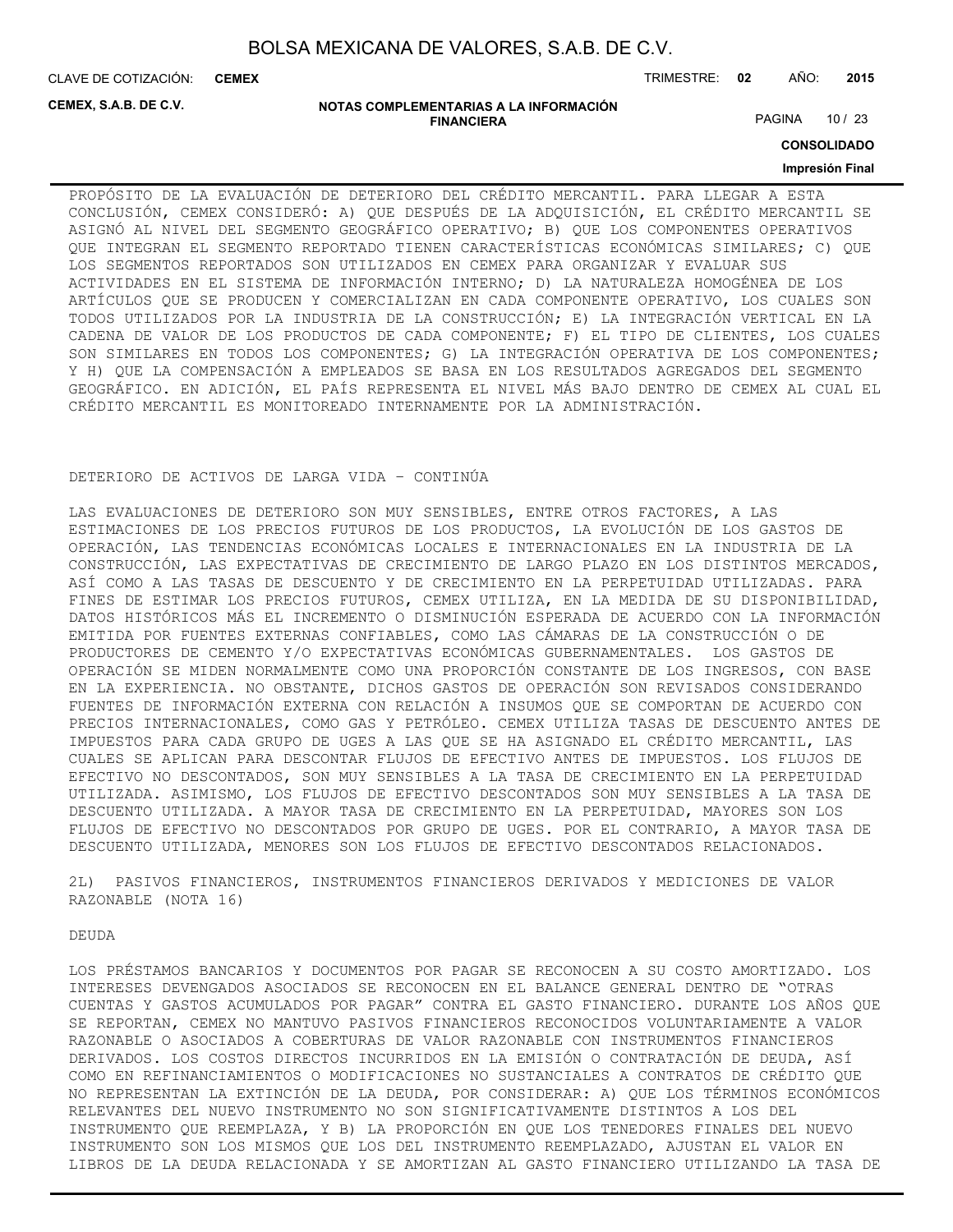PROPÓSITO DE LA EVALUACIÓN DE DETERIORO DEL CRÉDITO MERCANTIL. PARA LLEGAR A ESTA CONCLUSIÓN, CEMEX CONSIDERÓ: A) QUE DESPUÉS DE LA ADQUISICIÓN, EL CRÉDITO MERCANTIL SE ASIGNÓ AL NIVEL DEL SEGMENTO GEOGRÁFICO OPERATIVO; B) QUE LOS COMPONENTES OPERATIVOS QUE INTEGRAN EL SEGMENTO REPORTADO TIENEN CARACTERÍSTICAS ECONÓMICAS SIMILARES; C) QUE LOS SEGMENTOS REPORTADOS SON UTILIZADOS EN CEMEX PARA ORGANIZAR Y EVALUAR SUS ACTIVIDADES EN EL SISTEMA DE INFORMACIÓN INTERNO; D) LA NATURALEZA HOMOGÉNEA DE LOS ARTÍCULOS QUE SE PRODUCEN Y COMERCIALIZAN EN CADA COMPONENTE OPERATIVO, LOS CUALES SON TODOS UTILIZADOS POR LA INDUSTRIA DE LA CONSTRUCCIÓN; E) LA INTEGRACIÓN VERTICAL EN LA CADENA DE VALOR DE LOS PRODUCTOS DE CADA COMPONENTE; F) EL TIPO DE CLIENTES, LOS CUALES SON SIMILARES EN TODOS LOS COMPONENTES; G) LA INTEGRACIÓN OPERATIVA DE LOS COMPONENTES; Y H) QUE LA COMPENSACIÓN A EMPLEADOS SE BASA EN LOS RESULTADOS AGREGADOS DEL SEGMENTO GEOGRÁFICO. EN ADICIÓN, EL PAÍS REPRESENTA EL NIVEL MÁS BAJO DENTRO DE CEMEX AL CUAL EL CRÉDITO MERCANTIL ES MONITOREADO INTERNAMENTE POR LA ADMINISTRACIÓN.

DETERIORO DE ACTIVOS DE LARGA VIDA – CONTINÚA

LAS EVALUACIONES DE DETERIORO SON MUY SENSIBLES, ENTRE OTROS FACTORES, A LAS ESTIMACIONES DE LOS PRECIOS FUTUROS DE LOS PRODUCTOS, LA EVOLUCIÓN DE LOS GASTOS DE OPERACIÓN, LAS TENDENCIAS ECONÓMICAS LOCALES E INTERNACIONALES EN LA INDUSTRIA DE LA CONSTRUCCIÓN, LAS EXPECTATIVAS DE CRECIMIENTO DE LARGO PLAZO EN LOS DISTINTOS MERCADOS, ASÍ COMO A LAS TASAS DE DESCUENTO Y DE CRECIMIENTO EN LA PERPETUIDAD UTILIZADAS. PARA FINES DE ESTIMAR LOS PRECIOS FUTUROS, CEMEX UTILIZA, EN LA MEDIDA DE SU DISPONIBILIDAD, DATOS HISTÓRICOS MÁS EL INCREMENTO O DISMINUCIÓN ESPERADA DE ACUERDO CON LA INFORMACIÓN EMITIDA POR FUENTES EXTERNAS CONFIABLES, COMO LAS CÁMARAS DE LA CONSTRUCCIÓN O DE PRODUCTORES DE CEMENTO Y/O EXPECTATIVAS ECONÓMICAS GUBERNAMENTALES. LOS GASTOS DE OPERACIÓN SE MIDEN NORMALMENTE COMO UNA PROPORCIÓN CONSTANTE DE LOS INGRESOS, CON BASE EN LA EXPERIENCIA. NO OBSTANTE, DICHOS GASTOS DE OPERACIÓN SON REVISADOS CONSIDERANDO FUENTES DE INFORMACIÓN EXTERNA CON RELACIÓN A INSUMOS QUE SE COMPORTAN DE ACUERDO CON PRECIOS INTERNACIONALES, COMO GAS Y PETRÓLEO. CEMEX UTILIZA TASAS DE DESCUENTO ANTES DE IMPUESTOS PARA CADA GRUPO DE UGES A LAS QUE SE HA ASIGNADO EL CRÉDITO MERCANTIL, LAS CUALES SE APLICAN PARA DESCONTAR FLUJOS DE EFECTIVO ANTES DE IMPUESTOS. LOS FLUJOS DE EFECTIVO NO DESCONTADOS, SON MUY SENSIBLES A LA TASA DE CRECIMIENTO EN LA PERPETUIDAD UTILIZADA. ASIMISMO, LOS FLUJOS DE EFECTIVO DESCONTADOS SON MUY SENSIBLES A LA TASA DE DESCUENTO UTILIZADA. A MAYOR TASA DE CRECIMIENTO EN LA PERPETUIDAD, MAYORES SON LOS FLUJOS DE EFECTIVO NO DESCONTADOS POR GRUPO DE UGES. POR EL CONTRARIO, A MAYOR TASA DE DESCUENTO UTILIZADA, MENORES SON LOS FLUJOS DE EFECTIVO DESCONTADOS RELACIONADOS.

2L) PASIVOS FINANCIEROS, INSTRUMENTOS FINANCIEROS DERIVADOS Y MEDICIONES DE VALOR RAZONABLE (NOTA 16)

DEUDA

LOS PRÉSTAMOS BANCARIOS Y DOCUMENTOS POR PAGAR SE RECONOCEN A SU COSTO AMORTIZADO. LOS INTERESES DEVENGADOS ASOCIADOS SE RECONOCEN EN EL BALANCE GENERAL DENTRO DE “OTRAS CUENTAS Y GASTOS ACUMULADOS POR PAGAR” CONTRA EL GASTO FINANCIERO. DURANTE LOS AÑOS QUE SE REPORTAN, CEMEX NO MANTUVO PASIVOS FINANCIEROS RECONOCIDOS VOLUNTARIAMENTE A VALOR RAZONABLE O ASOCIADOS A COBERTURAS DE VALOR RAZONABLE CON INSTRUMENTOS FINANCIEROS DERIVADOS. LOS COSTOS DIRECTOS INCURRIDOS EN LA EMISIÓN O CONTRATACIÓN DE DEUDA, ASÍ COMO EN REFINANCIAMIENTOS O MODIFICACIONES NO SUSTANCIALES A CONTRATOS DE CRÉDITO QUE NO REPRESENTAN LA EXTINCIÓN DE LA DEUDA, POR CONSIDERAR: A) QUE LOS TÉRMINOS ECONÓMICOS RELEVANTES DEL NUEVO INSTRUMENTO NO SON SIGNIFICATIVAMENTE DISTINTOS A LOS DEL INSTRUMENTO QUE REEMPLAZA, Y B) LA PROPORCIÓN EN QUE LOS TENEDORES FINALES DEL NUEVO INSTRUMENTO SON LOS MISMOS QUE LOS DEL INSTRUMENTO REEMPLAZADO, AJUSTAN EL VALOR EN LIBROS DE LA DEUDA RELACIONADA Y SE AMORTIZAN AL GASTO FINANCIERO UTILIZANDO LA TASA DE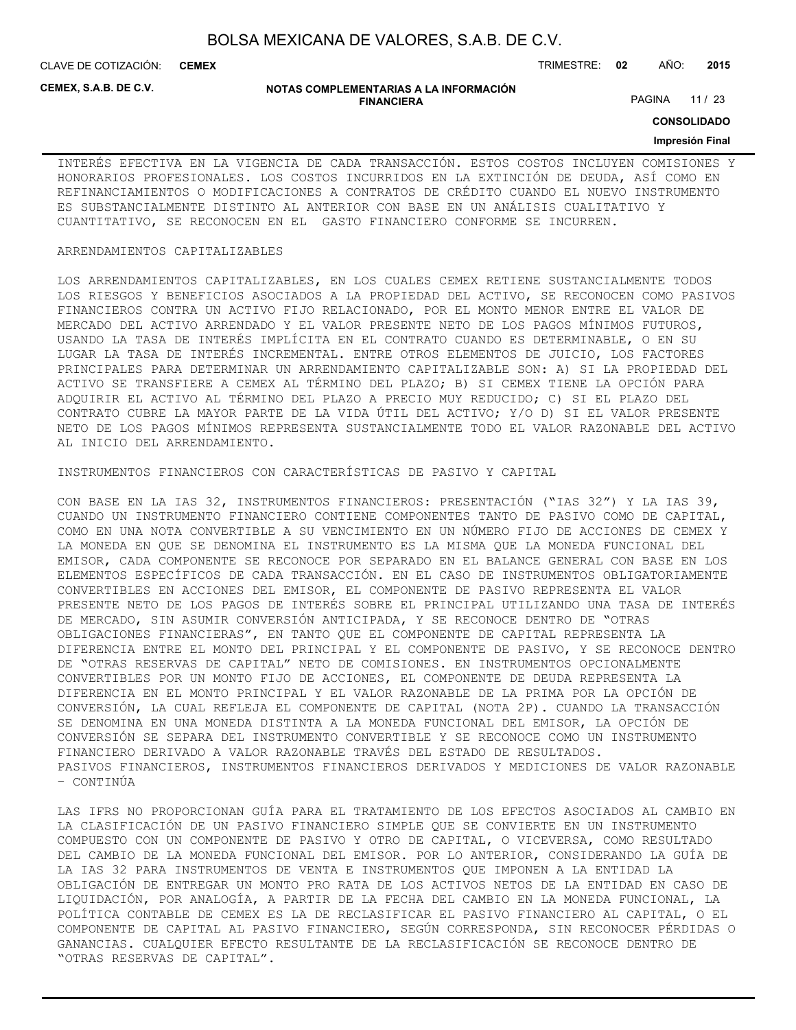INTERÉS EFECTIVA EN LA VIGENCIA DE CADA TRANSACCIÓN. ESTOS COSTOS INCLUYEN COMISIONES Y HONORARIOS PROFESIONALES. LOS COSTOS INCURRIDOS EN LA EXTINCIÓN DE DEUDA, ASÍ COMO EN REFINANCIAMIENTOS O MODIFICACIONES A CONTRATOS DE CRÉDITO CUANDO EL NUEVO INSTRUMENTO ES SUBSTANCIALMENTE DISTINTO AL ANTERIOR CON BASE EN UN ANÁLISIS CUALITATIVO Y CUANTITATIVO, SE RECONOCEN EN EL GASTO FINANCIERO CONFORME SE INCURREN.

ARRENDAMIENTOS CAPITALIZABLES

LOS ARRENDAMIENTOS CAPITALIZABLES, EN LOS CUALES CEMEX RETIENE SUSTANCIALMENTE TODOS LOS RIESGOS Y BENEFICIOS ASOCIADOS A LA PROPIEDAD DEL ACTIVO, SE RECONOCEN COMO PASIVOS FINANCIEROS CONTRA UN ACTIVO FIJO RELACIONADO, POR EL MONTO MENOR ENTRE EL VALOR DE MERCADO DEL ACTIVO ARRENDADO Y EL VALOR PRESENTE NETO DE LOS PAGOS MÍNIMOS FUTUROS, USANDO LA TASA DE INTERÉS IMPLÍCITA EN EL CONTRATO CUANDO ES DETERMINABLE, O EN SU LUGAR LA TASA DE INTERÉS INCREMENTAL. ENTRE OTROS ELEMENTOS DE JUICIO, LOS FACTORES PRINCIPALES PARA DETERMINAR UN ARRENDAMIENTO CAPITALIZABLE SON: A) SI LA PROPIEDAD DEL ACTIVO SE TRANSFIERE A CEMEX AL TÉRMINO DEL PLAZO; B) SI CEMEX TIENE LA OPCIÓN PARA ADQUIRIR EL ACTIVO AL TÉRMINO DEL PLAZO A PRECIO MUY REDUCIDO; C) SI EL PLAZO DEL CONTRATO CUBRE LA MAYOR PARTE DE LA VIDA ÚTIL DEL ACTIVO; Y/O D) SI EL VALOR PRESENTE NETO DE LOS PAGOS MÍNIMOS REPRESENTA SUSTANCIALMENTE TODO EL VALOR RAZONABLE DEL ACTIVO AL INICIO DEL ARRENDAMIENTO.

INSTRUMENTOS FINANCIEROS CON CARACTERÍSTICAS DE PASIVO Y CAPITAL

CON BASE EN LA IAS 32, INSTRUMENTOS FINANCIEROS: PRESENTACIÓN ("IAS 32") Y LA IAS 39, CUANDO UN INSTRUMENTO FINANCIERO CONTIENE COMPONENTES TANTO DE PASIVO COMO DE CAPITAL, COMO EN UNA NOTA CONVERTIBLE A SU VENCIMIENTO EN UN NÚMERO FIJO DE ACCIONES DE CEMEX Y LA MONEDA EN QUE SE DENOMINA EL INSTRUMENTO ES LA MISMA QUE LA MONEDA FUNCIONAL DEL EMISOR, CADA COMPONENTE SE RECONOCE POR SEPARADO EN EL BALANCE GENERAL CON BASE EN LOS ELEMENTOS ESPECÍFICOS DE CADA TRANSACCIÓN. EN EL CASO DE INSTRUMENTOS OBLIGATORIAMENTE CONVERTIBLES EN ACCIONES DEL EMISOR, EL COMPONENTE DE PASIVO REPRESENTA EL VALOR PRESENTE NETO DE LOS PAGOS DE INTERÉS SOBRE EL PRINCIPAL UTILIZANDO UNA TASA DE INTERÉS DE MERCADO, SIN ASUMIR CONVERSIÓN ANTICIPADA, Y SE RECONOCE DENTRO DE "OTRAS OBLIGACIONES FINANCIERAS", EN TANTO QUE EL COMPONENTE DE CAPITAL REPRESENTA LA DIFERENCIA ENTRE EL MONTO DEL PRINCIPAL Y EL COMPONENTE DE PASIVO, Y SE RECONOCE DENTRO DE "OTRAS RESERVAS DE CAPITAL" NETO DE COMISIONES. EN INSTRUMENTOS OPCIONALMENTE CONVERTIBLES POR UN MONTO FIJO DE ACCIONES, EL COMPONENTE DE DEUDA REPRESENTA LA DIFERENCIA EN EL MONTO PRINCIPAL Y EL VALOR RAZONABLE DE LA PRIMA POR LA OPCIÓN DE CONVERSIÓN, LA CUAL REFLEJA EL COMPONENTE DE CAPITAL (NOTA 2P). CUANDO LA TRANSACCIÓN SE DENOMINA EN UNA MONEDA DISTINTA A LA MONEDA FUNCIONAL DEL EMISOR, LA OPCIÓN DE CONVERSIÓN SE SEPARA DEL INSTRUMENTO CONVERTIBLE Y SE RECONOCE COMO UN INSTRUMENTO FINANCIERO DERIVADO A VALOR RAZONABLE TRAVÉS DEL ESTADO DE RESULTADOS.
PASIVOS FINANCIEROS, INSTRUMENTOS FINANCIEROS DERIVADOS Y MEDICIONES DE VALOR RAZONABLE – CONTINÚA

LAS IFRS NO PROPORCIONAN GUÍA PARA EL TRATAMIENTO DE LOS EFECTOS ASOCIADOS AL CAMBIO EN LA CLASIFICACIÓN DE UN PASIVO FINANCIERO SIMPLE QUE SE CONVIERTE EN UN INSTRUMENTO COMPUESTO CON UN COMPONENTE DE PASIVO Y OTRO DE CAPITAL, O VICEVERSA, COMO RESULTADO DEL CAMBIO DE LA MONEDA FUNCIONAL DEL EMISOR. POR LO ANTERIOR, CONSIDERANDO LA GUÍA DE LA IAS 32 PARA INSTRUMENTOS DE VENTA E INSTRUMENTOS QUE IMPONEN A LA ENTIDAD LA OBLIGACIÓN DE ENTREGAR UN MONTO PRO RATA DE LOS ACTIVOS NETOS DE LA ENTIDAD EN CASO DE LIQUIDACIÓN, POR ANALOGÍA, A PARTIR DE LA FECHA DEL CAMBIO EN LA MONEDA FUNCIONAL, LA POLÍTICA CONTABLE DE CEMEX ES LA DE RECLASIFICAR EL PASIVO FINANCIERO AL CAPITAL, O EL COMPONENTE DE CAPITAL AL PASIVO FINANCIERO, SEGÚN CORRESPONDA, SIN RECONOCER PÉRDIDAS O GANANCIAS. CUALQUIER EFECTO RESULTANTE DE LA RECLASIFICACIÓN SE RECONOCE DENTRO DE "OTRAS RESERVAS DE CAPITAL".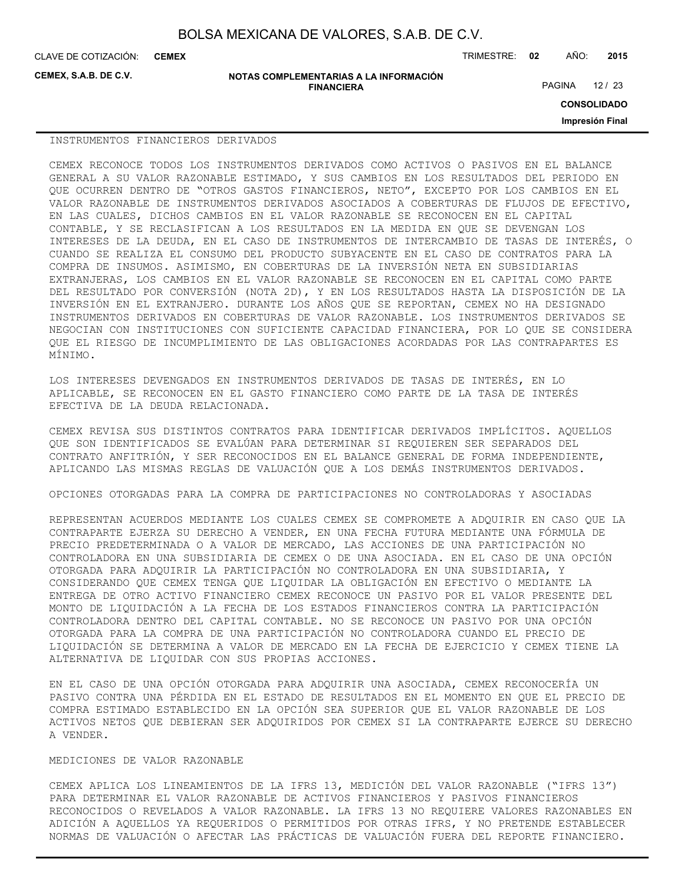## INSTRUMENTOS FINANCIEROS DERIVADOS

CEMEX RECONOCE TODOS LOS INSTRUMENTOS DERIVADOS COMO ACTIVOS O PASIVOS EN EL BALANCE GENERAL A SU VALOR RAZONABLE ESTIMADO, Y SUS CAMBIOS EN LOS RESULTADOS DEL PERIODO EN QUE OCURREN DENTRO DE "OTROS GASTOS FINANCIEROS, NETO", EXCEPTO POR LOS CAMBIOS EN EL VALOR RAZONABLE DE INSTRUMENTOS DERIVADOS ASOCIADOS A COBERTURAS DE FLUJOS DE EFECTIVO, EN LAS CUALES, DICHOS CAMBIOS EN EL VALOR RAZONABLE SE RECONOCEN EN EL CAPITAL CONTABLE, Y SE RECLASIFICAN A LOS RESULTADOS EN LA MEDIDA EN QUE SE DEVENGAN LOS INTERESES DE LA DEUDA, EN EL CASO DE INSTRUMENTOS DE INTERCAMBIO DE TASAS DE INTERÉS, O CUANDO SE REALIZA EL CONSUMO DEL PRODUCTO SUBYACENTE EN EL CASO DE CONTRATOS PARA LA COMPRA DE INSUMOS. ASIMISMO, EN COBERTURAS DE LA INVERSIÓN NETA EN SUBSIDIARIAS EXTRANJERAS, LOS CAMBIOS EN EL VALOR RAZONABLE SE RECONOCEN EN EL CAPITAL COMO PARTE DEL RESULTADO POR CONVERSIÓN (NOTA 2D), Y EN LOS RESULTADOS HASTA LA DISPOSICIÓN DE LA INVERSIÓN EN EL EXTRANJERO. DURANTE LOS AÑOS QUE SE REPORTAN, CEMEX NO HA DESIGNADO INSTRUMENTOS DERIVADOS EN COBERTURAS DE VALOR RAZONABLE. LOS INSTRUMENTOS DERIVADOS SE NEGOCIAN CON INSTITUCIONES CON SUFICIENTE CAPACIDAD FINANCIERA, POR LO QUE SE CONSIDERA QUE EL RIESGO DE INCUMPLIMIENTO DE LAS OBLIGACIONES ACORDADAS POR LAS CONTRAPARTES ES MÍNIMO.

LOS INTERESES DEVENGADOS EN INSTRUMENTOS DERIVADOS DE TASAS DE INTERÉS, EN LO APLICABLE, SE RECONOCEN EN EL GASTO FINANCIERO COMO PARTE DE LA TASA DE INTERÉS EFECTIVA DE LA DEUDA RELACIONADA.

CEMEX REVISA SUS DISTINTOS CONTRATOS PARA IDENTIFICAR DERIVADOS IMPLÍCITOS. AQUELLOS QUE SON IDENTIFICADOS SE EVALÚAN PARA DETERMINAR SI REQUIEREN SER SEPARADOS DEL CONTRATO ANFITRIÓN, Y SER RECONOCIDOS EN EL BALANCE GENERAL DE FORMA INDEPENDIENTE, APLICANDO LAS MISMAS REGLAS DE VALUACIÓN QUE A LOS DEMÁS INSTRUMENTOS DERIVADOS.

## OPCIONES OTORGADAS PARA LA COMPRA DE PARTICIPACIONES NO CONTROLADORAS Y ASOCIADAS

REPRESENTAN ACUERDOS MEDIANTE LOS CUALES CEMEX SE COMPROMETE A ADQUIRIR EN CASO QUE LA CONTRAPARTE EJERZA SU DERECHO A VENDER, EN UNA FECHA FUTURA MEDIANTE UNA FÓRMULA DE PRECIO PREDETERMINADA O A VALOR DE MERCADO, LAS ACCIONES DE UNA PARTICIPACIÓN NO CONTROLADORA EN UNA SUBSIDIARIA DE CEMEX O DE UNA ASOCIADA. EN EL CASO DE UNA OPCIÓN OTORGADA PARA ADQUIRIR LA PARTICIPACIÓN NO CONTROLADORA EN UNA SUBSIDIARIA, Y CONSIDERANDO QUE CEMEX TENGA QUE LIQUIDAR LA OBLIGACIÓN EN EFECTIVO O MEDIANTE LA ENTREGA DE OTRO ACTIVO FINANCIERO CEMEX RECONOCE UN PASIVO POR EL VALOR PRESENTE DEL MONTO DE LIQUIDACIÓN A LA FECHA DE LOS ESTADOS FINANCIEROS CONTRA LA PARTICIPACIÓN CONTROLADORA DENTRO DEL CAPITAL CONTABLE. NO SE RECONOCE UN PASIVO POR UNA OPCIÓN OTORGADA PARA LA COMPRA DE UNA PARTICIPACIÓN NO CONTROLADORA CUANDO EL PRECIO DE LIQUIDACIÓN SE DETERMINA A VALOR DE MERCADO EN LA FECHA DE EJERCICIO Y CEMEX TIENE LA ALTERNATIVA DE LIQUIDAR CON SUS PROPIAS ACCIONES.

EN EL CASO DE UNA OPCIÓN OTORGADA PARA ADQUIRIR UNA ASOCIADA, CEMEX RECONOCERÍA UN PASIVO CONTRA UNA PÉRDIDA EN EL ESTADO DE RESULTADOS EN EL MOMENTO EN QUE EL PRECIO DE COMPRA ESTIMADO ESTABLECIDO EN LA OPCIÓN SEA SUPERIOR QUE EL VALOR RAZONABLE DE LOS ACTIVOS NETOS QUE DEBIERAN SER ADQUIRIDOS POR CEMEX SI LA CONTRAPARTE EJERCE SU DERECHO A VENDER.

## MEDICIONES DE VALOR RAZONABLE

CEMEX APLICA LOS LINEAMIENTOS DE LA IFRS 13, MEDICIÓN DEL VALOR RAZONABLE ("IFRS 13") PARA DETERMINAR EL VALOR RAZONABLE DE ACTIVOS FINANCIEROS Y PASIVOS FINANCIEROS RECONOCIDOS O REVELADOS A VALOR RAZONABLE. LA IFRS 13 NO REQUIERE VALORES RAZONABLES EN ADICIÓN A AQUELLOS YA REQUERIDOS O PERMITIDOS POR OTRAS IFRS, Y NO PRETENDE ESTABLECER NORMAS DE VALUACIÓN O AFECTAR LAS PRÁCTICAS DE VALUACIÓN FUERA DEL REPORTE FINANCIERO.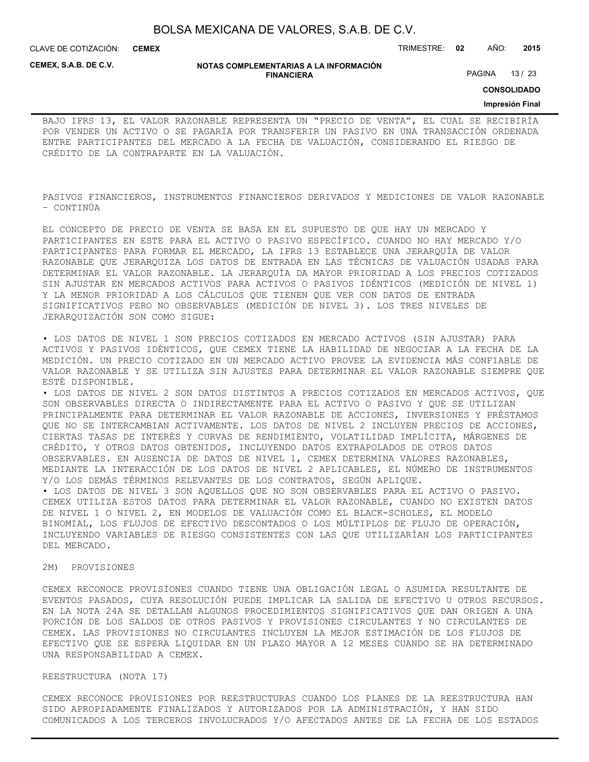BAJO IFRS 13, EL VALOR RAZONABLE REPRESENTA UN “PRECIO DE VENTA”, EL CUAL SE RECIBIRÍA POR VENDER UN ACTIVO O SE PAGARÍA POR TRANSFERIR UN PASIVO EN UNA TRANSACCIÓN ORDENADA ENTRE PARTICIPANTES DEL MERCADO A LA FECHA DE VALUACIÓN, CONSIDERANDO EL RIESGO DE CRÉDITO DE LA CONTRAPARTE EN LA VALUACIÓN.

PASIVOS FINANCIEROS, INSTRUMENTOS FINANCIEROS DERIVADOS Y MEDICIONES DE VALOR RAZONABLE – CONTINÚA

EL CONCEPTO DE PRECIO DE VENTA SE BASA EN EL SUPUESTO DE QUE HAY UN MERCADO Y PARTICIPANTES EN ESTE PARA EL ACTIVO O PASIVO ESPECÍFICO. CUANDO NO HAY MERCADO Y/O PARTICIPANTES PARA FORMAR EL MERCADO, LA IFRS 13 ESTABLECE UNA JERARQUÍA DE VALOR RAZONABLE QUE JERARQUIZA LOS DATOS DE ENTRADA EN LAS TÉCNICAS DE VALUACIÓN USADAS PARA DETERMINAR EL VALOR RAZONABLE. LA JERARQUÍA DA MAYOR PRIORIDAD A LOS PRECIOS COTIZADOS SIN AJUSTAR EN MERCADOS ACTIVOS PARA ACTIVOS O PASIVOS IDÉNTICOS (MEDICIÓN DE NIVEL 1) Y LA MENOR PRIORIDAD A LOS CÁLCULOS QUE TIENEN QUE VER CON DATOS DE ENTRADA SIGNIFICATIVOS PERO NO OBSERVABLES (MEDICIÓN DE NIVEL 3). LOS TRES NIVELES DE JERARQUIZACIÓN SON COMO SIGUE:

- LOS DATOS DE NIVEL 1 SON PRECIOS COTIZADOS EN MERCADO ACTIVOS (SIN AJUSTAR) PARA ACTIVOS Y PASIVOS IDÉNTICOS, QUE CEMEX TIENE LA HABILIDAD DE NEGOCIAR A LA FECHA DE LA MEDICIÓN. UN PRECIO COTIZADO EN UN MERCADO ACTIVO PROVEE LA EVIDENCIA MÁS CONFIABLE DE VALOR RAZONABLE Y SE UTILIZA SIN AJUSTES PARA DETERMINAR EL VALOR RAZONABLE SIEMPRE QUE ESTÉ DISPONIBLE.
- LOS DATOS DE NIVEL 2 SON DATOS DISTINTOS A PRECIOS COTIZADOS EN MERCADOS ACTIVOS, QUE SON OBSERVABLES DIRECTA O INDIRECTAMENTE PARA EL ACTIVO O PASIVO Y QUE SE UTILIZAN PRINCIPALMENTE PARA DETERMINAR EL VALOR RAZONABLE DE ACCIONES, INVERSIONES Y PRÉSTAMOS QUE NO SE INTERCAMBIAN ACTIVAMENTE. LOS DATOS DE NIVEL 2 INCLUYEN PRECIOS DE ACCIONES, CIERTAS TASAS DE INTERÉS Y CURVAS DE RENDIMIENTO, VOLATILIDAD IMPLÍCITA, MÁRGENES DE CRÉDITO, Y OTROS DATOS OBTENIDOS, INCLUYENDO DATOS EXTRAPOLADOS DE OTROS DATOS OBSERVABLES. EN AUSENCIA DE DATOS DE NIVEL 1, CEMEX DETERMINA VALORES RAZONABLES, MEDIANTE LA INTERACCIÓN DE LOS DATOS DE NIVEL 2 APLICABLES, EL NÚMERO DE INSTRUMENTOS Y/O LOS DEMÁS TÉRMINOS RELEVANTES DE LOS CONTRATOS, SEGÚN APLIQUE.
- LOS DATOS DE NIVEL 3 SON AQUELLOS QUE NO SON OBSERVABLES PARA EL ACTIVO O PASIVO. CEMEX UTILIZA ESTOS DATOS PARA DETERMINAR EL VALOR RAZONABLE, CUANDO NO EXISTEN DATOS DE NIVEL 1 O NIVEL 2, EN MODELOS DE VALUACIÓN COMO EL BLACK-SCHOLES, EL MODELO BINOMIAL, LOS FLUJOS DE EFECTIVO DESCONTADOS O LOS MÚLTIPLOS DE FLUJO DE OPERACIÓN, INCLUYENDO VARIABLES DE RIESGO CONSISTENTES CON LAS QUE UTILIZARÍAN LOS PARTICIPANTES DEL MERCADO.

2M) PROVISIONES

CEMEX RECONOCE PROVISIONES CUANDO TIENE UNA OBLIGACIÓN LEGAL O ASUMIDA RESULTANTE DE EVENTOS PASADOS, CUYA RESOLUCIÓN PUEDE IMPLICAR LA SALIDA DE EFECTIVO U OTROS RECURSOS. EN LA NOTA 24A SE DETALLAN ALGUNOS PROCEDIMIENTOS SIGNIFICATIVOS QUE DAN ORIGEN A UNA PORCIÓN DE LOS SALDOS DE OTROS PASIVOS Y PROVISIONES CIRCULANTES Y NO CIRCULANTES DE CEMEX. LAS PROVISIONES NO CIRCULANTES INCLUYEN LA MEJOR ESTIMACIÓN DE LOS FLUJOS DE EFECTIVO QUE SE ESPERA LIQUIDAR EN UN PLAZO MAYOR A 12 MESES CUANDO SE HA DETERMINADO UNA RESPONSABILIDAD A CEMEX.

REESTRUCTURA (NOTA 17)

CEMEX RECONOCE PROVISIONES POR REESTRUCTURAS CUANDO LOS PLANES DE LA REESTRUCTURA HAN SIDO APROPIADAMENTE FINALIZADOS Y AUTORIZADOS POR LA ADMINISTRACIÓN, Y HAN SIDO COMUNICADOS A LOS TERCEROS INVOLUCRADOS Y/O AFECTADOS ANTES DE LA FECHA DE LOS ESTADOS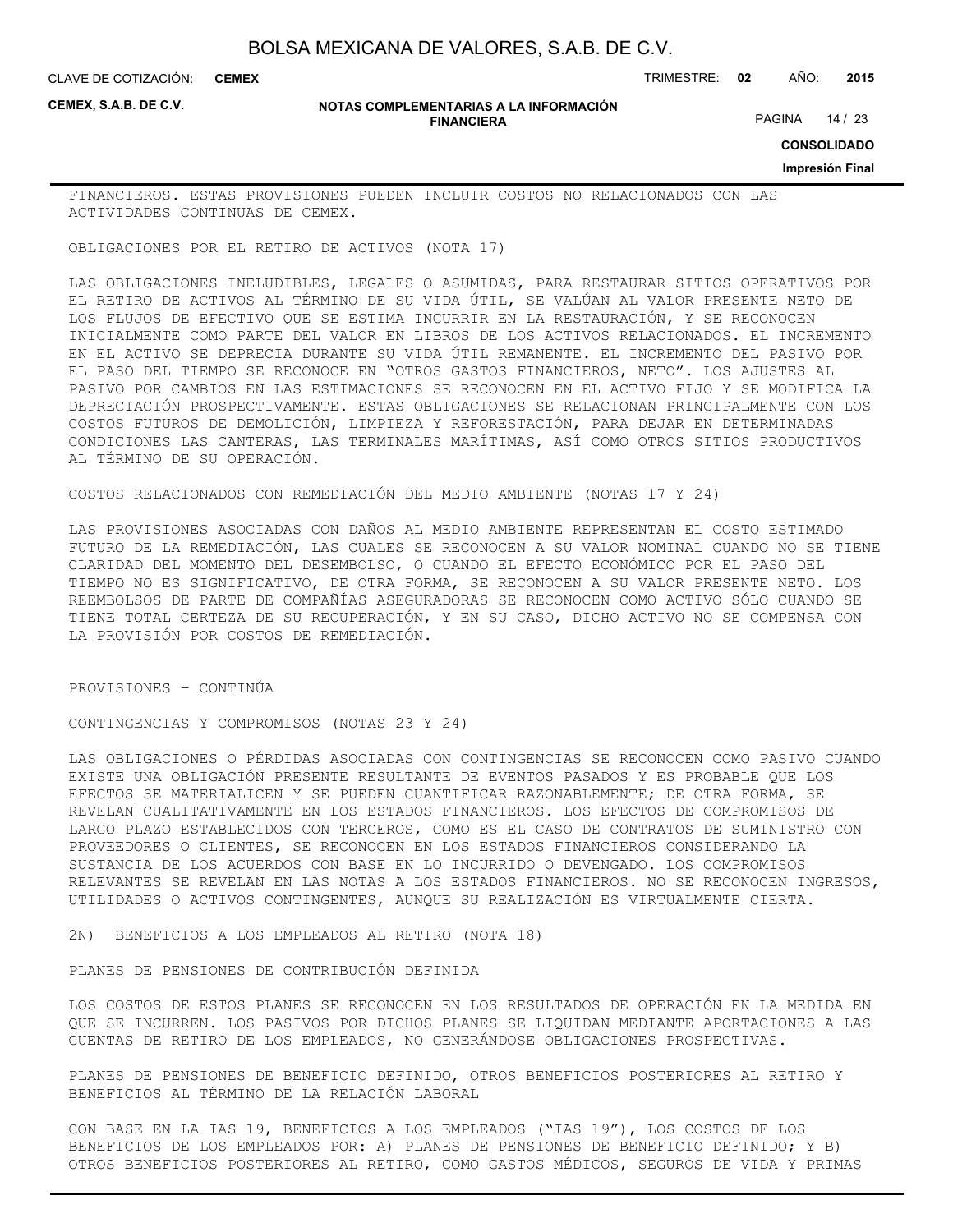FINANCIEROS. ESTAS PROVISIONES PUEDEN INCLUIR COSTOS NO RELACIONADOS CON LAS ACTIVIDADES CONTINUAS DE CEMEX.

OBLIGACIONES POR EL RETIRO DE ACTIVOS (NOTA 17)

LAS OBLIGACIONES INELUDIBLES, LEGALES O ASUMIDAS, PARA RESTAURAR SITIOS OPERATIVOS POR EL RETIRO DE ACTIVOS AL TÉRMINO DE SU VIDA ÚTIL, SE VALÚAN AL VALOR PRESENTE NETO DE LOS FLUJOS DE EFECTIVO QUE SE ESTIMA INCURRIR EN LA RESTAURACIÓN, Y SE RECONOCEN INICIALMENTE COMO PARTE DEL VALOR EN LIBROS DE LOS ACTIVOS RELACIONADOS. EL INCREMENTO EN EL ACTIVO SE DEPRECIA DURANTE SU VIDA ÚTIL REMANENTE. EL INCREMENTO DEL PASIVO POR EL PASO DEL TIEMPO SE RECONOCE EN "OTROS GASTOS FINANCIEROS, NETO". LOS AJUSTES AL PASIVO POR CAMBIOS EN LAS ESTIMACIONES SE RECONOCEN EN EL ACTIVO FIJO Y SE MODIFICA LA DEPRECIACIÓN PROSPECTIVAMENTE. ESTAS OBLIGACIONES SE RELACIONAN PRINCIPALMENTE CON LOS COSTOS FUTUROS DE DEMOLICIÓN, LIMPIEZA Y REFORESTACIÓN, PARA DEJAR EN DETERMINADAS CONDICIONES LAS CANTERAS, LAS TERMINALES MARÍTIMAS, ASÍ COMO OTROS SITIOS PRODUCTIVOS AL TÉRMINO DE SU OPERACIÓN.

COSTOS RELACIONADOS CON REMEDIACIÓN DEL MEDIO AMBIENTE (NOTAS 17 Y 24)

LAS PROVISIONES ASOCIADAS CON DAÑOS AL MEDIO AMBIENTE REPRESENTAN EL COSTO ESTIMADO FUTURO DE LA REMEDIACIÓN, LAS CUALES SE RECONOCEN A SU VALOR NOMINAL CUANDO NO SE TIENE CLARIDAD DEL MOMENTO DEL DESEMBOLSO, O CUANDO EL EFECTO ECONÓMICO POR EL PASO DEL TIEMPO NO ES SIGNIFICATIVO, DE OTRA FORMA, SE RECONOCEN A SU VALOR PRESENTE NETO. LOS REEMBOLSOS DE PARTE DE COMPAÑÍAS ASEGURADORAS SE RECONOCEN COMO ACTIVO SÓLO CUANDO SE TIENE TOTAL CERTEZA DE SU RECUPERACIÓN, Y EN SU CASO, DICHO ACTIVO NO SE COMPENSA CON LA PROVISIÓN POR COSTOS DE REMEDIACIÓN.

PROVISIONES – CONTINÚA

CONTINGENCIAS Y COMPROMISOS (NOTAS 23 Y 24)

LAS OBLIGACIONES O PÉRDIDAS ASOCIADAS CON CONTINGENCIAS SE RECONOCEN COMO PASIVO CUANDO EXISTE UNA OBLIGACIÓN PRESENTE RESULTANTE DE EVENTOS PASADOS Y ES PROBABLE QUE LOS EFECTOS SE MATERIALICEN Y SE PUEDEN CUANTIFICAR RAZONABLEMENTE; DE OTRA FORMA, SE REVELAN CUALITATIVAMENTE EN LOS ESTADOS FINANCIEROS. LOS EFECTOS DE COMPROMISOS DE LARGO PLAZO ESTABLECIDOS CON TERCEROS, COMO ES EL CASO DE CONTRATOS DE SUMINISTRO CON PROVEEDORES O CLIENTES, SE RECONOCEN EN LOS ESTADOS FINANCIEROS CONSIDERANDO LA SUSTANCIA DE LOS ACUERDOS CON BASE EN LO INCURRIDO O DEVENGADO. LOS COMPROMISOS RELEVANTES SE REVELAN EN LAS NOTAS A LOS ESTADOS FINANCIEROS. NO SE RECONOCEN INGRESOS, UTILIDADES O ACTIVOS CONTINGENTES, AUNQUE SU REALIZACIÓN ES VIRTUALMENTE CIERTA.

2N) BENEFICIOS A LOS EMPLEADOS AL RETIRO (NOTA 18)

PLANES DE PENSIONES DE CONTRIBUCIÓN DEFINIDA

LOS COSTOS DE ESTOS PLANES SE RECONOCEN EN LOS RESULTADOS DE OPERACIÓN EN LA MEDIDA EN QUE SE INCURREN. LOS PASIVOS POR DICHOS PLANES SE LIQUIDAN MEDIANTE APORTACIONES A LAS CUENTAS DE RETIRO DE LOS EMPLEADOS, NO GENERÁNDOSE OBLIGACIONES PROSPECTIVAS.

PLANES DE PENSIONES DE BENEFICIO DEFINIDO, OTROS BENEFICIOS POSTERIORES AL RETIRO Y BENEFICIOS AL TÉRMINO DE LA RELACIÓN LABORAL

CON BASE EN LA IAS 19, BENEFICIOS A LOS EMPLEADOS ("IAS 19"), LOS COSTOS DE LOS BENEFICIOS DE LOS EMPLEADOS POR: A) PLANES DE PENSIONES DE BENEFICIO DEFINIDO; Y B) OTROS BENEFICIOS POSTERIORES AL RETIRO, COMO GASTOS MÉDICOS, SEGUROS DE VIDA Y PRIMAS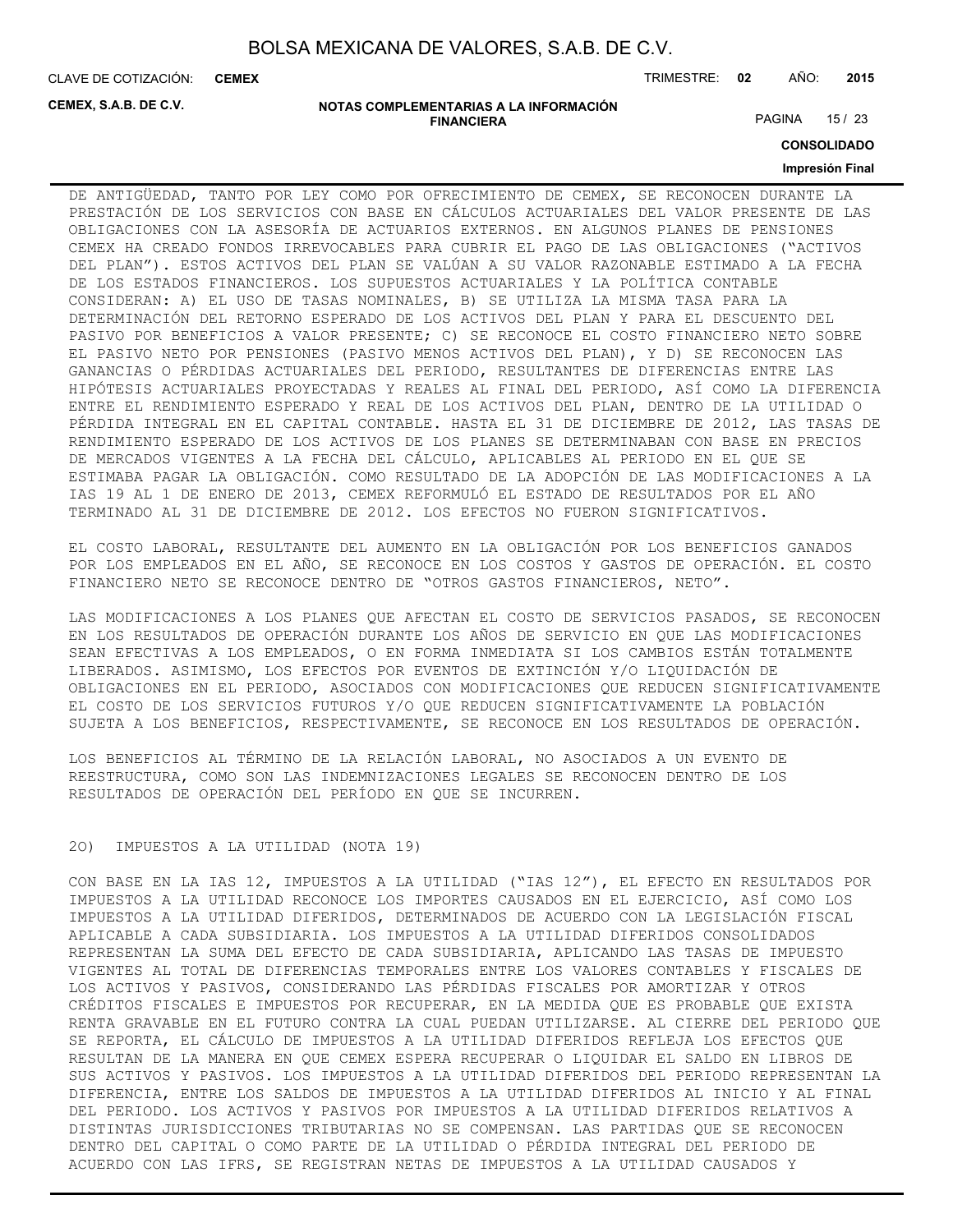DE ANTIGÜEDAD, TANTO POR LEY COMO POR OFRECIMIENTO DE CEMEX, SE RECONOCEN DURANTE LA PRESTACIÓN DE LOS SERVICIOS CON BASE EN CÁLCULOS ACTUARIALES DEL VALOR PRESENTE DE LAS OBLIGACIONES CON LA ASESORÍA DE ACTUARIOS EXTERNOS. EN ALGUNOS PLANES DE PENSIONES CEMEX HA CREADO FONDOS IRREVOCABLES PARA CUBRIR EL PAGO DE LAS OBLIGACIONES ("ACTIVOS DEL PLAN"). ESTOS ACTIVOS DEL PLAN SE VALÚAN A SU VALOR RAZONABLE ESTIMADO A LA FECHA DE LOS ESTADOS FINANCIEROS. LOS SUPUESTOS ACTUARIALES Y LA POLÍTICA CONTABLE CONSIDERAN: A) EL USO DE TASAS NOMINALES, B) SE UTILIZA LA MISMA TASA PARA LA DETERMINACIÓN DEL RETORNO ESPERADO DE LOS ACTIVOS DEL PLAN Y PARA EL DESCUENTO DEL PASIVO POR BENEFICIOS A VALOR PRESENTE; C) SE RECONOCE EL COSTO FINANCIERO NETO SOBRE EL PASIVO NETO POR PENSIONES (PASIVO MENOS ACTIVOS DEL PLAN), Y D) SE RECONOCEN LAS GANANCIAS O PÉRDIDAS ACTUARIALES DEL PERIODO, RESULTANTES DE DIFERENCIAS ENTRE LAS HIPÓTESIS ACTUARIALES PROYECTADAS Y REALES AL FINAL DEL PERIODO, ASÍ COMO LA DIFERENCIA ENTRE EL RENDIMIENTO ESPERADO Y REAL DE LOS ACTIVOS DEL PLAN, DENTRO DE LA UTILIDAD O PÉRDIDA INTEGRAL EN EL CAPITAL CONTABLE. HASTA EL 31 DE DICIEMBRE DE 2012, LAS TASAS DE RENDIMIENTO ESPERADO DE LOS ACTIVOS DE LOS PLANES SE DETERMINABAN CON BASE EN PRECIOS DE MERCADOS VIGENTES A LA FECHA DEL CÁLCULO, APLICABLES AL PERIODO EN EL QUE SE ESTIMABA PAGAR LA OBLIGACIÓN. COMO RESULTADO DE LA ADOPCIÓN DE LAS MODIFICACIONES A LA IAS 19 AL 1 DE ENERO DE 2013, CEMEX REFORMULÓ EL ESTADO DE RESULTADOS POR EL AÑO TERMINADO AL 31 DE DICIEMBRE DE 2012. LOS EFECTOS NO FUERON SIGNIFICATIVOS.

EL COSTO LABORAL, RESULTANTE DEL AUMENTO EN LA OBLIGACIÓN POR LOS BENEFICIOS GANADOS POR LOS EMPLEADOS EN EL AÑO, SE RECONOCE EN LOS COSTOS Y GASTOS DE OPERACIÓN. EL COSTO FINANCIERO NETO SE RECONOCE DENTRO DE "OTROS GASTOS FINANCIEROS, NETO".

LAS MODIFICACIONES A LOS PLANES QUE AFECTAN EL COSTO DE SERVICIOS PASADOS, SE RECONOCEN EN LOS RESULTADOS DE OPERACIÓN DURANTE LOS AÑOS DE SERVICIO EN QUE LAS MODIFICACIONES SEAN EFECTIVAS A LOS EMPLEADOS, O EN FORMA INMEDIATA SI LOS CAMBIOS ESTÁN TOTALMENTE LIBERADOS. ASIMISMO, LOS EFECTOS POR EVENTOS DE EXTINCIÓN Y/O LIQUIDACIÓN DE OBLIGACIONES EN EL PERIODO, ASOCIADOS CON MODIFICACIONES QUE REDUCEN SIGNIFICATIVAMENTE EL COSTO DE LOS SERVICIOS FUTUROS Y/O QUE REDUCEN SIGNIFICATIVAMENTE LA POBLACIÓN SUJETA A LOS BENEFICIOS, RESPECTIVAMENTE, SE RECONOCE EN LOS RESULTADOS DE OPERACIÓN.

LOS BENEFICIOS AL TÉRMINO DE LA RELACIÓN LABORAL, NO ASOCIADOS A UN EVENTO DE REESTRUCTURA, COMO SON LAS INDEMNIZACIONES LEGALES SE RECONOCEN DENTRO DE LOS RESULTADOS DE OPERACIÓN DEL PERÍODO EN QUE SE INCURREN.

2O) IMPUESTOS A LA UTILIDAD (NOTA 19)

CON BASE EN LA IAS 12, IMPUESTOS A LA UTILIDAD ("IAS 12"), EL EFECTO EN RESULTADOS POR IMPUESTOS A LA UTILIDAD RECONOCE LOS IMPORTES CAUSADOS EN EL EJERCICIO, ASÍ COMO LOS IMPUESTOS A LA UTILIDAD DIFERIDOS, DETERMINADOS DE ACUERDO CON LA LEGISLACIÓN FISCAL APLICABLE A CADA SUBSIDIARIA. LOS IMPUESTOS A LA UTILIDAD DIFERIDOS CONSOLIDADOS REPRESENTAN LA SUMA DEL EFECTO DE CADA SUBSIDIARIA, APLICANDO LAS TASAS DE IMPUESTO VIGENTES AL TOTAL DE DIFERENCIAS TEMPORALES ENTRE LOS VALORES CONTABLES Y FISCALES DE LOS ACTIVOS Y PASIVOS, CONSIDERANDO LAS PÉRDIDAS FISCALES POR AMORTIZAR Y OTROS CRÉDITOS FISCALES E IMPUESTOS POR RECUPERAR, EN LA MEDIDA QUE ES PROBABLE QUE EXISTA RENTA GRAVABLE EN EL FUTURO CONTRA LA CUAL PUEDAN UTILIZARSE. AL CIERRE DEL PERIODO QUE SE REPORTA, EL CÁLCULO DE IMPUESTOS A LA UTILIDAD DIFERIDOS REFLEJA LOS EFECTOS QUE RESULTAN DE LA MANERA EN QUE CEMEX ESPERA RECUPERAR O LIQUIDAR EL SALDO EN LIBROS DE SUS ACTIVOS Y PASIVOS. LOS IMPUESTOS A LA UTILIDAD DIFERIDOS DEL PERIODO REPRESENTAN LA DIFERENCIA, ENTRE LOS SALDOS DE IMPUESTOS A LA UTILIDAD DIFERIDOS AL INICIO Y AL FINAL DEL PERIODO. LOS ACTIVOS Y PASIVOS POR IMPUESTOS A LA UTILIDAD DIFERIDOS RELATIVOS A DISTINTAS JURISDICCIONES TRIBUTARIAS NO SE COMPENSAN. LAS PARTIDAS QUE SE RECONOCEN DENTRO DEL CAPITAL O COMO PARTE DE LA UTILIDAD O PÉRDIDA INTEGRAL DEL PERIODO DE ACUERDO CON LAS IFRS, SE REGISTRAN NETAS DE IMPUESTOS A LA UTILIDAD CAUSADOS Y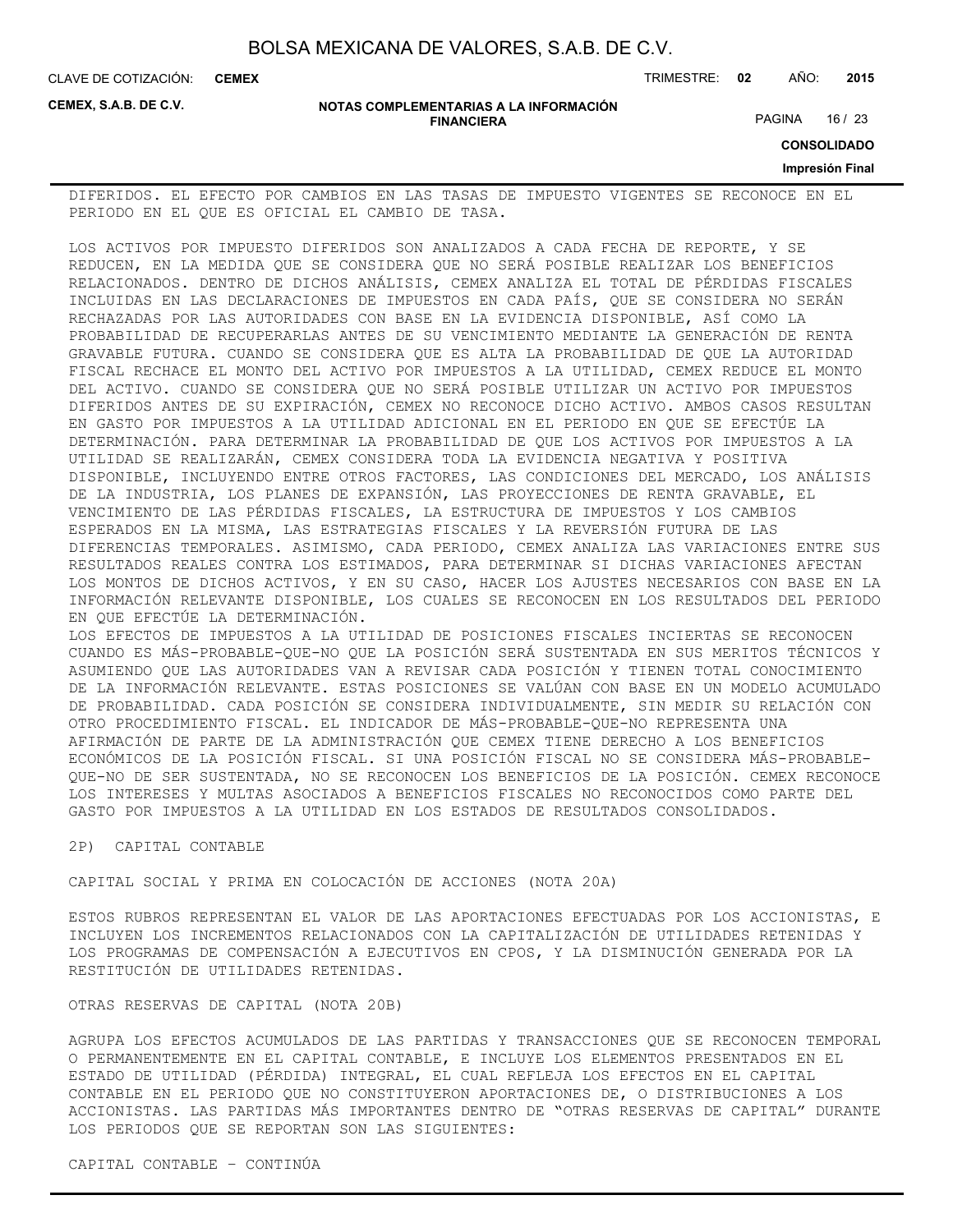DIFERIDOS. EL EFECTO POR CAMBIOS EN LAS TASAS DE IMPUESTO VIGENTES SE RECONOCE EN EL PERIODO EN EL QUE ES OFICIAL EL CAMBIO DE TASA.

LOS ACTIVOS POR IMPUESTO DIFERIDOS SON ANALIZADOS A CADA FECHA DE REPORTE, Y SE REDUCEN, EN LA MEDIDA QUE SE CONSIDERA QUE NO SERÁ POSIBLE REALIZAR LOS BENEFICIOS RELACIONADOS. DENTRO DE DICHOS ANÁLISIS, CEMEX ANALIZA EL TOTAL DE PÉRDIDAS FISCALES INCLUIDAS EN LAS DECLARACIONES DE IMPUESTOS EN CADA PAÍS, QUE SE CONSIDERA NO SERÁN RECHAZADAS POR LAS AUTORIDADES CON BASE EN LA EVIDENCIA DISPONIBLE, ASÍ COMO LA PROBABILIDAD DE RECUPERARLAS ANTES DE SU VENCIMIENTO MEDIANTE LA GENERACIÓN DE RENTA GRAVABLE FUTURA. CUANDO SE CONSIDERA QUE ES ALTA LA PROBABILIDAD DE QUE LA AUTORIDAD FISCAL RECHACE EL MONTO DEL ACTIVO POR IMPUESTOS A LA UTILIDAD, CEMEX REDUCE EL MONTO DEL ACTIVO. CUANDO SE CONSIDERA QUE NO SERÁ POSIBLE UTILIZAR UN ACTIVO POR IMPUESTOS DIFERIDOS ANTES DE SU EXPIRACIÓN, CEMEX NO RECONOCE DICHO ACTIVO. AMBOS CASOS RESULTAN EN GASTO POR IMPUESTOS A LA UTILIDAD ADICIONAL EN EL PERIODO EN QUE SE EFECTÚE LA DETERMINACIÓN. PARA DETERMINAR LA PROBABILIDAD DE QUE LOS ACTIVOS POR IMPUESTOS A LA UTILIDAD SE REALIZARÁN, CEMEX CONSIDERA TODA LA EVIDENCIA NEGATIVA Y POSITIVA DISPONIBLE, INCLUYENDO ENTRE OTROS FACTORES, LAS CONDICIONES DEL MERCADO, LOS ANÁLISIS DE LA INDUSTRIA, LOS PLANES DE EXPANSIÓN, LAS PROYECCIONES DE RENTA GRAVABLE, EL VENCIMIENTO DE LAS PÉRDIDAS FISCALES, LA ESTRUCTURA DE IMPUESTOS Y LOS CAMBIOS ESPERADOS EN LA MISMA, LAS ESTRATEGIAS FISCALES Y LA REVERSIÓN FUTURA DE LAS DIFERENCIAS TEMPORALES. ASIMISMO, CADA PERIODO, CEMEX ANALIZA LAS VARIACIONES ENTRE SUS RESULTADOS REALES CONTRA LOS ESTIMADOS, PARA DETERMINAR SI DICHAS VARIACIONES AFECTAN LOS MONTOS DE DICHOS ACTIVOS, Y EN SU CASO, HACER LOS AJUSTES NECESARIOS CON BASE EN LA INFORMACIÓN RELEVANTE DISPONIBLE, LOS CUALES SE RECONOCEN EN LOS RESULTADOS DEL PERIODO EN QUE EFECTÚE LA DETERMINACIÓN.

LOS EFECTOS DE IMPUESTOS A LA UTILIDAD DE POSICIONES FISCALES INCIERTAS SE RECONOCEN CUANDO ES MÁS-PROBABLE-QUE-NO QUE LA POSICIÓN SERÁ SUSTENTADA EN SUS MERITOS TÉCNICOS Y ASUMIENDO QUE LAS AUTORIDADES VAN A REVISAR CADA POSICIÓN Y TIENEN TOTAL CONOCIMIENTO DE LA INFORMACIÓN RELEVANTE. ESTAS POSICIONES SE VALÚAN CON BASE EN UN MODELO ACUMULADO DE PROBABILIDAD. CADA POSICIÓN SE CONSIDERA INDIVIDUALMENTE, SIN MEDIR SU RELACIÓN CON OTRO PROCEDIMIENTO FISCAL. EL INDICADOR DE MÁS-PROBABLE-QUE-NO REPRESENTA UNA AFIRMACIÓN DE PARTE DE LA ADMINISTRACIÓN QUE CEMEX TIENE DERECHO A LOS BENEFICIOS ECONÓMICOS DE LA POSICIÓN FISCAL. SI UNA POSICIÓN FISCAL NO SE CONSIDERA MÁS-PROBABLE-QUE-NO DE SER SUSTENTADA, NO SE RECONOCEN LOS BENEFICIOS DE LA POSICIÓN. CEMEX RECONOCE LOS INTERESES Y MULTAS ASOCIADOS A BENEFICIOS FISCALES NO RECONOCIDOS COMO PARTE DEL GASTO POR IMPUESTOS A LA UTILIDAD EN LOS ESTADOS DE RESULTADOS CONSOLIDADOS.

2P) CAPITAL CONTABLE

CAPITAL SOCIAL Y PRIMA EN COLOCACIÓN DE ACCIONES (NOTA 20A)

ESTOS RUBROS REPRESENTAN EL VALOR DE LAS APORTACIONES EFECTUADAS POR LOS ACCIONISTAS, E INCLUYEN LOS INCREMENTOS RELACIONADOS CON LA CAPITALIZACIÓN DE UTILIDADES RETENIDAS Y LOS PROGRAMAS DE COMPENSACIÓN A EJECUTIVOS EN CPOS, Y LA DISMINUCIÓN GENERADA POR LA RESTITUCIÓN DE UTILIDADES RETENIDAS.

OTRAS RESERVAS DE CAPITAL (NOTA 20B)

AGRUPA LOS EFECTOS ACUMULADOS DE LAS PARTIDAS Y TRANSACCIONES QUE SE RECONOCEN TEMPORAL O PERMANENTEMENTE EN EL CAPITAL CONTABLE, E INCLUYE LOS ELEMENTOS PRESENTADOS EN EL ESTADO DE UTILIDAD (PÉRDIDA) INTEGRAL, EL CUAL REFLEJA LOS EFECTOS EN EL CAPITAL CONTABLE EN EL PERIODO QUE NO CONSTITUYERON APORTACIONES DE, O DISTRIBUCIONES A LOS ACCIONISTAS. LAS PARTIDAS MÁS IMPORTANTES DENTRO DE "OTRAS RESERVAS DE CAPITAL" DURANTE LOS PERIODOS QUE SE REPORTAN SON LAS SIGUIENTES:

CAPITAL CONTABLE – CONTINÚA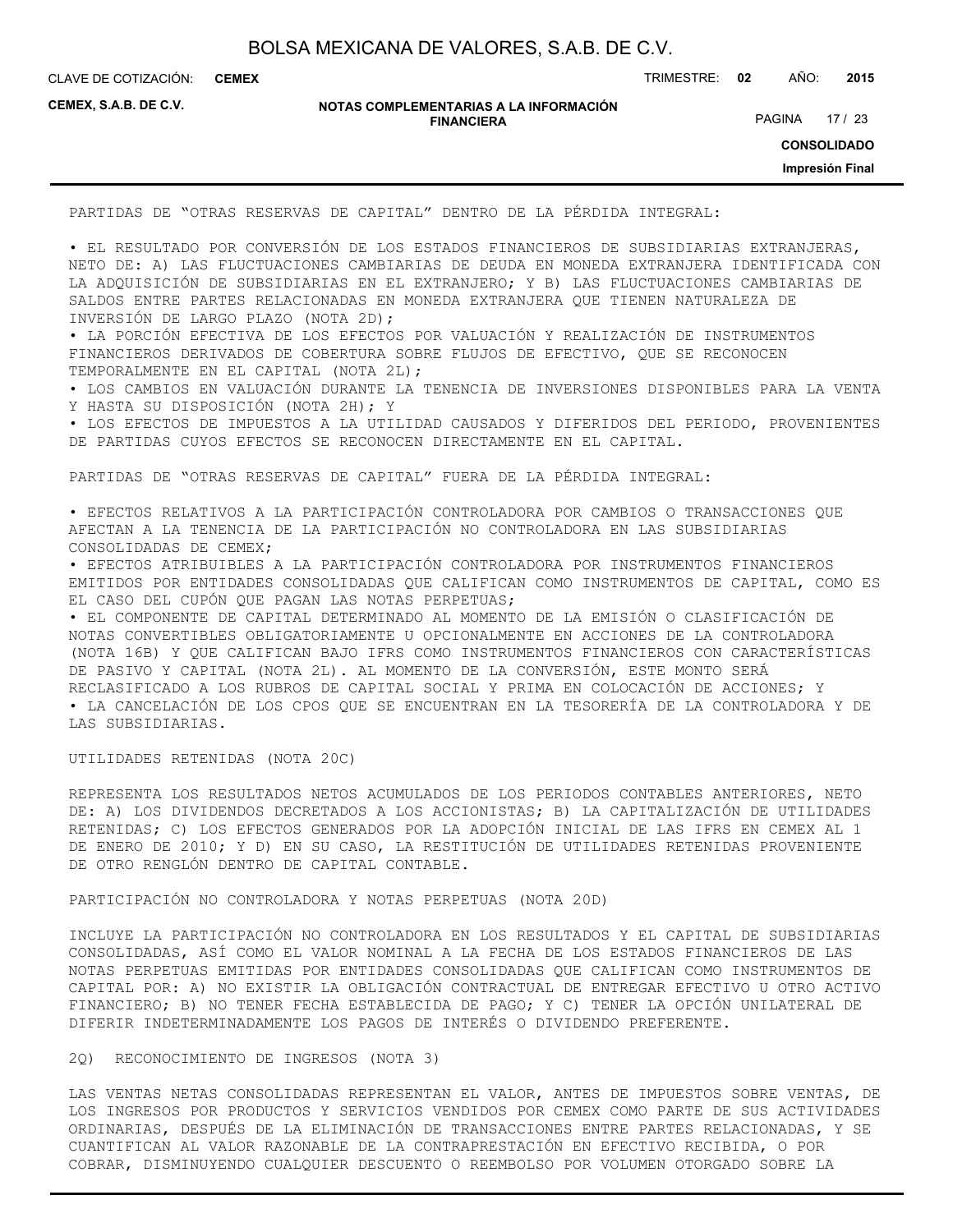PARTIDAS DE "OTRAS RESERVAS DE CAPITAL" DENTRO DE LA PÉRDIDA INTEGRAL:

• EL RESULTADO POR CONVERSIÓN DE LOS ESTADOS FINANCIEROS DE SUBSIDIARIAS EXTRANJERAS, NETO DE: A) LAS FLUCTUACIONES CAMBIARIAS DE DEUDA EN MONEDA EXTRANJERA IDENTIFICADA CON LA ADQUISICIÓN DE SUBSIDIARIAS EN EL EXTRANJERO; Y B) LAS FLUCTUACIONES CAMBIARIAS DE SALDOS ENTRE PARTES RELACIONADAS EN MONEDA EXTRANJERA QUE TIENEN NATURALEZA DE INVERSIÓN DE LARGO PLAZO (NOTA 2D);
• LA PORCIÓN EFECTIVA DE LOS EFECTOS POR VALUACIÓN Y REALIZACIÓN DE INSTRUMENTOS FINANCIEROS DERIVADOS DE COBERTURA SOBRE FLUJOS DE EFECTIVO, QUE SE RECONOCEN TEMPORALMENTE EN EL CAPITAL (NOTA 2L);
• LOS CAMBIOS EN VALUACIÓN DURANTE LA TENENCIA DE INVERSIONES DISPONIBLES PARA LA VENTA Y HASTA SU DISPOSICIÓN (NOTA 2H); Y
• LOS EFECTOS DE IMPUESTOS A LA UTILIDAD CAUSADOS Y DIFERIDOS DEL PERIODO, PROVENIENTES DE PARTIDAS CUYOS EFECTOS SE RECONOCEN DIRECTAMENTE EN EL CAPITAL.

PARTIDAS DE "OTRAS RESERVAS DE CAPITAL" FUERA DE LA PÉRDIDA INTEGRAL:

• EFECTOS RELATIVOS A LA PARTICIPACIÓN CONTROLADORA POR CAMBIOS O TRANSACCIONES QUE AFECTAN A LA TENENCIA DE LA PARTICIPACIÓN NO CONTROLADORA EN LAS SUBSIDIARIAS CONSOLIDADAS DE CEMEX;
• EFECTOS ATRIBUIBLES A LA PARTICIPACIÓN CONTROLADORA POR INSTRUMENTOS FINANCIEROS EMITIDOS POR ENTIDADES CONSOLIDADAS QUE CALIFICAN COMO INSTRUMENTOS DE CAPITAL, COMO ES EL CASO DEL CUPÓN QUE PAGAN LAS NOTAS PERPETUAS;
• EL COMPONENTE DE CAPITAL DETERMINADO AL MOMENTO DE LA EMISIÓN O CLASIFICACIÓN DE NOTAS CONVERTIBLES OBLIGATORIAMENTE U OPCIONALMENTE EN ACCIONES DE LA CONTROLADORA (NOTA 16B) Y QUE CALIFICAN BAJO IFRS COMO INSTRUMENTOS FINANCIEROS CON CARACTERÍSTICAS DE PASIVO Y CAPITAL (NOTA 2L). AL MOMENTO DE LA CONVERSIÓN, ESTE MONTO SERÁ RECLASIFICADO A LOS RUBROS DE CAPITAL SOCIAL Y PRIMA EN COLOCACIÓN DE ACCIONES; Y
• LA CANCELACIÓN DE LOS CPOS QUE SE ENCUENTRAN EN LA TESORERÍA DE LA CONTROLADORA Y DE LAS SUBSIDIARIAS.

UTILIDADES RETENIDAS (NOTA 20C)

REPRESENTA LOS RESULTADOS NETOS ACUMULADOS DE LOS PERIODOS CONTABLES ANTERIORES, NETO DE: A) LOS DIVIDENDOS DECRETADOS A LOS ACCIONISTAS; B) LA CAPITALIZACIÓN DE UTILIDADES RETENIDAS; C) LOS EFECTOS GENERADOS POR LA ADOPCIÓN INICIAL DE LAS IFRS EN CEMEX AL 1 DE ENERO DE 2010; Y D) EN SU CASO, LA RESTITUCIÓN DE UTILIDADES RETENIDAS PROVENIENTE DE OTRO RENGLÓN DENTRO DE CAPITAL CONTABLE.

PARTICIPACIÓN NO CONTROLADORA Y NOTAS PERPETUAS (NOTA 20D)

INCLUYE LA PARTICIPACIÓN NO CONTROLADORA EN LOS RESULTADOS Y EL CAPITAL DE SUBSIDIARIAS CONSOLIDADAS, ASÍ COMO EL VALOR NOMINAL A LA FECHA DE LOS ESTADOS FINANCIEROS DE LAS NOTAS PERPETUAS EMITIDAS POR ENTIDADES CONSOLIDADAS QUE CALIFICAN COMO INSTRUMENTOS DE CAPITAL POR: A) NO EXISTIR LA OBLIGACIÓN CONTRACTUAL DE ENTREGAR EFECTIVO U OTRO ACTIVO FINANCIERO; B) NO TENER FECHA ESTABLECIDA DE PAGO; Y C) TENER LA OPCIÓN UNILATERAL DE DIFERIR INDETERMINADAMENTE LOS PAGOS DE INTERÉS O DIVIDENDO PREFERENTE.

2Q) RECONOCIMIENTO DE INGRESOS (NOTA 3)

LAS VENTAS NETAS CONSOLIDADAS REPRESENTAN EL VALOR, ANTES DE IMPUESTOS SOBRE VENTAS, DE LOS INGRESOS POR PRODUCTOS Y SERVICIOS VENDIDOS POR CEMEX COMO PARTE DE SUS ACTIVIDADES ORDINARIAS, DESPUÉS DE LA ELIMINACIÓN DE TRANSACCIONES ENTRE PARTES RELACIONADAS, Y SE CUANTIFICAN AL VALOR RAZONABLE DE LA CONTRAPRESTACIÓN EN EFECTIVO RECIBIDA, O POR COBRAR, DISMINUYENDO CUALQUIER DESCUENTO O REEMBOLSO POR VOLUMEN OTORGADO SOBRE LA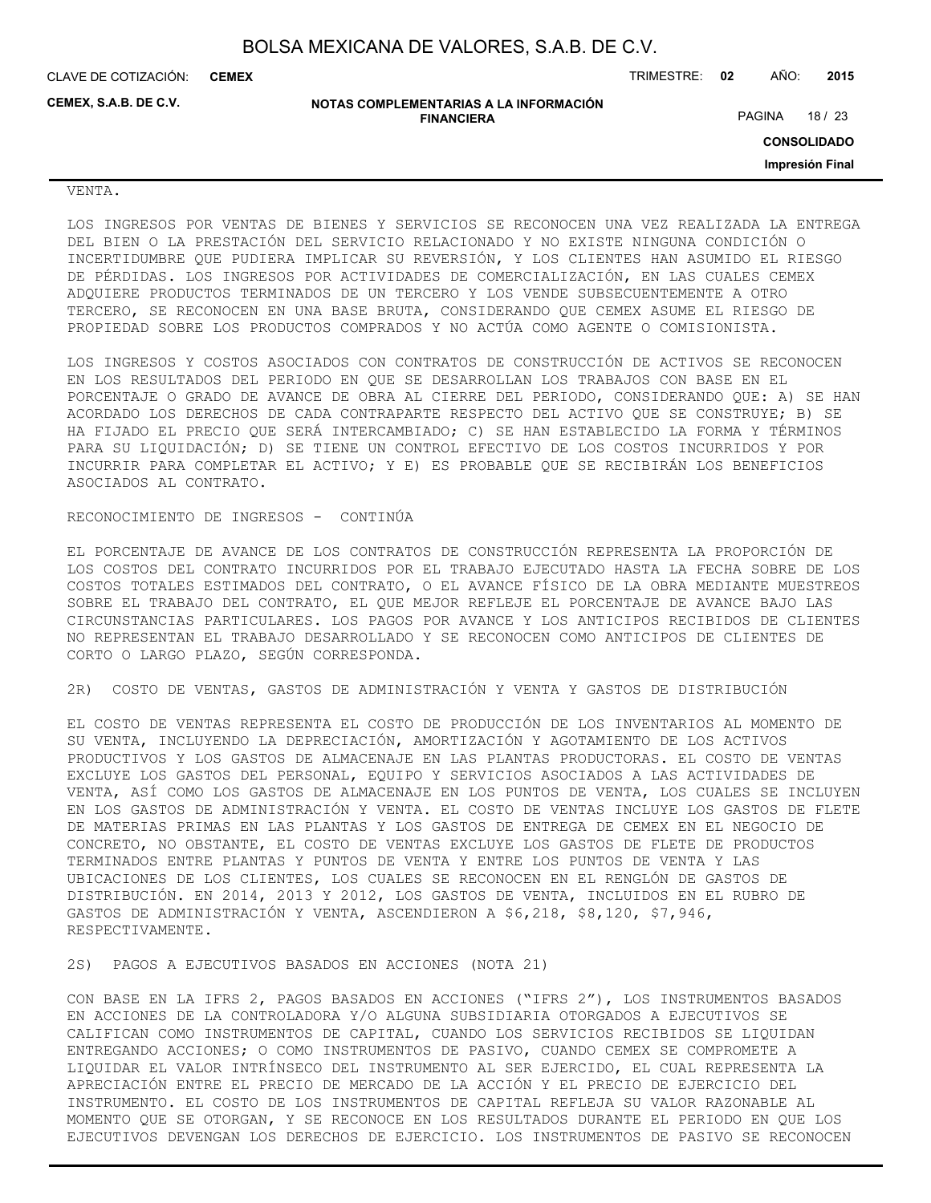VENTA.

LOS INGRESOS POR VENTAS DE BIENES Y SERVICIOS SE RECONOCEN UNA VEZ REALIZADA LA ENTREGA DEL BIEN O LA PRESTACIÓN DEL SERVICIO RELACIONADO Y NO EXISTE NINGUNA CONDICIÓN O INCERTIDUMBRE QUE PUDIERA IMPLICAR SU REVERSIÓN, Y LOS CLIENTES HAN ASUMIDO EL RIESGO DE PÉRDIDAS. LOS INGRESOS POR ACTIVIDADES DE COMERCIALIZACIÓN, EN LAS CUALES CEMEX ADQUIERE PRODUCTOS TERMINADOS DE UN TERCERO Y LOS VENDE SUBSECUENTEMENTE A OTRO TERCERO, SE RECONOCEN EN UNA BASE BRUTA, CONSIDERANDO QUE CEMEX ASUME EL RIESGO DE PROPIEDAD SOBRE LOS PRODUCTOS COMPRADOS Y NO ACTÚA COMO AGENTE O COMISIONISTA.

LOS INGRESOS Y COSTOS ASOCIADOS CON CONTRATOS DE CONSTRUCCIÓN DE ACTIVOS SE RECONOCEN EN LOS RESULTADOS DEL PERIODO EN QUE SE DESARROLLAN LOS TRABAJOS CON BASE EN EL PORCENTAJE O GRADO DE AVANCE DE OBRA AL CIERRE DEL PERIODO, CONSIDERANDO QUE: A) SE HAN ACORDADO LOS DERECHOS DE CADA CONTRAPARTE RESPECTO DEL ACTIVO QUE SE CONSTRUYE; B) SE HA FIJADO EL PRECIO QUE SERÁ INTERCAMBIADO; C) SE HAN ESTABLECIDO LA FORMA Y TÉRMINOS PARA SU LIQUIDACIÓN; D) SE TIENE UN CONTROL EFECTIVO DE LOS COSTOS INCURRIDOS Y POR INCURRIR PARA COMPLETAR EL ACTIVO; Y E) ES PROBABLE QUE SE RECIBIRÁN LOS BENEFICIOS ASOCIADOS AL CONTRATO.

RECONOCIMIENTO DE INGRESOS - CONTINÚA

EL PORCENTAJE DE AVANCE DE LOS CONTRATOS DE CONSTRUCCIÓN REPRESENTA LA PROPORCIÓN DE LOS COSTOS DEL CONTRATO INCURRIDOS POR EL TRABAJO EJECUTADO HASTA LA FECHA SOBRE DE LOS COSTOS TOTALES ESTIMADOS DEL CONTRATO, O EL AVANCE FÍSICO DE LA OBRA MEDIANTE MUESTREOS SOBRE EL TRABAJO DEL CONTRATO, EL QUE MEJOR REFLEJE EL PORCENTAJE DE AVANCE BAJO LAS CIRCUNSTANCIAS PARTICULARES. LOS PAGOS POR AVANCE Y LOS ANTICIPOS RECIBIDOS DE CLIENTES NO REPRESENTAN EL TRABAJO DESARROLLADO Y SE RECONOCEN COMO ANTICIPOS DE CLIENTES DE CORTO O LARGO PLAZO, SEGÚN CORRESPONDA.

2R) COSTO DE VENTAS, GASTOS DE ADMINISTRACIÓN Y VENTA Y GASTOS DE DISTRIBUCIÓN

EL COSTO DE VENTAS REPRESENTA EL COSTO DE PRODUCCIÓN DE LOS INVENTARIOS AL MOMENTO DE SU VENTA, INCLUYENDO LA DEPRECIACIÓN, AMORTIZACIÓN Y AGOTAMIENTO DE LOS ACTIVOS PRODUCTIVOS Y LOS GASTOS DE ALMACENAJE EN LAS PLANTAS PRODUCTORAS. EL COSTO DE VENTAS EXCLUYE LOS GASTOS DEL PERSONAL, EQUIPO Y SERVICIOS ASOCIADOS A LAS ACTIVIDADES DE VENTA, ASÍ COMO LOS GASTOS DE ALMACENAJE EN LOS PUNTOS DE VENTA, LOS CUALES SE INCLUYEN EN LOS GASTOS DE ADMINISTRACIÓN Y VENTA. EL COSTO DE VENTAS INCLUYE LOS GASTOS DE FLETE DE MATERIAS PRIMAS EN LAS PLANTAS Y LOS GASTOS DE ENTREGA DE CEMEX EN EL NEGOCIO DE CONCRETO, NO OBSTANTE, EL COSTO DE VENTAS EXCLUYE LOS GASTOS DE FLETE DE PRODUCTOS TERMINADOS ENTRE PLANTAS Y PUNTOS DE VENTA Y ENTRE LOS PUNTOS DE VENTA Y LAS UBICACIONES DE LOS CLIENTES, LOS CUALES SE RECONOCEN EN EL RENGLÓN DE GASTOS DE DISTRIBUCIÓN. EN 2014, 2013 Y 2012, LOS GASTOS DE VENTA, INCLUIDOS EN EL RUBRO DE GASTOS DE ADMINISTRACIÓN Y VENTA, ASCENDIERON A $6,218, $8,120, $7,946, RESPECTIVAMENTE.

2S) PAGOS A EJECUTIVOS BASADOS EN ACCIONES (NOTA 21)

CON BASE EN LA IFRS 2, PAGOS BASADOS EN ACCIONES ("IFRS 2"), LOS INSTRUMENTOS BASADOS EN ACCIONES DE LA CONTROLADORA Y/O ALGUNA SUBSIDIARIA OTORGADOS A EJECUTIVOS SE CALIFICAN COMO INSTRUMENTOS DE CAPITAL, CUANDO LOS SERVICIOS RECIBIDOS SE LIQUIDAN ENTREGANDO ACCIONES; O COMO INSTRUMENTOS DE PASIVO, CUANDO CEMEX SE COMPROMETE A LIQUIDAR EL VALOR INTRÍNSECO DEL INSTRUMENTO AL SER EJERCIDO, EL CUAL REPRESENTA LA APRECIACIÓN ENTRE EL PRECIO DE MERCADO DE LA ACCIÓN Y EL PRECIO DE EJERCICIO DEL INSTRUMENTO. EL COSTO DE LOS INSTRUMENTOS DE CAPITAL REFLEJA SU VALOR RAZONABLE AL MOMENTO QUE SE OTORGAN, Y SE RECONOCE EN LOS RESULTADOS DURANTE EL PERIODO EN QUE LOS EJECUTIVOS DEVENGAN LOS DERECHOS DE EJERCICIO. LOS INSTRUMENTOS DE PASIVO SE RECONOCEN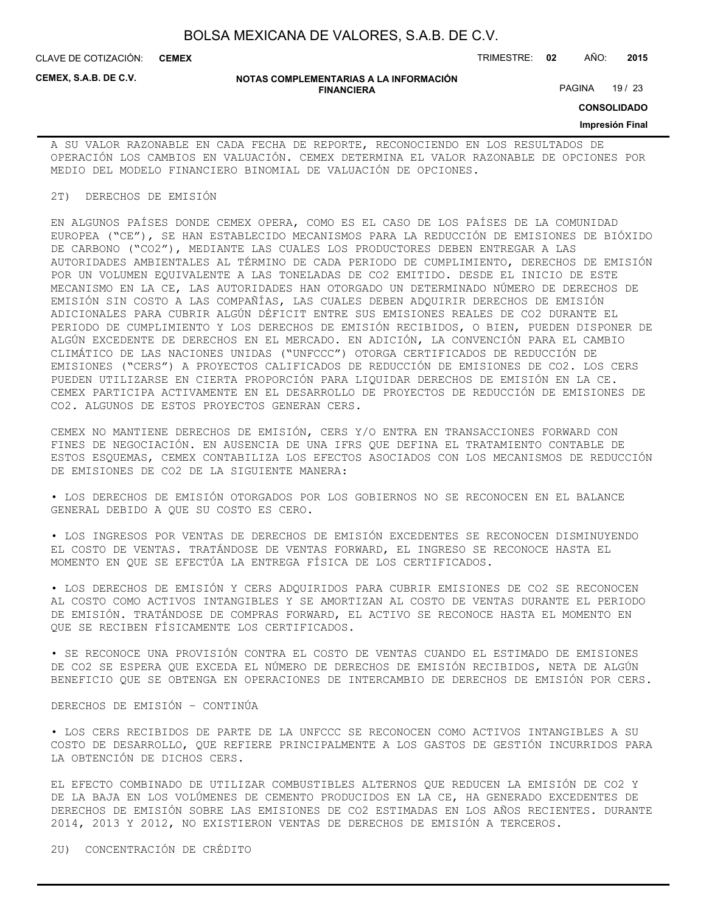A SU VALOR RAZONABLE EN CADA FECHA DE REPORTE, RECONOCIENDO EN LOS RESULTADOS DE OPERACIÓN LOS CAMBIOS EN VALUACIÓN. CEMEX DETERMINA EL VALOR RAZONABLE DE OPCIONES POR MEDIO DEL MODELO FINANCIERO BINOMIAL DE VALUACIÓN DE OPCIONES.

## 2T) DERECHOS DE EMISIÓN

EN ALGUNOS PAÍSES DONDE CEMEX OPERA, COMO ES EL CASO DE LOS PAÍSES DE LA COMUNIDAD EUROPEA ("CE"), SE HAN ESTABLECIDO MECANISMOS PARA LA REDUCCIÓN DE EMISIONES DE BIÓXIDO DE CARBONO ("$CO_2$"), MEDIANTE LAS CUALES LOS PRODUCTORES DEBEN ENTREGAR A LAS AUTORIDADES AMBIENTALES AL TÉRMINO DE CADA PERIODO DE CUMPLIMIENTO, DERECHOS DE EMISIÓN POR UN VOLUMEN EQUIVALENTE A LAS TONELADAS DE $CO_2$ EMITIDO. DESDE EL INICIO DE ESTE MECANISMO EN LA CE, LAS AUTORIDADES HAN OTORGADO UN DETERMINADO NÚMERO DE DERECHOS DE EMISIÓN SIN COSTO A LAS COMPAÑÍAS, LAS CUALES DEBEN ADQUIRIR DERECHOS DE EMISIÓN ADICIONALES PARA CUBRIR ALGÚN DÉFICIT ENTRE SUS EMISIONES REALES DE $CO_2$ DURANTE EL PERIODO DE CUMPLIMIENTO Y LOS DERECHOS DE EMISIÓN RECIBIDOS, O BIEN, PUEDEN DISPONER DE ALGÚN EXCEDENTE DE DERECHOS EN EL MERCADO. EN ADICIÓN, LA CONVENCIÓN PARA EL CAMBIO CLIMÁTICO DE LAS NACIONES UNIDAS ("UNFCCC") OTORGA CERTIFICADOS DE REDUCCIÓN DE EMISIONES ("CERS") A PROYECTOS CALIFICADOS DE REDUCCIÓN DE EMISIONES DE $CO_2$. LOS CERS PUEDEN UTILIZARSE EN CIERTA PROPORCIÓN PARA LIQUIDAR DERECHOS DE EMISIÓN EN LA CE. CEMEX PARTICIPA ACTIVAMENTE EN EL DESARROLLO DE PROYECTOS DE REDUCCIÓN DE EMISIONES DE $CO_2$. ALGUNOS DE ESTOS PROYECTOS GENERAN CERS.

CEMEX NO MANTIENE DERECHOS DE EMISIÓN, CERS Y/O ENTRA EN TRANSACCIONES FORWARD CON FINES DE NEGOCIACIÓN. EN AUSENCIA DE UNA IFRS QUE DEFINA EL TRATAMIENTO CONTABLE DE ESTOS ESQUEMAS, CEMEX CONTABILIZA LOS EFECTOS ASOCIADOS CON LOS MECANISMOS DE REDUCCIÓN DE EMISIONES DE $CO_2$ DE LA SIGUIENTE MANERA:

- LOS DERECHOS DE EMISIÓN OTORGADOS POR LOS GOBIERNOS NO SE RECONOCEN EN EL BALANCE GENERAL DEBIDO A QUE SU COSTO ES CERO.

- LOS INGRESOS POR VENTAS DE DERECHOS DE EMISIÓN EXCEDENTES SE RECONOCEN DISMINUYENDO EL COSTO DE VENTAS. TRATÁNDOSE DE VENTAS FORWARD, EL INGRESO SE RECONOCE HASTA EL MOMENTO EN QUE SE EFECTÚA LA ENTREGA FÍSICA DE LOS CERTIFICADOS.

- LOS DERECHOS DE EMISIÓN Y CERS ADQUIRIDOS PARA CUBRIR EMISIONES DE $CO_2$ SE RECONOCEN AL COSTO COMO ACTIVOS INTANGIBLES Y SE AMORTIZAN AL COSTO DE VENTAS DURANTE EL PERIODO DE EMISIÓN. TRATÁNDOSE DE COMPRAS FORWARD, EL ACTIVO SE RECONOCE HASTA EL MOMENTO EN QUE SE RECIBEN FÍSICAMENTE LOS CERTIFICADOS.

- SE RECONOCE UNA PROVISIÓN CONTRA EL COSTO DE VENTAS CUANDO EL ESTIMADO DE EMISIONES DE $CO_2$ SE ESPERA QUE EXCEDA EL NÚMERO DE DERECHOS DE EMISIÓN RECIBIDOS, NETA DE ALGÚN BENEFICIO QUE SE OBTENGA EN OPERACIONES DE INTERCAMBIO DE DERECHOS DE EMISIÓN POR CERS.

DERECHOS DE EMISIÓN – CONTINÚA

- LOS CERS RECIBIDOS DE PARTE DE LA UNFCCC SE RECONOCEN COMO ACTIVOS INTANGIBLES A SU COSTO DE DESARROLLO, QUE REFIERE PRINCIPALMENTE A LOS GASTOS DE GESTIÓN INCURRIDOS PARA LA OBTENCIÓN DE DICHOS CERS.

EL EFECTO COMBINADO DE UTILIZAR COMBUSTIBLES ALTERNOS QUE REDUCEN LA EMISIÓN DE $CO_2$ Y DE LA BAJA EN LOS VOLÚMENES DE CEMENTO PRODUCIDOS EN LA CE, HA GENERADO EXCEDENTES DE DERECHOS DE EMISIÓN SOBRE LAS EMISIONES DE $CO_2$ ESTIMADAS EN LOS AÑOS RECIENTES. DURANTE 2014, 2013 Y 2012, NO EXISTIERON VENTAS DE DERECHOS DE EMISIÓN A TERCEROS.

## 2U) CONCENTRACIÓN DE CRÉDITO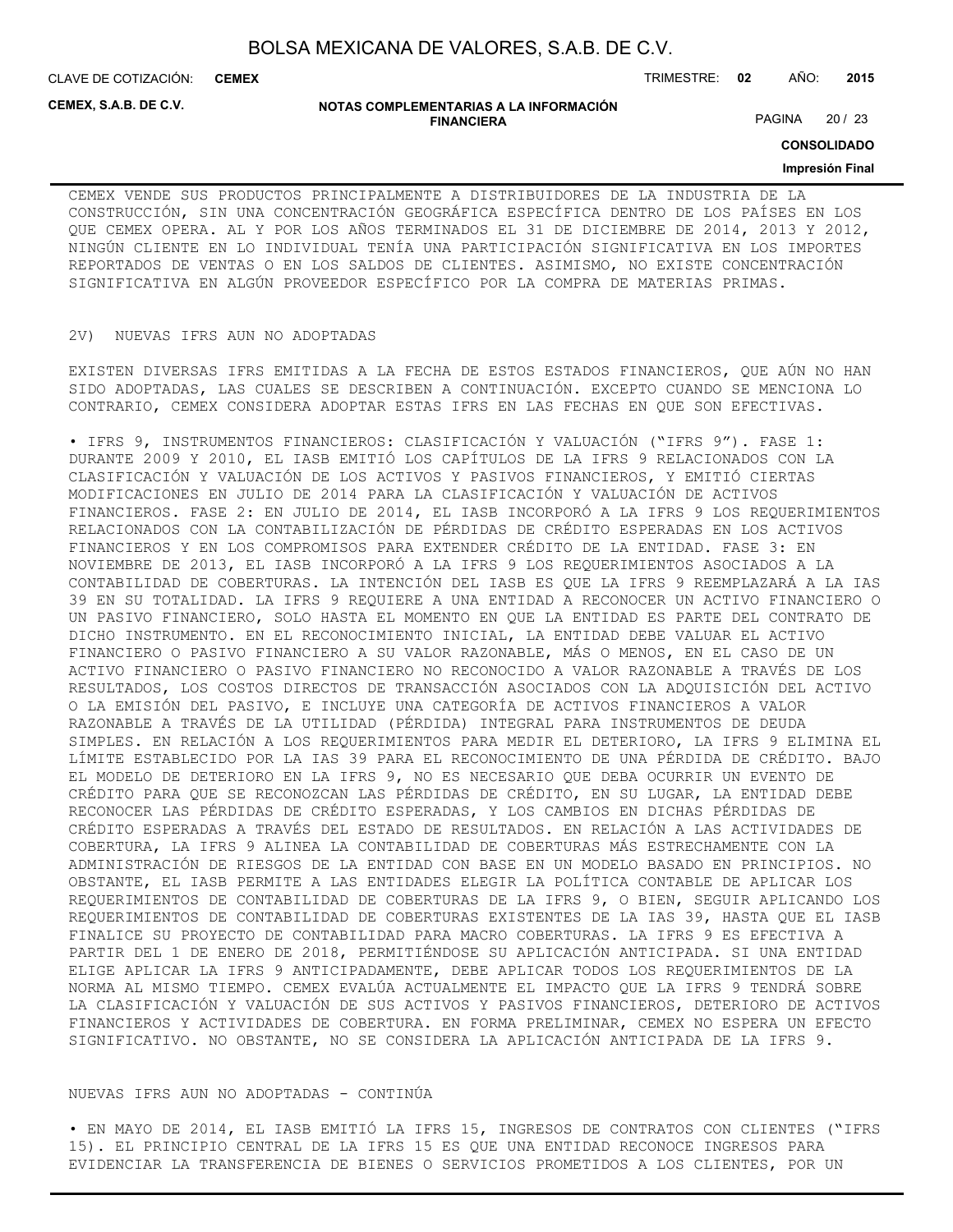CEMEX VENDE SUS PRODUCTOS PRINCIPALMENTE A DISTRIBUIDORES DE LA INDUSTRIA DE LA CONSTRUCCIÓN, SIN UNA CONCENTRACIÓN GEOGRÁFICA ESPECÍFICA DENTRO DE LOS PAÍSES EN LOS QUE CEMEX OPERA. AL Y POR LOS AÑOS TERMINADOS EL 31 DE DICIEMBRE DE 2014, 2013 Y 2012, NINGÚN CLIENTE EN LO INDIVIDUAL TENÍA UNA PARTICIPACIÓN SIGNIFICATIVA EN LOS IMPORTES REPORTADOS DE VENTAS O EN LOS SALDOS DE CLIENTES. ASIMISMO, NO EXISTE CONCENTRACIÓN SIGNIFICATIVA EN ALGÚN PROVEEDOR ESPECÍFICO POR LA COMPRA DE MATERIAS PRIMAS.

2V) NUEVAS IFRS AUN NO ADOPTADAS

EXISTEN DIVERSAS IFRS EMITIDAS A LA FECHA DE ESTOS ESTADOS FINANCIEROS, QUE AÚN NO HAN SIDO ADOPTADAS, LAS CUALES SE DESCRIBEN A CONTINUACIÓN. EXCEPTO CUANDO SE MENCIONA LO CONTRARIO, CEMEX CONSIDERA ADOPTAR ESTAS IFRS EN LAS FECHAS EN QUE SON EFECTIVAS.

• IFRS 9, INSTRUMENTOS FINANCIEROS: CLASIFICACIÓN Y VALUACIÓN ("IFRS 9"). FASE 1: DURANTE 2009 Y 2010, EL IASB EMITIÓ LOS CAPÍTULOS DE LA IFRS 9 RELACIONADOS CON LA CLASIFICACIÓN Y VALUACIÓN DE LOS ACTIVOS Y PASIVOS FINANCIEROS, Y EMITIÓ CIERTAS MODIFICACIONES EN JULIO DE 2014 PARA LA CLASIFICACIÓN Y VALUACIÓN DE ACTIVOS FINANCIEROS. FASE 2: EN JULIO DE 2014, EL IASB INCORPORÓ A LA IFRS 9 LOS REQUERIMIENTOS RELACIONADOS CON LA CONTABILIZACIÓN DE PÉRDIDAS DE CRÉDITO ESPERADAS EN LOS ACTIVOS FINANCIEROS Y EN LOS COMPROMISOS PARA EXTENDER CRÉDITO DE LA ENTIDAD. FASE 3: EN NOVIEMBRE DE 2013, EL IASB INCORPORÓ A LA IFRS 9 LOS REQUERIMIENTOS ASOCIADOS A LA CONTABILIDAD DE COBERTURAS. LA INTENCIÓN DEL IASB ES QUE LA IFRS 9 REEMPLAZARÁ A LA IAS 39 EN SU TOTALIDAD. LA IFRS 9 REQUIERE A UNA ENTIDAD A RECONOCER UN ACTIVO FINANCIERO O UN PASIVO FINANCIERO, SOLO HASTA EL MOMENTO EN QUE LA ENTIDAD ES PARTE DEL CONTRATO DE DICHO INSTRUMENTO. EN EL RECONOCIMIENTO INICIAL, LA ENTIDAD DEBE VALUAR EL ACTIVO FINANCIERO O PASIVO FINANCIERO A SU VALOR RAZONABLE, MÁS O MENOS, EN EL CASO DE UN ACTIVO FINANCIERO O PASIVO FINANCIERO NO RECONOCIDO A VALOR RAZONABLE A TRAVÉS DE LOS RESULTADOS, LOS COSTOS DIRECTOS DE TRANSACCIÓN ASOCIADOS CON LA ADQUISICIÓN DEL ACTIVO O LA EMISIÓN DEL PASIVO, E INCLUYE UNA CATEGORÍA DE ACTIVOS FINANCIEROS A VALOR RAZONABLE A TRAVÉS DE LA UTILIDAD (PÉRDIDA) INTEGRAL PARA INSTRUMENTOS DE DEUDA SIMPLES. EN RELACIÓN A LOS REQUERIMIENTOS PARA MEDIR EL DETERIORO, LA IFRS 9 ELIMINA EL LÍMITE ESTABLECIDO POR LA IAS 39 PARA EL RECONOCIMIENTO DE UNA PÉRDIDA DE CRÉDITO. BAJO EL MODELO DE DETERIORO EN LA IFRS 9, NO ES NECESARIO QUE DEBA OCURRIR UN EVENTO DE CRÉDITO PARA QUE SE RECONOZCAN LAS PÉRDIDAS DE CRÉDITO, EN SU LUGAR, LA ENTIDAD DEBE RECONOCER LAS PÉRDIDAS DE CRÉDITO ESPERADAS, Y LOS CAMBIOS EN DICHAS PÉRDIDAS DE CRÉDITO ESPERADAS A TRAVÉS DEL ESTADO DE RESULTADOS. EN RELACIÓN A LAS ACTIVIDADES DE COBERTURA, LA IFRS 9 ALINEA LA CONTABILIDAD DE COBERTURAS MÁS ESTRECHAMENTE CON LA ADMINISTRACIÓN DE RIESGOS DE LA ENTIDAD CON BASE EN UN MODELO BASADO EN PRINCIPIOS. NO OBSTANTE, EL IASB PERMITE A LAS ENTIDADES ELEGIR LA POLÍTICA CONTABLE DE APLICAR LOS REQUERIMIENTOS DE CONTABILIDAD DE COBERTURAS DE LA IFRS 9, O BIEN, SEGUIR APLICANDO LOS REQUERIMIENTOS DE CONTABILIDAD DE COBERTURAS EXISTENTES DE LA IAS 39, HASTA QUE EL IASB FINALICE SU PROYECTO DE CONTABILIDAD PARA MACRO COBERTURAS. LA IFRS 9 ES EFECTIVA A PARTIR DEL 1 DE ENERO DE 2018, PERMITIÉNDOSE SU APLICACIÓN ANTICIPADA. SI UNA ENTIDAD ELIGE APLICAR LA IFRS 9 ANTICIPADAMENTE, DEBE APLICAR TODOS LOS REQUERIMIENTOS DE LA NORMA AL MISMO TIEMPO. CEMEX EVALÚA ACTUALMENTE EL IMPACTO QUE LA IFRS 9 TENDRÁ SOBRE LA CLASIFICACIÓN Y VALUACIÓN DE SUS ACTIVOS Y PASIVOS FINANCIEROS, DETERIORO DE ACTIVOS FINANCIEROS Y ACTIVIDADES DE COBERTURA. EN FORMA PRELIMINAR, CEMEX NO ESPERA UN EFECTO SIGNIFICATIVO. NO OBSTANTE, NO SE CONSIDERA LA APLICACIÓN ANTICIPADA DE LA IFRS 9.

NUEVAS IFRS AUN NO ADOPTADAS - CONTINÚA

• EN MAYO DE 2014, EL IASB EMITIÓ LA IFRS 15, INGRESOS DE CONTRATOS CON CLIENTES ("IFRS 15). EL PRINCIPIO CENTRAL DE LA IFRS 15 ES QUE UNA ENTIDAD RECONOCE INGRESOS PARA EVIDENCIAR LA TRANSFERENCIA DE BIENES O SERVICIOS PROMETIDOS A LOS CLIENTES, POR UN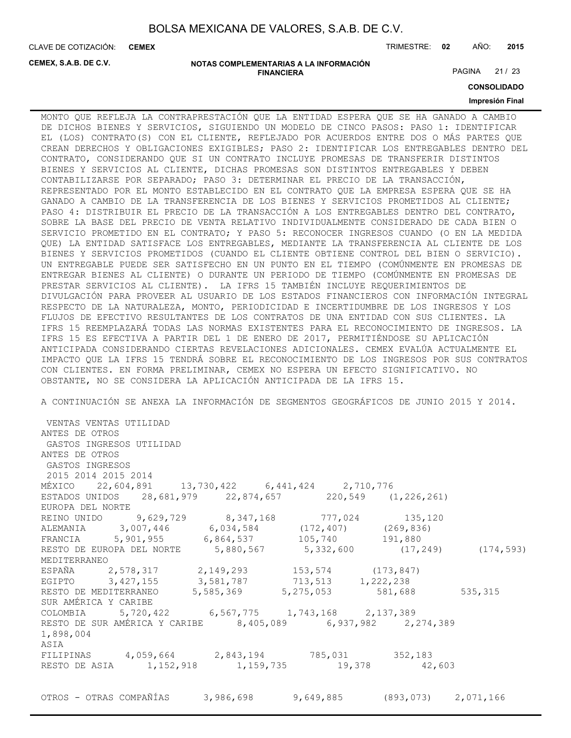MONTO QUE REFLEJA LA CONTRAPRESTACIÓN QUE LA ENTIDAD ESPERA QUE SE HA GANADO A CAMBIO DE DICHOS BIENES Y SERVICIOS, SIGUIENDO UN MODELO DE CINCO PASOS: PASO 1: IDENTIFICAR EL (LOS) CONTRATO(S) CON EL CLIENTE, REFLEJADO POR ACUERDOS ENTRE DOS O MÁS PARTES QUE CREAN DERECHOS Y OBLIGACIONES EXIGIBLES; PASO 2: IDENTIFICAR LOS ENTREGABLES DENTRO DEL CONTRATO, CONSIDERANDO QUE SI UN CONTRATO INCLUYE PROMESAS DE TRANSFERIR DISTINTOS BIENES Y SERVICIOS AL CLIENTE, DICHAS PROMESAS SON DISTINTOS ENTREGABLES Y DEBEN CONTABILIZARSE POR SEPARADO; PASO 3: DETERMINAR EL PRECIO DE LA TRANSACCIÓN, REPRESENTADO POR EL MONTO ESTABLECIDO EN EL CONTRATO QUE LA EMPRESA ESPERA QUE SE HA GANADO A CAMBIO DE LA TRANSFERENCIA DE LOS BIENES Y SERVICIOS PROMETIDOS AL CLIENTE; PASO 4: DISTRIBUIR EL PRECIO DE LA TRANSACCIÓN A LOS ENTREGABLES DENTRO DEL CONTRATO, SOBRE LA BASE DEL PRECIO DE VENTA RELATIVO INDIVIDUALMENTE CONSIDERADO DE CADA BIEN O SERVICIO PROMETIDO EN EL CONTRATO; Y PASO 5: RECONOCER INGRESOS CUANDO (O EN LA MEDIDA QUE) LA ENTIDAD SATISFACE LOS ENTREGABLES, MEDIANTE LA TRANSFERENCIA AL CLIENTE DE LOS BIENES Y SERVICIOS PROMETIDOS (CUANDO EL CLIENTE OBTIENE CONTROL DEL BIEN O SERVICIO). UN ENTREGABLE PUEDE SER SATISFECHO EN UN PUNTO EN EL TIEMPO (COMÚNMENTE EN PROMESAS DE ENTREGAR BIENES AL CLIENTE) O DURANTE UN PERIODO DE TIEMPO (COMÚNMENTE EN PROMESAS DE PRESTAR SERVICIOS AL CLIENTE). LA IFRS 15 TAMBIÉN INCLUYE REQUERIMIENTOS DE DIVULGACIÓN PARA PROVEER AL USUARIO DE LOS ESTADOS FINANCIEROS CON INFORMACIÓN INTEGRAL RESPECTO DE LA NATURALEZA, MONTO, PERIODICIDAD E INCERTIDUMBRE DE LOS INGRESOS Y LOS FLUJOS DE EFECTIVO RESULTANTES DE LOS CONTRATOS DE UNA ENTIDAD CON SUS CLIENTES. LA IFRS 15 REEMPLAZARÁ TODAS LAS NORMAS EXISTENTES PARA EL RECONOCIMIENTO DE INGRESOS. LA IFRS 15 ES EFECTIVA A PARTIR DEL 1 DE ENERO DE 2017, PERMITIÉNDOSE SU APLICACIÓN ANTICIPADA CONSIDERANDO CIERTAS REVELACIONES ADICIONALES. CEMEX EVALÚA ACTUALMENTE EL IMPACTO QUE LA IFRS 15 TENDRÁ SOBRE EL RECONOCIMIENTO DE LOS INGRESOS POR SUS CONTRATOS CON CLIENTES. EN FORMA PRELIMINAR, CEMEX NO ESPERA UN EFECTO SIGNIFICATIVO. NO OBSTANTE, NO SE CONSIDERA LA APLICACIÓN ANTICIPADA DE LA IFRS 15.

A CONTINUACIÓN SE ANEXA LA INFORMACIÓN DE SEGMENTOS GEOGRÁFICOS DE JUNIO 2015 Y 2014.

| | VENTAS | VENTAS | UTILIDAD ANTES DE OTROS GASTOS INGRESOS | UTILIDAD ANTES DE OTROS GASTOS INGRESOS |
|---|---|---|---|---|
| | 2015 | 2014 | 2015 | 2014 |
| MÉXICO | 22,604,891 | 13,730,422 | 6,441,424 | 2,710,776 |
| ESTADOS UNIDOS | 28,681,979 | 22,874,657 | 220,549 | (1,226,261) |
| EUROPA DEL NORTE | | | | |
| REINO UNIDO | 9,629,729 | 8,347,168 | 777,024 | 135,120 |
| ALEMANIA | 3,007,446 | 6,034,584 | (172,407) | (269,836) |
| FRANCIA | 5,901,955 | 6,864,537 | 105,740 | 191,880 |
| RESTO DE EUROPA DEL NORTE | 5,880,567 | 5,332,600 | (17,249) | (174,593) |
| MEDITERRANEO | | | | |
| ESPAÑA | 2,578,317 | 2,149,293 | 153,574 | (173,847) |
| EGIPTO | 3,427,155 | 3,581,787 | 713,513 | 1,222,238 |
| RESTO DE MEDITERRANEO | 5,585,369 | 5,275,053 | 581,688 | 535,315 |
| SUR AMÉRICA Y CARIBE | | | | |
| COLOMBIA | 5,720,422 | 6,567,775 | 1,743,168 | 2,137,389 |
| RESTO DE SUR AMÉRICA Y CARIBE | 8,405,089 | 6,937,982 | 2,274,389 | 1,898,004 |
| ASIA | | | | |
| FILIPINAS | 4,059,664 | 2,843,194 | 785,031 | 352,183 |
| RESTO DE ASIA | 1,152,918 | 1,159,735 | 19,378 | 42,603 |
| OTROS - OTRAS COMPAÑÍAS | 3,986,698 | 9,649,885 | (893,073) | 2,071,166 |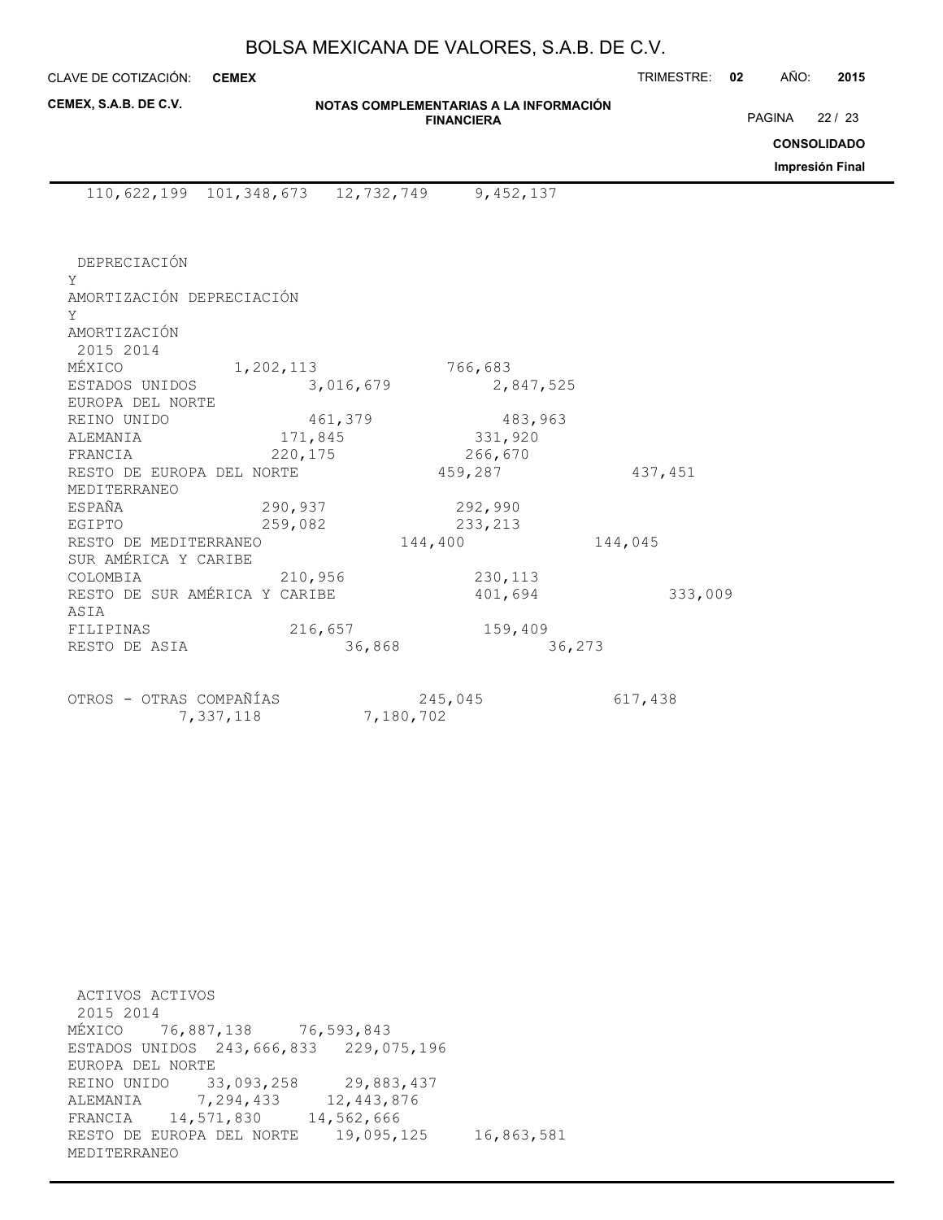| 110,622,199 | 101,348,673 | 12,732,749 | 9,452,137 |
|---|---|---|---|

| | DEPRECIACIÓN Y AMORTIZACIÓN 2015 | DEPRECIACIÓN Y AMORTIZACIÓN 2014 |
|---|---|---|
| MÉXICO | 1,202,113 | 766,683 |
| ESTADOS UNIDOS | 3,016,679 | 2,847,525 |
| EUROPA DEL NORTE | | |
| REINO UNIDO | 461,379 | 483,963 |
| ALEMANIA | 171,845 | 331,920 |
| FRANCIA | 220,175 | 266,670 |
| RESTO DE EUROPA DEL NORTE | 459,287 | 437,451 |
| MEDITERRANEO | | |
| ESPAÑA | 290,937 | 292,990 |
| EGIPTO | 259,082 | 233,213 |
| RESTO DE MEDITERRANEO | 144,400 | 144,045 |
| SUR AMÉRICA Y CARIBE | | |
| COLOMBIA | 210,956 | 230,113 |
| RESTO DE SUR AMÉRICA Y CARIBE | 401,694 | 333,009 |
| ASIA | | |
| FILIPINAS | 216,657 | 159,409 |
| RESTO DE ASIA | 36,868 | 36,273 |
| OTROS - OTRAS COMPAÑÍAS | 245,045 | 617,438 |
| | 7,337,118 | 7,180,702 |

| | ACTIVOS 2015 | ACTIVOS 2014 |
|---|---|---|
| MÉXICO | 76,887,138 | 76,593,843 |
| ESTADOS UNIDOS | 243,666,833 | 229,075,196 |
| EUROPA DEL NORTE | | |
| REINO UNIDO | 33,093,258 | 29,883,437 |
| ALEMANIA | 7,294,433 | 12,443,876 |
| FRANCIA | 14,571,830 | 14,562,666 |
| RESTO DE EUROPA DEL NORTE | 19,095,125 | 16,863,581 |
| MEDITERRANEO | | |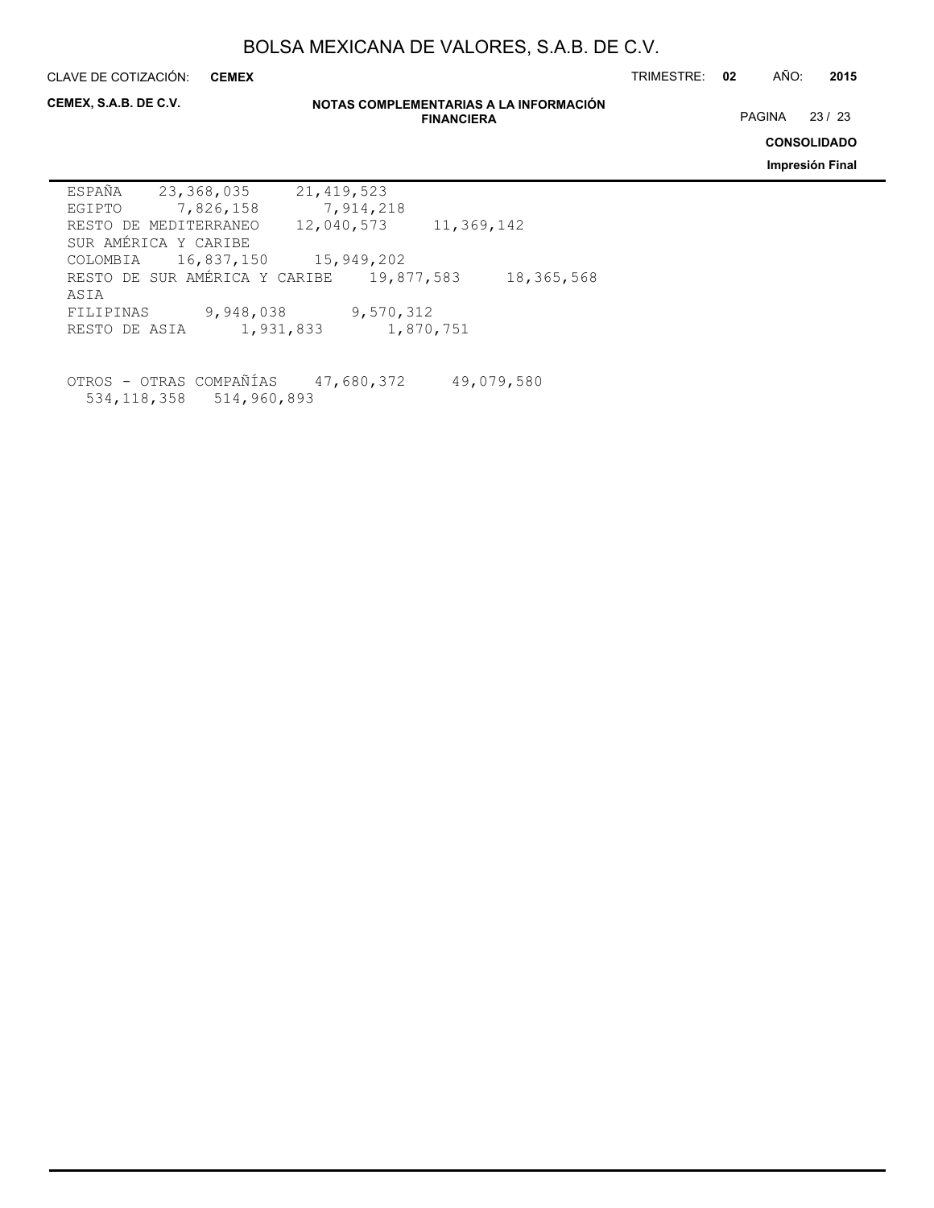| | | |
|---|---|---|
| ESPAÑA | 23,368,035 | 21,419,523 |
| EGIPTO | 7,826,158 | 7,914,218 |
| RESTO DE MEDITERRANEO | 12,040,573 | 11,369,142 |
| SUR AMÉRICA Y CARIBE | | |
| COLOMBIA | 16,837,150 | 15,949,202 |
| RESTO DE SUR AMÉRICA Y CARIBE | 19,877,583 | 18,365,568 |
| ASIA | | |
| FILIPINAS | 9,948,038 | 9,570,312 |
| RESTO DE ASIA | 1,931,833 | 1,870,751 |
| | | |
| OTROS - OTRAS COMPAÑÍAS | 47,680,372 | 49,079,580 |
| | 534,118,358 | 514,960,893 |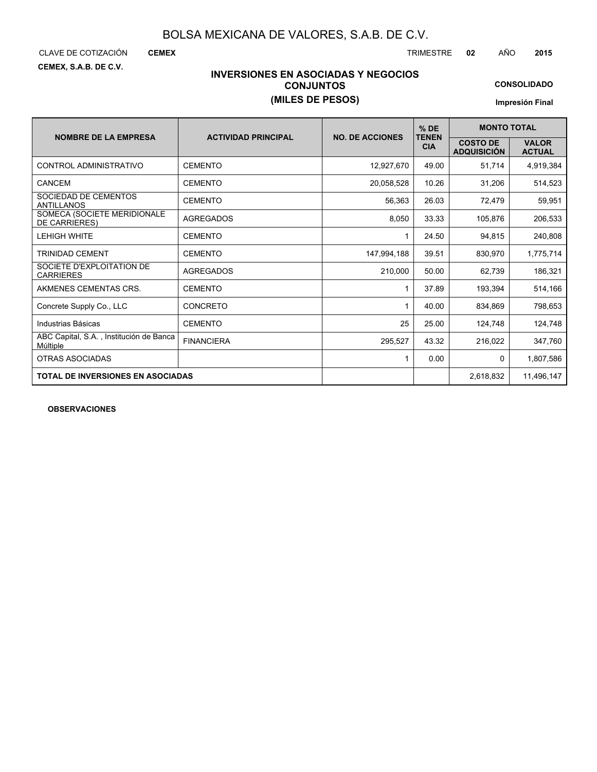BOLSA MEXICANA DE VALORES, S.A.B. DE C.V.

CLAVE DE COTIZACIÓN **CEMEX** TRIMESTRE **02** AÑO **2015**

**CEMEX, S.A.B. DE C.V.**

## INVERSIONES EN ASOCIADAS Y NEGOCIOS CONJUNTOS
## (MILES DE PESOS)

**CONSOLIDADO**

**Impresión Final**

| NOMBRE DE LA EMPRESA | ACTIVIDAD PRINCIPAL | NO. DE ACCIONES | % DE TENENCIA | MONTO TOTAL | |
|---|---|---|---|---|---|
| | | | | COSTO DE ADQUISICIÓN | VALOR ACTUAL |
| CONTROL ADMINISTRATIVO | CEMENTO | 12,927,670 | 49.00 | 51,714 | 4,919,384 |
| CANCEM | CEMENTO | 20,058,528 | 10.26 | 31,206 | 514,523 |
| SOCIEDAD DE CEMENTOS ANTILLANOS | CEMENTO | 56,363 | 26.03 | 72,479 | 59,951 |
| SOMECA (SOCIETE MERIDIONALE DE CARRIERES) | AGREGADOS | 8,050 | 33.33 | 105,876 | 206,533 |
| LEHIGH WHITE | CEMENTO | 1 | 24.50 | 94,815 | 240,808 |
| TRINIDAD CEMENT | CEMENTO | 147,994,188 | 39.51 | 830,970 | 1,775,714 |
| SOCIETE D'EXPLOITATION DE CARRIERES | AGREGADOS | 210,000 | 50.00 | 62,739 | 186,321 |
| AKMENES CEMENTAS CRS. | CEMENTO | 1 | 37.89 | 193,394 | 514,166 |
| Concrete Supply Co., LLC | CONCRETO | 1 | 40.00 | 834,869 | 798,653 |
| Industrias Básicas | CEMENTO | 25 | 25.00 | 124,748 | 124,748 |
| ABC Capital, S.A. , Institución de Banca Múltiple | FINANCIERA | 295,527 | 43.32 | 216,022 | 347,760 |
| OTRAS ASOCIADAS | | 1 | 0.00 | 0 | 1,807,586 |
| **TOTAL DE INVERSIONES EN ASOCIADAS** | | | | 2,618,832 | 11,496,147 |

**OBSERVACIONES**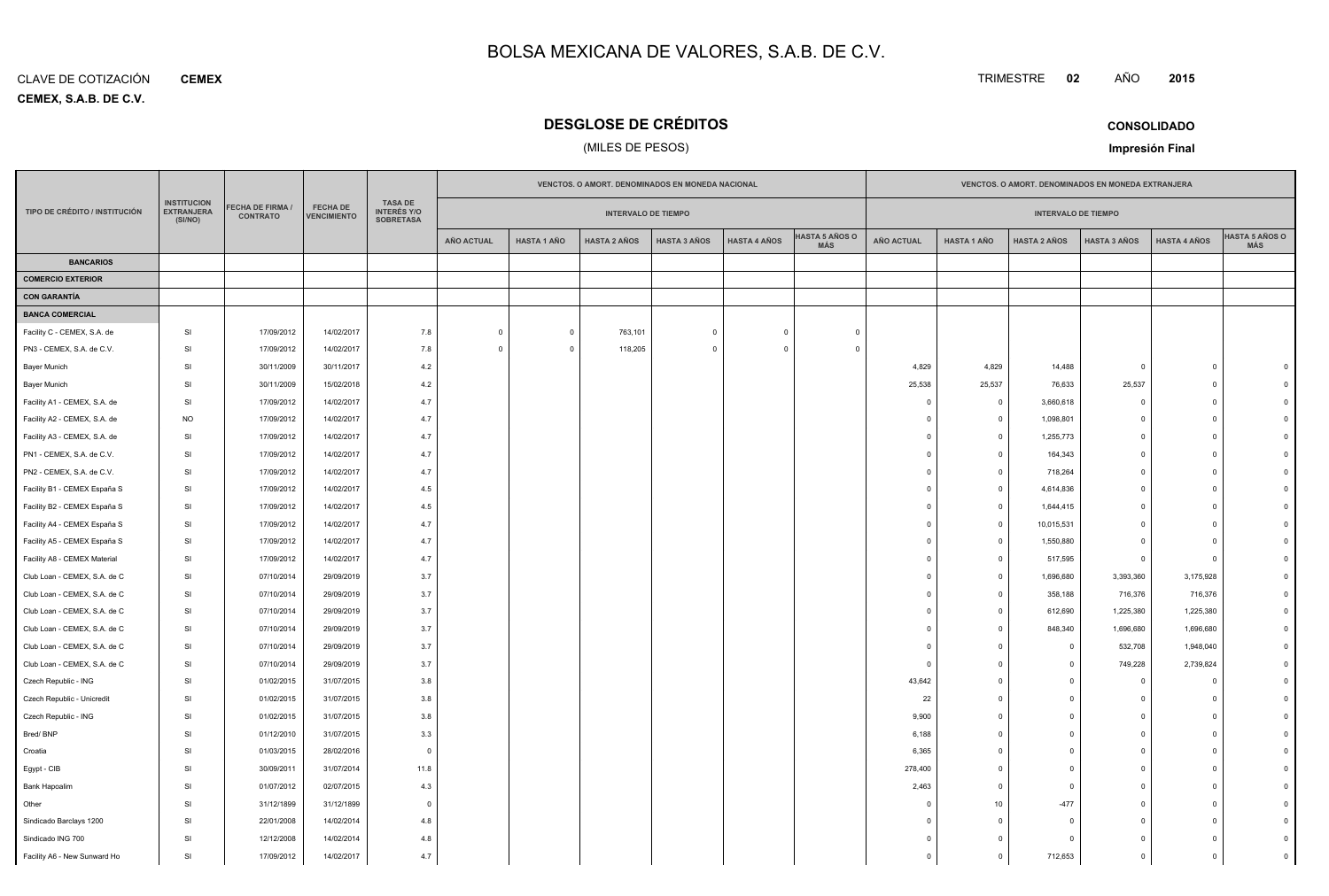# BOLSA MEXICANA DE VALORES, S.A.B. DE C.V.

CLAVE DE COTIZACIÓN **CEMEX**

**CEMEX, S.A.B. DE C.V.**

TRIMESTRE **02** AÑO **2015**

## DESGLOSE DE CRÉDITOS

(MILES DE PESOS)

**CONSOLIDADO**

**Impresión Final**

| TIPO DE CRÉDITO / INSTITUCIÓN | INSTITUCION EXTRANJERA (SI/NO) | FECHA DE FIRMA / CONTRATO | FECHA DE VENCIMIENTO | TASA DE INTERÉS Y/O SOBRETASA | VENCTOS. O AMORT. DENOMINADOS EN MONEDA NACIONAL | | | | | | VENCTOS. O AMORT. DENOMINADOS EN MONEDA EXTRANJERA | | | | | |
|---|---|---|---|---|---|---|---|---|---|---|---|---|---|---|---|---|
| | | | | | INTERVALO DE TIEMPO | | | | | | INTERVALO DE TIEMPO | | | | | |
| | | | | | AÑO ACTUAL | HASTA 1 AÑO | HASTA 2 AÑOS | HASTA 3 AÑOS | HASTA 4 AÑOS | HASTA 5 AÑOS O MÁS | AÑO ACTUAL | HASTA 1 AÑO | HASTA 2 AÑOS | HASTA 3 AÑOS | HASTA 4 AÑOS | HASTA 5 AÑOS O MÁS |
| **BANCARIOS** | | | | | | | | | | | | | | | | |
| **COMERCIO EXTERIOR** | | | | | | | | | | | | | | | | |
| **CON GARANTÍA** | | | | | | | | | | | | | | | | |
| **BANCA COMERCIAL** | | | | | | | | | | | | | | | | |
| Facility C - CEMEX, S.A. de | SI | 17/09/2012 | 14/02/2017 | 7.8 | 0 | 0 | 763,101 | 0 | 0 | 0 | | | | | | |
| PN3 - CEMEX, S.A. de C.V. | SI | 17/09/2012 | 14/02/2017 | 7.8 | 0 | 0 | 118,205 | 0 | 0 | 0 | | | | | | |
| Bayer Munich | SI | 30/11/2009 | 30/11/2017 | 4.2 | | | | | | | 4,829 | 4,829 | 14,488 | 0 | 0 | 0 |
| Bayer Munich | SI | 30/11/2009 | 15/02/2018 | 4.2 | | | | | | | 25,538 | 25,537 | 76,633 | 25,537 | 0 | 0 |
| Facility A1 - CEMEX, S.A. de | SI | 17/09/2012 | 14/02/2017 | 4.7 | | | | | | | 0 | 0 | 3,660,618 | 0 | 0 | 0 |
| Facility A2 - CEMEX, S.A. de | NO | 17/09/2012 | 14/02/2017 | 4.7 | | | | | | | 0 | 0 | 1,098,801 | 0 | 0 | 0 |
| Facility A3 - CEMEX, S.A. de | SI | 17/09/2012 | 14/02/2017 | 4.7 | | | | | | | 0 | 0 | 1,255,773 | 0 | 0 | 0 |
| PN1 - CEMEX, S.A. de C.V. | SI | 17/09/2012 | 14/02/2017 | 4.7 | | | | | | | 0 | 0 | 164,343 | 0 | 0 | 0 |
| PN2 - CEMEX, S.A. de C.V. | SI | 17/09/2012 | 14/02/2017 | 4.7 | | | | | | | 0 | 0 | 718,264 | 0 | 0 | 0 |
| Facility B1 - CEMEX España S | SI | 17/09/2012 | 14/02/2017 | 4.5 | | | | | | | 0 | 0 | 4,614,836 | 0 | 0 | 0 |
| Facility B2 - CEMEX España S | SI | 17/09/2012 | 14/02/2017 | 4.5 | | | | | | | 0 | 0 | 1,644,415 | 0 | 0 | 0 |
| Facility A4 - CEMEX España S | SI | 17/09/2012 | 14/02/2017 | 4.7 | | | | | | | 0 | 0 | 10,015,531 | 0 | 0 | 0 |
| Facility A5 - CEMEX España S | SI | 17/09/2012 | 14/02/2017 | 4.7 | | | | | | | 0 | 0 | 1,550,880 | 0 | 0 | 0 |
| Facility A8 - CEMEX Material | SI | 17/09/2012 | 14/02/2017 | 4.7 | | | | | | | 0 | 0 | 517,595 | 0 | 0 | 0 |
| Club Loan - CEMEX, S.A. de C | SI | 07/10/2014 | 29/09/2019 | 3.7 | | | | | | | 0 | 0 | 1,696,680 | 3,393,360 | 3,175,928 | 0 |
| Club Loan - CEMEX, S.A. de C | SI | 07/10/2014 | 29/09/2019 | 3.7 | | | | | | | 0 | 0 | 358,188 | 716,376 | 716,376 | 0 |
| Club Loan - CEMEX, S.A. de C | SI | 07/10/2014 | 29/09/2019 | 3.7 | | | | | | | 0 | 0 | 612,690 | 1,225,380 | 1,225,380 | 0 |
| Club Loan - CEMEX, S.A. de C | SI | 07/10/2014 | 29/09/2019 | 3.7 | | | | | | | 0 | 0 | 848,340 | 1,696,680 | 1,696,680 | 0 |
| Club Loan - CEMEX, S.A. de C | SI | 07/10/2014 | 29/09/2019 | 3.7 | | | | | | | 0 | 0 | 0 | 532,708 | 1,948,040 | 0 |
| Club Loan - CEMEX, S.A. de C | SI | 07/10/2014 | 29/09/2019 | 3.7 | | | | | | | 0 | 0 | 0 | 749,228 | 2,739,824 | 0 |
| Czech Republic - ING | SI | 01/02/2015 | 31/07/2015 | 3.8 | | | | | | | 43,642 | 0 | 0 | 0 | 0 | 0 |
| Czech Republic - Unicredit | SI | 01/02/2015 | 31/07/2015 | 3.8 | | | | | | | 22 | 0 | 0 | 0 | 0 | 0 |
| Czech Republic - ING | SI | 01/02/2015 | 31/07/2015 | 3.8 | | | | | | | 9,900 | 0 | 0 | 0 | 0 | 0 |
| Bred/ BNP | SI | 01/12/2010 | 31/07/2015 | 3.3 | | | | | | | 6,188 | 0 | 0 | 0 | 0 | 0 |
| Croatia | SI | 01/03/2015 | 28/02/2016 | 0 | | | | | | | 6,365 | 0 | 0 | 0 | 0 | 0 |
| Egypt - CIB | SI | 30/09/2011 | 31/07/2014 | 11.8 | | | | | | | 278,400 | 0 | 0 | 0 | 0 | 0 |
| Bank Hapoalim | SI | 01/07/2012 | 02/07/2015 | 4.3 | | | | | | | 2,463 | 0 | 0 | 0 | 0 | 0 |
| Other | SI | 31/12/1899 | 31/12/1899 | 0 | | | | | | | 0 | 10 | -477 | 0 | 0 | 0 |
| Sindicado Barclays 1200 | SI | 22/01/2008 | 14/02/2014 | 4.8 | | | | | | | 0 | 0 | 0 | 0 | 0 | 0 |
| Sindicado ING 700 | SI | 12/12/2008 | 14/02/2014 | 4.8 | | | | | | | 0 | 0 | 0 | 0 | 0 | 0 |
| Facility A6 - New Sunward Ho | SI | 17/09/2012 | 14/02/2017 | 4.7 | | | | | | | 0 | 0 | 712,653 | 0 | 0 | 0 |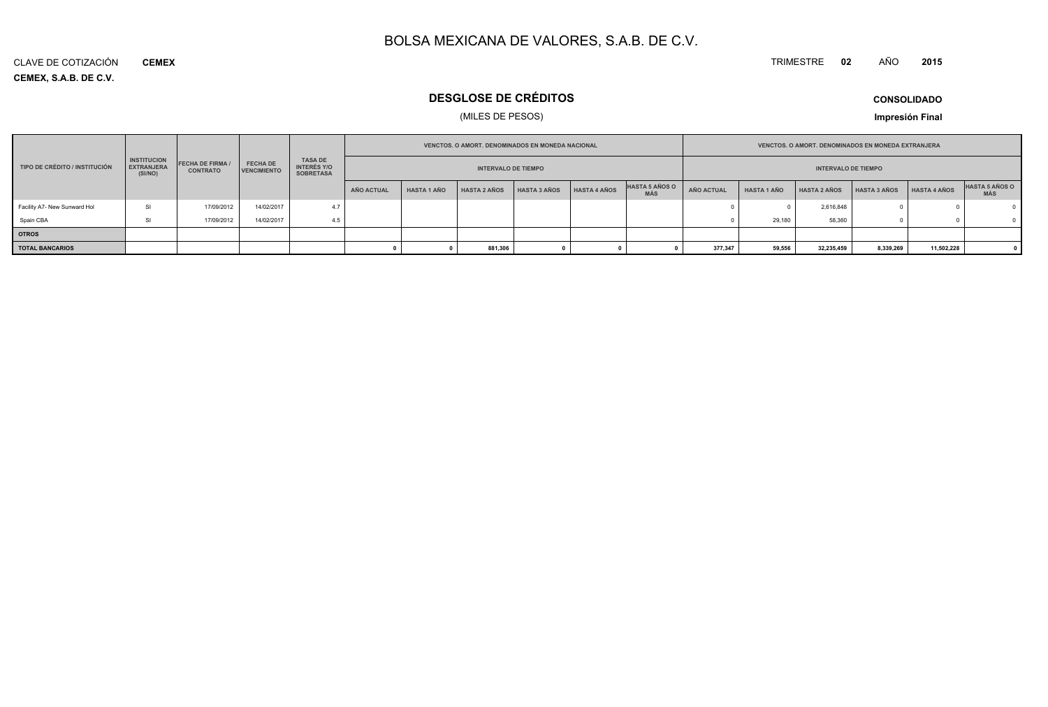# BOLSA MEXICANA DE VALORES, S.A.B. DE C.V.

CLAVE DE COTIZACIÓN **CEMEX**

TRIMESTRE **02** AÑO **2015**

**CEMEX, S.A.B. DE C.V.**

## DESGLOSE DE CRÉDITOS

(MILES DE PESOS)

**CONSOLIDADO**

**Impresión Final**

| TIPO DE CRÉDITO / INSTITUCIÓN | INSTITUCION EXTRANJERA (SI/NO) | FECHA DE FIRMA / CONTRATO | FECHA DE VENCIMIENTO | TASA DE INTERÉS Y/O SOBRETASA | VENCTOS. O AMORT. DENOMINADOS EN MONEDA NACIONAL | | | | | | VENCTOS. O AMORT. DENOMINADOS EN MONEDA EXTRANJERA | | | | | |
|---|---|---|---|---|---|---|---|---|---|---|---|---|---|---|---|---|
| | | | | | INTERVALO DE TIEMPO | | | | | | INTERVALO DE TIEMPO | | | | | |
| | | | | | AÑO ACTUAL | HASTA 1 AÑO | HASTA 2 AÑOS | HASTA 3 AÑOS | HASTA 4 AÑOS | HASTA 5 AÑOS O MÁS | AÑO ACTUAL | HASTA 1 AÑO | HASTA 2 AÑOS | HASTA 3 AÑOS | HASTA 4 AÑOS | HASTA 5 AÑOS O MÁS |
| Facility A7- New Sunward Hol | SI | 17/09/2012 | 14/02/2017 | 4.7 | | | | | | | 0 | 0 | 2,616,848 | 0 | 0 | 0 |
| Spain CBA | SI | 17/09/2012 | 14/02/2017 | 4.5 | | | | | | | 0 | 29,180 | 58,360 | 0 | 0 | 0 |
| **OTROS** | | | | | | | | | | | | | | | | |
| **TOTAL BANCARIOS** | | | | | **0** | **0** | **881,306** | **0** | **0** | **0** | **377,347** | **59,556** | **32,235,459** | **8,339,269** | **11,502,228** | **0** |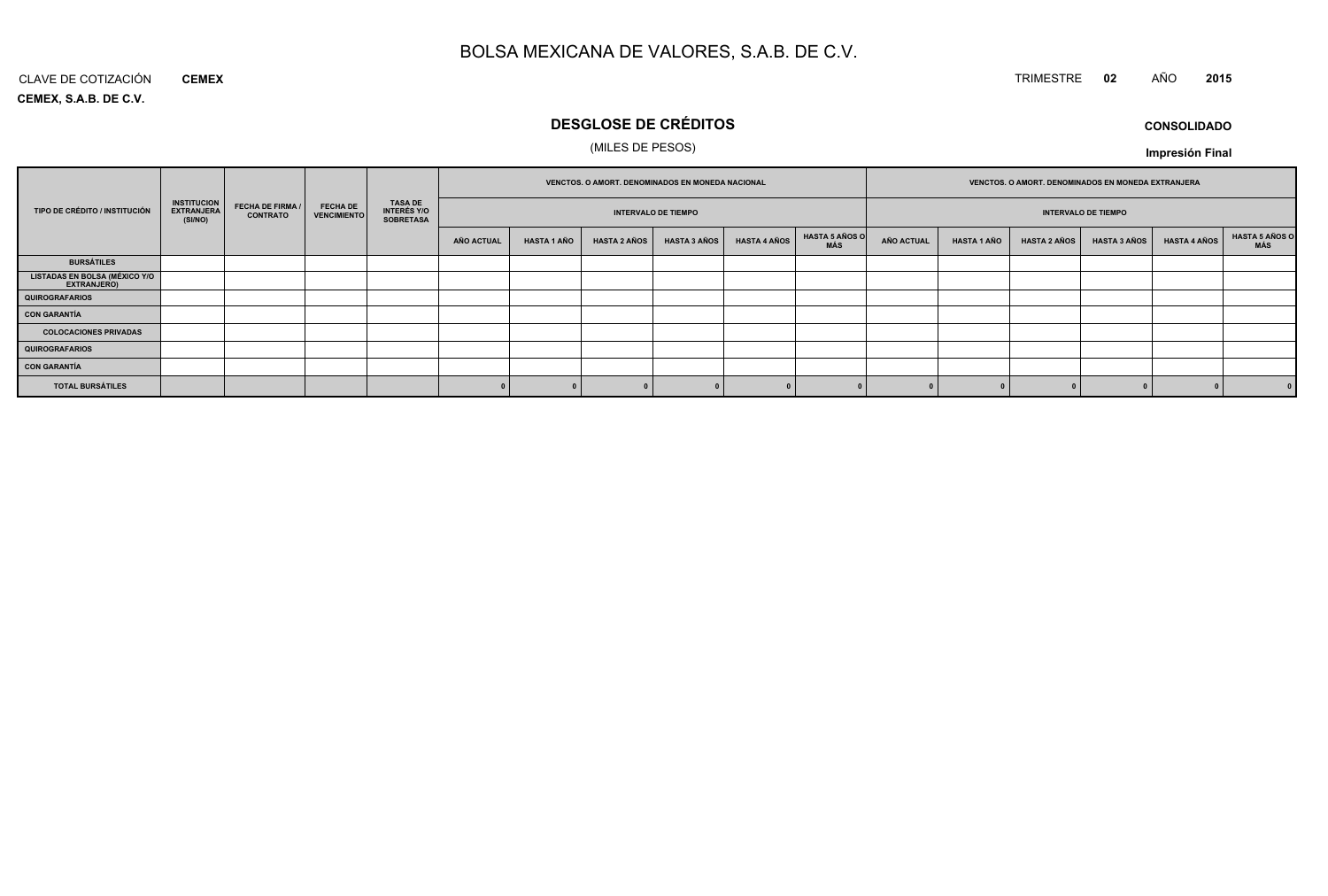# BOLSA MEXICANA DE VALORES, S.A.B. DE C.V.

CLAVE DE COTIZACIÓN **CEMEX**

TRIMESTRE **02** AÑO **2015**

**CEMEX, S.A.B. DE C.V.**

## DESGLOSE DE CRÉDITOS

(MILES DE PESOS)

**CONSOLIDADO**

**Impresión Final**

| TIPO DE CRÉDITO / INSTITUCIÓN | INSTITUCION EXTRANJERA (SI/NO) | FECHA DE FIRMA / CONTRATO | FECHA DE VENCIMIENTO | TASA DE INTERÉS Y/O SOBRETASA | VENCTOS. O AMORT. DENOMINADOS EN MONEDA NACIONAL | | | | | | VENCTOS. O AMORT. DENOMINADOS EN MONEDA EXTRANJERA | | | | | |
|---|---|---|---|---|---|---|---|---|---|---|---|---|---|---|---|---|
| | | | | | INTERVALO DE TIEMPO | | | | | | INTERVALO DE TIEMPO | | | | | |
| | | | | | AÑO ACTUAL | HASTA 1 AÑO | HASTA 2 AÑOS | HASTA 3 AÑOS | HASTA 4 AÑOS | HASTA 5 AÑOS O MÁS | AÑO ACTUAL | HASTA 1 AÑO | HASTA 2 AÑOS | HASTA 3 AÑOS | HASTA 4 AÑOS | HASTA 5 AÑOS O MÁS |
| **BURSÁTILES** | | | | | | | | | | | | | | | | |
| **LISTADAS EN BOLSA (MÉXICO Y/O EXTRANJERO)** | | | | | | | | | | | | | | | | |
| **QUIROGRAFARIOS** | | | | | | | | | | | | | | | | |
| **CON GARANTÍA** | | | | | | | | | | | | | | | | |
| **COLOCACIONES PRIVADAS** | | | | | | | | | | | | | | | | |
| **QUIROGRAFARIOS** | | | | | | | | | | | | | | | | |
| **CON GARANTÍA** | | | | | | | | | | | | | | | | |
| **TOTAL BURSÁTILES** | | | | | 0 | 0 | 0 | 0 | 0 | 0 | 0 | 0 | 0 | 0 | 0 | 0 |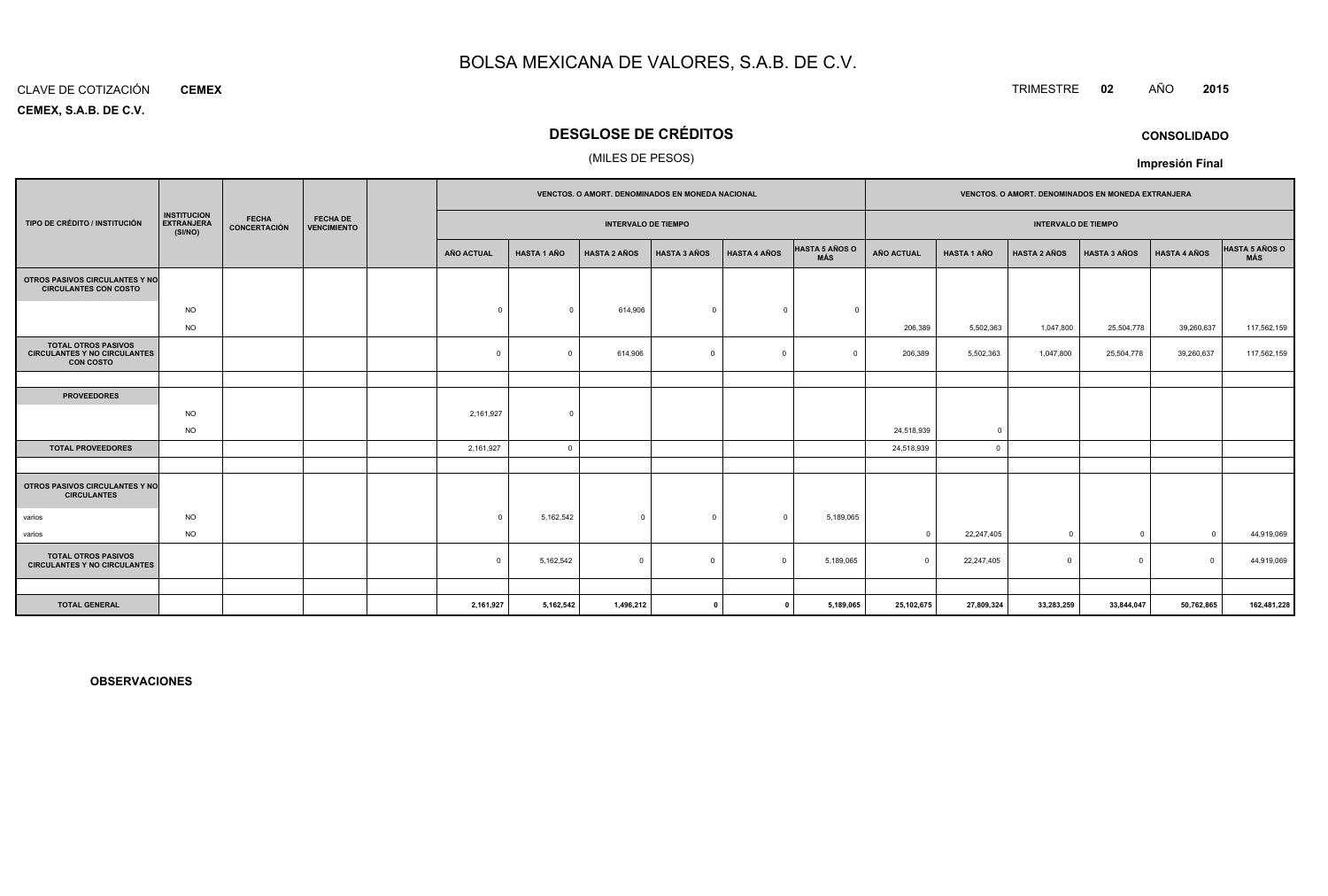# BOLSA MEXICANA DE VALORES, S.A.B. DE C.V.

CLAVE DE COTIZACIÓN **CEMEX**

**CEMEX, S.A.B. DE C.V.**

TRIMESTRE **02** AÑO **2015**

## DESGLOSE DE CRÉDITOS

(MILES DE PESOS)

**CONSOLIDADO**

**Impresión Final**

| TIPO DE CRÉDITO / INSTITUCIÓN | INSTITUCION EXTRANJERA (SI/NO) | FECHA CONCERTACIÓN | FECHA DE VENCIMIENTO | | VENCTOS. O AMORT. DENOMINADOS EN MONEDA NACIONAL | | | | | | VENCTOS. O AMORT. DENOMINADOS EN MONEDA EXTRANJERA | | | | | |
|---|---|---|---|---|---|---|---|---|---|---|---|---|---|---|---|---|
| | | | | | INTERVALO DE TIEMPO | | | | | | INTERVALO DE TIEMPO | | | | | |
| | | | | | AÑO ACTUAL | HASTA 1 AÑO | HASTA 2 AÑOS | HASTA 3 AÑOS | HASTA 4 AÑOS | HASTA 5 AÑOS O MÁS | AÑO ACTUAL | HASTA 1 AÑO | HASTA 2 AÑOS | HASTA 3 AÑOS | HASTA 4 AÑOS | HASTA 5 AÑOS O MÁS |
| **OTROS PASIVOS CIRCULANTES Y NO CIRCULANTES CON COSTO** | | | | | | | | | | | | | | | | |
| | NO | | | | 0 | 0 | 614,906 | 0 | 0 | 0 | | | | | | |
| | NO | | | | | | | | | | 206,389 | 5,502,363 | 1,047,800 | 25,504,778 | 39,260,637 | 117,562,159 |
| **TOTAL OTROS PASIVOS CIRCULANTES Y NO CIRCULANTES CON COSTO** | | | | | 0 | 0 | 614,906 | 0 | 0 | 0 | 206,389 | 5,502,363 | 1,047,800 | 25,504,778 | 39,260,637 | 117,562,159 |
| | | | | | | | | | | | | | | | | |
| **PROVEEDORES** | | | | | | | | | | | | | | | | |
| | NO | | | | 2,161,927 | 0 | | | | | | | | | | |
| | NO | | | | | | | | | | 24,518,939 | 0 | | | | |
| **TOTAL PROVEEDORES** | | | | | 2,161,927 | 0 | | | | | 24,518,939 | 0 | | | | |
| | | | | | | | | | | | | | | | | |
| **OTROS PASIVOS CIRCULANTES Y NO CIRCULANTES** | | | | | | | | | | | | | | | | |
| varios | NO | | | | 0 | 5,162,542 | 0 | 0 | 0 | 5,189,065 | | | | | | |
| varios | NO | | | | | | | | | | 0 | 22,247,405 | 0 | 0 | 0 | 44,919,069 |
| **TOTAL OTROS PASIVOS CIRCULANTES Y NO CIRCULANTES** | | | | | 0 | 5,162,542 | 0 | 0 | 0 | 5,189,065 | 0 | 22,247,405 | 0 | 0 | 0 | 44,919,069 |
| | | | | | | | | | | | | | | | | |
| **TOTAL GENERAL** | | | | | **2,161,927** | **5,162,542** | **1,496,212** | **0** | **0** | **5,189,065** | **25,102,675** | **27,809,324** | **33,283,259** | **33,844,047** | **50,762,865** | **162,481,228** |

**OBSERVACIONES**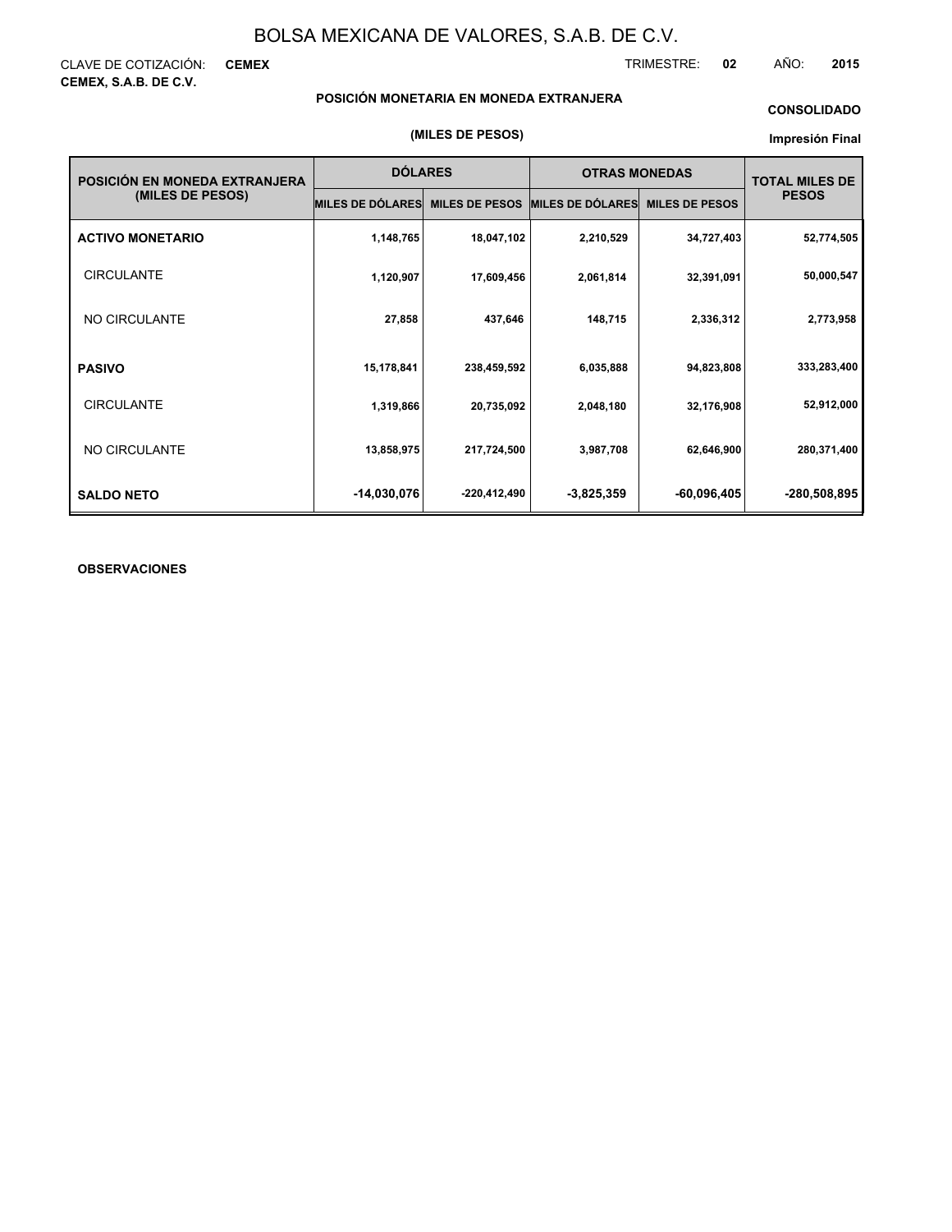# BOLSA MEXICANA DE VALORES, S.A.B. DE C.V.

CLAVE DE COTIZACIÓN: **CEMEX**

TRIMESTRE: **02** AÑO: **2015**

**CEMEX, S.A.B. DE C.V.**

**POSICIÓN MONETARIA EN MONEDA EXTRANJERA**

**CONSOLIDADO**

**(MILES DE PESOS)**

**Impresión Final**

| POSICIÓN EN MONEDA EXTRANJERA (MILES DE PESOS) | DÓLARES | | OTRAS MONEDAS | | TOTAL MILES DE PESOS |
|---|---|---|---|---|---|
| | MILES DE DÓLARES | MILES DE PESOS | MILES DE DÓLARES | MILES DE PESOS | |
| **ACTIVO MONETARIO** | 1,148,765 | 18,047,102 | 2,210,529 | 34,727,403 | 52,774,505 |
| CIRCULANTE | 1,120,907 | 17,609,456 | 2,061,814 | 32,391,091 | 50,000,547 |
| NO CIRCULANTE | 27,858 | 437,646 | 148,715 | 2,336,312 | 2,773,958 |
| **PASIVO** | 15,178,841 | 238,459,592 | 6,035,888 | 94,823,808 | 333,283,400 |
| CIRCULANTE | 1,319,866 | 20,735,092 | 2,048,180 | 32,176,908 | 52,912,000 |
| NO CIRCULANTE | 13,858,975 | 217,724,500 | 3,987,708 | 62,646,900 | 280,371,400 |
| **SALDO NETO** | -14,030,076 | -220,412,490 | -3,825,359 | -60,096,405 | -280,508,895 |

**OBSERVACIONES**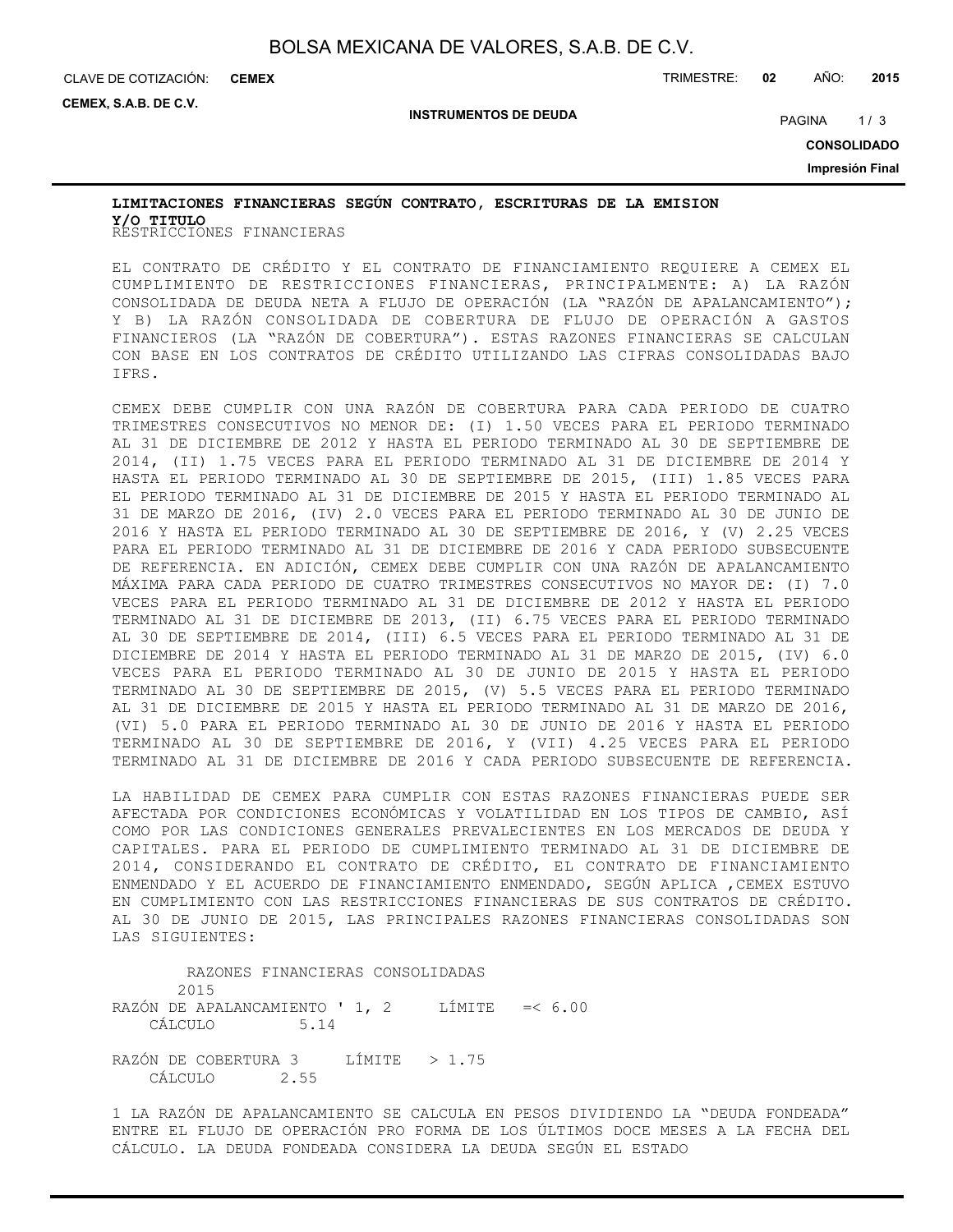**LIMITACIONES FINANCIERAS SEGÚN CONTRATO, ESCRITURAS DE LA EMISION Y/O TITULO**

RESTRICCIONES FINANCIERAS

EL CONTRATO DE CRÉDITO Y EL CONTRATO DE FINANCIAMIENTO REQUIERE A CEMEX EL CUMPLIMIENTO DE RESTRICCIONES FINANCIERAS, PRINCIPALMENTE: A) LA RAZÓN CONSOLIDADA DE DEUDA NETA A FLUJO DE OPERACIÓN (LA "RAZÓN DE APALANCAMIENTO"); Y B) LA RAZÓN CONSOLIDADA DE COBERTURA DE FLUJO DE OPERACIÓN A GASTOS FINANCIEROS (LA "RAZÓN DE COBERTURA"). ESTAS RAZONES FINANCIERAS SE CALCULAN CON BASE EN LOS CONTRATOS DE CRÉDITO UTILIZANDO LAS CIFRAS CONSOLIDADAS BAJO IFRS.

CEMEX DEBE CUMPLIR CON UNA RAZÓN DE COBERTURA PARA CADA PERIODO DE CUATRO TRIMESTRES CONSECUTIVOS NO MENOR DE: (I) 1.50 VECES PARA EL PERIODO TERMINADO AL 31 DE DICIEMBRE DE 2012 Y HASTA EL PERIODO TERMINADO AL 30 DE SEPTIEMBRE DE 2014, (II) 1.75 VECES PARA EL PERIODO TERMINADO AL 31 DE DICIEMBRE DE 2014 Y HASTA EL PERIODO TERMINADO AL 30 DE SEPTIEMBRE DE 2015, (III) 1.85 VECES PARA EL PERIODO TERMINADO AL 31 DE DICIEMBRE DE 2015 Y HASTA EL PERIODO TERMINADO AL 31 DE MARZO DE 2016, (IV) 2.0 VECES PARA EL PERIODO TERMINADO AL 30 DE JUNIO DE 2016 Y HASTA EL PERIODO TERMINADO AL 30 DE SEPTIEMBRE DE 2016, Y (V) 2.25 VECES PARA EL PERIODO TERMINADO AL 31 DE DICIEMBRE DE 2016 Y CADA PERIODO SUBSECUENTE DE REFERENCIA. EN ADICIÓN, CEMEX DEBE CUMPLIR CON UNA RAZÓN DE APALANCAMIENTO MÁXIMA PARA CADA PERIODO DE CUATRO TRIMESTRES CONSECUTIVOS NO MAYOR DE: (I) 7.0 VECES PARA EL PERIODO TERMINADO AL 31 DE DICIEMBRE DE 2012 Y HASTA EL PERIODO TERMINADO AL 31 DE DICIEMBRE DE 2013, (II) 6.75 VECES PARA EL PERIODO TERMINADO AL 30 DE SEPTIEMBRE DE 2014, (III) 6.5 VECES PARA EL PERIODO TERMINADO AL 31 DE DICIEMBRE DE 2014 Y HASTA EL PERIODO TERMINADO AL 31 DE MARZO DE 2015, (IV) 6.0 VECES PARA EL PERIODO TERMINADO AL 30 DE JUNIO DE 2015 Y HASTA EL PERIODO TERMINADO AL 30 DE SEPTIEMBRE DE 2015, (V) 5.5 VECES PARA EL PERIODO TERMINADO AL 31 DE DICIEMBRE DE 2015 Y HASTA EL PERIODO TERMINADO AL 31 DE MARZO DE 2016, (VI) 5.0 PARA EL PERIODO TERMINADO AL 30 DE JUNIO DE 2016 Y HASTA EL PERIODO TERMINADO AL 30 DE SEPTIEMBRE DE 2016, Y (VII) 4.25 VECES PARA EL PERIODO TERMINADO AL 31 DE DICIEMBRE DE 2016 Y CADA PERIODO SUBSECUENTE DE REFERENCIA.

LA HABILIDAD DE CEMEX PARA CUMPLIR CON ESTAS RAZONES FINANCIERAS PUEDE SER AFECTADA POR CONDICIONES ECONÓMICAS Y VOLATILIDAD EN LOS TIPOS DE CAMBIO, ASÍ COMO POR LAS CONDICIONES GENERALES PREVALECIENTES EN LOS MERCADOS DE DEUDA Y CAPITALES. PARA EL PERIODO DE CUMPLIMIENTO TERMINADO AL 31 DE DICIEMBRE DE 2014, CONSIDERANDO EL CONTRATO DE CRÉDITO, EL CONTRATO DE FINANCIAMIENTO ENMENDADO Y EL ACUERDO DE FINANCIAMIENTO ENMENDADO, SEGÚN APLICA ,CEMEX ESTUVO EN CUMPLIMIENTO CON LAS RESTRICCIONES FINANCIERAS DE SUS CONTRATOS DE CRÉDITO. AL 30 DE JUNIO DE 2015, LAS PRINCIPALES RAZONES FINANCIERAS CONSOLIDADAS SON LAS SIGUIENTES:

| RAZONES FINANCIERAS CONSOLIDADAS | | 2015 |
|---|---|---|
| RAZÓN DE APALANCAMIENTO ' 1, 2 | LÍMITE | =< 6.00 |
| CÁLCULO | | 5.14 |
| RAZÓN DE COBERTURA 3 | LÍMITE | > 1.75 |
| CÁLCULO | | 2.55 |

1 LA RAZÓN DE APALANCAMIENTO SE CALCULA EN PESOS DIVIDIENDO LA "DEUDA FONDEADA" ENTRE EL FLUJO DE OPERACIÓN PRO FORMA DE LOS ÚLTIMOS DOCE MESES A LA FECHA DEL CÁLCULO. LA DEUDA FONDEADA CONSIDERA LA DEUDA SEGÚN EL ESTADO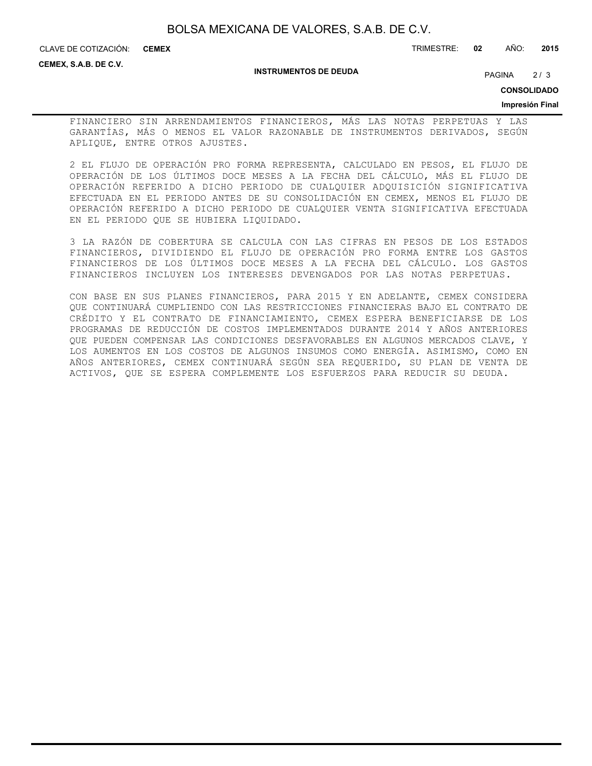FINANCIERO SIN ARRENDAMIENTOS FINANCIEROS, MÁS LAS NOTAS PERPETUAS Y LAS GARANTÍAS, MÁS O MENOS EL VALOR RAZONABLE DE INSTRUMENTOS DERIVADOS, SEGÚN APLIQUE, ENTRE OTROS AJUSTES.

2 EL FLUJO DE OPERACIÓN PRO FORMA REPRESENTA, CALCULADO EN PESOS, EL FLUJO DE OPERACIÓN DE LOS ÚLTIMOS DOCE MESES A LA FECHA DEL CÁLCULO, MÁS EL FLUJO DE OPERACIÓN REFERIDO A DICHO PERIODO DE CUALQUIER ADQUISICIÓN SIGNIFICATIVA EFECTUADA EN EL PERIODO ANTES DE SU CONSOLIDACIÓN EN CEMEX, MENOS EL FLUJO DE OPERACIÓN REFERIDO A DICHO PERIODO DE CUALQUIER VENTA SIGNIFICATIVA EFECTUADA EN EL PERIODO QUE SE HUBIERA LIQUIDADO.

3 LA RAZÓN DE COBERTURA SE CALCULA CON LAS CIFRAS EN PESOS DE LOS ESTADOS FINANCIEROS, DIVIDIENDO EL FLUJO DE OPERACIÓN PRO FORMA ENTRE LOS GASTOS FINANCIEROS DE LOS ÚLTIMOS DOCE MESES A LA FECHA DEL CÁLCULO. LOS GASTOS FINANCIEROS INCLUYEN LOS INTERESES DEVENGADOS POR LAS NOTAS PERPETUAS.

CON BASE EN SUS PLANES FINANCIEROS, PARA 2015 Y EN ADELANTE, CEMEX CONSIDERA QUE CONTINUARÁ CUMPLIENDO CON LAS RESTRICCIONES FINANCIERAS BAJO EL CONTRATO DE CRÉDITO Y EL CONTRATO DE FINANCIAMIENTO, CEMEX ESPERA BENEFICIARSE DE LOS PROGRAMAS DE REDUCCIÓN DE COSTOS IMPLEMENTADOS DURANTE 2014 Y AÑOS ANTERIORES QUE PUEDEN COMPENSAR LAS CONDICIONES DESFAVORABLES EN ALGUNOS MERCADOS CLAVE, Y LOS AUMENTOS EN LOS COSTOS DE ALGUNOS INSUMOS COMO ENERGÍA. ASIMISMO, COMO EN AÑOS ANTERIORES, CEMEX CONTINUARÁ SEGÚN SEA REQUERIDO, SU PLAN DE VENTA DE ACTIVOS, QUE SE ESPERA COMPLEMENTE LOS ESFUERZOS PARA REDUCIR SU DEUDA.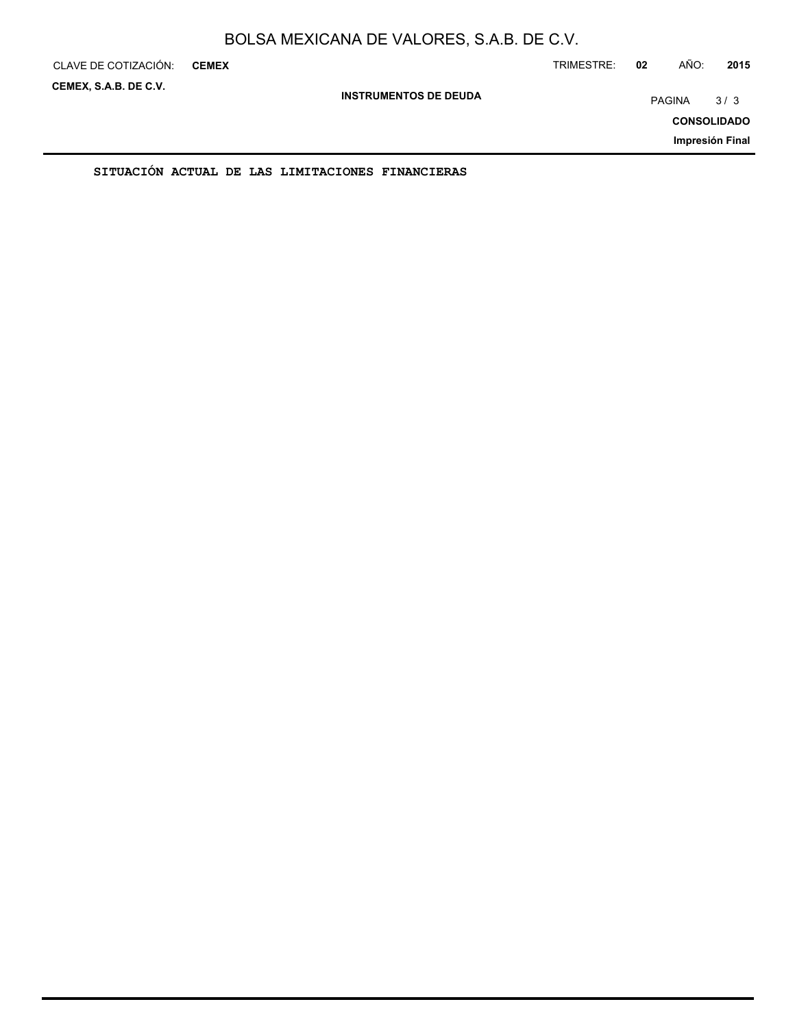## SITUACIÓN ACTUAL DE LAS LIMITACIONES FINANCIERAS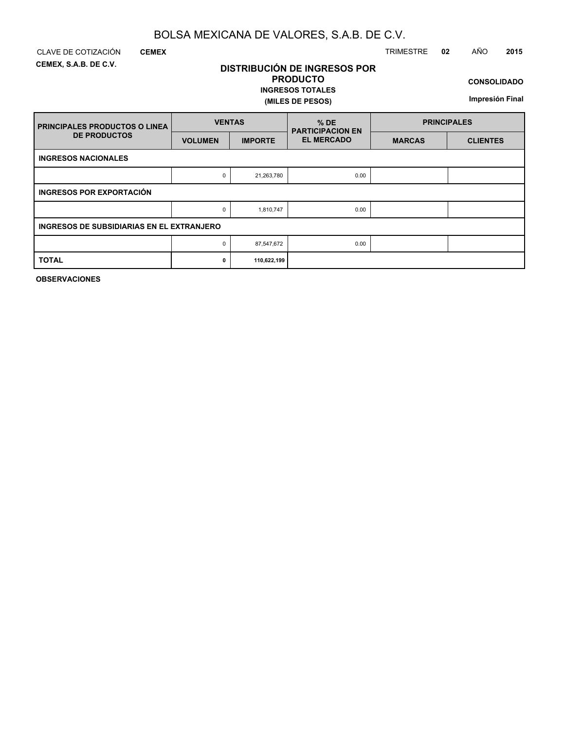# BOLSA MEXICANA DE VALORES, S.A.B. DE C.V.

CLAVE DE COTIZACIÓN **CEMEX** TRIMESTRE **02** AÑO **2015**

**CEMEX, S.A.B. DE C.V.**

**DISTRIBUCIÓN DE INGRESOS POR PRODUCTO**

**INGRESOS TOTALES**

**(MILES DE PESOS)**

**CONSOLIDADO**

**Impresión Final**

| PRINCIPALES PRODUCTOS O LINEA DE PRODUCTOS | VENTAS | | % DE PARTICIPACION EN EL MERCADO | PRINCIPALES | |
|---|---|---|---|---|---|
| | VOLUMEN | IMPORTE | | MARCAS | CLIENTES |
| **INGRESOS NACIONALES** | | | | | |
| | 0 | 21,263,780 | 0.00 | | |
| **INGRESOS POR EXPORTACIÓN** | | | | | |
| | 0 | 1,810,747 | 0.00 | | |
| **INGRESOS DE SUBSIDIARIAS EN EL EXTRANJERO** | | | | | |
| | 0 | 87,547,672 | 0.00 | | |
| **TOTAL** | **0** | **110,622,199** | | | |

**OBSERVACIONES**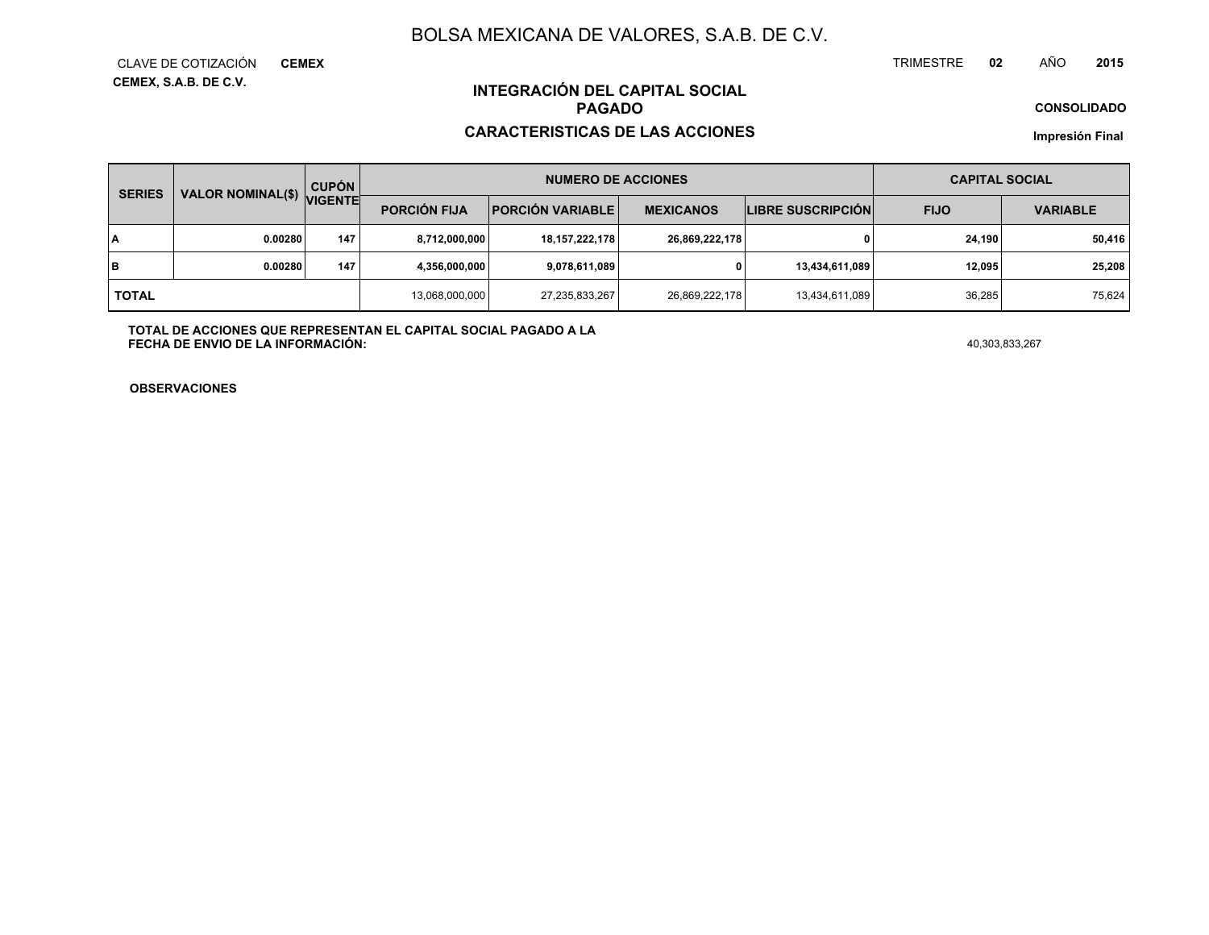# BOLSA MEXICANA DE VALORES, S.A.B. DE C.V.

CLAVE DE COTIZACIÓN **CEMEX**

**CEMEX, S.A.B. DE C.V.**

TRIMESTRE **02** AÑO **2015**

## INTEGRACIÓN DEL CAPITAL SOCIAL PAGADO

## CARACTERISTICAS DE LAS ACCIONES

**CONSOLIDADO**

**Impresión Final**

| SERIES | VALOR NOMINAL($) | CUPÓN VIGENTE | NUMERO DE ACCIONES | | | | CAPITAL SOCIAL | |
|---|---|---|---|---|---|---|---|---|
| | | | PORCIÓN FIJA | PORCIÓN VARIABLE | MEXICANOS | LIBRE SUSCRIPCIÓN | FIJO | VARIABLE |
| A | 0.00280 | 147 | 8,712,000,000 | 18,157,222,178 | 26,869,222,178 | 0 | 24,190 | 50,416 |
| B | 0.00280 | 147 | 4,356,000,000 | 9,078,611,089 | 0 | 13,434,611,089 | 12,095 | 25,208 |
| TOTAL | | | 13,068,000,000 | 27,235,833,267 | 26,869,222,178 | 13,434,611,089 | 36,285 | 75,624 |

**TOTAL DE ACCIONES QUE REPRESENTAN EL CAPITAL SOCIAL PAGADO A LA FECHA DE ENVIO DE LA INFORMACIÓN:** 40,303,833,267

**OBSERVACIONES**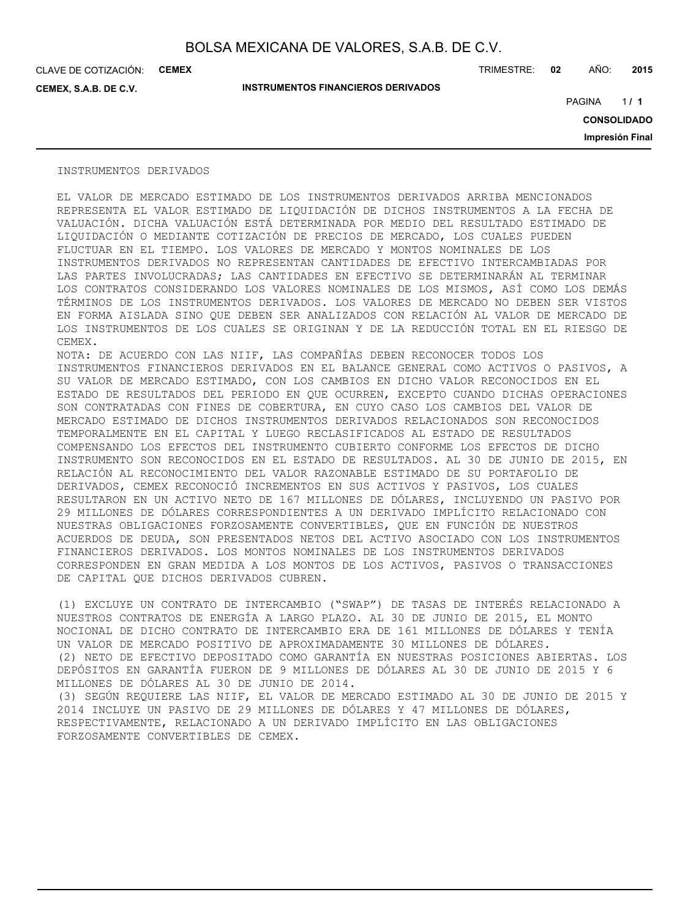INSTRUMENTOS DERIVADOS

EL VALOR DE MERCADO ESTIMADO DE LOS INSTRUMENTOS DERIVADOS ARRIBA MENCIONADOS REPRESENTA EL VALOR ESTIMADO DE LIQUIDACIÓN DE DICHOS INSTRUMENTOS A LA FECHA DE VALUACIÓN. DICHA VALUACIÓN ESTÁ DETERMINADA POR MEDIO DEL RESULTADO ESTIMADO DE LIQUIDACIÓN O MEDIANTE COTIZACIÓN DE PRECIOS DE MERCADO, LOS CUALES PUEDEN FLUCTUAR EN EL TIEMPO. LOS VALORES DE MERCADO Y MONTOS NOMINALES DE LOS INSTRUMENTOS DERIVADOS NO REPRESENTAN CANTIDADES DE EFECTIVO INTERCAMBIADAS POR LAS PARTES INVOLUCRADAS; LAS CANTIDADES EN EFECTIVO SE DETERMINARÁN AL TERMINAR LOS CONTRATOS CONSIDERANDO LOS VALORES NOMINALES DE LOS MISMOS, ASÍ COMO LOS DEMÁS TÉRMINOS DE LOS INSTRUMENTOS DERIVADOS. LOS VALORES DE MERCADO NO DEBEN SER VISTOS EN FORMA AISLADA SINO QUE DEBEN SER ANALIZADOS CON RELACIÓN AL VALOR DE MERCADO DE LOS INSTRUMENTOS DE LOS CUALES SE ORIGINAN Y DE LA REDUCCIÓN TOTAL EN EL RIESGO DE CEMEX.

NOTA: DE ACUERDO CON LAS NIIF, LAS COMPAÑÍAS DEBEN RECONOCER TODOS LOS INSTRUMENTOS FINANCIEROS DERIVADOS EN EL BALANCE GENERAL COMO ACTIVOS O PASIVOS, A SU VALOR DE MERCADO ESTIMADO, CON LOS CAMBIOS EN DICHO VALOR RECONOCIDOS EN EL ESTADO DE RESULTADOS DEL PERIODO EN QUE OCURREN, EXCEPTO CUANDO DICHAS OPERACIONES SON CONTRATADAS CON FINES DE COBERTURA, EN CUYO CASO LOS CAMBIOS DEL VALOR DE MERCADO ESTIMADO DE DICHOS INSTRUMENTOS DERIVADOS RELACIONADOS SON RECONOCIDOS TEMPORALMENTE EN EL CAPITAL Y LUEGO RECLASIFICADOS AL ESTADO DE RESULTADOS COMPENSANDO LOS EFECTOS DEL INSTRUMENTO CUBIERTO CONFORME LOS EFECTOS DE DICHO INSTRUMENTO SON RECONOCIDOS EN EL ESTADO DE RESULTADOS. AL 30 DE JUNIO DE 2015, EN RELACIÓN AL RECONOCIMIENTO DEL VALOR RAZONABLE ESTIMADO DE SU PORTAFOLIO DE DERIVADOS, CEMEX RECONOCIÓ INCREMENTOS EN SUS ACTIVOS Y PASIVOS, LOS CUALES RESULTARON EN UN ACTIVO NETO DE 167 MILLONES DE DÓLARES, INCLUYENDO UN PASIVO POR 29 MILLONES DE DÓLARES CORRESPONDIENTES A UN DERIVADO IMPLÍCITO RELACIONADO CON NUESTRAS OBLIGACIONES FORZOSAMENTE CONVERTIBLES, QUE EN FUNCIÓN DE NUESTROS ACUERDOS DE DEUDA, SON PRESENTADOS NETOS DEL ACTIVO ASOCIADO CON LOS INSTRUMENTOS FINANCIEROS DERIVADOS. LOS MONTOS NOMINALES DE LOS INSTRUMENTOS DERIVADOS CORRESPONDEN EN GRAN MEDIDA A LOS MONTOS DE LOS ACTIVOS, PASIVOS O TRANSACCIONES DE CAPITAL QUE DICHOS DERIVADOS CUBREN.

(1) EXCLUYE UN CONTRATO DE INTERCAMBIO ("SWAP") DE TASAS DE INTERÉS RELACIONADO A NUESTROS CONTRATOS DE ENERGÍA A LARGO PLAZO. AL 30 DE JUNIO DE 2015, EL MONTO NOCIONAL DE DICHO CONTRATO DE INTERCAMBIO ERA DE 161 MILLONES DE DÓLARES Y TENÍA UN VALOR DE MERCADO POSITIVO DE APROXIMADAMENTE 30 MILLONES DE DÓLARES.

(2) NETO DE EFECTIVO DEPOSITADO COMO GARANTÍA EN NUESTRAS POSICIONES ABIERTAS. LOS DEPÓSITOS EN GARANTÍA FUERON DE 9 MILLONES DE DÓLARES AL 30 DE JUNIO DE 2015 Y 6 MILLONES DE DÓLARES AL 30 DE JUNIO DE 2014.

(3) SEGÚN REQUIERE LAS NIIF, EL VALOR DE MERCADO ESTIMADO AL 30 DE JUNIO DE 2015 Y 2014 INCLUYE UN PASIVO DE 29 MILLONES DE DÓLARES Y 47 MILLONES DE DÓLARES, RESPECTIVAMENTE, RELACIONADO A UN DERIVADO IMPLÍCITO EN LAS OBLIGACIONES FORZOSAMENTE CONVERTIBLES DE CEMEX.